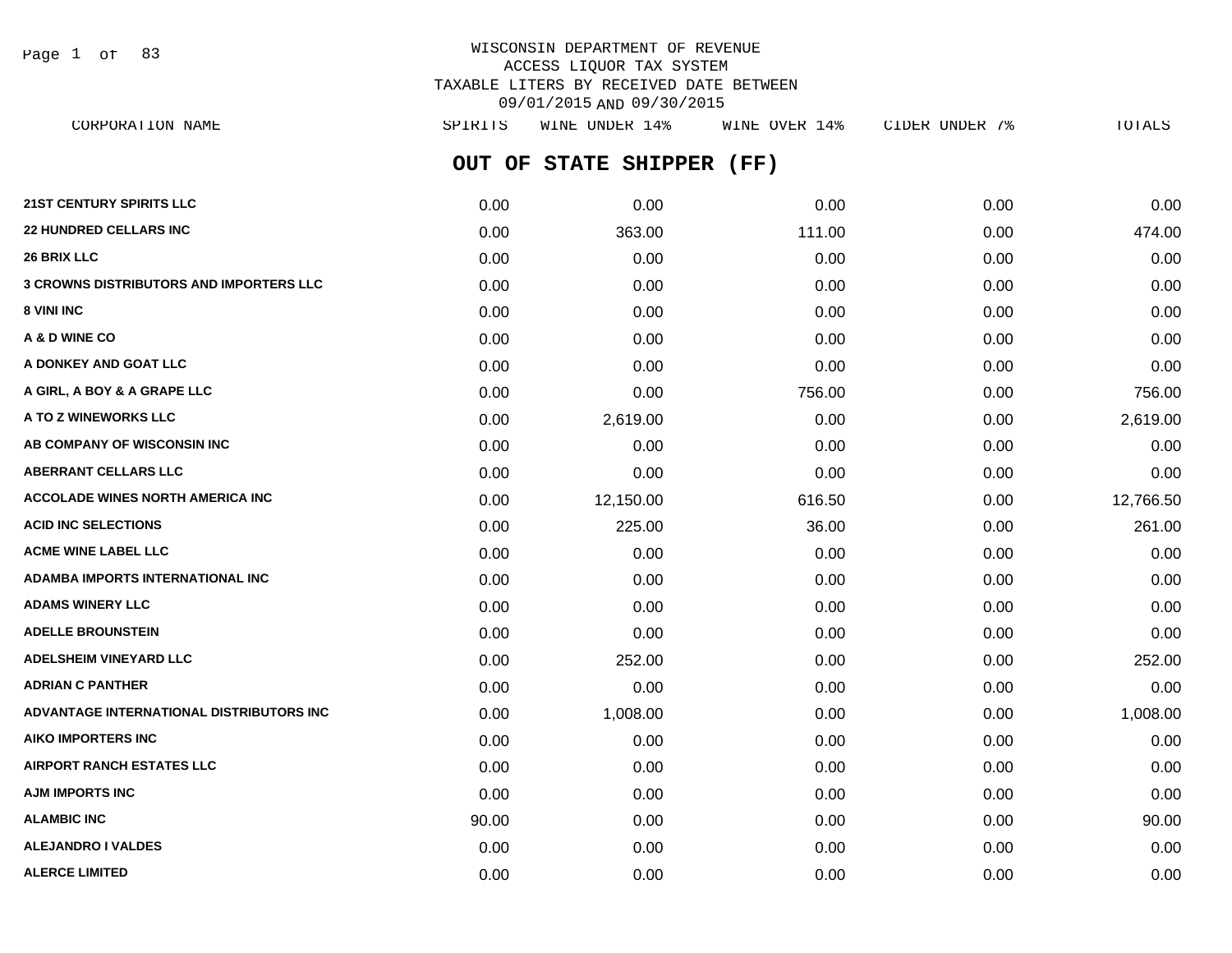WISCONSIN DEPARTMENT OF REVENUE
ACCESS LIQUOR TAX SYSTEM
TAXABLE LITERS BY RECEIVED DATE BETWEEN
09/01/2015 AND 09/30/2015

## OUT OF STATE SHIPPER (FF)

| CORPORATION NAME | SPIRITS | WINE UNDER 14% | WINE OVER 14% | CIDER UNDER 7% | TOTALS |
|---|---|---|---|---|---|
| **21ST CENTURY SPIRITS LLC** | 0.00 | 0.00 | 0.00 | 0.00 | 0.00 |
| **22 HUNDRED CELLARS INC** | 0.00 | 363.00 | 111.00 | 0.00 | 474.00 |
| **26 BRIX LLC** | 0.00 | 0.00 | 0.00 | 0.00 | 0.00 |
| **3 CROWNS DISTRIBUTORS AND IMPORTERS LLC** | 0.00 | 0.00 | 0.00 | 0.00 | 0.00 |
| **8 VINI INC** | 0.00 | 0.00 | 0.00 | 0.00 | 0.00 |
| **A & D WINE CO** | 0.00 | 0.00 | 0.00 | 0.00 | 0.00 |
| **A DONKEY AND GOAT LLC** | 0.00 | 0.00 | 0.00 | 0.00 | 0.00 |
| **A GIRL, A BOY & A GRAPE LLC** | 0.00 | 0.00 | 756.00 | 0.00 | 756.00 |
| **A TO Z WINEWORKS LLC** | 0.00 | 2,619.00 | 0.00 | 0.00 | 2,619.00 |
| **AB COMPANY OF WISCONSIN INC** | 0.00 | 0.00 | 0.00 | 0.00 | 0.00 |
| **ABERRANT CELLARS LLC** | 0.00 | 0.00 | 0.00 | 0.00 | 0.00 |
| **ACCOLADE WINES NORTH AMERICA INC** | 0.00 | 12,150.00 | 616.50 | 0.00 | 12,766.50 |
| **ACID INC SELECTIONS** | 0.00 | 225.00 | 36.00 | 0.00 | 261.00 |
| **ACME WINE LABEL LLC** | 0.00 | 0.00 | 0.00 | 0.00 | 0.00 |
| **ADAMBA IMPORTS INTERNATIONAL INC** | 0.00 | 0.00 | 0.00 | 0.00 | 0.00 |
| **ADAMS WINERY LLC** | 0.00 | 0.00 | 0.00 | 0.00 | 0.00 |
| **ADELLE BROUNSTEIN** | 0.00 | 0.00 | 0.00 | 0.00 | 0.00 |
| **ADELSHEIM VINEYARD LLC** | 0.00 | 252.00 | 0.00 | 0.00 | 252.00 |
| **ADRIAN C PANTHER** | 0.00 | 0.00 | 0.00 | 0.00 | 0.00 |
| **ADVANTAGE INTERNATIONAL DISTRIBUTORS INC** | 0.00 | 1,008.00 | 0.00 | 0.00 | 1,008.00 |
| **AIKO IMPORTERS INC** | 0.00 | 0.00 | 0.00 | 0.00 | 0.00 |
| **AIRPORT RANCH ESTATES LLC** | 0.00 | 0.00 | 0.00 | 0.00 | 0.00 |
| **AJM IMPORTS INC** | 0.00 | 0.00 | 0.00 | 0.00 | 0.00 |
| **ALAMBIC INC** | 90.00 | 0.00 | 0.00 | 0.00 | 90.00 |
| **ALEJANDRO I VALDES** | 0.00 | 0.00 | 0.00 | 0.00 | 0.00 |
| **ALERCE LIMITED** | 0.00 | 0.00 | 0.00 | 0.00 | 0.00 |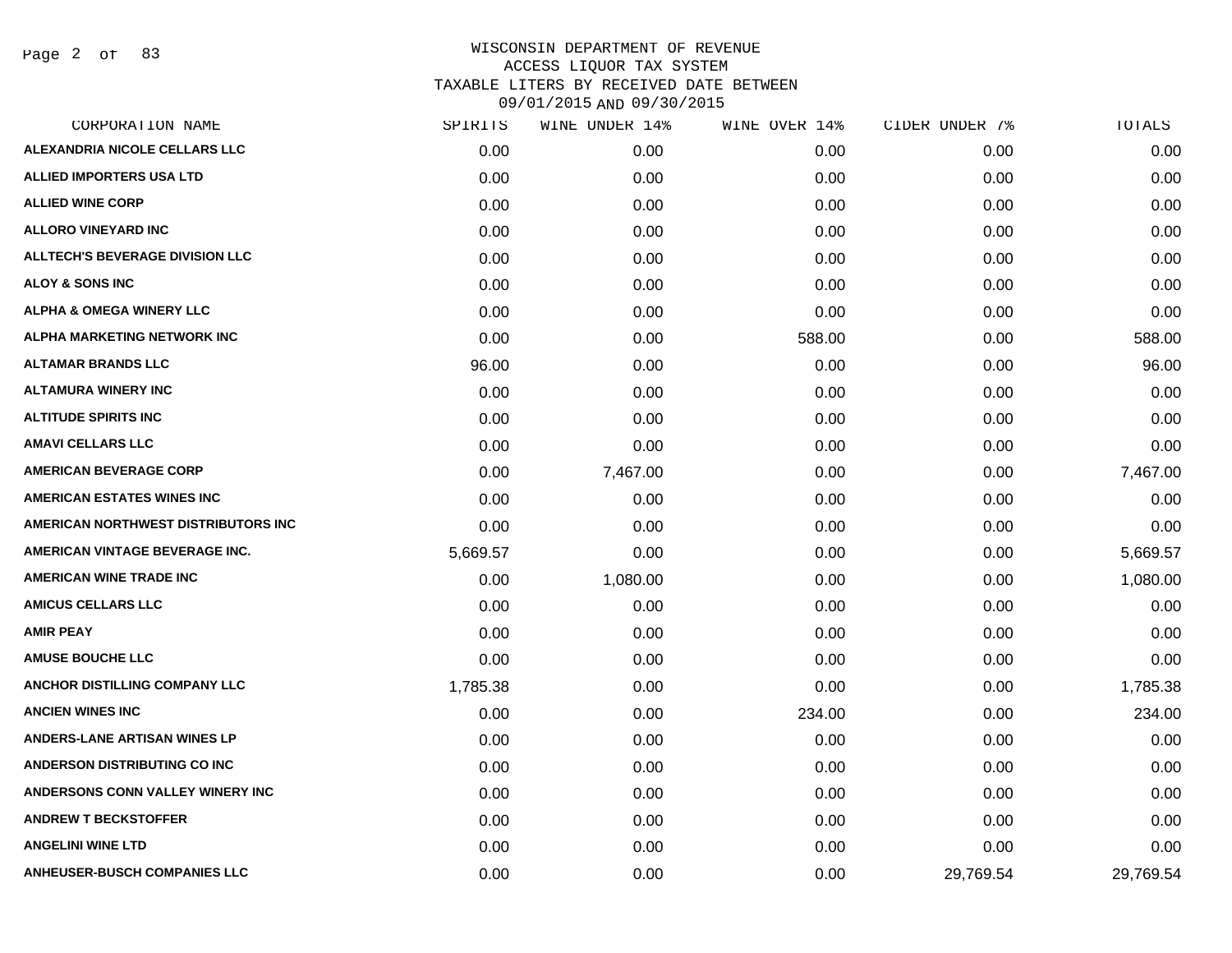# WISCONSIN DEPARTMENT OF REVENUE
## ACCESS LIQUOR TAX SYSTEM
## TAXABLE LITERS BY RECEIVED DATE BETWEEN 09/01/2015 AND 09/30/2015

| CORPORATION NAME | SPIRITS | WINE UNDER 14% | WINE OVER 14% | CIDER UNDER 7% | TOTALS |
|---|---|---|---|---|---|
| ALEXANDRIA NICOLE CELLARS LLC | 0.00 | 0.00 | 0.00 | 0.00 | 0.00 |
| ALLIED IMPORTERS USA LTD | 0.00 | 0.00 | 0.00 | 0.00 | 0.00 |
| ALLIED WINE CORP | 0.00 | 0.00 | 0.00 | 0.00 | 0.00 |
| ALLORO VINEYARD INC | 0.00 | 0.00 | 0.00 | 0.00 | 0.00 |
| ALLTECH'S BEVERAGE DIVISION LLC | 0.00 | 0.00 | 0.00 | 0.00 | 0.00 |
| ALOY & SONS INC | 0.00 | 0.00 | 0.00 | 0.00 | 0.00 |
| ALPHA & OMEGA WINERY LLC | 0.00 | 0.00 | 0.00 | 0.00 | 0.00 |
| ALPHA MARKETING NETWORK INC | 0.00 | 0.00 | 588.00 | 0.00 | 588.00 |
| ALTAMAR BRANDS LLC | 96.00 | 0.00 | 0.00 | 0.00 | 96.00 |
| ALTAMURA WINERY INC | 0.00 | 0.00 | 0.00 | 0.00 | 0.00 |
| ALTITUDE SPIRITS INC | 0.00 | 0.00 | 0.00 | 0.00 | 0.00 |
| AMAVI CELLARS LLC | 0.00 | 0.00 | 0.00 | 0.00 | 0.00 |
| AMERICAN BEVERAGE CORP | 0.00 | 7,467.00 | 0.00 | 0.00 | 7,467.00 |
| AMERICAN ESTATES WINES INC | 0.00 | 0.00 | 0.00 | 0.00 | 0.00 |
| AMERICAN NORTHWEST DISTRIBUTORS INC | 0.00 | 0.00 | 0.00 | 0.00 | 0.00 |
| AMERICAN VINTAGE BEVERAGE INC. | 5,669.57 | 0.00 | 0.00 | 0.00 | 5,669.57 |
| AMERICAN WINE TRADE INC | 0.00 | 1,080.00 | 0.00 | 0.00 | 1,080.00 |
| AMICUS CELLARS LLC | 0.00 | 0.00 | 0.00 | 0.00 | 0.00 |
| AMIR PEAY | 0.00 | 0.00 | 0.00 | 0.00 | 0.00 |
| AMUSE BOUCHE LLC | 0.00 | 0.00 | 0.00 | 0.00 | 0.00 |
| ANCHOR DISTILLING COMPANY LLC | 1,785.38 | 0.00 | 0.00 | 0.00 | 1,785.38 |
| ANCIEN WINES INC | 0.00 | 0.00 | 234.00 | 0.00 | 234.00 |
| ANDERS-LANE ARTISAN WINES LP | 0.00 | 0.00 | 0.00 | 0.00 | 0.00 |
| ANDERSON DISTRIBUTING CO INC | 0.00 | 0.00 | 0.00 | 0.00 | 0.00 |
| ANDERSONS CONN VALLEY WINERY INC | 0.00 | 0.00 | 0.00 | 0.00 | 0.00 |
| ANDREW T BECKSTOFFER | 0.00 | 0.00 | 0.00 | 0.00 | 0.00 |
| ANGELINI WINE LTD | 0.00 | 0.00 | 0.00 | 0.00 | 0.00 |
| ANHEUSER-BUSCH COMPANIES LLC | 0.00 | 0.00 | 0.00 | 29,769.54 | 29,769.54 |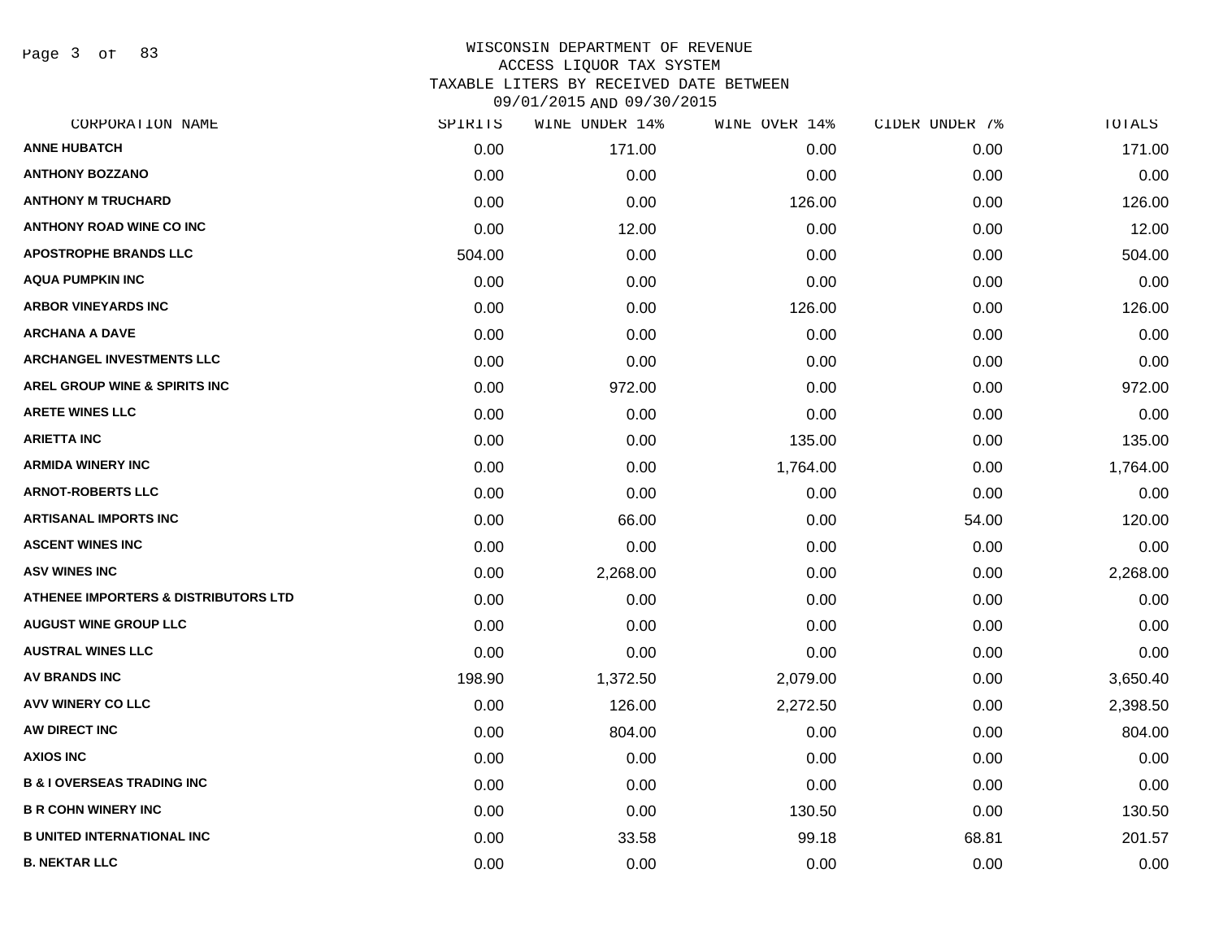# WISCONSIN DEPARTMENT OF REVENUE
## ACCESS LIQUOR TAX SYSTEM
### TAXABLE LITERS BY RECEIVED DATE BETWEEN 09/01/2015 AND 09/30/2015

| CORPORATION NAME | SPIRITS | WINE UNDER 14% | WINE OVER 14% | CIDER UNDER 7% | TOTALS |
|---|---|---|---|---|---|
| ANNE HUBATCH | 0.00 | 171.00 | 0.00 | 0.00 | 171.00 |
| ANTHONY BOZZANO | 0.00 | 0.00 | 0.00 | 0.00 | 0.00 |
| ANTHONY M TRUCHARD | 0.00 | 0.00 | 126.00 | 0.00 | 126.00 |
| ANTHONY ROAD WINE CO INC | 0.00 | 12.00 | 0.00 | 0.00 | 12.00 |
| APOSTROPHE BRANDS LLC | 504.00 | 0.00 | 0.00 | 0.00 | 504.00 |
| AQUA PUMPKIN INC | 0.00 | 0.00 | 0.00 | 0.00 | 0.00 |
| ARBOR VINEYARDS INC | 0.00 | 0.00 | 126.00 | 0.00 | 126.00 |
| ARCHANA A DAVE | 0.00 | 0.00 | 0.00 | 0.00 | 0.00 |
| ARCHANGEL INVESTMENTS LLC | 0.00 | 0.00 | 0.00 | 0.00 | 0.00 |
| AREL GROUP WINE & SPIRITS INC | 0.00 | 972.00 | 0.00 | 0.00 | 972.00 |
| ARETE WINES LLC | 0.00 | 0.00 | 0.00 | 0.00 | 0.00 |
| ARIETTA INC | 0.00 | 0.00 | 135.00 | 0.00 | 135.00 |
| ARMIDA WINERY INC | 0.00 | 0.00 | 1,764.00 | 0.00 | 1,764.00 |
| ARNOT-ROBERTS LLC | 0.00 | 0.00 | 0.00 | 0.00 | 0.00 |
| ARTISANAL IMPORTS INC | 0.00 | 66.00 | 0.00 | 54.00 | 120.00 |
| ASCENT WINES INC | 0.00 | 0.00 | 0.00 | 0.00 | 0.00 |
| ASV WINES INC | 0.00 | 2,268.00 | 0.00 | 0.00 | 2,268.00 |
| ATHENEE IMPORTERS & DISTRIBUTORS LTD | 0.00 | 0.00 | 0.00 | 0.00 | 0.00 |
| AUGUST WINE GROUP LLC | 0.00 | 0.00 | 0.00 | 0.00 | 0.00 |
| AUSTRAL WINES LLC | 0.00 | 0.00 | 0.00 | 0.00 | 0.00 |
| AV BRANDS INC | 198.90 | 1,372.50 | 2,079.00 | 0.00 | 3,650.40 |
| AVV WINERY CO LLC | 0.00 | 126.00 | 2,272.50 | 0.00 | 2,398.50 |
| AW DIRECT INC | 0.00 | 804.00 | 0.00 | 0.00 | 804.00 |
| AXIOS INC | 0.00 | 0.00 | 0.00 | 0.00 | 0.00 |
| B & I OVERSEAS TRADING INC | 0.00 | 0.00 | 0.00 | 0.00 | 0.00 |
| B R COHN WINERY INC | 0.00 | 0.00 | 130.50 | 0.00 | 130.50 |
| B UNITED INTERNATIONAL INC | 0.00 | 33.58 | 99.18 | 68.81 | 201.57 |
| B. NEKTAR LLC | 0.00 | 0.00 | 0.00 | 0.00 | 0.00 |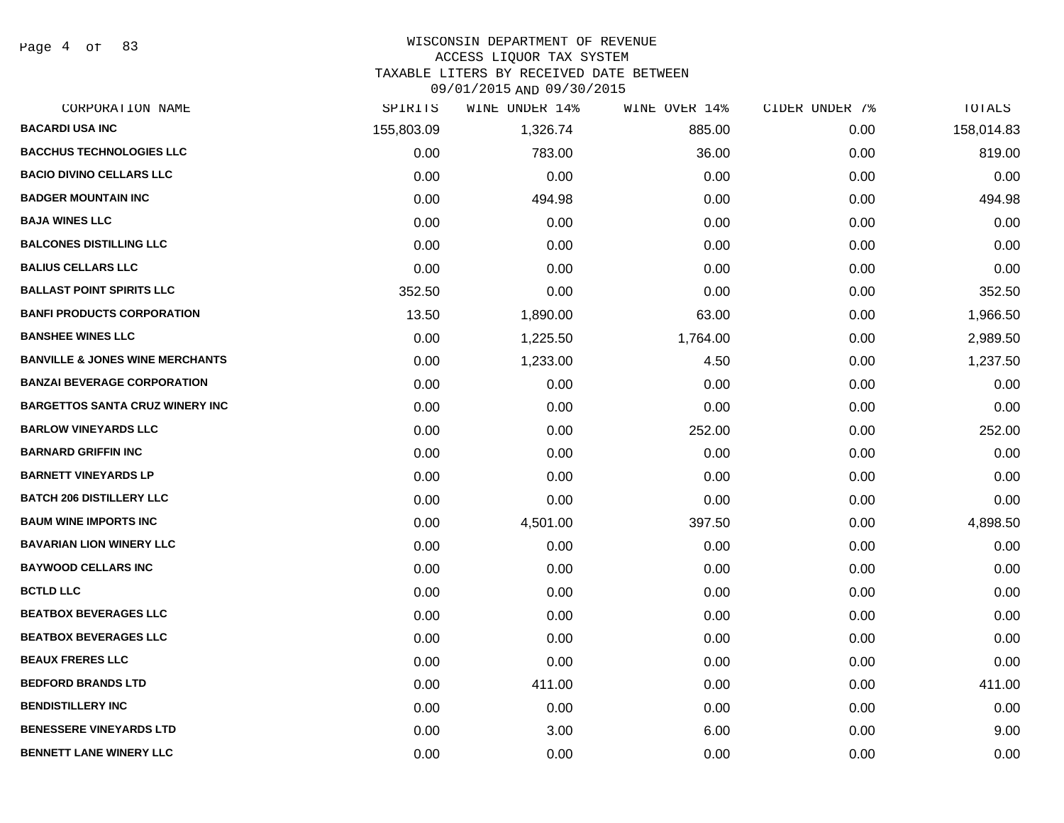WISCONSIN DEPARTMENT OF REVENUE
ACCESS LIQUOR TAX SYSTEM
TAXABLE LITERS BY RECEIVED DATE BETWEEN
09/01/2015 AND 09/30/2015

| CORPORATION NAME | SPIRITS | WINE UNDER 14% | WINE OVER 14% | CIDER UNDER 7% | TOTALS |
|---|---|---|---|---|---|
| **BACARDI USA INC** | 155,803.09 | 1,326.74 | 885.00 | 0.00 | 158,014.83 |
| **BACCHUS TECHNOLOGIES LLC** | 0.00 | 783.00 | 36.00 | 0.00 | 819.00 |
| **BACIO DIVINO CELLARS LLC** | 0.00 | 0.00 | 0.00 | 0.00 | 0.00 |
| **BADGER MOUNTAIN INC** | 0.00 | 494.98 | 0.00 | 0.00 | 494.98 |
| **BAJA WINES LLC** | 0.00 | 0.00 | 0.00 | 0.00 | 0.00 |
| **BALCONES DISTILLING LLC** | 0.00 | 0.00 | 0.00 | 0.00 | 0.00 |
| **BALIUS CELLARS LLC** | 0.00 | 0.00 | 0.00 | 0.00 | 0.00 |
| **BALLAST POINT SPIRITS LLC** | 352.50 | 0.00 | 0.00 | 0.00 | 352.50 |
| **BANFI PRODUCTS CORPORATION** | 13.50 | 1,890.00 | 63.00 | 0.00 | 1,966.50 |
| **BANSHEE WINES LLC** | 0.00 | 1,225.50 | 1,764.00 | 0.00 | 2,989.50 |
| **BANVILLE & JONES WINE MERCHANTS** | 0.00 | 1,233.00 | 4.50 | 0.00 | 1,237.50 |
| **BANZAI BEVERAGE CORPORATION** | 0.00 | 0.00 | 0.00 | 0.00 | 0.00 |
| **BARGETTOS SANTA CRUZ WINERY INC** | 0.00 | 0.00 | 0.00 | 0.00 | 0.00 |
| **BARLOW VINEYARDS LLC** | 0.00 | 0.00 | 252.00 | 0.00 | 252.00 |
| **BARNARD GRIFFIN INC** | 0.00 | 0.00 | 0.00 | 0.00 | 0.00 |
| **BARNETT VINEYARDS LP** | 0.00 | 0.00 | 0.00 | 0.00 | 0.00 |
| **BATCH 206 DISTILLERY LLC** | 0.00 | 0.00 | 0.00 | 0.00 | 0.00 |
| **BAUM WINE IMPORTS INC** | 0.00 | 4,501.00 | 397.50 | 0.00 | 4,898.50 |
| **BAVARIAN LION WINERY LLC** | 0.00 | 0.00 | 0.00 | 0.00 | 0.00 |
| **BAYWOOD CELLARS INC** | 0.00 | 0.00 | 0.00 | 0.00 | 0.00 |
| **BCTLD LLC** | 0.00 | 0.00 | 0.00 | 0.00 | 0.00 |
| **BEATBOX BEVERAGES LLC** | 0.00 | 0.00 | 0.00 | 0.00 | 0.00 |
| **BEATBOX BEVERAGES LLC** | 0.00 | 0.00 | 0.00 | 0.00 | 0.00 |
| **BEAUX FRERES LLC** | 0.00 | 0.00 | 0.00 | 0.00 | 0.00 |
| **BEDFORD BRANDS LTD** | 0.00 | 411.00 | 0.00 | 0.00 | 411.00 |
| **BENDISTILLERY INC** | 0.00 | 0.00 | 0.00 | 0.00 | 0.00 |
| **BENESSERE VINEYARDS LTD** | 0.00 | 3.00 | 6.00 | 0.00 | 9.00 |
| **BENNETT LANE WINERY LLC** | 0.00 | 0.00 | 0.00 | 0.00 | 0.00 |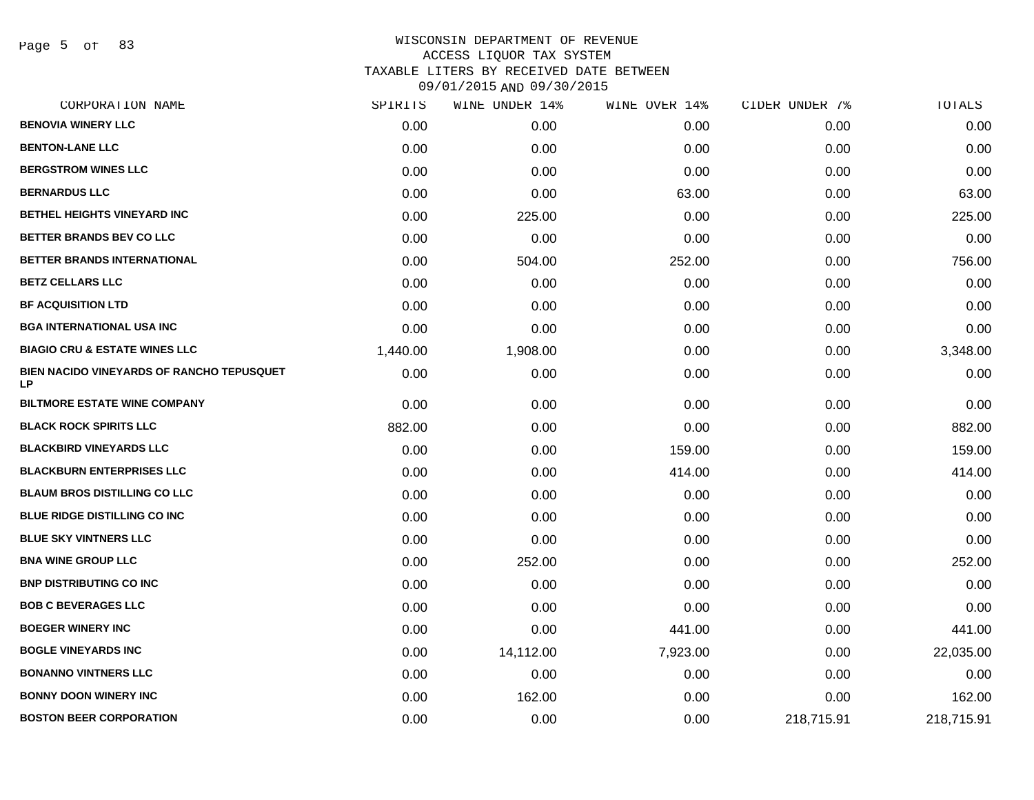WISCONSIN DEPARTMENT OF REVENUE
ACCESS LIQUOR TAX SYSTEM
TAXABLE LITERS BY RECEIVED DATE BETWEEN
09/01/2015 AND 09/30/2015

| CORPORATION NAME | SPIRITS | WINE UNDER 14% | WINE OVER 14% | CIDER UNDER 7% | TOTALS |
|---|---|---|---|---|---|
| BENOVIA WINERY LLC | 0.00 | 0.00 | 0.00 | 0.00 | 0.00 |
| BENTON-LANE LLC | 0.00 | 0.00 | 0.00 | 0.00 | 0.00 |
| BERGSTROM WINES LLC | 0.00 | 0.00 | 0.00 | 0.00 | 0.00 |
| BERNARDUS LLC | 0.00 | 0.00 | 63.00 | 0.00 | 63.00 |
| BETHEL HEIGHTS VINEYARD INC | 0.00 | 225.00 | 0.00 | 0.00 | 225.00 |
| BETTER BRANDS BEV CO LLC | 0.00 | 0.00 | 0.00 | 0.00 | 0.00 |
| BETTER BRANDS INTERNATIONAL | 0.00 | 504.00 | 252.00 | 0.00 | 756.00 |
| BETZ CELLARS LLC | 0.00 | 0.00 | 0.00 | 0.00 | 0.00 |
| BF ACQUISITION LTD | 0.00 | 0.00 | 0.00 | 0.00 | 0.00 |
| BGA INTERNATIONAL USA INC | 0.00 | 0.00 | 0.00 | 0.00 | 0.00 |
| BIAGIO CRU & ESTATE WINES LLC | 1,440.00 | 1,908.00 | 0.00 | 0.00 | 3,348.00 |
| BIEN NACIDO VINEYARDS OF RANCHO TEPUSQUET LP | 0.00 | 0.00 | 0.00 | 0.00 | 0.00 |
| BILTMORE ESTATE WINE COMPANY | 0.00 | 0.00 | 0.00 | 0.00 | 0.00 |
| BLACK ROCK SPIRITS LLC | 882.00 | 0.00 | 0.00 | 0.00 | 882.00 |
| BLACKBIRD VINEYARDS LLC | 0.00 | 0.00 | 159.00 | 0.00 | 159.00 |
| BLACKBURN ENTERPRISES LLC | 0.00 | 0.00 | 414.00 | 0.00 | 414.00 |
| BLAUM BROS DISTILLING CO LLC | 0.00 | 0.00 | 0.00 | 0.00 | 0.00 |
| BLUE RIDGE DISTILLING CO INC | 0.00 | 0.00 | 0.00 | 0.00 | 0.00 |
| BLUE SKY VINTNERS LLC | 0.00 | 0.00 | 0.00 | 0.00 | 0.00 |
| BNA WINE GROUP LLC | 0.00 | 252.00 | 0.00 | 0.00 | 252.00 |
| BNP DISTRIBUTING CO INC | 0.00 | 0.00 | 0.00 | 0.00 | 0.00 |
| BOB C BEVERAGES LLC | 0.00 | 0.00 | 0.00 | 0.00 | 0.00 |
| BOEGER WINERY INC | 0.00 | 0.00 | 441.00 | 0.00 | 441.00 |
| BOGLE VINEYARDS INC | 0.00 | 14,112.00 | 7,923.00 | 0.00 | 22,035.00 |
| BONANNO VINTNERS LLC | 0.00 | 0.00 | 0.00 | 0.00 | 0.00 |
| BONNY DOON WINERY INC | 0.00 | 162.00 | 0.00 | 0.00 | 162.00 |
| BOSTON BEER CORPORATION | 0.00 | 0.00 | 0.00 | 218,715.91 | 218,715.91 |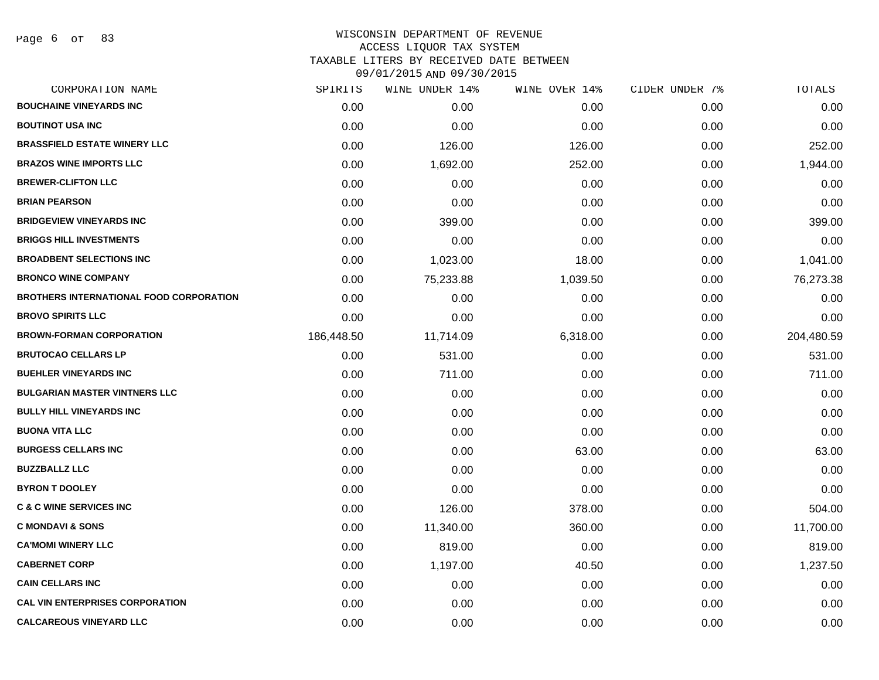# WISCONSIN DEPARTMENT OF REVENUE
## ACCESS LIQUOR TAX SYSTEM
## TAXABLE LITERS BY RECEIVED DATE BETWEEN 09/01/2015 AND 09/30/2015

| CORPORATION NAME | SPIRITS | WINE UNDER 14% | WINE OVER 14% | CIDER UNDER 7% | TOTALS |
|---|---|---|---|---|---|
| BOUCHAINE VINEYARDS INC | 0.00 | 0.00 | 0.00 | 0.00 | 0.00 |
| BOUTINOT USA INC | 0.00 | 0.00 | 0.00 | 0.00 | 0.00 |
| BRASSFIELD ESTATE WINERY LLC | 0.00 | 126.00 | 126.00 | 0.00 | 252.00 |
| BRAZOS WINE IMPORTS LLC | 0.00 | 1,692.00 | 252.00 | 0.00 | 1,944.00 |
| BREWER-CLIFTON LLC | 0.00 | 0.00 | 0.00 | 0.00 | 0.00 |
| BRIAN PEARSON | 0.00 | 0.00 | 0.00 | 0.00 | 0.00 |
| BRIDGEVIEW VINEYARDS INC | 0.00 | 399.00 | 0.00 | 0.00 | 399.00 |
| BRIGGS HILL INVESTMENTS | 0.00 | 0.00 | 0.00 | 0.00 | 0.00 |
| BROADBENT SELECTIONS INC | 0.00 | 1,023.00 | 18.00 | 0.00 | 1,041.00 |
| BRONCO WINE COMPANY | 0.00 | 75,233.88 | 1,039.50 | 0.00 | 76,273.38 |
| BROTHERS INTERNATIONAL FOOD CORPORATION | 0.00 | 0.00 | 0.00 | 0.00 | 0.00 |
| BROVO SPIRITS LLC | 0.00 | 0.00 | 0.00 | 0.00 | 0.00 |
| BROWN-FORMAN CORPORATION | 186,448.50 | 11,714.09 | 6,318.00 | 0.00 | 204,480.59 |
| BRUTOCAO CELLARS LP | 0.00 | 531.00 | 0.00 | 0.00 | 531.00 |
| BUEHLER VINEYARDS INC | 0.00 | 711.00 | 0.00 | 0.00 | 711.00 |
| BULGARIAN MASTER VINTNERS LLC | 0.00 | 0.00 | 0.00 | 0.00 | 0.00 |
| BULLY HILL VINEYARDS INC | 0.00 | 0.00 | 0.00 | 0.00 | 0.00 |
| BUONA VITA LLC | 0.00 | 0.00 | 0.00 | 0.00 | 0.00 |
| BURGESS CELLARS INC | 0.00 | 0.00 | 63.00 | 0.00 | 63.00 |
| BUZZBALLZ LLC | 0.00 | 0.00 | 0.00 | 0.00 | 0.00 |
| BYRON T DOOLEY | 0.00 | 0.00 | 0.00 | 0.00 | 0.00 |
| C & C WINE SERVICES INC | 0.00 | 126.00 | 378.00 | 0.00 | 504.00 |
| C MONDAVI & SONS | 0.00 | 11,340.00 | 360.00 | 0.00 | 11,700.00 |
| CA'MOMI WINERY LLC | 0.00 | 819.00 | 0.00 | 0.00 | 819.00 |
| CABERNET CORP | 0.00 | 1,197.00 | 40.50 | 0.00 | 1,237.50 |
| CAIN CELLARS INC | 0.00 | 0.00 | 0.00 | 0.00 | 0.00 |
| CAL VIN ENTERPRISES CORPORATION | 0.00 | 0.00 | 0.00 | 0.00 | 0.00 |
| CALCAREOUS VINEYARD LLC | 0.00 | 0.00 | 0.00 | 0.00 | 0.00 |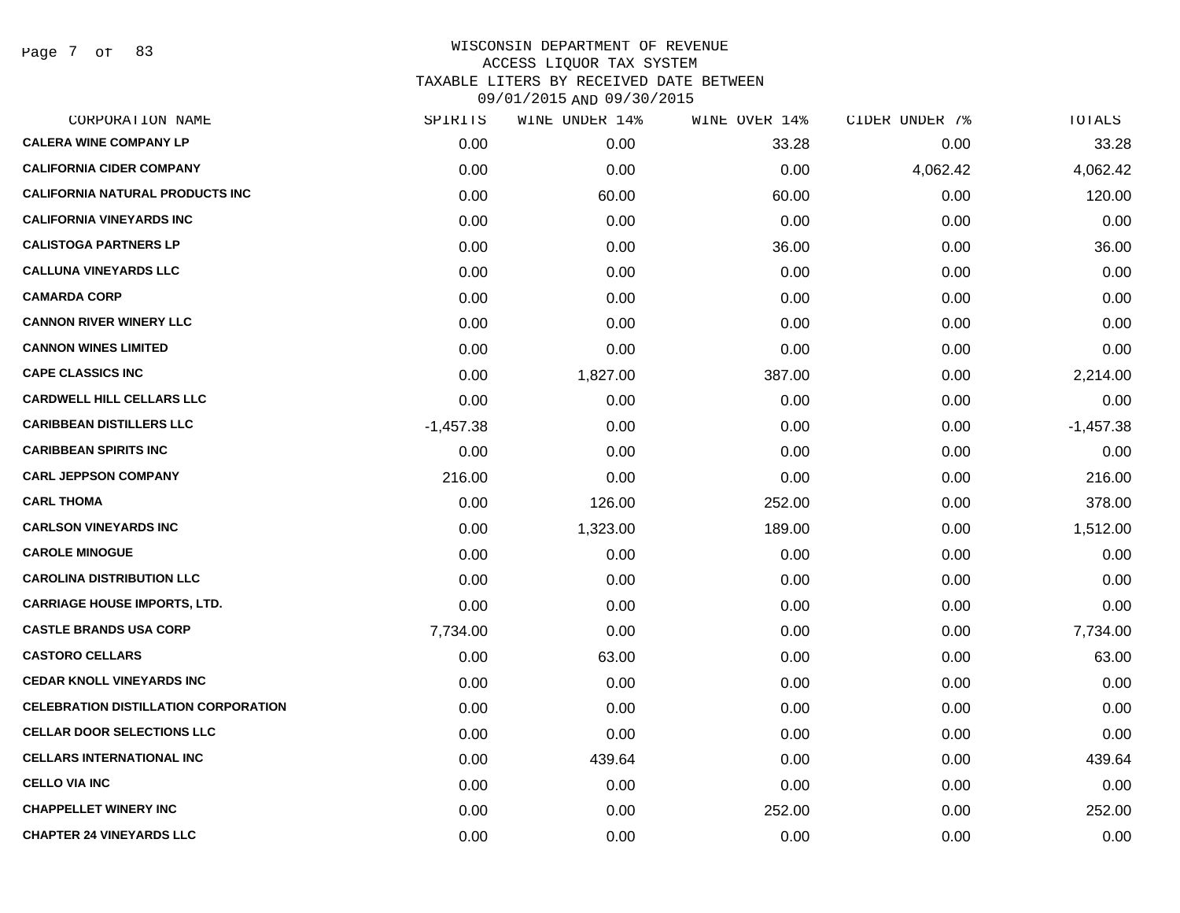# WISCONSIN DEPARTMENT OF REVENUE
## ACCESS LIQUOR TAX SYSTEM
## TAXABLE LITERS BY RECEIVED DATE BETWEEN 09/01/2015 AND 09/30/2015

| CORPORATION NAME | SPIRITS | WINE UNDER 14% | WINE OVER 14% | CIDER UNDER 7% | TOTALS |
|---|---|---|---|---|---|
| CALERA WINE COMPANY LP | 0.00 | 0.00 | 33.28 | 0.00 | 33.28 |
| CALIFORNIA CIDER COMPANY | 0.00 | 0.00 | 0.00 | 4,062.42 | 4,062.42 |
| CALIFORNIA NATURAL PRODUCTS INC | 0.00 | 60.00 | 60.00 | 0.00 | 120.00 |
| CALIFORNIA VINEYARDS INC | 0.00 | 0.00 | 0.00 | 0.00 | 0.00 |
| CALISTOGA PARTNERS LP | 0.00 | 0.00 | 36.00 | 0.00 | 36.00 |
| CALLUNA VINEYARDS LLC | 0.00 | 0.00 | 0.00 | 0.00 | 0.00 |
| CAMARDA CORP | 0.00 | 0.00 | 0.00 | 0.00 | 0.00 |
| CANNON RIVER WINERY LLC | 0.00 | 0.00 | 0.00 | 0.00 | 0.00 |
| CANNON WINES LIMITED | 0.00 | 0.00 | 0.00 | 0.00 | 0.00 |
| CAPE CLASSICS INC | 0.00 | 1,827.00 | 387.00 | 0.00 | 2,214.00 |
| CARDWELL HILL CELLARS LLC | 0.00 | 0.00 | 0.00 | 0.00 | 0.00 |
| CARIBBEAN DISTILLERS LLC | -1,457.38 | 0.00 | 0.00 | 0.00 | -1,457.38 |
| CARIBBEAN SPIRITS INC | 0.00 | 0.00 | 0.00 | 0.00 | 0.00 |
| CARL JEPPSON COMPANY | 216.00 | 0.00 | 0.00 | 0.00 | 216.00 |
| CARL THOMA | 0.00 | 126.00 | 252.00 | 0.00 | 378.00 |
| CARLSON VINEYARDS INC | 0.00 | 1,323.00 | 189.00 | 0.00 | 1,512.00 |
| CAROLE MINOGUE | 0.00 | 0.00 | 0.00 | 0.00 | 0.00 |
| CAROLINA DISTRIBUTION LLC | 0.00 | 0.00 | 0.00 | 0.00 | 0.00 |
| CARRIAGE HOUSE IMPORTS, LTD. | 0.00 | 0.00 | 0.00 | 0.00 | 0.00 |
| CASTLE BRANDS USA CORP | 7,734.00 | 0.00 | 0.00 | 0.00 | 7,734.00 |
| CASTORO CELLARS | 0.00 | 63.00 | 0.00 | 0.00 | 63.00 |
| CEDAR KNOLL VINEYARDS INC | 0.00 | 0.00 | 0.00 | 0.00 | 0.00 |
| CELEBRATION DISTILLATION CORPORATION | 0.00 | 0.00 | 0.00 | 0.00 | 0.00 |
| CELLAR DOOR SELECTIONS LLC | 0.00 | 0.00 | 0.00 | 0.00 | 0.00 |
| CELLARS INTERNATIONAL INC | 0.00 | 439.64 | 0.00 | 0.00 | 439.64 |
| CELLO VIA INC | 0.00 | 0.00 | 0.00 | 0.00 | 0.00 |
| CHAPPELLET WINERY INC | 0.00 | 0.00 | 252.00 | 0.00 | 252.00 |
| CHAPTER 24 VINEYARDS LLC | 0.00 | 0.00 | 0.00 | 0.00 | 0.00 |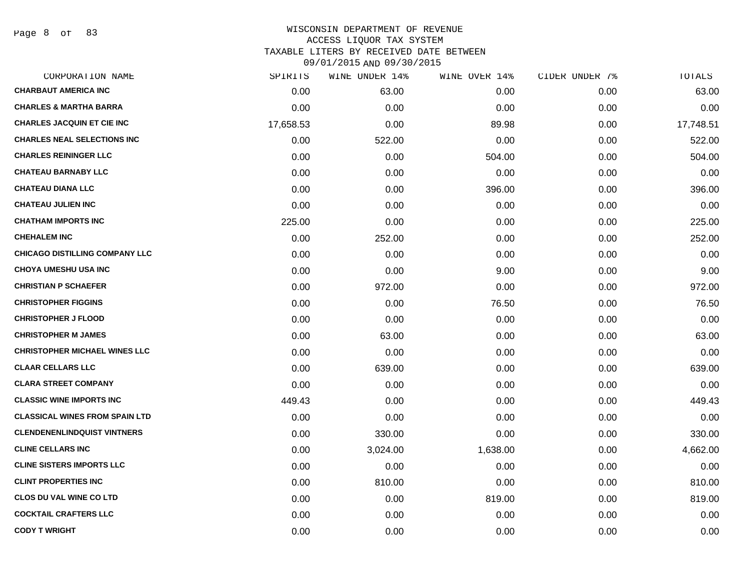WISCONSIN DEPARTMENT OF REVENUE
ACCESS LIQUOR TAX SYSTEM
TAXABLE LITERS BY RECEIVED DATE BETWEEN
09/01/2015 AND 09/30/2015

| CORPORATION NAME | SPIRITS | WINE UNDER 14% | WINE OVER 14% | CIDER UNDER 7% | TOTALS |
|---|---|---|---|---|---|
| CHARBAUT AMERICA INC | 0.00 | 63.00 | 0.00 | 0.00 | 63.00 |
| CHARLES & MARTHA BARRA | 0.00 | 0.00 | 0.00 | 0.00 | 0.00 |
| CHARLES JACQUIN ET CIE INC | 17,658.53 | 0.00 | 89.98 | 0.00 | 17,748.51 |
| CHARLES NEAL SELECTIONS INC | 0.00 | 522.00 | 0.00 | 0.00 | 522.00 |
| CHARLES REININGER LLC | 0.00 | 0.00 | 504.00 | 0.00 | 504.00 |
| CHATEAU BARNABY LLC | 0.00 | 0.00 | 0.00 | 0.00 | 0.00 |
| CHATEAU DIANA LLC | 0.00 | 0.00 | 396.00 | 0.00 | 396.00 |
| CHATEAU JULIEN INC | 0.00 | 0.00 | 0.00 | 0.00 | 0.00 |
| CHATHAM IMPORTS INC | 225.00 | 0.00 | 0.00 | 0.00 | 225.00 |
| CHEHALEM INC | 0.00 | 252.00 | 0.00 | 0.00 | 252.00 |
| CHICAGO DISTILLING COMPANY LLC | 0.00 | 0.00 | 0.00 | 0.00 | 0.00 |
| CHOYA UMESHU USA INC | 0.00 | 0.00 | 9.00 | 0.00 | 9.00 |
| CHRISTIAN P SCHAEFER | 0.00 | 972.00 | 0.00 | 0.00 | 972.00 |
| CHRISTOPHER FIGGINS | 0.00 | 0.00 | 76.50 | 0.00 | 76.50 |
| CHRISTOPHER J FLOOD | 0.00 | 0.00 | 0.00 | 0.00 | 0.00 |
| CHRISTOPHER M JAMES | 0.00 | 63.00 | 0.00 | 0.00 | 63.00 |
| CHRISTOPHER MICHAEL WINES LLC | 0.00 | 0.00 | 0.00 | 0.00 | 0.00 |
| CLAAR CELLARS LLC | 0.00 | 639.00 | 0.00 | 0.00 | 639.00 |
| CLARA STREET COMPANY | 0.00 | 0.00 | 0.00 | 0.00 | 0.00 |
| CLASSIC WINE IMPORTS INC | 449.43 | 0.00 | 0.00 | 0.00 | 449.43 |
| CLASSICAL WINES FROM SPAIN LTD | 0.00 | 0.00 | 0.00 | 0.00 | 0.00 |
| CLENDENENLINDQUIST VINTNERS | 0.00 | 330.00 | 0.00 | 0.00 | 330.00 |
| CLINE CELLARS INC | 0.00 | 3,024.00 | 1,638.00 | 0.00 | 4,662.00 |
| CLINE SISTERS IMPORTS LLC | 0.00 | 0.00 | 0.00 | 0.00 | 0.00 |
| CLINT PROPERTIES INC | 0.00 | 810.00 | 0.00 | 0.00 | 810.00 |
| CLOS DU VAL WINE CO LTD | 0.00 | 0.00 | 819.00 | 0.00 | 819.00 |
| COCKTAIL CRAFTERS LLC | 0.00 | 0.00 | 0.00 | 0.00 | 0.00 |
| CODY T WRIGHT | 0.00 | 0.00 | 0.00 | 0.00 | 0.00 |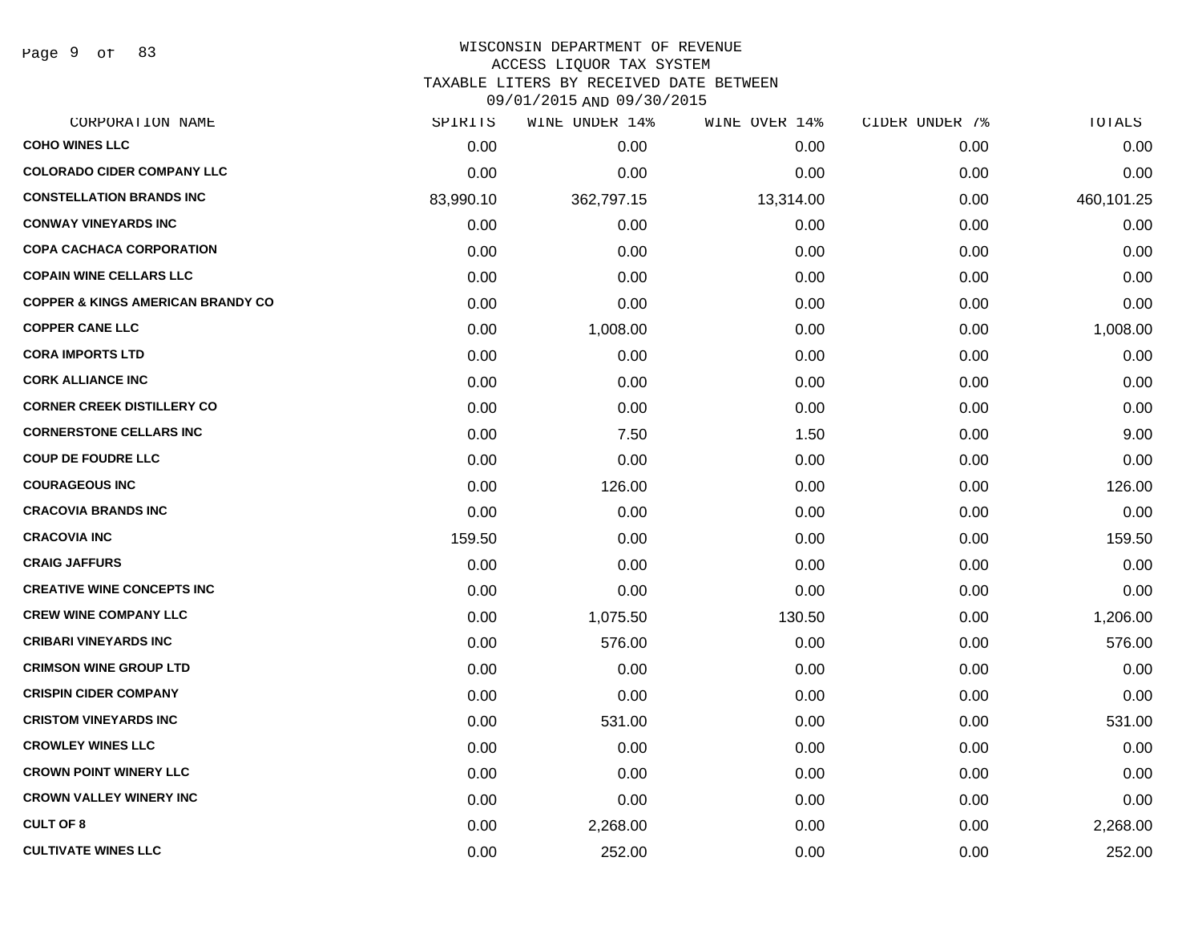WISCONSIN DEPARTMENT OF REVENUE
ACCESS LIQUOR TAX SYSTEM
TAXABLE LITERS BY RECEIVED DATE BETWEEN
09/01/2015 AND 09/30/2015

| CORPORATION NAME | SPIRITS | WINE UNDER 14% | WINE OVER 14% | CIDER UNDER 7% | TOTALS |
|---|---|---|---|---|---|
| COHO WINES LLC | 0.00 | 0.00 | 0.00 | 0.00 | 0.00 |
| COLORADO CIDER COMPANY LLC | 0.00 | 0.00 | 0.00 | 0.00 | 0.00 |
| CONSTELLATION BRANDS INC | 83,990.10 | 362,797.15 | 13,314.00 | 0.00 | 460,101.25 |
| CONWAY VINEYARDS INC | 0.00 | 0.00 | 0.00 | 0.00 | 0.00 |
| COPA CACHACA CORPORATION | 0.00 | 0.00 | 0.00 | 0.00 | 0.00 |
| COPAIN WINE CELLARS LLC | 0.00 | 0.00 | 0.00 | 0.00 | 0.00 |
| COPPER & KINGS AMERICAN BRANDY CO | 0.00 | 0.00 | 0.00 | 0.00 | 0.00 |
| COPPER CANE LLC | 0.00 | 1,008.00 | 0.00 | 0.00 | 1,008.00 |
| CORA IMPORTS LTD | 0.00 | 0.00 | 0.00 | 0.00 | 0.00 |
| CORK ALLIANCE INC | 0.00 | 0.00 | 0.00 | 0.00 | 0.00 |
| CORNER CREEK DISTILLERY CO | 0.00 | 0.00 | 0.00 | 0.00 | 0.00 |
| CORNERSTONE CELLARS INC | 0.00 | 7.50 | 1.50 | 0.00 | 9.00 |
| COUP DE FOUDRE LLC | 0.00 | 0.00 | 0.00 | 0.00 | 0.00 |
| COURAGEOUS INC | 0.00 | 126.00 | 0.00 | 0.00 | 126.00 |
| CRACOVIA BRANDS INC | 0.00 | 0.00 | 0.00 | 0.00 | 0.00 |
| CRACOVIA INC | 159.50 | 0.00 | 0.00 | 0.00 | 159.50 |
| CRAIG JAFFURS | 0.00 | 0.00 | 0.00 | 0.00 | 0.00 |
| CREATIVE WINE CONCEPTS INC | 0.00 | 0.00 | 0.00 | 0.00 | 0.00 |
| CREW WINE COMPANY LLC | 0.00 | 1,075.50 | 130.50 | 0.00 | 1,206.00 |
| CRIBARI VINEYARDS INC | 0.00 | 576.00 | 0.00 | 0.00 | 576.00 |
| CRIMSON WINE GROUP LTD | 0.00 | 0.00 | 0.00 | 0.00 | 0.00 |
| CRISPIN CIDER COMPANY | 0.00 | 0.00 | 0.00 | 0.00 | 0.00 |
| CRISTOM VINEYARDS INC | 0.00 | 531.00 | 0.00 | 0.00 | 531.00 |
| CROWLEY WINES LLC | 0.00 | 0.00 | 0.00 | 0.00 | 0.00 |
| CROWN POINT WINERY LLC | 0.00 | 0.00 | 0.00 | 0.00 | 0.00 |
| CROWN VALLEY WINERY INC | 0.00 | 0.00 | 0.00 | 0.00 | 0.00 |
| CULT OF 8 | 0.00 | 2,268.00 | 0.00 | 0.00 | 2,268.00 |
| CULTIVATE WINES LLC | 0.00 | 252.00 | 0.00 | 0.00 | 252.00 |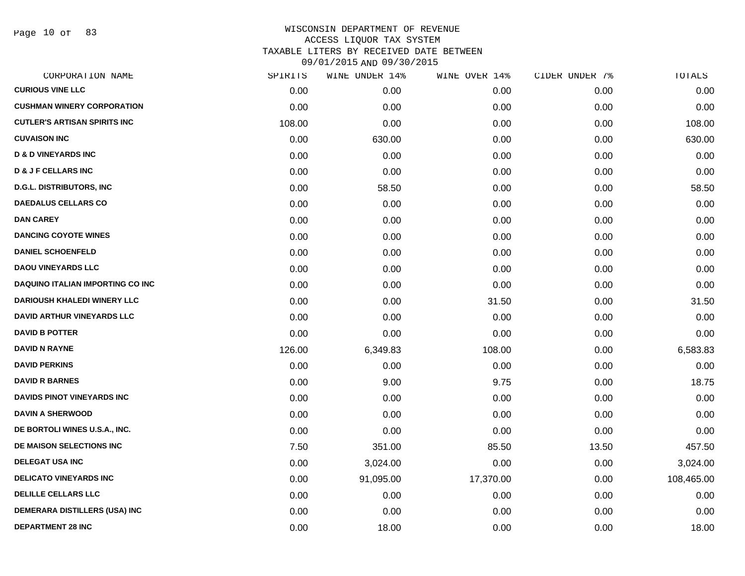WISCONSIN DEPARTMENT OF REVENUE
ACCESS LIQUOR TAX SYSTEM
TAXABLE LITERS BY RECEIVED DATE BETWEEN
09/01/2015 AND 09/30/2015

| CORPORATION NAME | SPIRITS | WINE UNDER 14% | WINE OVER 14% | CIDER UNDER 7% | TOTALS |
|---|---|---|---|---|---|
| CURIOUS VINE LLC | 0.00 | 0.00 | 0.00 | 0.00 | 0.00 |
| CUSHMAN WINERY CORPORATION | 0.00 | 0.00 | 0.00 | 0.00 | 0.00 |
| CUTLER'S ARTISAN SPIRITS INC | 108.00 | 0.00 | 0.00 | 0.00 | 108.00 |
| CUVAISON INC | 0.00 | 630.00 | 0.00 | 0.00 | 630.00 |
| D & D VINEYARDS INC | 0.00 | 0.00 | 0.00 | 0.00 | 0.00 |
| D & J F CELLARS INC | 0.00 | 0.00 | 0.00 | 0.00 | 0.00 |
| D.G.L. DISTRIBUTORS, INC | 0.00 | 58.50 | 0.00 | 0.00 | 58.50 |
| DAEDALUS CELLARS CO | 0.00 | 0.00 | 0.00 | 0.00 | 0.00 |
| DAN CAREY | 0.00 | 0.00 | 0.00 | 0.00 | 0.00 |
| DANCING COYOTE WINES | 0.00 | 0.00 | 0.00 | 0.00 | 0.00 |
| DANIEL SCHOENFELD | 0.00 | 0.00 | 0.00 | 0.00 | 0.00 |
| DAOU VINEYARDS LLC | 0.00 | 0.00 | 0.00 | 0.00 | 0.00 |
| DAQUINO ITALIAN IMPORTING CO INC | 0.00 | 0.00 | 0.00 | 0.00 | 0.00 |
| DARIOUSH KHALEDI WINERY LLC | 0.00 | 0.00 | 31.50 | 0.00 | 31.50 |
| DAVID ARTHUR VINEYARDS LLC | 0.00 | 0.00 | 0.00 | 0.00 | 0.00 |
| DAVID B POTTER | 0.00 | 0.00 | 0.00 | 0.00 | 0.00 |
| DAVID N RAYNE | 126.00 | 6,349.83 | 108.00 | 0.00 | 6,583.83 |
| DAVID PERKINS | 0.00 | 0.00 | 0.00 | 0.00 | 0.00 |
| DAVID R BARNES | 0.00 | 9.00 | 9.75 | 0.00 | 18.75 |
| DAVIDS PINOT VINEYARDS INC | 0.00 | 0.00 | 0.00 | 0.00 | 0.00 |
| DAVIN A SHERWOOD | 0.00 | 0.00 | 0.00 | 0.00 | 0.00 |
| DE BORTOLI WINES U.S.A., INC. | 0.00 | 0.00 | 0.00 | 0.00 | 0.00 |
| DE MAISON SELECTIONS INC | 7.50 | 351.00 | 85.50 | 13.50 | 457.50 |
| DELEGAT USA INC | 0.00 | 3,024.00 | 0.00 | 0.00 | 3,024.00 |
| DELICATO VINEYARDS INC | 0.00 | 91,095.00 | 17,370.00 | 0.00 | 108,465.00 |
| DELILLE CELLARS LLC | 0.00 | 0.00 | 0.00 | 0.00 | 0.00 |
| DEMERARA DISTILLERS (USA) INC | 0.00 | 0.00 | 0.00 | 0.00 | 0.00 |
| DEPARTMENT 28 INC | 0.00 | 18.00 | 0.00 | 0.00 | 18.00 |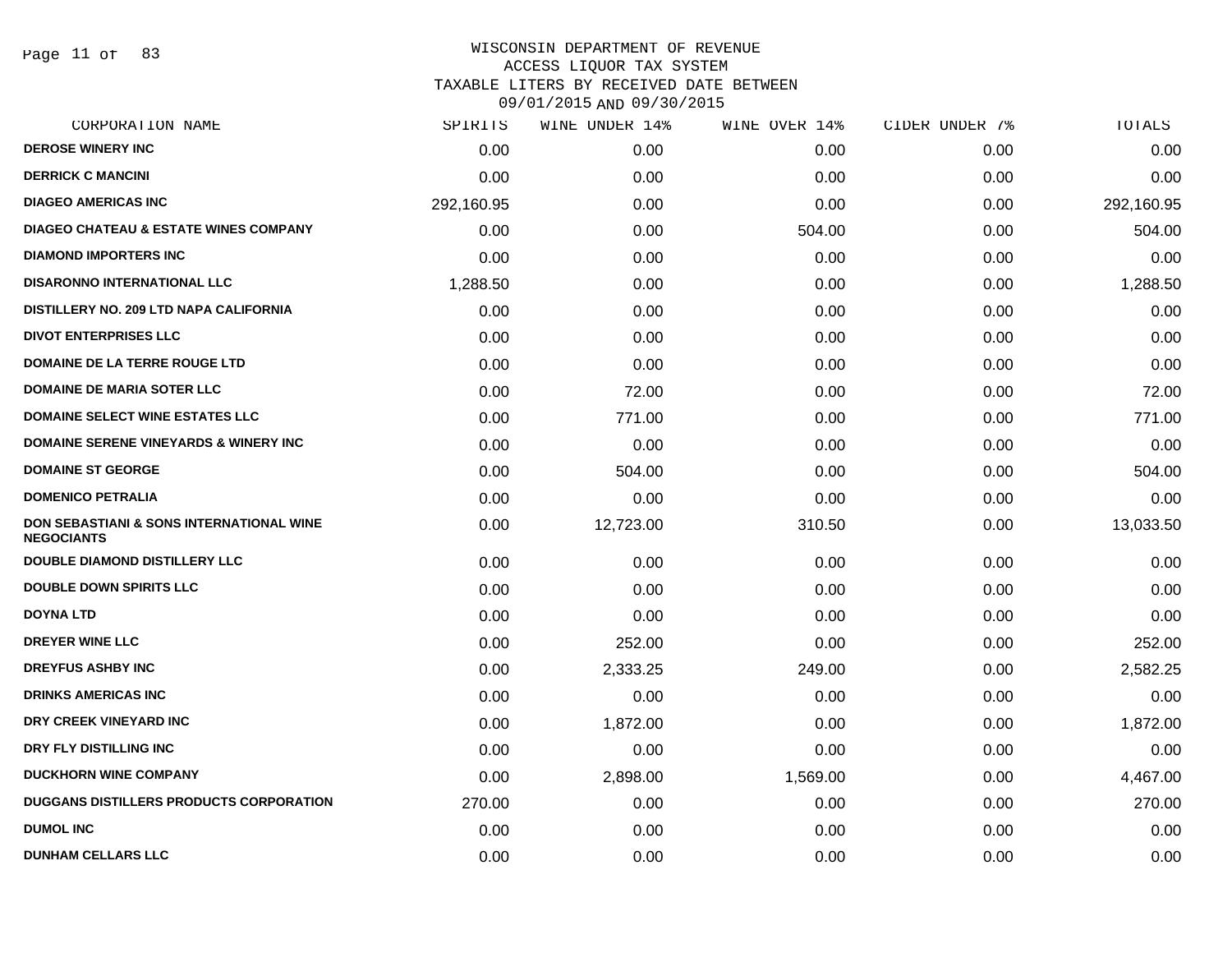# WISCONSIN DEPARTMENT OF REVENUE
## ACCESS LIQUOR TAX SYSTEM
## TAXABLE LITERS BY RECEIVED DATE BETWEEN 09/01/2015 AND 09/30/2015

| CORPORATION NAME | SPIRITS | WINE UNDER 14% | WINE OVER 14% | CIDER UNDER 7% | TOTALS |
|---|---|---|---|---|---|
| DEROSE WINERY INC | 0.00 | 0.00 | 0.00 | 0.00 | 0.00 |
| DERRICK C MANCINI | 0.00 | 0.00 | 0.00 | 0.00 | 0.00 |
| DIAGEO AMERICAS INC | 292,160.95 | 0.00 | 0.00 | 0.00 | 292,160.95 |
| DIAGEO CHATEAU & ESTATE WINES COMPANY | 0.00 | 0.00 | 504.00 | 0.00 | 504.00 |
| DIAMOND IMPORTERS INC | 0.00 | 0.00 | 0.00 | 0.00 | 0.00 |
| DISARONNO INTERNATIONAL LLC | 1,288.50 | 0.00 | 0.00 | 0.00 | 1,288.50 |
| DISTILLERY NO. 209 LTD NAPA CALIFORNIA | 0.00 | 0.00 | 0.00 | 0.00 | 0.00 |
| DIVOT ENTERPRISES LLC | 0.00 | 0.00 | 0.00 | 0.00 | 0.00 |
| DOMAINE DE LA TERRE ROUGE LTD | 0.00 | 0.00 | 0.00 | 0.00 | 0.00 |
| DOMAINE DE MARIA SOTER LLC | 0.00 | 72.00 | 0.00 | 0.00 | 72.00 |
| DOMAINE SELECT WINE ESTATES LLC | 0.00 | 771.00 | 0.00 | 0.00 | 771.00 |
| DOMAINE SERENE VINEYARDS & WINERY INC | 0.00 | 0.00 | 0.00 | 0.00 | 0.00 |
| DOMAINE ST GEORGE | 0.00 | 504.00 | 0.00 | 0.00 | 504.00 |
| DOMENICO PETRALIA | 0.00 | 0.00 | 0.00 | 0.00 | 0.00 |
| DON SEBASTIANI & SONS INTERNATIONAL WINE NEGOCIANTS | 0.00 | 12,723.00 | 310.50 | 0.00 | 13,033.50 |
| DOUBLE DIAMOND DISTILLERY LLC | 0.00 | 0.00 | 0.00 | 0.00 | 0.00 |
| DOUBLE DOWN SPIRITS LLC | 0.00 | 0.00 | 0.00 | 0.00 | 0.00 |
| DOYNA LTD | 0.00 | 0.00 | 0.00 | 0.00 | 0.00 |
| DREYER WINE LLC | 0.00 | 252.00 | 0.00 | 0.00 | 252.00 |
| DREYFUS ASHBY INC | 0.00 | 2,333.25 | 249.00 | 0.00 | 2,582.25 |
| DRINKS AMERICAS INC | 0.00 | 0.00 | 0.00 | 0.00 | 0.00 |
| DRY CREEK VINEYARD INC | 0.00 | 1,872.00 | 0.00 | 0.00 | 1,872.00 |
| DRY FLY DISTILLING INC | 0.00 | 0.00 | 0.00 | 0.00 | 0.00 |
| DUCKHORN WINE COMPANY | 0.00 | 2,898.00 | 1,569.00 | 0.00 | 4,467.00 |
| DUGGANS DISTILLERS PRODUCTS CORPORATION | 270.00 | 0.00 | 0.00 | 0.00 | 270.00 |
| DUMOL INC | 0.00 | 0.00 | 0.00 | 0.00 | 0.00 |
| DUNHAM CELLARS LLC | 0.00 | 0.00 | 0.00 | 0.00 | 0.00 |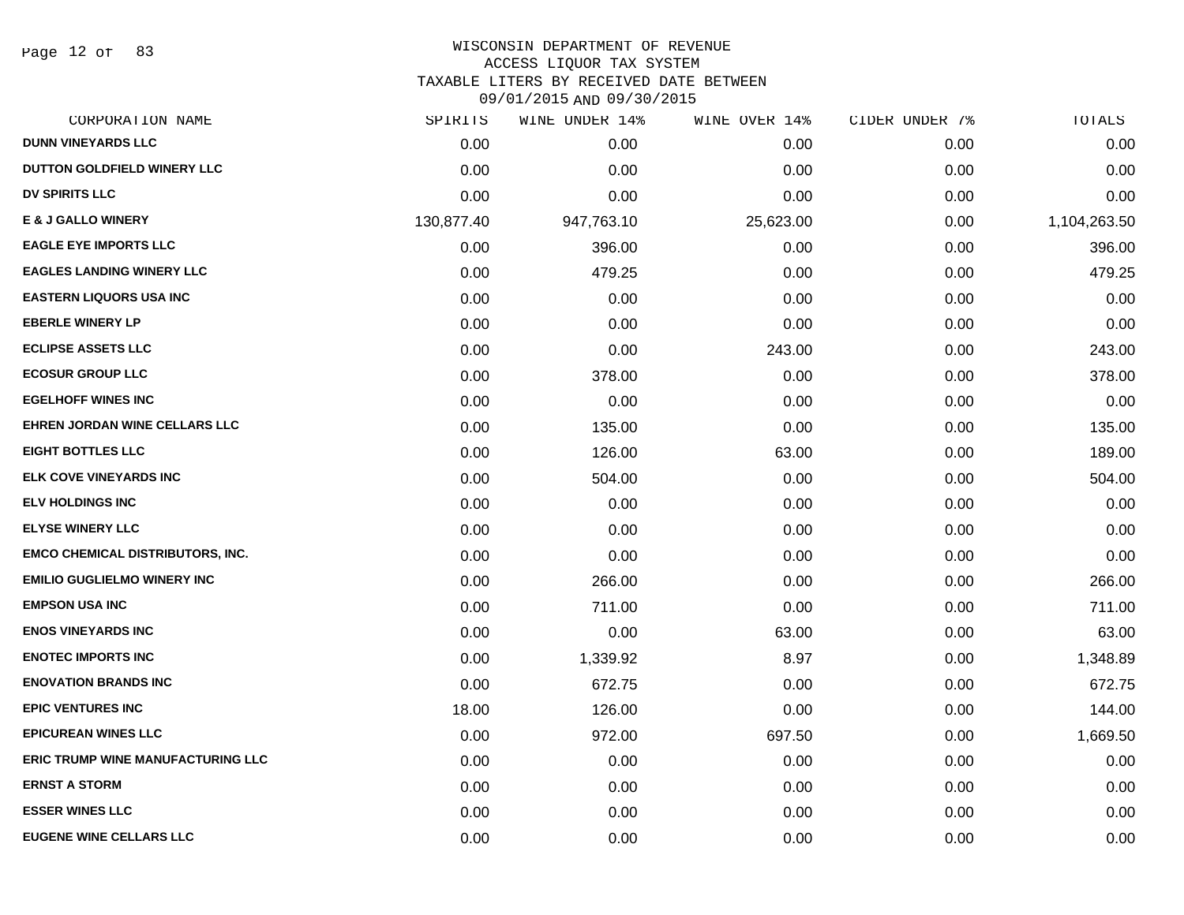WISCONSIN DEPARTMENT OF REVENUE
ACCESS LIQUOR TAX SYSTEM
TAXABLE LITERS BY RECEIVED DATE BETWEEN
09/01/2015 AND 09/30/2015

| CORPORATION NAME | SPIRITS | WINE UNDER 14% | WINE OVER 14% | CIDER UNDER 7% | TOTALS |
|---|---|---|---|---|---|
| DUNN VINEYARDS LLC | 0.00 | 0.00 | 0.00 | 0.00 | 0.00 |
| DUTTON GOLDFIELD WINERY LLC | 0.00 | 0.00 | 0.00 | 0.00 | 0.00 |
| DV SPIRITS LLC | 0.00 | 0.00 | 0.00 | 0.00 | 0.00 |
| E & J GALLO WINERY | 130,877.40 | 947,763.10 | 25,623.00 | 0.00 | 1,104,263.50 |
| EAGLE EYE IMPORTS LLC | 0.00 | 396.00 | 0.00 | 0.00 | 396.00 |
| EAGLES LANDING WINERY LLC | 0.00 | 479.25 | 0.00 | 0.00 | 479.25 |
| EASTERN LIQUORS USA INC | 0.00 | 0.00 | 0.00 | 0.00 | 0.00 |
| EBERLE WINERY LP | 0.00 | 0.00 | 0.00 | 0.00 | 0.00 |
| ECLIPSE ASSETS LLC | 0.00 | 0.00 | 243.00 | 0.00 | 243.00 |
| ECOSUR GROUP LLC | 0.00 | 378.00 | 0.00 | 0.00 | 378.00 |
| EGELHOFF WINES INC | 0.00 | 0.00 | 0.00 | 0.00 | 0.00 |
| EHREN JORDAN WINE CELLARS LLC | 0.00 | 135.00 | 0.00 | 0.00 | 135.00 |
| EIGHT BOTTLES LLC | 0.00 | 126.00 | 63.00 | 0.00 | 189.00 |
| ELK COVE VINEYARDS INC | 0.00 | 504.00 | 0.00 | 0.00 | 504.00 |
| ELV HOLDINGS INC | 0.00 | 0.00 | 0.00 | 0.00 | 0.00 |
| ELYSE WINERY LLC | 0.00 | 0.00 | 0.00 | 0.00 | 0.00 |
| EMCO CHEMICAL DISTRIBUTORS, INC. | 0.00 | 0.00 | 0.00 | 0.00 | 0.00 |
| EMILIO GUGLIELMO WINERY INC | 0.00 | 266.00 | 0.00 | 0.00 | 266.00 |
| EMPSON USA INC | 0.00 | 711.00 | 0.00 | 0.00 | 711.00 |
| ENOS VINEYARDS INC | 0.00 | 0.00 | 63.00 | 0.00 | 63.00 |
| ENOTEC IMPORTS INC | 0.00 | 1,339.92 | 8.97 | 0.00 | 1,348.89 |
| ENOVATION BRANDS INC | 0.00 | 672.75 | 0.00 | 0.00 | 672.75 |
| EPIC VENTURES INC | 18.00 | 126.00 | 0.00 | 0.00 | 144.00 |
| EPICUREAN WINES LLC | 0.00 | 972.00 | 697.50 | 0.00 | 1,669.50 |
| ERIC TRUMP WINE MANUFACTURING LLC | 0.00 | 0.00 | 0.00 | 0.00 | 0.00 |
| ERNST A STORM | 0.00 | 0.00 | 0.00 | 0.00 | 0.00 |
| ESSER WINES LLC | 0.00 | 0.00 | 0.00 | 0.00 | 0.00 |
| EUGENE WINE CELLARS LLC | 0.00 | 0.00 | 0.00 | 0.00 | 0.00 |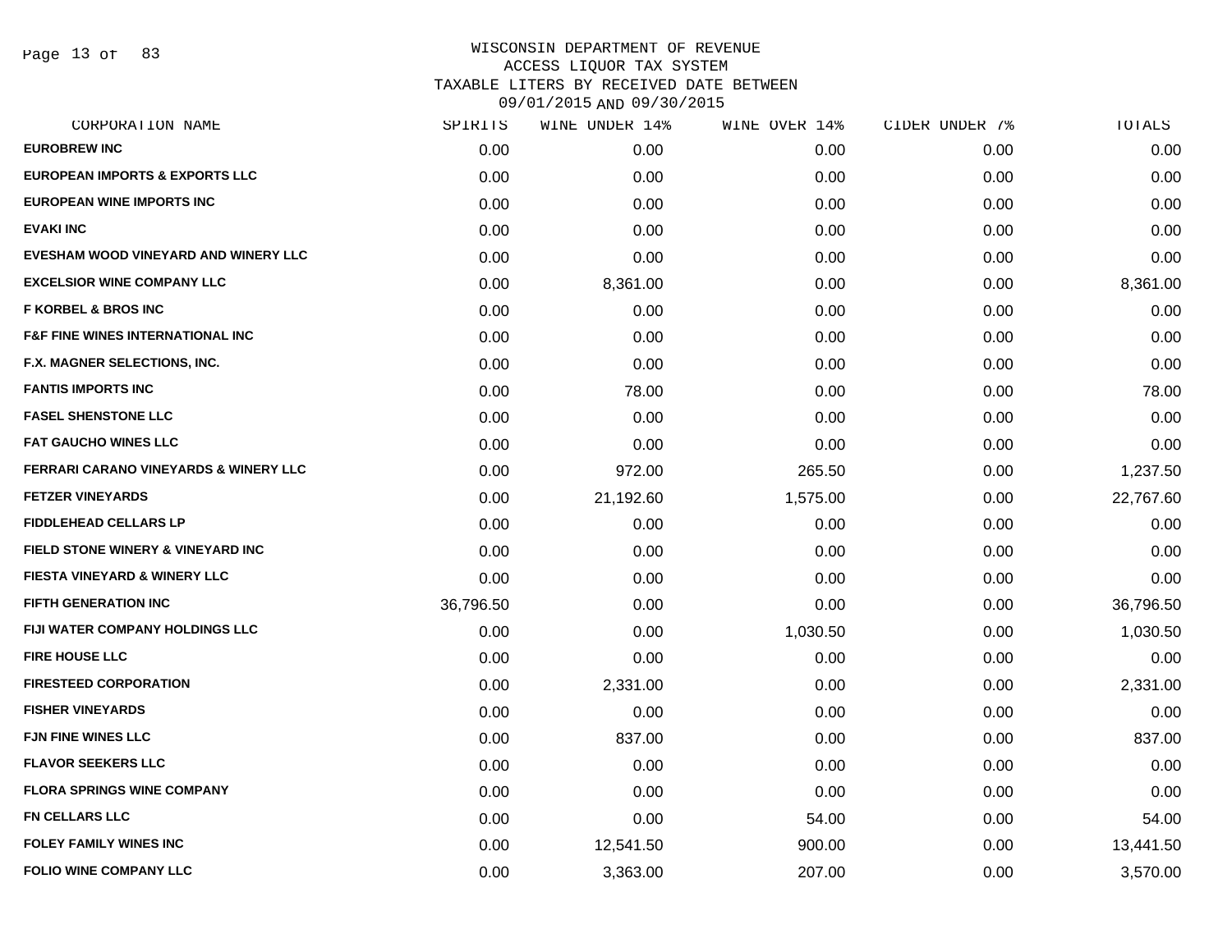# WISCONSIN DEPARTMENT OF REVENUE
## ACCESS LIQUOR TAX SYSTEM
## TAXABLE LITERS BY RECEIVED DATE BETWEEN 09/01/2015 AND 09/30/2015

| CORPORATION NAME | SPIRITS | WINE UNDER 14% | WINE OVER 14% | CIDER UNDER 7% | TOTALS |
|---|---|---|---|---|---|
| EUROBREW INC | 0.00 | 0.00 | 0.00 | 0.00 | 0.00 |
| EUROPEAN IMPORTS & EXPORTS LLC | 0.00 | 0.00 | 0.00 | 0.00 | 0.00 |
| EUROPEAN WINE IMPORTS INC | 0.00 | 0.00 | 0.00 | 0.00 | 0.00 |
| EVAKI INC | 0.00 | 0.00 | 0.00 | 0.00 | 0.00 |
| EVESHAM WOOD VINEYARD AND WINERY LLC | 0.00 | 0.00 | 0.00 | 0.00 | 0.00 |
| EXCELSIOR WINE COMPANY LLC | 0.00 | 8,361.00 | 0.00 | 0.00 | 8,361.00 |
| F KORBEL & BROS INC | 0.00 | 0.00 | 0.00 | 0.00 | 0.00 |
| F&F FINE WINES INTERNATIONAL INC | 0.00 | 0.00 | 0.00 | 0.00 | 0.00 |
| F.X. MAGNER SELECTIONS, INC. | 0.00 | 0.00 | 0.00 | 0.00 | 0.00 |
| FANTIS IMPORTS INC | 0.00 | 78.00 | 0.00 | 0.00 | 78.00 |
| FASEL SHENSTONE LLC | 0.00 | 0.00 | 0.00 | 0.00 | 0.00 |
| FAT GAUCHO WINES LLC | 0.00 | 0.00 | 0.00 | 0.00 | 0.00 |
| FERRARI CARANO VINEYARDS & WINERY LLC | 0.00 | 972.00 | 265.50 | 0.00 | 1,237.50 |
| FETZER VINEYARDS | 0.00 | 21,192.60 | 1,575.00 | 0.00 | 22,767.60 |
| FIDDLEHEAD CELLARS LP | 0.00 | 0.00 | 0.00 | 0.00 | 0.00 |
| FIELD STONE WINERY & VINEYARD INC | 0.00 | 0.00 | 0.00 | 0.00 | 0.00 |
| FIESTA VINEYARD & WINERY LLC | 0.00 | 0.00 | 0.00 | 0.00 | 0.00 |
| FIFTH GENERATION INC | 36,796.50 | 0.00 | 0.00 | 0.00 | 36,796.50 |
| FIJI WATER COMPANY HOLDINGS LLC | 0.00 | 0.00 | 1,030.50 | 0.00 | 1,030.50 |
| FIRE HOUSE LLC | 0.00 | 0.00 | 0.00 | 0.00 | 0.00 |
| FIRESTEED CORPORATION | 0.00 | 2,331.00 | 0.00 | 0.00 | 2,331.00 |
| FISHER VINEYARDS | 0.00 | 0.00 | 0.00 | 0.00 | 0.00 |
| FJN FINE WINES LLC | 0.00 | 837.00 | 0.00 | 0.00 | 837.00 |
| FLAVOR SEEKERS LLC | 0.00 | 0.00 | 0.00 | 0.00 | 0.00 |
| FLORA SPRINGS WINE COMPANY | 0.00 | 0.00 | 0.00 | 0.00 | 0.00 |
| FN CELLARS LLC | 0.00 | 0.00 | 54.00 | 0.00 | 54.00 |
| FOLEY FAMILY WINES INC | 0.00 | 12,541.50 | 900.00 | 0.00 | 13,441.50 |
| FOLIO WINE COMPANY LLC | 0.00 | 3,363.00 | 207.00 | 0.00 | 3,570.00 |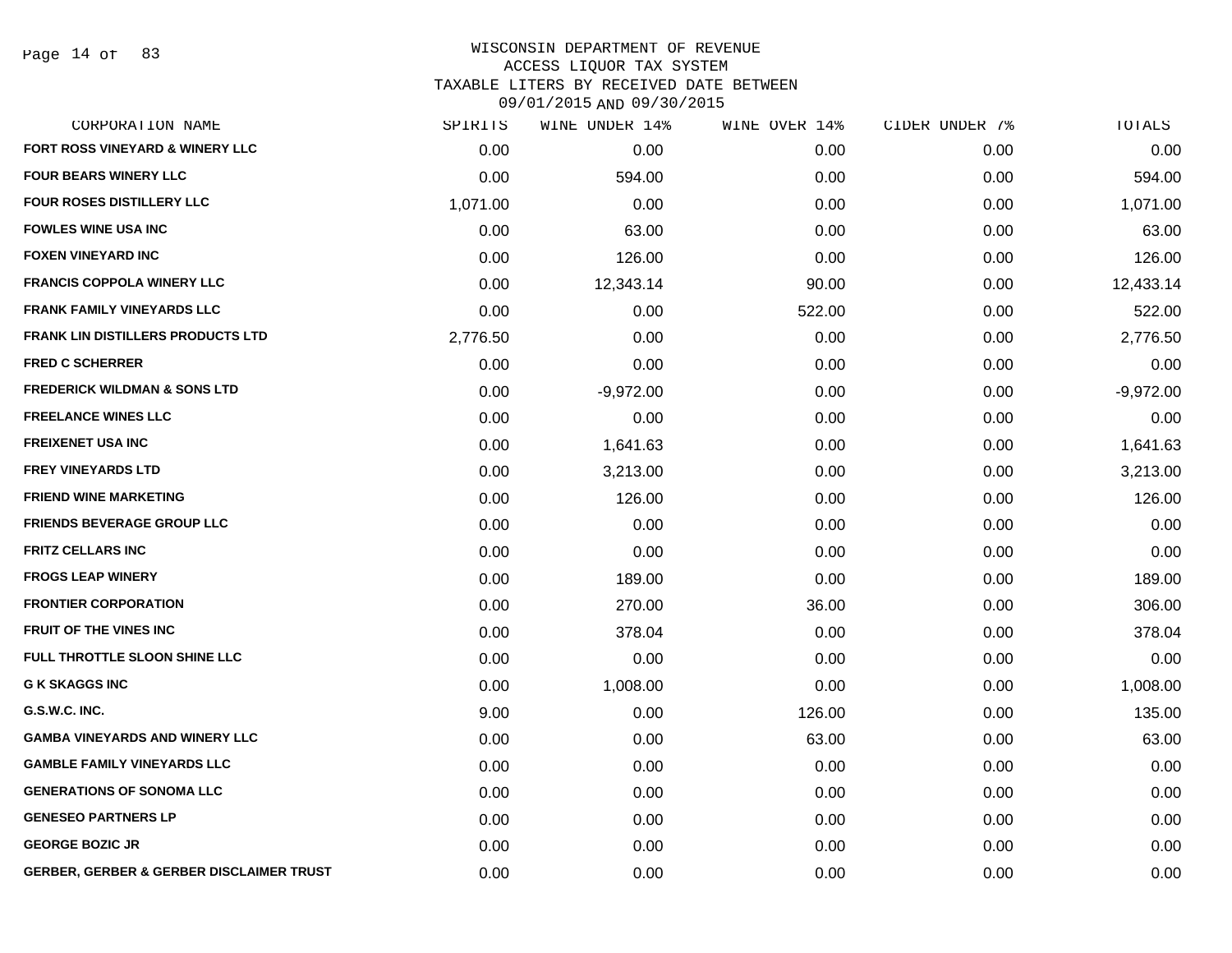WISCONSIN DEPARTMENT OF REVENUE
ACCESS LIQUOR TAX SYSTEM
TAXABLE LITERS BY RECEIVED DATE BETWEEN
09/01/2015 AND 09/30/2015

| CORPORATION NAME | SPIRITS | WINE UNDER 14% | WINE OVER 14% | CIDER UNDER 7% | TOTALS |
|---|---|---|---|---|---|
| FORT ROSS VINEYARD & WINERY LLC | 0.00 | 0.00 | 0.00 | 0.00 | 0.00 |
| FOUR BEARS WINERY LLC | 0.00 | 594.00 | 0.00 | 0.00 | 594.00 |
| FOUR ROSES DISTILLERY LLC | 1,071.00 | 0.00 | 0.00 | 0.00 | 1,071.00 |
| FOWLES WINE USA INC | 0.00 | 63.00 | 0.00 | 0.00 | 63.00 |
| FOXEN VINEYARD INC | 0.00 | 126.00 | 0.00 | 0.00 | 126.00 |
| FRANCIS COPPOLA WINERY LLC | 0.00 | 12,343.14 | 90.00 | 0.00 | 12,433.14 |
| FRANK FAMILY VINEYARDS LLC | 0.00 | 0.00 | 522.00 | 0.00 | 522.00 |
| FRANK LIN DISTILLERS PRODUCTS LTD | 2,776.50 | 0.00 | 0.00 | 0.00 | 2,776.50 |
| FRED C SCHERRER | 0.00 | 0.00 | 0.00 | 0.00 | 0.00 |
| FREDERICK WILDMAN & SONS LTD | 0.00 | -9,972.00 | 0.00 | 0.00 | -9,972.00 |
| FREELANCE WINES LLC | 0.00 | 0.00 | 0.00 | 0.00 | 0.00 |
| FREIXENET USA INC | 0.00 | 1,641.63 | 0.00 | 0.00 | 1,641.63 |
| FREY VINEYARDS LTD | 0.00 | 3,213.00 | 0.00 | 0.00 | 3,213.00 |
| FRIEND WINE MARKETING | 0.00 | 126.00 | 0.00 | 0.00 | 126.00 |
| FRIENDS BEVERAGE GROUP LLC | 0.00 | 0.00 | 0.00 | 0.00 | 0.00 |
| FRITZ CELLARS INC | 0.00 | 0.00 | 0.00 | 0.00 | 0.00 |
| FROGS LEAP WINERY | 0.00 | 189.00 | 0.00 | 0.00 | 189.00 |
| FRONTIER CORPORATION | 0.00 | 270.00 | 36.00 | 0.00 | 306.00 |
| FRUIT OF THE VINES INC | 0.00 | 378.04 | 0.00 | 0.00 | 378.04 |
| FULL THROTTLE SLOON SHINE LLC | 0.00 | 0.00 | 0.00 | 0.00 | 0.00 |
| G K SKAGGS INC | 0.00 | 1,008.00 | 0.00 | 0.00 | 1,008.00 |
| G.S.W.C. INC. | 9.00 | 0.00 | 126.00 | 0.00 | 135.00 |
| GAMBA VINEYARDS AND WINERY LLC | 0.00 | 0.00 | 63.00 | 0.00 | 63.00 |
| GAMBLE FAMILY VINEYARDS LLC | 0.00 | 0.00 | 0.00 | 0.00 | 0.00 |
| GENERATIONS OF SONOMA LLC | 0.00 | 0.00 | 0.00 | 0.00 | 0.00 |
| GENESEO PARTNERS LP | 0.00 | 0.00 | 0.00 | 0.00 | 0.00 |
| GEORGE BOZIC JR | 0.00 | 0.00 | 0.00 | 0.00 | 0.00 |
| GERBER, GERBER & GERBER DISCLAIMER TRUST | 0.00 | 0.00 | 0.00 | 0.00 | 0.00 |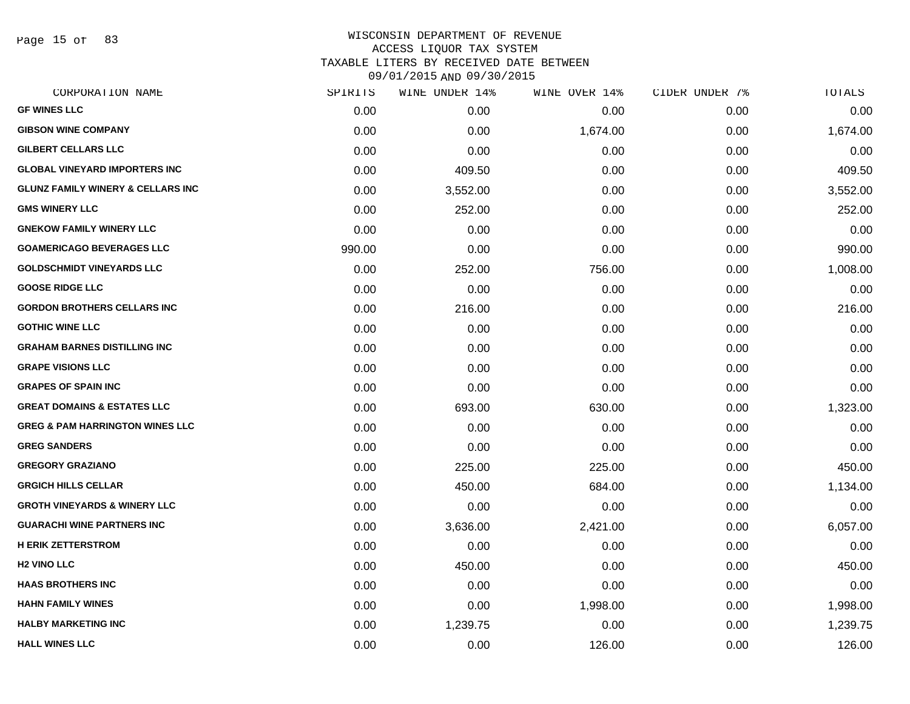WISCONSIN DEPARTMENT OF REVENUE
ACCESS LIQUOR TAX SYSTEM
TAXABLE LITERS BY RECEIVED DATE BETWEEN
09/01/2015 AND 09/30/2015

| CORPORATION NAME | SPIRITS | WINE UNDER 14% | WINE OVER 14% | CIDER UNDER 7% | TOTALS |
|---|---|---|---|---|---|
| GF WINES LLC | 0.00 | 0.00 | 0.00 | 0.00 | 0.00 |
| GIBSON WINE COMPANY | 0.00 | 0.00 | 1,674.00 | 0.00 | 1,674.00 |
| GILBERT CELLARS LLC | 0.00 | 0.00 | 0.00 | 0.00 | 0.00 |
| GLOBAL VINEYARD IMPORTERS INC | 0.00 | 409.50 | 0.00 | 0.00 | 409.50 |
| GLUNZ FAMILY WINERY & CELLARS INC | 0.00 | 3,552.00 | 0.00 | 0.00 | 3,552.00 |
| GMS WINERY LLC | 0.00 | 252.00 | 0.00 | 0.00 | 252.00 |
| GNEKOW FAMILY WINERY LLC | 0.00 | 0.00 | 0.00 | 0.00 | 0.00 |
| GOAMERICAGO BEVERAGES LLC | 990.00 | 0.00 | 0.00 | 0.00 | 990.00 |
| GOLDSCHMIDT VINEYARDS LLC | 0.00 | 252.00 | 756.00 | 0.00 | 1,008.00 |
| GOOSE RIDGE LLC | 0.00 | 0.00 | 0.00 | 0.00 | 0.00 |
| GORDON BROTHERS CELLARS INC | 0.00 | 216.00 | 0.00 | 0.00 | 216.00 |
| GOTHIC WINE LLC | 0.00 | 0.00 | 0.00 | 0.00 | 0.00 |
| GRAHAM BARNES DISTILLING INC | 0.00 | 0.00 | 0.00 | 0.00 | 0.00 |
| GRAPE VISIONS LLC | 0.00 | 0.00 | 0.00 | 0.00 | 0.00 |
| GRAPES OF SPAIN INC | 0.00 | 0.00 | 0.00 | 0.00 | 0.00 |
| GREAT DOMAINS & ESTATES LLC | 0.00 | 693.00 | 630.00 | 0.00 | 1,323.00 |
| GREG & PAM HARRINGTON WINES LLC | 0.00 | 0.00 | 0.00 | 0.00 | 0.00 |
| GREG SANDERS | 0.00 | 0.00 | 0.00 | 0.00 | 0.00 |
| GREGORY GRAZIANO | 0.00 | 225.00 | 225.00 | 0.00 | 450.00 |
| GRGICH HILLS CELLAR | 0.00 | 450.00 | 684.00 | 0.00 | 1,134.00 |
| GROTH VINEYARDS & WINERY LLC | 0.00 | 0.00 | 0.00 | 0.00 | 0.00 |
| GUARACHI WINE PARTNERS INC | 0.00 | 3,636.00 | 2,421.00 | 0.00 | 6,057.00 |
| H ERIK ZETTERSTROM | 0.00 | 0.00 | 0.00 | 0.00 | 0.00 |
| H2 VINO LLC | 0.00 | 450.00 | 0.00 | 0.00 | 450.00 |
| HAAS BROTHERS INC | 0.00 | 0.00 | 0.00 | 0.00 | 0.00 |
| HAHN FAMILY WINES | 0.00 | 0.00 | 1,998.00 | 0.00 | 1,998.00 |
| HALBY MARKETING INC | 0.00 | 1,239.75 | 0.00 | 0.00 | 1,239.75 |
| HALL WINES LLC | 0.00 | 0.00 | 126.00 | 0.00 | 126.00 |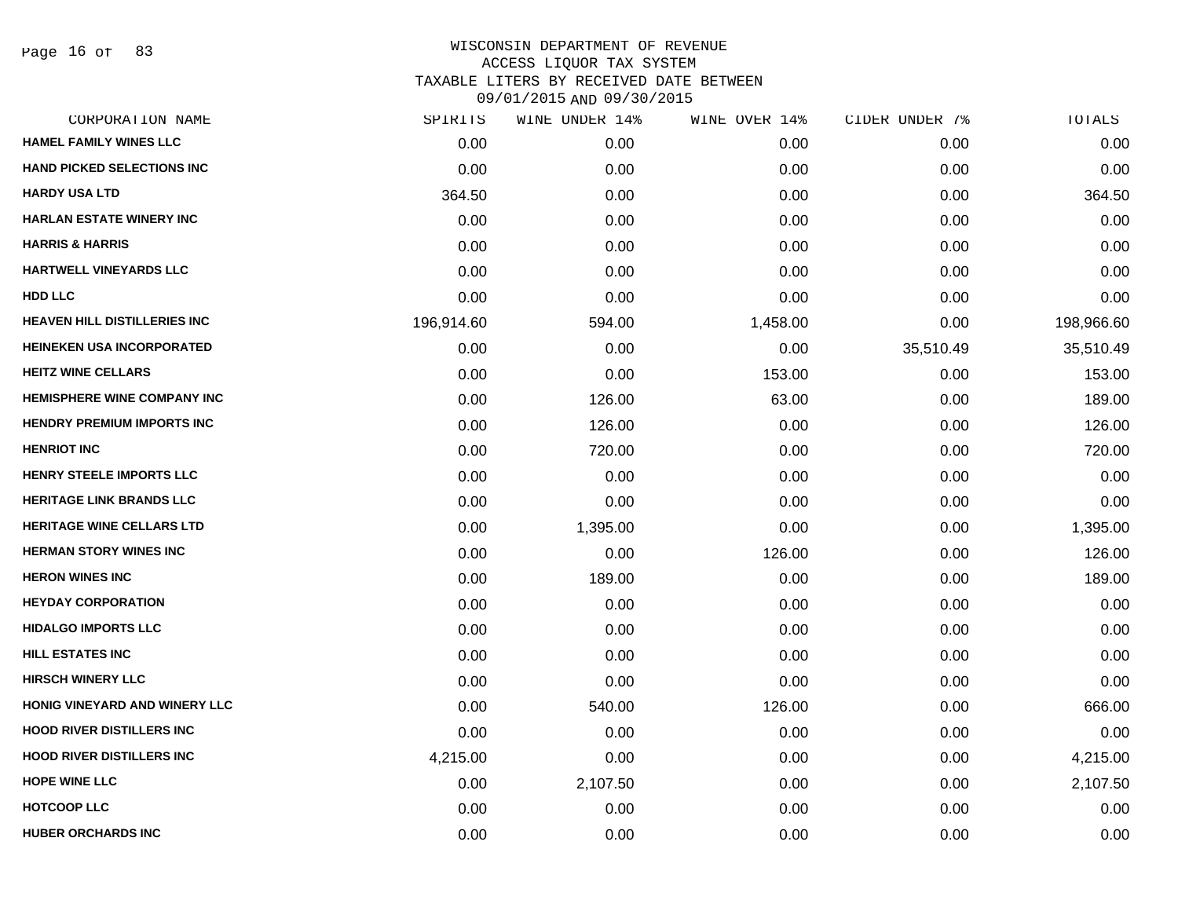# WISCONSIN DEPARTMENT OF REVENUE
## ACCESS LIQUOR TAX SYSTEM
## TAXABLE LITERS BY RECEIVED DATE BETWEEN 09/01/2015 AND 09/30/2015

| CORPORATION NAME | SPIRITS | WINE UNDER 14% | WINE OVER 14% | CIDER UNDER 7% | TOTALS |
|---|---|---|---|---|---|
| HAMEL FAMILY WINES LLC | 0.00 | 0.00 | 0.00 | 0.00 | 0.00 |
| HAND PICKED SELECTIONS INC | 0.00 | 0.00 | 0.00 | 0.00 | 0.00 |
| HARDY USA LTD | 364.50 | 0.00 | 0.00 | 0.00 | 364.50 |
| HARLAN ESTATE WINERY INC | 0.00 | 0.00 | 0.00 | 0.00 | 0.00 |
| HARRIS & HARRIS | 0.00 | 0.00 | 0.00 | 0.00 | 0.00 |
| HARTWELL VINEYARDS LLC | 0.00 | 0.00 | 0.00 | 0.00 | 0.00 |
| HDD LLC | 0.00 | 0.00 | 0.00 | 0.00 | 0.00 |
| HEAVEN HILL DISTILLERIES INC | 196,914.60 | 594.00 | 1,458.00 | 0.00 | 198,966.60 |
| HEINEKEN USA INCORPORATED | 0.00 | 0.00 | 0.00 | 35,510.49 | 35,510.49 |
| HEITZ WINE CELLARS | 0.00 | 0.00 | 153.00 | 0.00 | 153.00 |
| HEMISPHERE WINE COMPANY INC | 0.00 | 126.00 | 63.00 | 0.00 | 189.00 |
| HENDRY PREMIUM IMPORTS INC | 0.00 | 126.00 | 0.00 | 0.00 | 126.00 |
| HENRIOT INC | 0.00 | 720.00 | 0.00 | 0.00 | 720.00 |
| HENRY STEELE IMPORTS LLC | 0.00 | 0.00 | 0.00 | 0.00 | 0.00 |
| HERITAGE LINK BRANDS LLC | 0.00 | 0.00 | 0.00 | 0.00 | 0.00 |
| HERITAGE WINE CELLARS LTD | 0.00 | 1,395.00 | 0.00 | 0.00 | 1,395.00 |
| HERMAN STORY WINES INC | 0.00 | 0.00 | 126.00 | 0.00 | 126.00 |
| HERON WINES INC | 0.00 | 189.00 | 0.00 | 0.00 | 189.00 |
| HEYDAY CORPORATION | 0.00 | 0.00 | 0.00 | 0.00 | 0.00 |
| HIDALGO IMPORTS LLC | 0.00 | 0.00 | 0.00 | 0.00 | 0.00 |
| HILL ESTATES INC | 0.00 | 0.00 | 0.00 | 0.00 | 0.00 |
| HIRSCH WINERY LLC | 0.00 | 0.00 | 0.00 | 0.00 | 0.00 |
| HONIG VINEYARD AND WINERY LLC | 0.00 | 540.00 | 126.00 | 0.00 | 666.00 |
| HOOD RIVER DISTILLERS INC | 0.00 | 0.00 | 0.00 | 0.00 | 0.00 |
| HOOD RIVER DISTILLERS INC | 4,215.00 | 0.00 | 0.00 | 0.00 | 4,215.00 |
| HOPE WINE LLC | 0.00 | 2,107.50 | 0.00 | 0.00 | 2,107.50 |
| HOTCOOP LLC | 0.00 | 0.00 | 0.00 | 0.00 | 0.00 |
| HUBER ORCHARDS INC | 0.00 | 0.00 | 0.00 | 0.00 | 0.00 |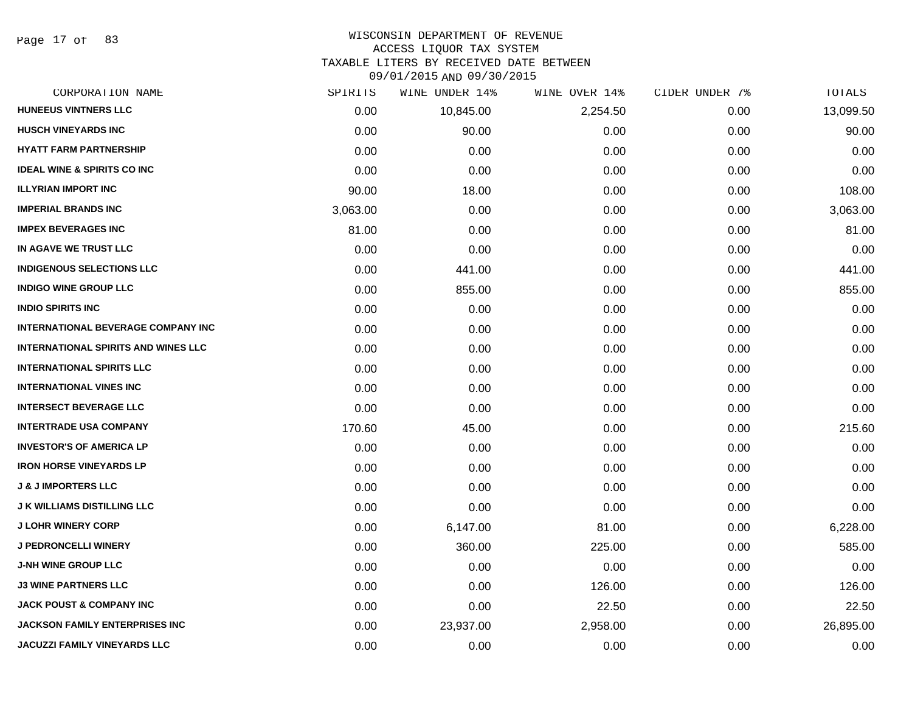# WISCONSIN DEPARTMENT OF REVENUE
## ACCESS LIQUOR TAX SYSTEM
## TAXABLE LITERS BY RECEIVED DATE BETWEEN 09/01/2015 AND 09/30/2015

| CORPORATION NAME | SPIRITS | WINE UNDER 14% | WINE OVER 14% | CIDER UNDER 7% | TOTALS |
|---|---|---|---|---|---|
| HUNEEUS VINTNERS LLC | 0.00 | 10,845.00 | 2,254.50 | 0.00 | 13,099.50 |
| HUSCH VINEYARDS INC | 0.00 | 90.00 | 0.00 | 0.00 | 90.00 |
| HYATT FARM PARTNERSHIP | 0.00 | 0.00 | 0.00 | 0.00 | 0.00 |
| IDEAL WINE & SPIRITS CO INC | 0.00 | 0.00 | 0.00 | 0.00 | 0.00 |
| ILLYRIAN IMPORT INC | 90.00 | 18.00 | 0.00 | 0.00 | 108.00 |
| IMPERIAL BRANDS INC | 3,063.00 | 0.00 | 0.00 | 0.00 | 3,063.00 |
| IMPEX BEVERAGES INC | 81.00 | 0.00 | 0.00 | 0.00 | 81.00 |
| IN AGAVE WE TRUST LLC | 0.00 | 0.00 | 0.00 | 0.00 | 0.00 |
| INDIGENOUS SELECTIONS LLC | 0.00 | 441.00 | 0.00 | 0.00 | 441.00 |
| INDIGO WINE GROUP LLC | 0.00 | 855.00 | 0.00 | 0.00 | 855.00 |
| INDIO SPIRITS INC | 0.00 | 0.00 | 0.00 | 0.00 | 0.00 |
| INTERNATIONAL BEVERAGE COMPANY INC | 0.00 | 0.00 | 0.00 | 0.00 | 0.00 |
| INTERNATIONAL SPIRITS AND WINES LLC | 0.00 | 0.00 | 0.00 | 0.00 | 0.00 |
| INTERNATIONAL SPIRITS LLC | 0.00 | 0.00 | 0.00 | 0.00 | 0.00 |
| INTERNATIONAL VINES INC | 0.00 | 0.00 | 0.00 | 0.00 | 0.00 |
| INTERSECT BEVERAGE LLC | 0.00 | 0.00 | 0.00 | 0.00 | 0.00 |
| INTERTRADE USA COMPANY | 170.60 | 45.00 | 0.00 | 0.00 | 215.60 |
| INVESTOR'S OF AMERICA LP | 0.00 | 0.00 | 0.00 | 0.00 | 0.00 |
| IRON HORSE VINEYARDS LP | 0.00 | 0.00 | 0.00 | 0.00 | 0.00 |
| J & J IMPORTERS LLC | 0.00 | 0.00 | 0.00 | 0.00 | 0.00 |
| J K WILLIAMS DISTILLING LLC | 0.00 | 0.00 | 0.00 | 0.00 | 0.00 |
| J LOHR WINERY CORP | 0.00 | 6,147.00 | 81.00 | 0.00 | 6,228.00 |
| J PEDRONCELLI WINERY | 0.00 | 360.00 | 225.00 | 0.00 | 585.00 |
| J-NH WINE GROUP LLC | 0.00 | 0.00 | 0.00 | 0.00 | 0.00 |
| J3 WINE PARTNERS LLC | 0.00 | 0.00 | 126.00 | 0.00 | 126.00 |
| JACK POUST & COMPANY INC | 0.00 | 0.00 | 22.50 | 0.00 | 22.50 |
| JACKSON FAMILY ENTERPRISES INC | 0.00 | 23,937.00 | 2,958.00 | 0.00 | 26,895.00 |
| JACUZZI FAMILY VINEYARDS LLC | 0.00 | 0.00 | 0.00 | 0.00 | 0.00 |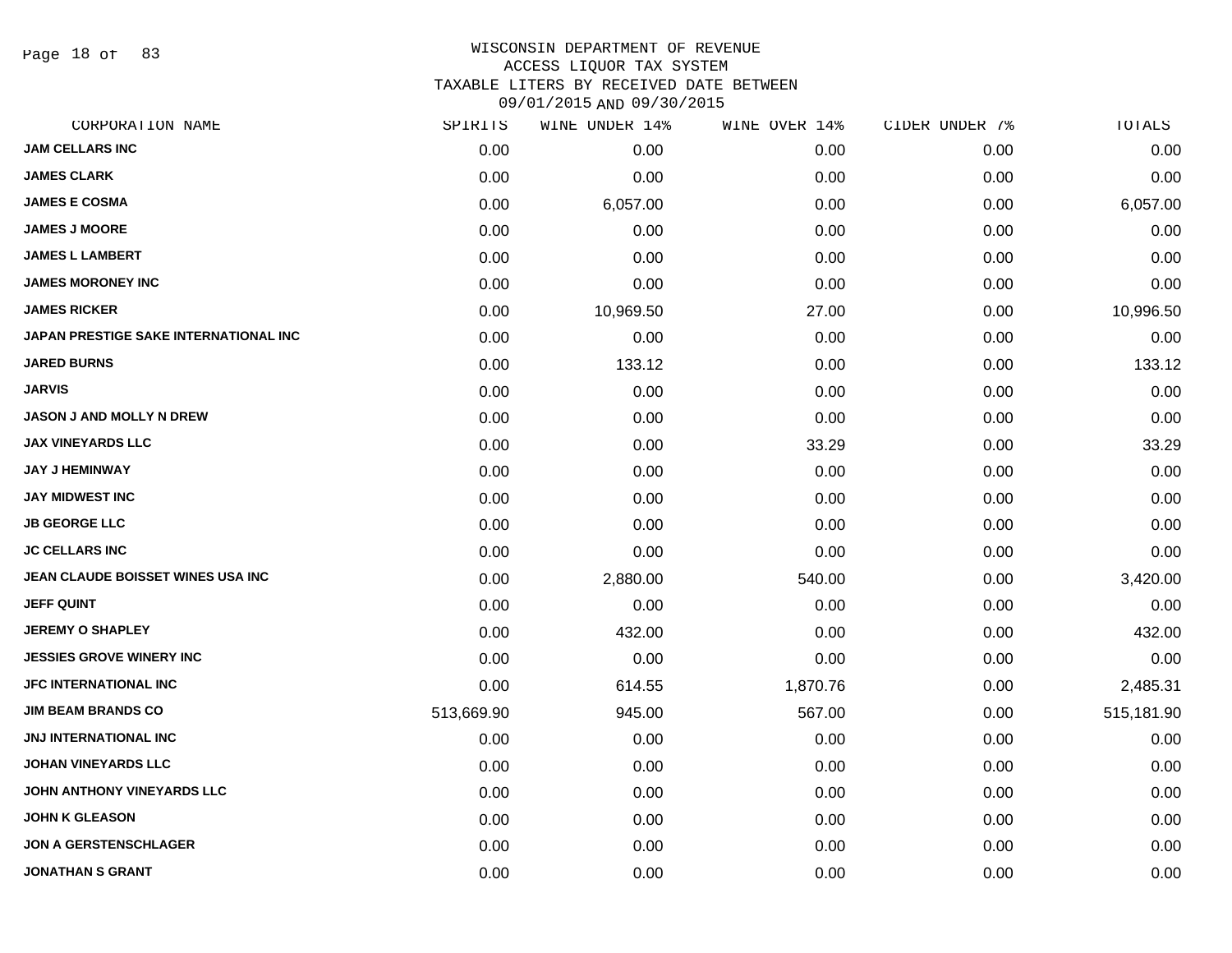WISCONSIN DEPARTMENT OF REVENUE
ACCESS LIQUOR TAX SYSTEM
TAXABLE LITERS BY RECEIVED DATE BETWEEN
09/01/2015 AND 09/30/2015

| CORPORATION NAME | SPIRITS | WINE UNDER 14% | WINE OVER 14% | CIDER UNDER 7% | TOTALS |
|---|---|---|---|---|---|
| JAM CELLARS INC | 0.00 | 0.00 | 0.00 | 0.00 | 0.00 |
| JAMES CLARK | 0.00 | 0.00 | 0.00 | 0.00 | 0.00 |
| JAMES E COSMA | 0.00 | 6,057.00 | 0.00 | 0.00 | 6,057.00 |
| JAMES J MOORE | 0.00 | 0.00 | 0.00 | 0.00 | 0.00 |
| JAMES L LAMBERT | 0.00 | 0.00 | 0.00 | 0.00 | 0.00 |
| JAMES MORONEY INC | 0.00 | 0.00 | 0.00 | 0.00 | 0.00 |
| JAMES RICKER | 0.00 | 10,969.50 | 27.00 | 0.00 | 10,996.50 |
| JAPAN PRESTIGE SAKE INTERNATIONAL INC | 0.00 | 0.00 | 0.00 | 0.00 | 0.00 |
| JARED BURNS | 0.00 | 133.12 | 0.00 | 0.00 | 133.12 |
| JARVIS | 0.00 | 0.00 | 0.00 | 0.00 | 0.00 |
| JASON J AND MOLLY N DREW | 0.00 | 0.00 | 0.00 | 0.00 | 0.00 |
| JAX VINEYARDS LLC | 0.00 | 0.00 | 33.29 | 0.00 | 33.29 |
| JAY J HEMINWAY | 0.00 | 0.00 | 0.00 | 0.00 | 0.00 |
| JAY MIDWEST INC | 0.00 | 0.00 | 0.00 | 0.00 | 0.00 |
| JB GEORGE LLC | 0.00 | 0.00 | 0.00 | 0.00 | 0.00 |
| JC CELLARS INC | 0.00 | 0.00 | 0.00 | 0.00 | 0.00 |
| JEAN CLAUDE BOISSET WINES USA INC | 0.00 | 2,880.00 | 540.00 | 0.00 | 3,420.00 |
| JEFF QUINT | 0.00 | 0.00 | 0.00 | 0.00 | 0.00 |
| JEREMY O SHAPLEY | 0.00 | 432.00 | 0.00 | 0.00 | 432.00 |
| JESSIES GROVE WINERY INC | 0.00 | 0.00 | 0.00 | 0.00 | 0.00 |
| JFC INTERNATIONAL INC | 0.00 | 614.55 | 1,870.76 | 0.00 | 2,485.31 |
| JIM BEAM BRANDS CO | 513,669.90 | 945.00 | 567.00 | 0.00 | 515,181.90 |
| JNJ INTERNATIONAL INC | 0.00 | 0.00 | 0.00 | 0.00 | 0.00 |
| JOHAN VINEYARDS LLC | 0.00 | 0.00 | 0.00 | 0.00 | 0.00 |
| JOHN ANTHONY VINEYARDS LLC | 0.00 | 0.00 | 0.00 | 0.00 | 0.00 |
| JOHN K GLEASON | 0.00 | 0.00 | 0.00 | 0.00 | 0.00 |
| JON A GERSTENSCHLAGER | 0.00 | 0.00 | 0.00 | 0.00 | 0.00 |
| JONATHAN S GRANT | 0.00 | 0.00 | 0.00 | 0.00 | 0.00 |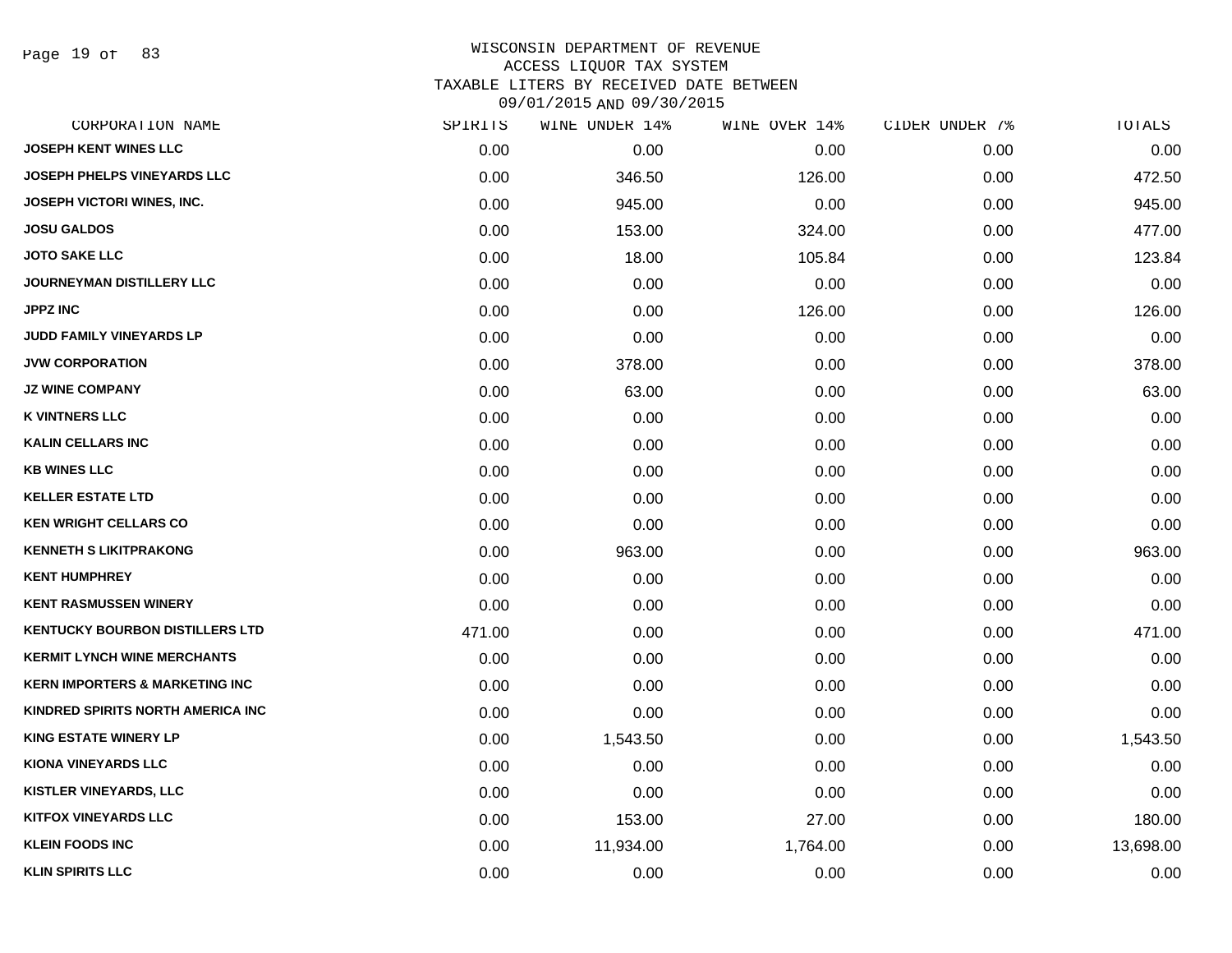WISCONSIN DEPARTMENT OF REVENUE
ACCESS LIQUOR TAX SYSTEM
TAXABLE LITERS BY RECEIVED DATE BETWEEN
09/01/2015 AND 09/30/2015

| CORPORATION NAME | SPIRITS | WINE UNDER 14% | WINE OVER 14% | CIDER UNDER 7% | TOTALS |
|---|---|---|---|---|---|
| JOSEPH KENT WINES LLC | 0.00 | 0.00 | 0.00 | 0.00 | 0.00 |
| JOSEPH PHELPS VINEYARDS LLC | 0.00 | 346.50 | 126.00 | 0.00 | 472.50 |
| JOSEPH VICTORI WINES, INC. | 0.00 | 945.00 | 0.00 | 0.00 | 945.00 |
| JOSU GALDOS | 0.00 | 153.00 | 324.00 | 0.00 | 477.00 |
| JOTO SAKE LLC | 0.00 | 18.00 | 105.84 | 0.00 | 123.84 |
| JOURNEYMAN DISTILLERY LLC | 0.00 | 0.00 | 0.00 | 0.00 | 0.00 |
| JPPZ INC | 0.00 | 0.00 | 126.00 | 0.00 | 126.00 |
| JUDD FAMILY VINEYARDS LP | 0.00 | 0.00 | 0.00 | 0.00 | 0.00 |
| JVW CORPORATION | 0.00 | 378.00 | 0.00 | 0.00 | 378.00 |
| JZ WINE COMPANY | 0.00 | 63.00 | 0.00 | 0.00 | 63.00 |
| K VINTNERS LLC | 0.00 | 0.00 | 0.00 | 0.00 | 0.00 |
| KALIN CELLARS INC | 0.00 | 0.00 | 0.00 | 0.00 | 0.00 |
| KB WINES LLC | 0.00 | 0.00 | 0.00 | 0.00 | 0.00 |
| KELLER ESTATE LTD | 0.00 | 0.00 | 0.00 | 0.00 | 0.00 |
| KEN WRIGHT CELLARS CO | 0.00 | 0.00 | 0.00 | 0.00 | 0.00 |
| KENNETH S LIKITPRAKONG | 0.00 | 963.00 | 0.00 | 0.00 | 963.00 |
| KENT HUMPHREY | 0.00 | 0.00 | 0.00 | 0.00 | 0.00 |
| KENT RASMUSSEN WINERY | 0.00 | 0.00 | 0.00 | 0.00 | 0.00 |
| KENTUCKY BOURBON DISTILLERS LTD | 471.00 | 0.00 | 0.00 | 0.00 | 471.00 |
| KERMIT LYNCH WINE MERCHANTS | 0.00 | 0.00 | 0.00 | 0.00 | 0.00 |
| KERN IMPORTERS & MARKETING INC | 0.00 | 0.00 | 0.00 | 0.00 | 0.00 |
| KINDRED SPIRITS NORTH AMERICA INC | 0.00 | 0.00 | 0.00 | 0.00 | 0.00 |
| KING ESTATE WINERY LP | 0.00 | 1,543.50 | 0.00 | 0.00 | 1,543.50 |
| KIONA VINEYARDS LLC | 0.00 | 0.00 | 0.00 | 0.00 | 0.00 |
| KISTLER VINEYARDS, LLC | 0.00 | 0.00 | 0.00 | 0.00 | 0.00 |
| KITFOX VINEYARDS LLC | 0.00 | 153.00 | 27.00 | 0.00 | 180.00 |
| KLEIN FOODS INC | 0.00 | 11,934.00 | 1,764.00 | 0.00 | 13,698.00 |
| KLIN SPIRITS LLC | 0.00 | 0.00 | 0.00 | 0.00 | 0.00 |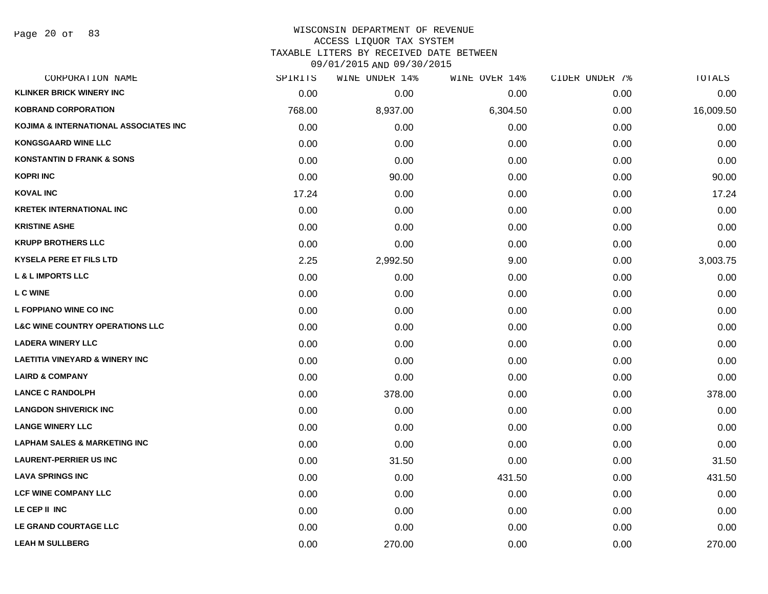# WISCONSIN DEPARTMENT OF REVENUE
## ACCESS LIQUOR TAX SYSTEM
### TAXABLE LITERS BY RECEIVED DATE BETWEEN 09/01/2015 AND 09/30/2015

| CORPORATION NAME | SPIRITS | WINE UNDER 14% | WINE OVER 14% | CIDER UNDER 7% | TOTALS |
|---|---|---|---|---|---|
| KLINKER BRICK WINERY INC | 0.00 | 0.00 | 0.00 | 0.00 | 0.00 |
| KOBRAND CORPORATION | 768.00 | 8,937.00 | 6,304.50 | 0.00 | 16,009.50 |
| KOJIMA & INTERNATIONAL ASSOCIATES INC | 0.00 | 0.00 | 0.00 | 0.00 | 0.00 |
| KONGSGAARD WINE LLC | 0.00 | 0.00 | 0.00 | 0.00 | 0.00 |
| KONSTANTIN D FRANK & SONS | 0.00 | 0.00 | 0.00 | 0.00 | 0.00 |
| KOPRI INC | 0.00 | 90.00 | 0.00 | 0.00 | 90.00 |
| KOVAL INC | 17.24 | 0.00 | 0.00 | 0.00 | 17.24 |
| KRETEK INTERNATIONAL INC | 0.00 | 0.00 | 0.00 | 0.00 | 0.00 |
| KRISTINE ASHE | 0.00 | 0.00 | 0.00 | 0.00 | 0.00 |
| KRUPP BROTHERS LLC | 0.00 | 0.00 | 0.00 | 0.00 | 0.00 |
| KYSELA PERE ET FILS LTD | 2.25 | 2,992.50 | 9.00 | 0.00 | 3,003.75 |
| L & L IMPORTS LLC | 0.00 | 0.00 | 0.00 | 0.00 | 0.00 |
| L C WINE | 0.00 | 0.00 | 0.00 | 0.00 | 0.00 |
| L FOPPIANO WINE CO INC | 0.00 | 0.00 | 0.00 | 0.00 | 0.00 |
| L&C WINE COUNTRY OPERATIONS LLC | 0.00 | 0.00 | 0.00 | 0.00 | 0.00 |
| LADERA WINERY LLC | 0.00 | 0.00 | 0.00 | 0.00 | 0.00 |
| LAETITIA VINEYARD & WINERY INC | 0.00 | 0.00 | 0.00 | 0.00 | 0.00 |
| LAIRD & COMPANY | 0.00 | 0.00 | 0.00 | 0.00 | 0.00 |
| LANCE C RANDOLPH | 0.00 | 378.00 | 0.00 | 0.00 | 378.00 |
| LANGDON SHIVERICK INC | 0.00 | 0.00 | 0.00 | 0.00 | 0.00 |
| LANGE WINERY LLC | 0.00 | 0.00 | 0.00 | 0.00 | 0.00 |
| LAPHAM SALES & MARKETING INC | 0.00 | 0.00 | 0.00 | 0.00 | 0.00 |
| LAURENT-PERRIER US INC | 0.00 | 31.50 | 0.00 | 0.00 | 31.50 |
| LAVA SPRINGS INC | 0.00 | 0.00 | 431.50 | 0.00 | 431.50 |
| LCF WINE COMPANY LLC | 0.00 | 0.00 | 0.00 | 0.00 | 0.00 |
| LE CEP II INC | 0.00 | 0.00 | 0.00 | 0.00 | 0.00 |
| LE GRAND COURTAGE LLC | 0.00 | 0.00 | 0.00 | 0.00 | 0.00 |
| LEAH M SULLBERG | 0.00 | 270.00 | 0.00 | 0.00 | 270.00 |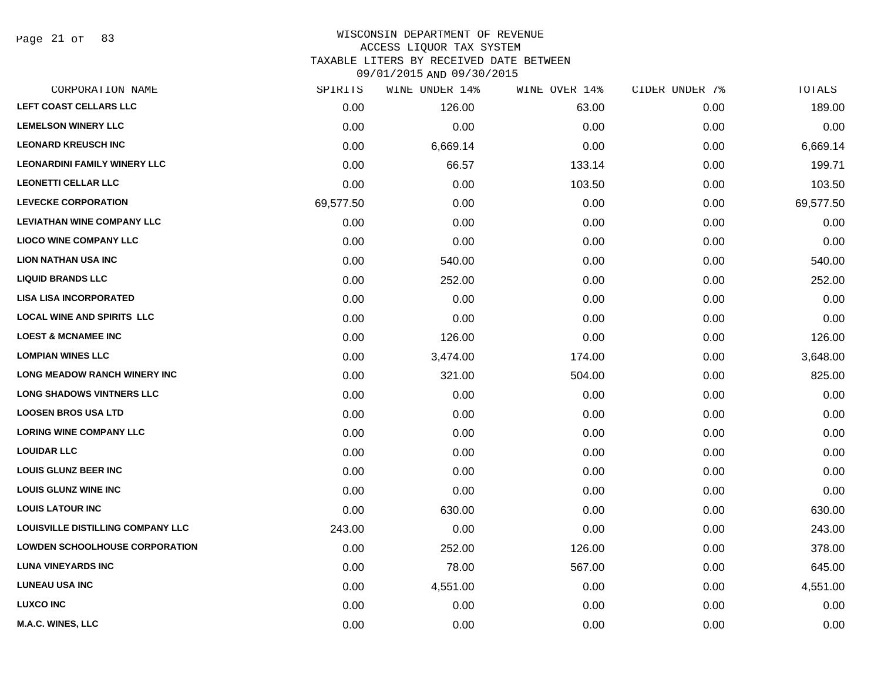WISCONSIN DEPARTMENT OF REVENUE
ACCESS LIQUOR TAX SYSTEM
TAXABLE LITERS BY RECEIVED DATE BETWEEN
09/01/2015 AND 09/30/2015

| CORPORATION NAME | SPIRITS | WINE UNDER 14% | WINE OVER 14% | CIDER UNDER 7% | TOTALS |
|---|---|---|---|---|---|
| LEFT COAST CELLARS LLC | 0.00 | 126.00 | 63.00 | 0.00 | 189.00 |
| LEMELSON WINERY LLC | 0.00 | 0.00 | 0.00 | 0.00 | 0.00 |
| LEONARD KREUSCH INC | 0.00 | 6,669.14 | 0.00 | 0.00 | 6,669.14 |
| LEONARDINI FAMILY WINERY LLC | 0.00 | 66.57 | 133.14 | 0.00 | 199.71 |
| LEONETTI CELLAR LLC | 0.00 | 0.00 | 103.50 | 0.00 | 103.50 |
| LEVECKE CORPORATION | 69,577.50 | 0.00 | 0.00 | 0.00 | 69,577.50 |
| LEVIATHAN WINE COMPANY LLC | 0.00 | 0.00 | 0.00 | 0.00 | 0.00 |
| LIOCO WINE COMPANY LLC | 0.00 | 0.00 | 0.00 | 0.00 | 0.00 |
| LION NATHAN USA INC | 0.00 | 540.00 | 0.00 | 0.00 | 540.00 |
| LIQUID BRANDS LLC | 0.00 | 252.00 | 0.00 | 0.00 | 252.00 |
| LISA LISA INCORPORATED | 0.00 | 0.00 | 0.00 | 0.00 | 0.00 |
| LOCAL WINE AND SPIRITS LLC | 0.00 | 0.00 | 0.00 | 0.00 | 0.00 |
| LOEST & MCNAMEE INC | 0.00 | 126.00 | 0.00 | 0.00 | 126.00 |
| LOMPIAN WINES LLC | 0.00 | 3,474.00 | 174.00 | 0.00 | 3,648.00 |
| LONG MEADOW RANCH WINERY INC | 0.00 | 321.00 | 504.00 | 0.00 | 825.00 |
| LONG SHADOWS VINTNERS LLC | 0.00 | 0.00 | 0.00 | 0.00 | 0.00 |
| LOOSEN BROS USA LTD | 0.00 | 0.00 | 0.00 | 0.00 | 0.00 |
| LORING WINE COMPANY LLC | 0.00 | 0.00 | 0.00 | 0.00 | 0.00 |
| LOUIDAR LLC | 0.00 | 0.00 | 0.00 | 0.00 | 0.00 |
| LOUIS GLUNZ BEER INC | 0.00 | 0.00 | 0.00 | 0.00 | 0.00 |
| LOUIS GLUNZ WINE INC | 0.00 | 0.00 | 0.00 | 0.00 | 0.00 |
| LOUIS LATOUR INC | 0.00 | 630.00 | 0.00 | 0.00 | 630.00 |
| LOUISVILLE DISTILLING COMPANY LLC | 243.00 | 0.00 | 0.00 | 0.00 | 243.00 |
| LOWDEN SCHOOLHOUSE CORPORATION | 0.00 | 252.00 | 126.00 | 0.00 | 378.00 |
| LUNA VINEYARDS INC | 0.00 | 78.00 | 567.00 | 0.00 | 645.00 |
| LUNEAU USA INC | 0.00 | 4,551.00 | 0.00 | 0.00 | 4,551.00 |
| LUXCO INC | 0.00 | 0.00 | 0.00 | 0.00 | 0.00 |
| M.A.C. WINES, LLC | 0.00 | 0.00 | 0.00 | 0.00 | 0.00 |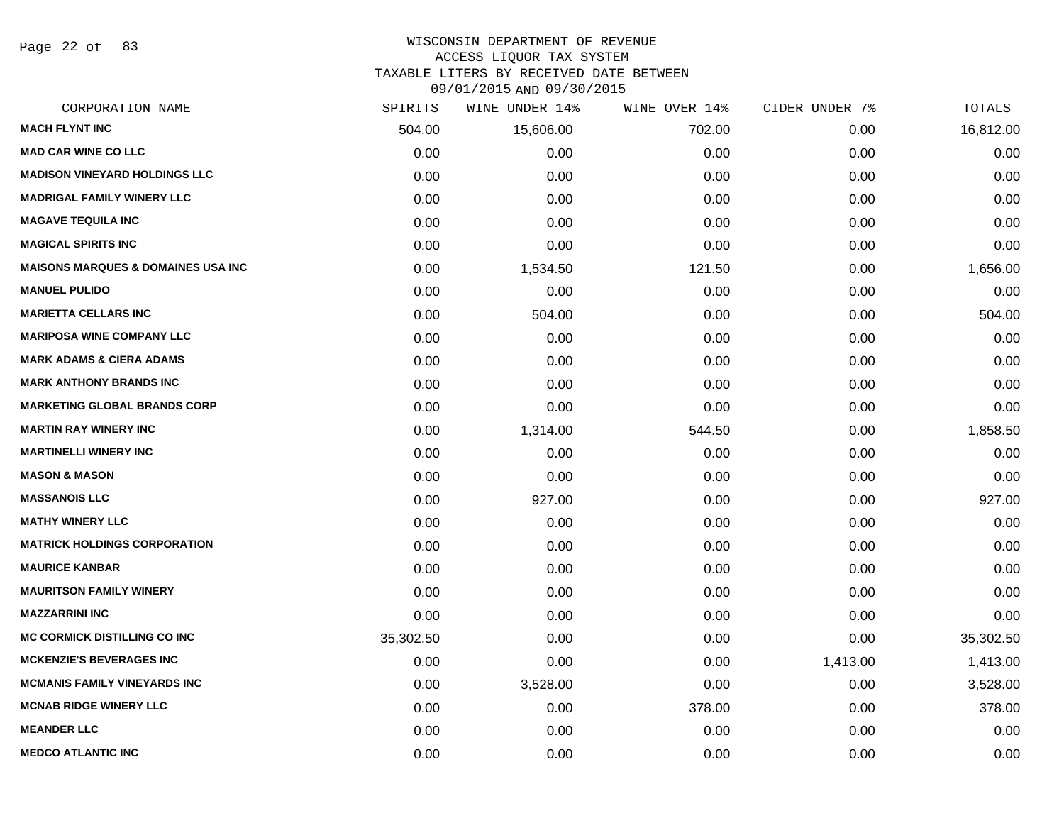# WISCONSIN DEPARTMENT OF REVENUE
## ACCESS LIQUOR TAX SYSTEM
### TAXABLE LITERS BY RECEIVED DATE BETWEEN 09/01/2015 AND 09/30/2015

| CORPORATION NAME | SPIRITS | WINE UNDER 14% | WINE OVER 14% | CIDER UNDER 7% | TOTALS |
|---|---|---|---|---|---|
| MACH FLYNT INC | 504.00 | 15,606.00 | 702.00 | 0.00 | 16,812.00 |
| MAD CAR WINE CO LLC | 0.00 | 0.00 | 0.00 | 0.00 | 0.00 |
| MADISON VINEYARD HOLDINGS LLC | 0.00 | 0.00 | 0.00 | 0.00 | 0.00 |
| MADRIGAL FAMILY WINERY LLC | 0.00 | 0.00 | 0.00 | 0.00 | 0.00 |
| MAGAVE TEQUILA INC | 0.00 | 0.00 | 0.00 | 0.00 | 0.00 |
| MAGICAL SPIRITS INC | 0.00 | 0.00 | 0.00 | 0.00 | 0.00 |
| MAISONS MARQUES & DOMAINES USA INC | 0.00 | 1,534.50 | 121.50 | 0.00 | 1,656.00 |
| MANUEL PULIDO | 0.00 | 0.00 | 0.00 | 0.00 | 0.00 |
| MARIETTA CELLARS INC | 0.00 | 504.00 | 0.00 | 0.00 | 504.00 |
| MARIPOSA WINE COMPANY LLC | 0.00 | 0.00 | 0.00 | 0.00 | 0.00 |
| MARK ADAMS & CIERA ADAMS | 0.00 | 0.00 | 0.00 | 0.00 | 0.00 |
| MARK ANTHONY BRANDS INC | 0.00 | 0.00 | 0.00 | 0.00 | 0.00 |
| MARKETING GLOBAL BRANDS CORP | 0.00 | 0.00 | 0.00 | 0.00 | 0.00 |
| MARTIN RAY WINERY INC | 0.00 | 1,314.00 | 544.50 | 0.00 | 1,858.50 |
| MARTINELLI WINERY INC | 0.00 | 0.00 | 0.00 | 0.00 | 0.00 |
| MASON & MASON | 0.00 | 0.00 | 0.00 | 0.00 | 0.00 |
| MASSANOIS LLC | 0.00 | 927.00 | 0.00 | 0.00 | 927.00 |
| MATHY WINERY LLC | 0.00 | 0.00 | 0.00 | 0.00 | 0.00 |
| MATRICK HOLDINGS CORPORATION | 0.00 | 0.00 | 0.00 | 0.00 | 0.00 |
| MAURICE KANBAR | 0.00 | 0.00 | 0.00 | 0.00 | 0.00 |
| MAURITSON FAMILY WINERY | 0.00 | 0.00 | 0.00 | 0.00 | 0.00 |
| MAZZARRINI INC | 0.00 | 0.00 | 0.00 | 0.00 | 0.00 |
| MC CORMICK DISTILLING CO INC | 35,302.50 | 0.00 | 0.00 | 0.00 | 35,302.50 |
| MCKENZIE'S BEVERAGES INC | 0.00 | 0.00 | 0.00 | 1,413.00 | 1,413.00 |
| MCMANIS FAMILY VINEYARDS INC | 0.00 | 3,528.00 | 0.00 | 0.00 | 3,528.00 |
| MCNAB RIDGE WINERY LLC | 0.00 | 0.00 | 378.00 | 0.00 | 378.00 |
| MEANDER LLC | 0.00 | 0.00 | 0.00 | 0.00 | 0.00 |
| MEDCO ATLANTIC INC | 0.00 | 0.00 | 0.00 | 0.00 | 0.00 |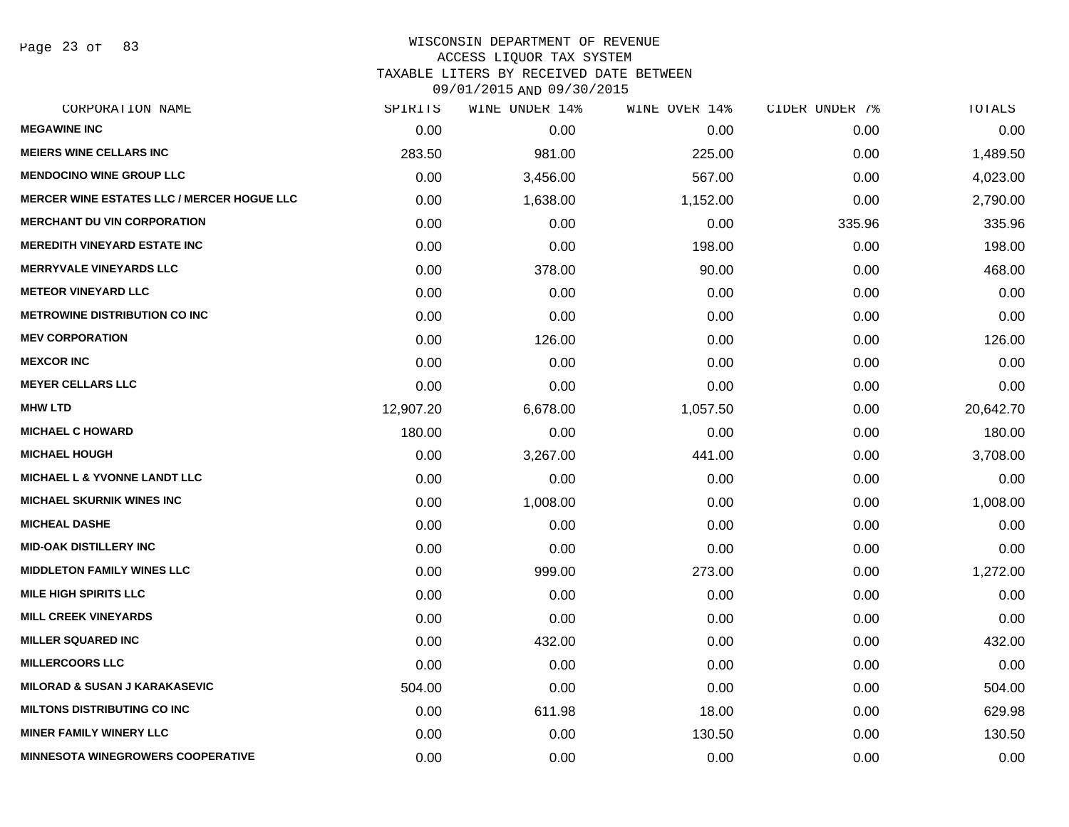WISCONSIN DEPARTMENT OF REVENUE
ACCESS LIQUOR TAX SYSTEM
TAXABLE LITERS BY RECEIVED DATE BETWEEN
09/01/2015 AND 09/30/2015

| CORPORATION NAME | SPIRITS | WINE UNDER 14% | WINE OVER 14% | CIDER UNDER 7% | TOTALS |
|---|---|---|---|---|---|
| MEGAWINE INC | 0.00 | 0.00 | 0.00 | 0.00 | 0.00 |
| MEIERS WINE CELLARS INC | 283.50 | 981.00 | 225.00 | 0.00 | 1,489.50 |
| MENDOCINO WINE GROUP LLC | 0.00 | 3,456.00 | 567.00 | 0.00 | 4,023.00 |
| MERCER WINE ESTATES LLC / MERCER HOGUE LLC | 0.00 | 1,638.00 | 1,152.00 | 0.00 | 2,790.00 |
| MERCHANT DU VIN CORPORATION | 0.00 | 0.00 | 0.00 | 335.96 | 335.96 |
| MEREDITH VINEYARD ESTATE INC | 0.00 | 0.00 | 198.00 | 0.00 | 198.00 |
| MERRYVALE VINEYARDS LLC | 0.00 | 378.00 | 90.00 | 0.00 | 468.00 |
| METEOR VINEYARD LLC | 0.00 | 0.00 | 0.00 | 0.00 | 0.00 |
| METROWINE DISTRIBUTION CO INC | 0.00 | 0.00 | 0.00 | 0.00 | 0.00 |
| MEV CORPORATION | 0.00 | 126.00 | 0.00 | 0.00 | 126.00 |
| MEXCOR INC | 0.00 | 0.00 | 0.00 | 0.00 | 0.00 |
| MEYER CELLARS LLC | 0.00 | 0.00 | 0.00 | 0.00 | 0.00 |
| MHW LTD | 12,907.20 | 6,678.00 | 1,057.50 | 0.00 | 20,642.70 |
| MICHAEL C HOWARD | 180.00 | 0.00 | 0.00 | 0.00 | 180.00 |
| MICHAEL HOUGH | 0.00 | 3,267.00 | 441.00 | 0.00 | 3,708.00 |
| MICHAEL L & YVONNE LANDT LLC | 0.00 | 0.00 | 0.00 | 0.00 | 0.00 |
| MICHAEL SKURNIK WINES INC | 0.00 | 1,008.00 | 0.00 | 0.00 | 1,008.00 |
| MICHEAL DASHE | 0.00 | 0.00 | 0.00 | 0.00 | 0.00 |
| MID-OAK DISTILLERY INC | 0.00 | 0.00 | 0.00 | 0.00 | 0.00 |
| MIDDLETON FAMILY WINES LLC | 0.00 | 999.00 | 273.00 | 0.00 | 1,272.00 |
| MILE HIGH SPIRITS LLC | 0.00 | 0.00 | 0.00 | 0.00 | 0.00 |
| MILL CREEK VINEYARDS | 0.00 | 0.00 | 0.00 | 0.00 | 0.00 |
| MILLER SQUARED INC | 0.00 | 432.00 | 0.00 | 0.00 | 432.00 |
| MILLERCOORS LLC | 0.00 | 0.00 | 0.00 | 0.00 | 0.00 |
| MILORAD & SUSAN J KARAKASEVIC | 504.00 | 0.00 | 0.00 | 0.00 | 504.00 |
| MILTONS DISTRIBUTING CO INC | 0.00 | 611.98 | 18.00 | 0.00 | 629.98 |
| MINER FAMILY WINERY LLC | 0.00 | 0.00 | 130.50 | 0.00 | 130.50 |
| MINNESOTA WINEGROWERS COOPERATIVE | 0.00 | 0.00 | 0.00 | 0.00 | 0.00 |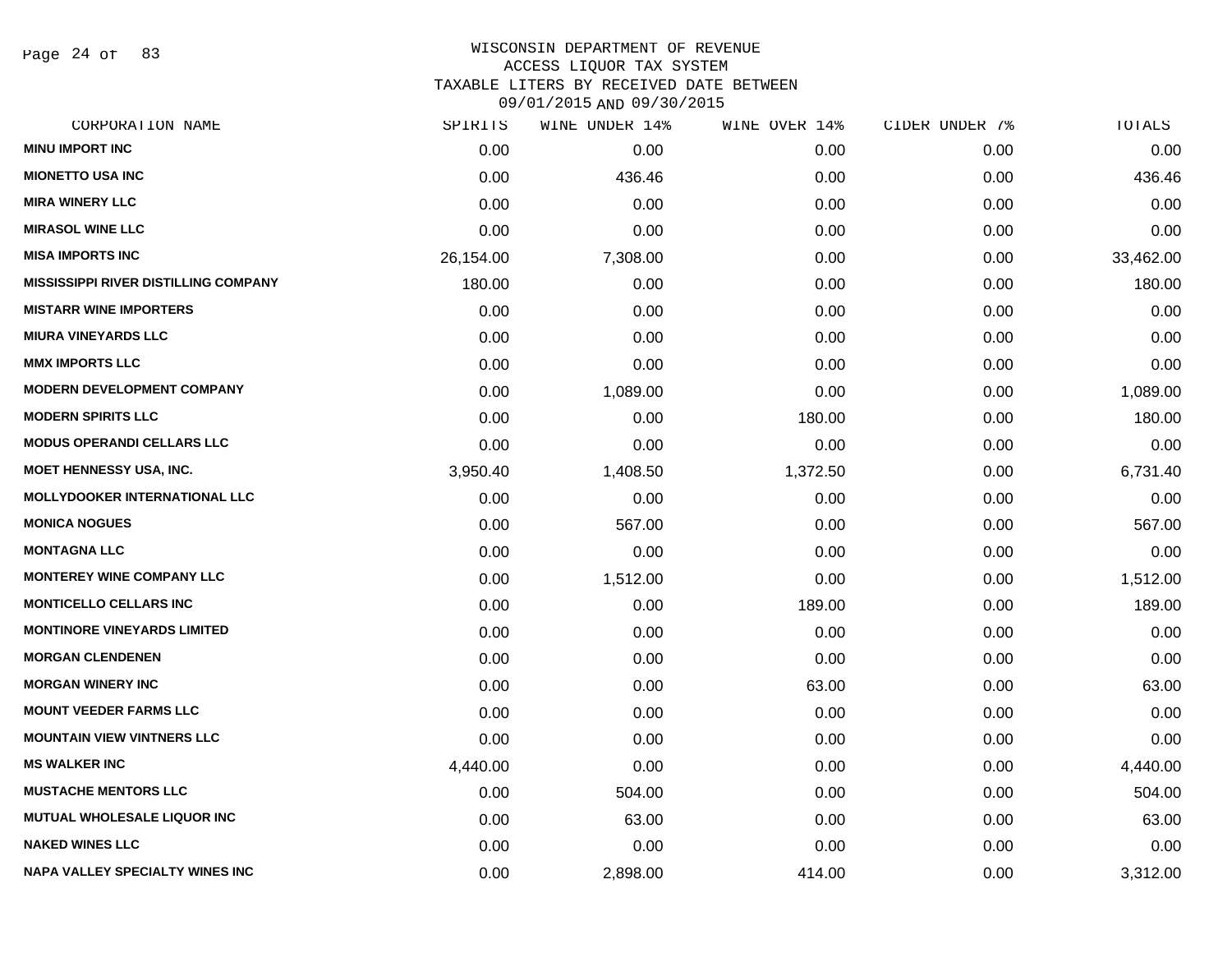WISCONSIN DEPARTMENT OF REVENUE
ACCESS LIQUOR TAX SYSTEM
TAXABLE LITERS BY RECEIVED DATE BETWEEN
09/01/2015 AND 09/30/2015

| CORPORATION NAME | SPIRITS | WINE UNDER 14% | WINE OVER 14% | CIDER UNDER 7% | TOTALS |
|---|---|---|---|---|---|
| MINU IMPORT INC | 0.00 | 0.00 | 0.00 | 0.00 | 0.00 |
| MIONETTO USA INC | 0.00 | 436.46 | 0.00 | 0.00 | 436.46 |
| MIRA WINERY LLC | 0.00 | 0.00 | 0.00 | 0.00 | 0.00 |
| MIRASOL WINE LLC | 0.00 | 0.00 | 0.00 | 0.00 | 0.00 |
| MISA IMPORTS INC | 26,154.00 | 7,308.00 | 0.00 | 0.00 | 33,462.00 |
| MISSISSIPPI RIVER DISTILLING COMPANY | 180.00 | 0.00 | 0.00 | 0.00 | 180.00 |
| MISTARR WINE IMPORTERS | 0.00 | 0.00 | 0.00 | 0.00 | 0.00 |
| MIURA VINEYARDS LLC | 0.00 | 0.00 | 0.00 | 0.00 | 0.00 |
| MMX IMPORTS LLC | 0.00 | 0.00 | 0.00 | 0.00 | 0.00 |
| MODERN DEVELOPMENT COMPANY | 0.00 | 1,089.00 | 0.00 | 0.00 | 1,089.00 |
| MODERN SPIRITS LLC | 0.00 | 0.00 | 180.00 | 0.00 | 180.00 |
| MODUS OPERANDI CELLARS LLC | 0.00 | 0.00 | 0.00 | 0.00 | 0.00 |
| MOET HENNESSY USA, INC. | 3,950.40 | 1,408.50 | 1,372.50 | 0.00 | 6,731.40 |
| MOLLYDOOKER INTERNATIONAL LLC | 0.00 | 0.00 | 0.00 | 0.00 | 0.00 |
| MONICA NOGUES | 0.00 | 567.00 | 0.00 | 0.00 | 567.00 |
| MONTAGNA LLC | 0.00 | 0.00 | 0.00 | 0.00 | 0.00 |
| MONTEREY WINE COMPANY LLC | 0.00 | 1,512.00 | 0.00 | 0.00 | 1,512.00 |
| MONTICELLO CELLARS INC | 0.00 | 0.00 | 189.00 | 0.00 | 189.00 |
| MONTINORE VINEYARDS LIMITED | 0.00 | 0.00 | 0.00 | 0.00 | 0.00 |
| MORGAN CLENDENEN | 0.00 | 0.00 | 0.00 | 0.00 | 0.00 |
| MORGAN WINERY INC | 0.00 | 0.00 | 63.00 | 0.00 | 63.00 |
| MOUNT VEEDER FARMS LLC | 0.00 | 0.00 | 0.00 | 0.00 | 0.00 |
| MOUNTAIN VIEW VINTNERS LLC | 0.00 | 0.00 | 0.00 | 0.00 | 0.00 |
| MS WALKER INC | 4,440.00 | 0.00 | 0.00 | 0.00 | 4,440.00 |
| MUSTACHE MENTORS LLC | 0.00 | 504.00 | 0.00 | 0.00 | 504.00 |
| MUTUAL WHOLESALE LIQUOR INC | 0.00 | 63.00 | 0.00 | 0.00 | 63.00 |
| NAKED WINES LLC | 0.00 | 0.00 | 0.00 | 0.00 | 0.00 |
| NAPA VALLEY SPECIALTY WINES INC | 0.00 | 2,898.00 | 414.00 | 0.00 | 3,312.00 |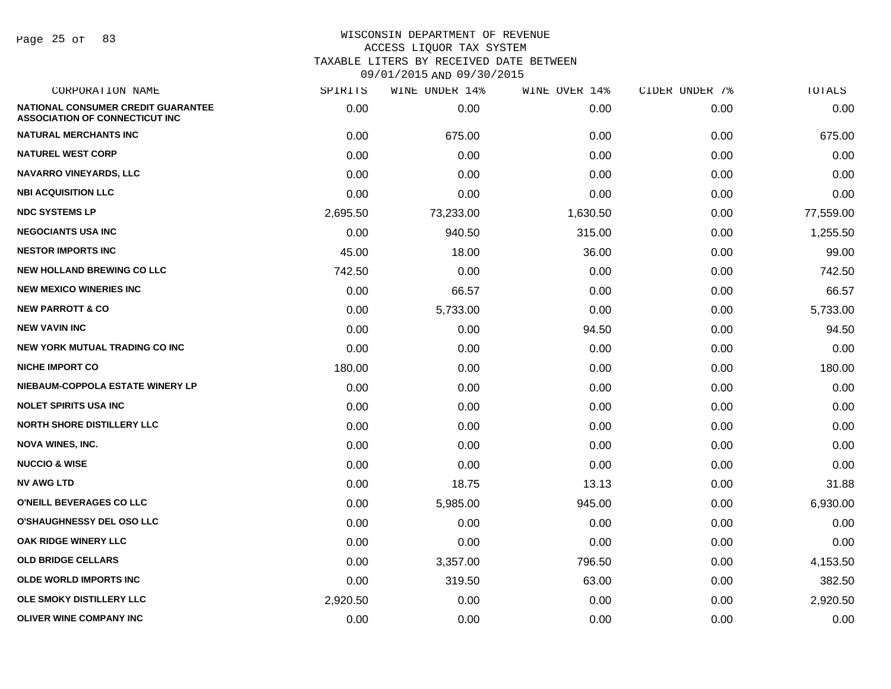WISCONSIN DEPARTMENT OF REVENUE
ACCESS LIQUOR TAX SYSTEM
TAXABLE LITERS BY RECEIVED DATE BETWEEN
09/01/2015 AND 09/30/2015

| CORPORATION NAME | SPIRITS | WINE UNDER 14% | WINE OVER 14% | CIDER UNDER 7% | TOTALS |
|---|---|---|---|---|---|
| NATIONAL CONSUMER CREDIT GUARANTEE ASSOCIATION OF CONNECTICUT INC | 0.00 | 0.00 | 0.00 | 0.00 | 0.00 |
| NATURAL MERCHANTS INC | 0.00 | 675.00 | 0.00 | 0.00 | 675.00 |
| NATUREL WEST CORP | 0.00 | 0.00 | 0.00 | 0.00 | 0.00 |
| NAVARRO VINEYARDS, LLC | 0.00 | 0.00 | 0.00 | 0.00 | 0.00 |
| NBI ACQUISITION LLC | 0.00 | 0.00 | 0.00 | 0.00 | 0.00 |
| NDC SYSTEMS LP | 2,695.50 | 73,233.00 | 1,630.50 | 0.00 | 77,559.00 |
| NEGOCIANTS USA INC | 0.00 | 940.50 | 315.00 | 0.00 | 1,255.50 |
| NESTOR IMPORTS INC | 45.00 | 18.00 | 36.00 | 0.00 | 99.00 |
| NEW HOLLAND BREWING CO LLC | 742.50 | 0.00 | 0.00 | 0.00 | 742.50 |
| NEW MEXICO WINERIES INC | 0.00 | 66.57 | 0.00 | 0.00 | 66.57 |
| NEW PARROTT & CO | 0.00 | 5,733.00 | 0.00 | 0.00 | 5,733.00 |
| NEW VAVIN INC | 0.00 | 0.00 | 94.50 | 0.00 | 94.50 |
| NEW YORK MUTUAL TRADING CO INC | 0.00 | 0.00 | 0.00 | 0.00 | 0.00 |
| NICHE IMPORT CO | 180.00 | 0.00 | 0.00 | 0.00 | 180.00 |
| NIEBAUM-COPPOLA ESTATE WINERY LP | 0.00 | 0.00 | 0.00 | 0.00 | 0.00 |
| NOLET SPIRITS USA INC | 0.00 | 0.00 | 0.00 | 0.00 | 0.00 |
| NORTH SHORE DISTILLERY LLC | 0.00 | 0.00 | 0.00 | 0.00 | 0.00 |
| NOVA WINES, INC. | 0.00 | 0.00 | 0.00 | 0.00 | 0.00 |
| NUCCIO & WISE | 0.00 | 0.00 | 0.00 | 0.00 | 0.00 |
| NV AWG LTD | 0.00 | 18.75 | 13.13 | 0.00 | 31.88 |
| O'NEILL BEVERAGES CO LLC | 0.00 | 5,985.00 | 945.00 | 0.00 | 6,930.00 |
| O'SHAUGHNESSY DEL OSO LLC | 0.00 | 0.00 | 0.00 | 0.00 | 0.00 |
| OAK RIDGE WINERY LLC | 0.00 | 0.00 | 0.00 | 0.00 | 0.00 |
| OLD BRIDGE CELLARS | 0.00 | 3,357.00 | 796.50 | 0.00 | 4,153.50 |
| OLDE WORLD IMPORTS INC | 0.00 | 319.50 | 63.00 | 0.00 | 382.50 |
| OLE SMOKY DISTILLERY LLC | 2,920.50 | 0.00 | 0.00 | 0.00 | 2,920.50 |
| OLIVER WINE COMPANY INC | 0.00 | 0.00 | 0.00 | 0.00 | 0.00 |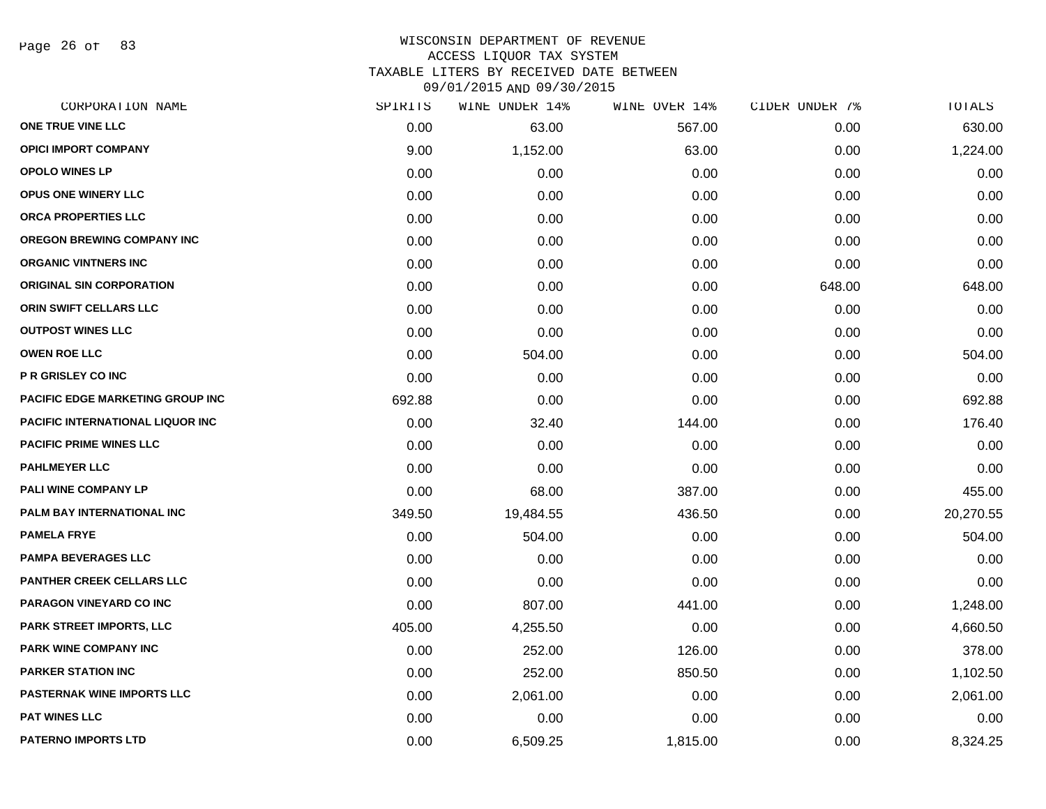WISCONSIN DEPARTMENT OF REVENUE
ACCESS LIQUOR TAX SYSTEM
TAXABLE LITERS BY RECEIVED DATE BETWEEN
09/01/2015 AND 09/30/2015

| CORPORATION NAME | SPIRITS | WINE UNDER 14% | WINE OVER 14% | CIDER UNDER 7% | TOTALS |
|---|---|---|---|---|---|
| ONE TRUE VINE LLC | 0.00 | 63.00 | 567.00 | 0.00 | 630.00 |
| OPICI IMPORT COMPANY | 9.00 | 1,152.00 | 63.00 | 0.00 | 1,224.00 |
| OPOLO WINES LP | 0.00 | 0.00 | 0.00 | 0.00 | 0.00 |
| OPUS ONE WINERY LLC | 0.00 | 0.00 | 0.00 | 0.00 | 0.00 |
| ORCA PROPERTIES LLC | 0.00 | 0.00 | 0.00 | 0.00 | 0.00 |
| OREGON BREWING COMPANY INC | 0.00 | 0.00 | 0.00 | 0.00 | 0.00 |
| ORGANIC VINTNERS INC | 0.00 | 0.00 | 0.00 | 0.00 | 0.00 |
| ORIGINAL SIN CORPORATION | 0.00 | 0.00 | 0.00 | 648.00 | 648.00 |
| ORIN SWIFT CELLARS LLC | 0.00 | 0.00 | 0.00 | 0.00 | 0.00 |
| OUTPOST WINES LLC | 0.00 | 0.00 | 0.00 | 0.00 | 0.00 |
| OWEN ROE LLC | 0.00 | 504.00 | 0.00 | 0.00 | 504.00 |
| P R GRISLEY CO INC | 0.00 | 0.00 | 0.00 | 0.00 | 0.00 |
| PACIFIC EDGE MARKETING GROUP INC | 692.88 | 0.00 | 0.00 | 0.00 | 692.88 |
| PACIFIC INTERNATIONAL LIQUOR INC | 0.00 | 32.40 | 144.00 | 0.00 | 176.40 |
| PACIFIC PRIME WINES LLC | 0.00 | 0.00 | 0.00 | 0.00 | 0.00 |
| PAHLMEYER LLC | 0.00 | 0.00 | 0.00 | 0.00 | 0.00 |
| PALI WINE COMPANY LP | 0.00 | 68.00 | 387.00 | 0.00 | 455.00 |
| PALM BAY INTERNATIONAL INC | 349.50 | 19,484.55 | 436.50 | 0.00 | 20,270.55 |
| PAMELA FRYE | 0.00 | 504.00 | 0.00 | 0.00 | 504.00 |
| PAMPA BEVERAGES LLC | 0.00 | 0.00 | 0.00 | 0.00 | 0.00 |
| PANTHER CREEK CELLARS LLC | 0.00 | 0.00 | 0.00 | 0.00 | 0.00 |
| PARAGON VINEYARD CO INC | 0.00 | 807.00 | 441.00 | 0.00 | 1,248.00 |
| PARK STREET IMPORTS, LLC | 405.00 | 4,255.50 | 0.00 | 0.00 | 4,660.50 |
| PARK WINE COMPANY INC | 0.00 | 252.00 | 126.00 | 0.00 | 378.00 |
| PARKER STATION INC | 0.00 | 252.00 | 850.50 | 0.00 | 1,102.50 |
| PASTERNAK WINE IMPORTS LLC | 0.00 | 2,061.00 | 0.00 | 0.00 | 2,061.00 |
| PAT WINES LLC | 0.00 | 0.00 | 0.00 | 0.00 | 0.00 |
| PATERNO IMPORTS LTD | 0.00 | 6,509.25 | 1,815.00 | 0.00 | 8,324.25 |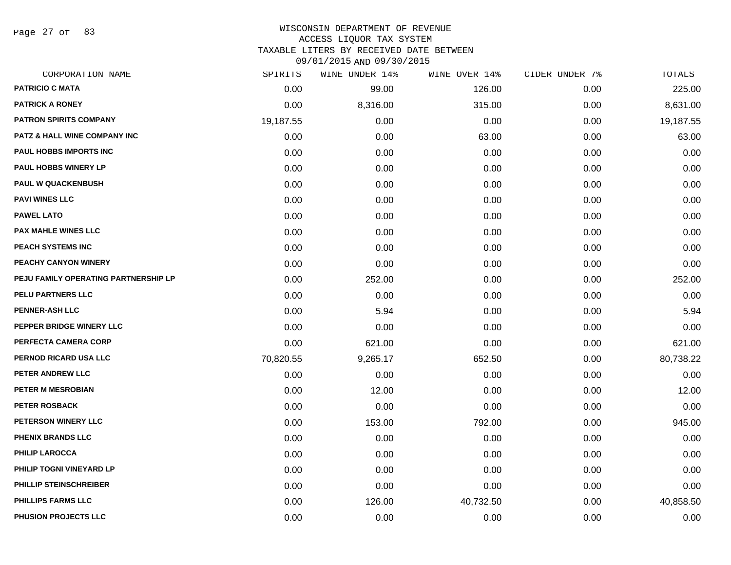WISCONSIN DEPARTMENT OF REVENUE
ACCESS LIQUOR TAX SYSTEM
TAXABLE LITERS BY RECEIVED DATE BETWEEN
09/01/2015 AND 09/30/2015

| CORPORATION NAME | SPIRITS | WINE UNDER 14% | WINE OVER 14% | CIDER UNDER 7% | TOTALS |
|---|---|---|---|---|---|
| PATRICIO C MATA | 0.00 | 99.00 | 126.00 | 0.00 | 225.00 |
| PATRICK A RONEY | 0.00 | 8,316.00 | 315.00 | 0.00 | 8,631.00 |
| PATRON SPIRITS COMPANY | 19,187.55 | 0.00 | 0.00 | 0.00 | 19,187.55 |
| PATZ & HALL WINE COMPANY INC | 0.00 | 0.00 | 63.00 | 0.00 | 63.00 |
| PAUL HOBBS IMPORTS INC | 0.00 | 0.00 | 0.00 | 0.00 | 0.00 |
| PAUL HOBBS WINERY LP | 0.00 | 0.00 | 0.00 | 0.00 | 0.00 |
| PAUL W QUACKENBUSH | 0.00 | 0.00 | 0.00 | 0.00 | 0.00 |
| PAVI WINES LLC | 0.00 | 0.00 | 0.00 | 0.00 | 0.00 |
| PAWEL LATO | 0.00 | 0.00 | 0.00 | 0.00 | 0.00 |
| PAX MAHLE WINES LLC | 0.00 | 0.00 | 0.00 | 0.00 | 0.00 |
| PEACH SYSTEMS INC | 0.00 | 0.00 | 0.00 | 0.00 | 0.00 |
| PEACHY CANYON WINERY | 0.00 | 0.00 | 0.00 | 0.00 | 0.00 |
| PEJU FAMILY OPERATING PARTNERSHIP LP | 0.00 | 252.00 | 0.00 | 0.00 | 252.00 |
| PELU PARTNERS LLC | 0.00 | 0.00 | 0.00 | 0.00 | 0.00 |
| PENNER-ASH LLC | 0.00 | 5.94 | 0.00 | 0.00 | 5.94 |
| PEPPER BRIDGE WINERY LLC | 0.00 | 0.00 | 0.00 | 0.00 | 0.00 |
| PERFECTA CAMERA CORP | 0.00 | 621.00 | 0.00 | 0.00 | 621.00 |
| PERNOD RICARD USA LLC | 70,820.55 | 9,265.17 | 652.50 | 0.00 | 80,738.22 |
| PETER ANDREW LLC | 0.00 | 0.00 | 0.00 | 0.00 | 0.00 |
| PETER M MESROBIAN | 0.00 | 12.00 | 0.00 | 0.00 | 12.00 |
| PETER ROSBACK | 0.00 | 0.00 | 0.00 | 0.00 | 0.00 |
| PETERSON WINERY LLC | 0.00 | 153.00 | 792.00 | 0.00 | 945.00 |
| PHENIX BRANDS LLC | 0.00 | 0.00 | 0.00 | 0.00 | 0.00 |
| PHILIP LAROCCA | 0.00 | 0.00 | 0.00 | 0.00 | 0.00 |
| PHILIP TOGNI VINEYARD LP | 0.00 | 0.00 | 0.00 | 0.00 | 0.00 |
| PHILLIP STEINSCHREIBER | 0.00 | 0.00 | 0.00 | 0.00 | 0.00 |
| PHILLIPS FARMS LLC | 0.00 | 126.00 | 40,732.50 | 0.00 | 40,858.50 |
| PHUSION PROJECTS LLC | 0.00 | 0.00 | 0.00 | 0.00 | 0.00 |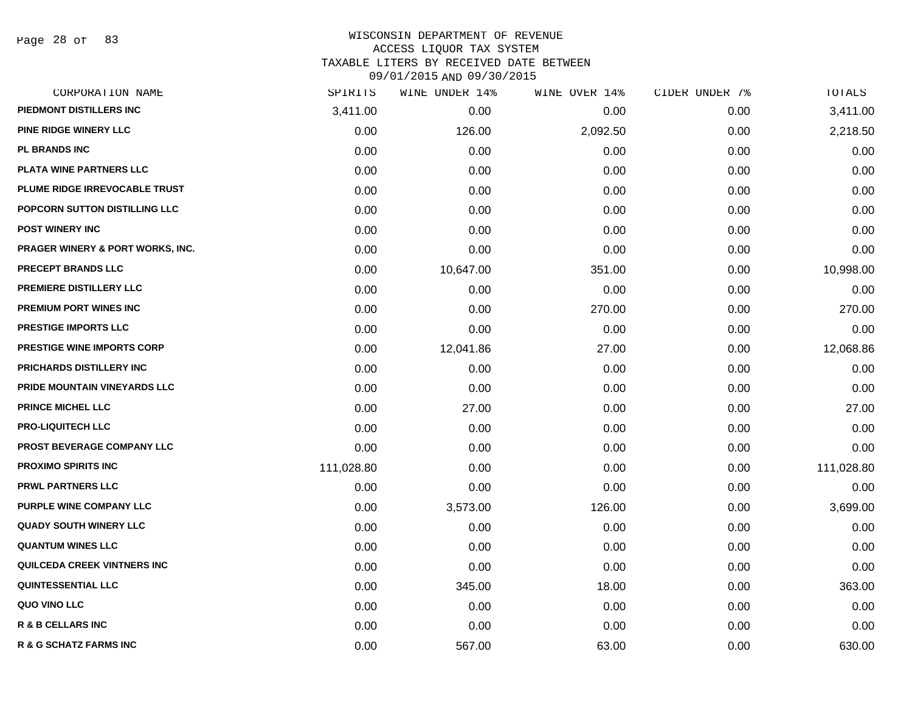WISCONSIN DEPARTMENT OF REVENUE
ACCESS LIQUOR TAX SYSTEM
TAXABLE LITERS BY RECEIVED DATE BETWEEN
09/01/2015 AND 09/30/2015

| CORPORATION NAME | SPIRITS | WINE UNDER 14% | WINE OVER 14% | CIDER UNDER 7% | TOTALS |
|---|---|---|---|---|---|
| PIEDMONT DISTILLERS INC | 3,411.00 | 0.00 | 0.00 | 0.00 | 3,411.00 |
| PINE RIDGE WINERY LLC | 0.00 | 126.00 | 2,092.50 | 0.00 | 2,218.50 |
| PL BRANDS INC | 0.00 | 0.00 | 0.00 | 0.00 | 0.00 |
| PLATA WINE PARTNERS LLC | 0.00 | 0.00 | 0.00 | 0.00 | 0.00 |
| PLUME RIDGE IRREVOCABLE TRUST | 0.00 | 0.00 | 0.00 | 0.00 | 0.00 |
| POPCORN SUTTON DISTILLING LLC | 0.00 | 0.00 | 0.00 | 0.00 | 0.00 |
| POST WINERY INC | 0.00 | 0.00 | 0.00 | 0.00 | 0.00 |
| PRAGER WINERY & PORT WORKS, INC. | 0.00 | 0.00 | 0.00 | 0.00 | 0.00 |
| PRECEPT BRANDS LLC | 0.00 | 10,647.00 | 351.00 | 0.00 | 10,998.00 |
| PREMIERE DISTILLERY LLC | 0.00 | 0.00 | 0.00 | 0.00 | 0.00 |
| PREMIUM PORT WINES INC | 0.00 | 0.00 | 270.00 | 0.00 | 270.00 |
| PRESTIGE IMPORTS LLC | 0.00 | 0.00 | 0.00 | 0.00 | 0.00 |
| PRESTIGE WINE IMPORTS CORP | 0.00 | 12,041.86 | 27.00 | 0.00 | 12,068.86 |
| PRICHARDS DISTILLERY INC | 0.00 | 0.00 | 0.00 | 0.00 | 0.00 |
| PRIDE MOUNTAIN VINEYARDS LLC | 0.00 | 0.00 | 0.00 | 0.00 | 0.00 |
| PRINCE MICHEL LLC | 0.00 | 27.00 | 0.00 | 0.00 | 27.00 |
| PRO-LIQUITECH LLC | 0.00 | 0.00 | 0.00 | 0.00 | 0.00 |
| PROST BEVERAGE COMPANY LLC | 0.00 | 0.00 | 0.00 | 0.00 | 0.00 |
| PROXIMO SPIRITS INC | 111,028.80 | 0.00 | 0.00 | 0.00 | 111,028.80 |
| PRWL PARTNERS LLC | 0.00 | 0.00 | 0.00 | 0.00 | 0.00 |
| PURPLE WINE COMPANY LLC | 0.00 | 3,573.00 | 126.00 | 0.00 | 3,699.00 |
| QUADY SOUTH WINERY LLC | 0.00 | 0.00 | 0.00 | 0.00 | 0.00 |
| QUANTUM WINES LLC | 0.00 | 0.00 | 0.00 | 0.00 | 0.00 |
| QUILCEDA CREEK VINTNERS INC | 0.00 | 0.00 | 0.00 | 0.00 | 0.00 |
| QUINTESSENTIAL LLC | 0.00 | 345.00 | 18.00 | 0.00 | 363.00 |
| QUO VINO LLC | 0.00 | 0.00 | 0.00 | 0.00 | 0.00 |
| R & B CELLARS INC | 0.00 | 0.00 | 0.00 | 0.00 | 0.00 |
| R & G SCHATZ FARMS INC | 0.00 | 567.00 | 63.00 | 0.00 | 630.00 |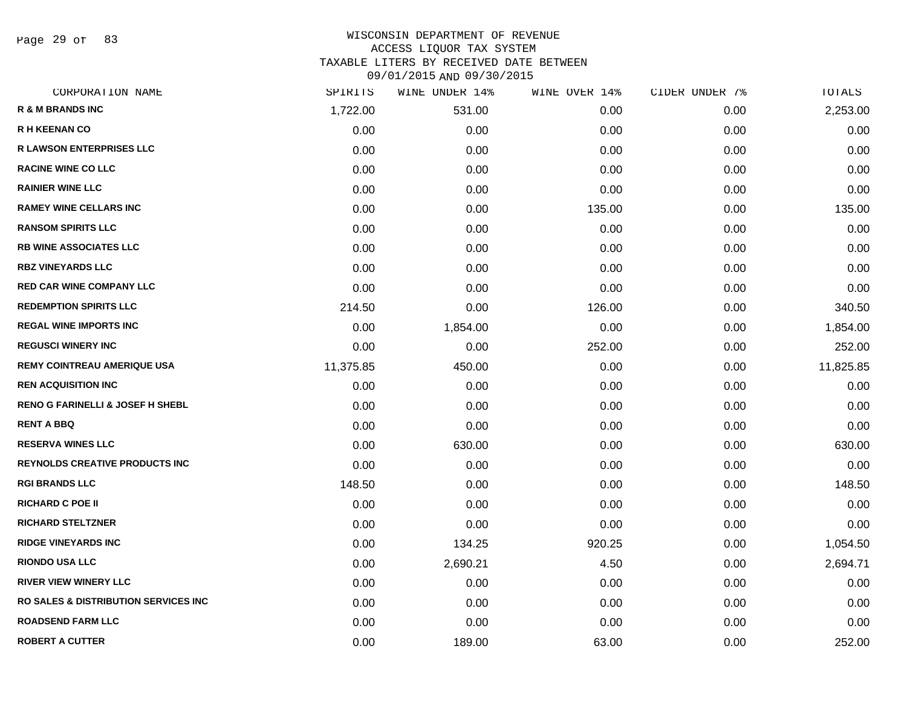WISCONSIN DEPARTMENT OF REVENUE
ACCESS LIQUOR TAX SYSTEM
TAXABLE LITERS BY RECEIVED DATE BETWEEN
09/01/2015 AND 09/30/2015

| CORPORATION NAME | SPIRITS | WINE UNDER 14% | WINE OVER 14% | CIDER UNDER 7% | TOTALS |
|---|---|---|---|---|---|
| R & M BRANDS INC | 1,722.00 | 531.00 | 0.00 | 0.00 | 2,253.00 |
| R H KEENAN CO | 0.00 | 0.00 | 0.00 | 0.00 | 0.00 |
| R LAWSON ENTERPRISES LLC | 0.00 | 0.00 | 0.00 | 0.00 | 0.00 |
| RACINE WINE CO LLC | 0.00 | 0.00 | 0.00 | 0.00 | 0.00 |
| RAINIER WINE LLC | 0.00 | 0.00 | 0.00 | 0.00 | 0.00 |
| RAMEY WINE CELLARS INC | 0.00 | 0.00 | 135.00 | 0.00 | 135.00 |
| RANSOM SPIRITS LLC | 0.00 | 0.00 | 0.00 | 0.00 | 0.00 |
| RB WINE ASSOCIATES LLC | 0.00 | 0.00 | 0.00 | 0.00 | 0.00 |
| RBZ VINEYARDS LLC | 0.00 | 0.00 | 0.00 | 0.00 | 0.00 |
| RED CAR WINE COMPANY LLC | 0.00 | 0.00 | 0.00 | 0.00 | 0.00 |
| REDEMPTION SPIRITS LLC | 214.50 | 0.00 | 126.00 | 0.00 | 340.50 |
| REGAL WINE IMPORTS INC | 0.00 | 1,854.00 | 0.00 | 0.00 | 1,854.00 |
| REGUSCI WINERY INC | 0.00 | 0.00 | 252.00 | 0.00 | 252.00 |
| REMY COINTREAU AMERIQUE USA | 11,375.85 | 450.00 | 0.00 | 0.00 | 11,825.85 |
| REN ACQUISITION INC | 0.00 | 0.00 | 0.00 | 0.00 | 0.00 |
| RENO G FARINELLI & JOSEF H SHEBL | 0.00 | 0.00 | 0.00 | 0.00 | 0.00 |
| RENT A BBQ | 0.00 | 0.00 | 0.00 | 0.00 | 0.00 |
| RESERVA WINES LLC | 0.00 | 630.00 | 0.00 | 0.00 | 630.00 |
| REYNOLDS CREATIVE PRODUCTS INC | 0.00 | 0.00 | 0.00 | 0.00 | 0.00 |
| RGI BRANDS LLC | 148.50 | 0.00 | 0.00 | 0.00 | 148.50 |
| RICHARD C POE II | 0.00 | 0.00 | 0.00 | 0.00 | 0.00 |
| RICHARD STELTZNER | 0.00 | 0.00 | 0.00 | 0.00 | 0.00 |
| RIDGE VINEYARDS INC | 0.00 | 134.25 | 920.25 | 0.00 | 1,054.50 |
| RIONDO USA LLC | 0.00 | 2,690.21 | 4.50 | 0.00 | 2,694.71 |
| RIVER VIEW WINERY LLC | 0.00 | 0.00 | 0.00 | 0.00 | 0.00 |
| RO SALES & DISTRIBUTION SERVICES INC | 0.00 | 0.00 | 0.00 | 0.00 | 0.00 |
| ROADSEND FARM LLC | 0.00 | 0.00 | 0.00 | 0.00 | 0.00 |
| ROBERT A CUTTER | 0.00 | 189.00 | 63.00 | 0.00 | 252.00 |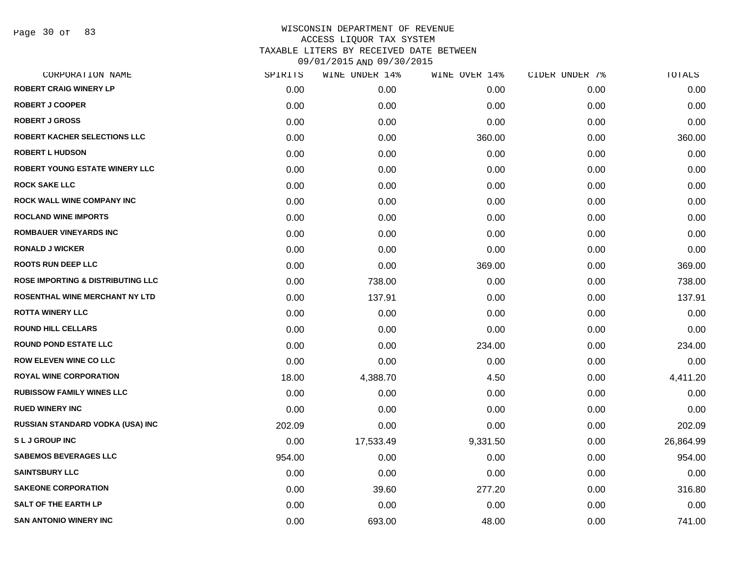# WISCONSIN DEPARTMENT OF REVENUE
## ACCESS LIQUOR TAX SYSTEM
## TAXABLE LITERS BY RECEIVED DATE BETWEEN 09/01/2015 AND 09/30/2015

| CORPORATION NAME | SPIRITS | WINE UNDER 14% | WINE OVER 14% | CIDER UNDER 7% | TOTALS |
|---|---|---|---|---|---|
| ROBERT CRAIG WINERY LP | 0.00 | 0.00 | 0.00 | 0.00 | 0.00 |
| ROBERT J COOPER | 0.00 | 0.00 | 0.00 | 0.00 | 0.00 |
| ROBERT J GROSS | 0.00 | 0.00 | 0.00 | 0.00 | 0.00 |
| ROBERT KACHER SELECTIONS LLC | 0.00 | 0.00 | 360.00 | 0.00 | 360.00 |
| ROBERT L HUDSON | 0.00 | 0.00 | 0.00 | 0.00 | 0.00 |
| ROBERT YOUNG ESTATE WINERY LLC | 0.00 | 0.00 | 0.00 | 0.00 | 0.00 |
| ROCK SAKE LLC | 0.00 | 0.00 | 0.00 | 0.00 | 0.00 |
| ROCK WALL WINE COMPANY INC | 0.00 | 0.00 | 0.00 | 0.00 | 0.00 |
| ROCLAND WINE IMPORTS | 0.00 | 0.00 | 0.00 | 0.00 | 0.00 |
| ROMBAUER VINEYARDS INC | 0.00 | 0.00 | 0.00 | 0.00 | 0.00 |
| RONALD J WICKER | 0.00 | 0.00 | 0.00 | 0.00 | 0.00 |
| ROOTS RUN DEEP LLC | 0.00 | 0.00 | 369.00 | 0.00 | 369.00 |
| ROSE IMPORTING & DISTRIBUTING LLC | 0.00 | 738.00 | 0.00 | 0.00 | 738.00 |
| ROSENTHAL WINE MERCHANT NY LTD | 0.00 | 137.91 | 0.00 | 0.00 | 137.91 |
| ROTTA WINERY LLC | 0.00 | 0.00 | 0.00 | 0.00 | 0.00 |
| ROUND HILL CELLARS | 0.00 | 0.00 | 0.00 | 0.00 | 0.00 |
| ROUND POND ESTATE LLC | 0.00 | 0.00 | 234.00 | 0.00 | 234.00 |
| ROW ELEVEN WINE CO LLC | 0.00 | 0.00 | 0.00 | 0.00 | 0.00 |
| ROYAL WINE CORPORATION | 18.00 | 4,388.70 | 4.50 | 0.00 | 4,411.20 |
| RUBISSOW FAMILY WINES LLC | 0.00 | 0.00 | 0.00 | 0.00 | 0.00 |
| RUED WINERY INC | 0.00 | 0.00 | 0.00 | 0.00 | 0.00 |
| RUSSIAN STANDARD VODKA (USA) INC | 202.09 | 0.00 | 0.00 | 0.00 | 202.09 |
| S L J GROUP INC | 0.00 | 17,533.49 | 9,331.50 | 0.00 | 26,864.99 |
| SABEMOS BEVERAGES LLC | 954.00 | 0.00 | 0.00 | 0.00 | 954.00 |
| SAINTSBURY LLC | 0.00 | 0.00 | 0.00 | 0.00 | 0.00 |
| SAKEONE CORPORATION | 0.00 | 39.60 | 277.20 | 0.00 | 316.80 |
| SALT OF THE EARTH LP | 0.00 | 0.00 | 0.00 | 0.00 | 0.00 |
| SAN ANTONIO WINERY INC | 0.00 | 693.00 | 48.00 | 0.00 | 741.00 |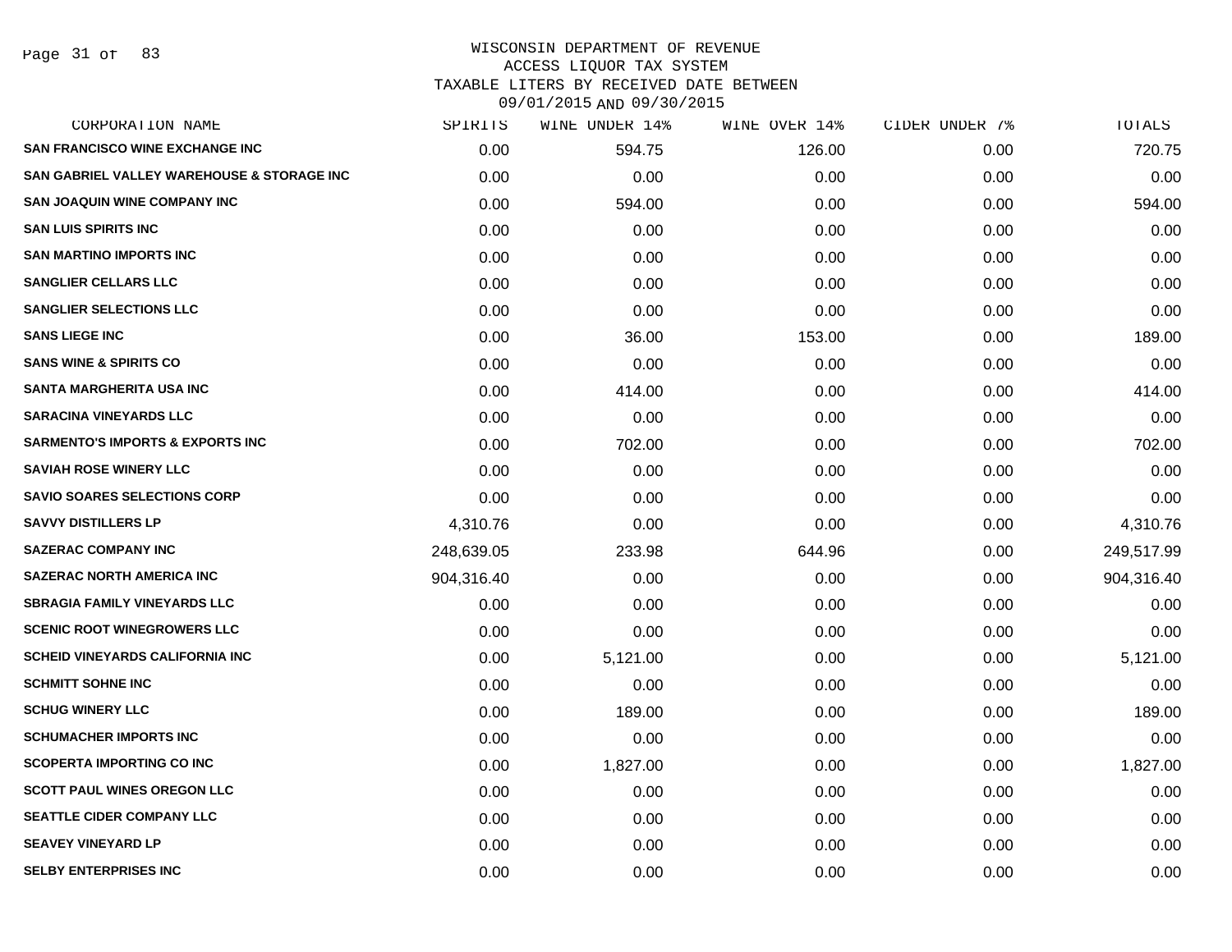# WISCONSIN DEPARTMENT OF REVENUE
## ACCESS LIQUOR TAX SYSTEM
### TAXABLE LITERS BY RECEIVED DATE BETWEEN 09/01/2015 AND 09/30/2015

| CORPORATION NAME | SPIRITS | WINE UNDER 14% | WINE OVER 14% | CIDER UNDER 7% | TOTALS |
|---|---|---|---|---|---|
| SAN FRANCISCO WINE EXCHANGE INC | 0.00 | 594.75 | 126.00 | 0.00 | 720.75 |
| SAN GABRIEL VALLEY WAREHOUSE & STORAGE INC | 0.00 | 0.00 | 0.00 | 0.00 | 0.00 |
| SAN JOAQUIN WINE COMPANY INC | 0.00 | 594.00 | 0.00 | 0.00 | 594.00 |
| SAN LUIS SPIRITS INC | 0.00 | 0.00 | 0.00 | 0.00 | 0.00 |
| SAN MARTINO IMPORTS INC | 0.00 | 0.00 | 0.00 | 0.00 | 0.00 |
| SANGLIER CELLARS LLC | 0.00 | 0.00 | 0.00 | 0.00 | 0.00 |
| SANGLIER SELECTIONS LLC | 0.00 | 0.00 | 0.00 | 0.00 | 0.00 |
| SANS LIEGE INC | 0.00 | 36.00 | 153.00 | 0.00 | 189.00 |
| SANS WINE & SPIRITS CO | 0.00 | 0.00 | 0.00 | 0.00 | 0.00 |
| SANTA MARGHERITA USA INC | 0.00 | 414.00 | 0.00 | 0.00 | 414.00 |
| SARACINA VINEYARDS LLC | 0.00 | 0.00 | 0.00 | 0.00 | 0.00 |
| SARMENTO'S IMPORTS & EXPORTS INC | 0.00 | 702.00 | 0.00 | 0.00 | 702.00 |
| SAVIAH ROSE WINERY LLC | 0.00 | 0.00 | 0.00 | 0.00 | 0.00 |
| SAVIO SOARES SELECTIONS CORP | 0.00 | 0.00 | 0.00 | 0.00 | 0.00 |
| SAVVY DISTILLERS LP | 4,310.76 | 0.00 | 0.00 | 0.00 | 4,310.76 |
| SAZERAC COMPANY INC | 248,639.05 | 233.98 | 644.96 | 0.00 | 249,517.99 |
| SAZERAC NORTH AMERICA INC | 904,316.40 | 0.00 | 0.00 | 0.00 | 904,316.40 |
| SBRAGIA FAMILY VINEYARDS LLC | 0.00 | 0.00 | 0.00 | 0.00 | 0.00 |
| SCENIC ROOT WINEGROWERS LLC | 0.00 | 0.00 | 0.00 | 0.00 | 0.00 |
| SCHEID VINEYARDS CALIFORNIA INC | 0.00 | 5,121.00 | 0.00 | 0.00 | 5,121.00 |
| SCHMITT SOHNE INC | 0.00 | 0.00 | 0.00 | 0.00 | 0.00 |
| SCHUG WINERY LLC | 0.00 | 189.00 | 0.00 | 0.00 | 189.00 |
| SCHUMACHER IMPORTS INC | 0.00 | 0.00 | 0.00 | 0.00 | 0.00 |
| SCOPERTA IMPORTING CO INC | 0.00 | 1,827.00 | 0.00 | 0.00 | 1,827.00 |
| SCOTT PAUL WINES OREGON LLC | 0.00 | 0.00 | 0.00 | 0.00 | 0.00 |
| SEATTLE CIDER COMPANY LLC | 0.00 | 0.00 | 0.00 | 0.00 | 0.00 |
| SEAVEY VINEYARD LP | 0.00 | 0.00 | 0.00 | 0.00 | 0.00 |
| SELBY ENTERPRISES INC | 0.00 | 0.00 | 0.00 | 0.00 | 0.00 |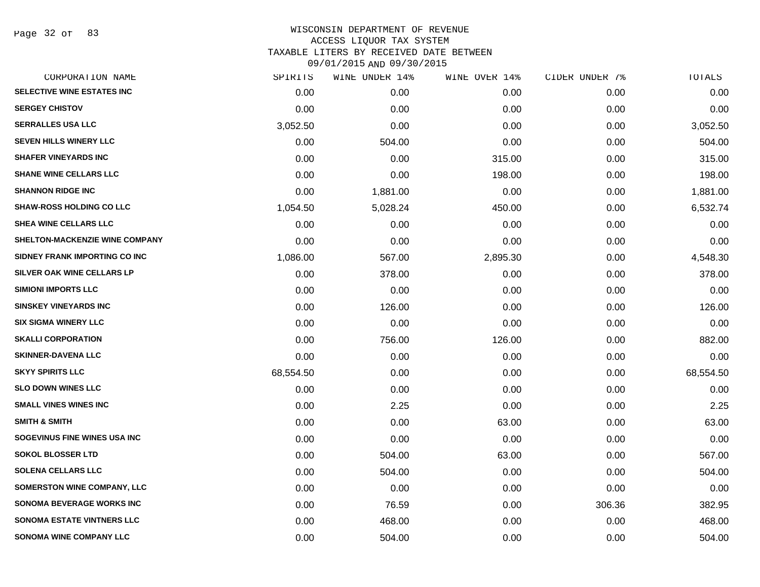# WISCONSIN DEPARTMENT OF REVENUE
## ACCESS LIQUOR TAX SYSTEM
## TAXABLE LITERS BY RECEIVED DATE BETWEEN 09/01/2015 AND 09/30/2015

| CORPORATION NAME | SPIRITS | WINE UNDER 14% | WINE OVER 14% | CIDER UNDER 7% | TOTALS |
|---|---|---|---|---|---|
| SELECTIVE WINE ESTATES INC | 0.00 | 0.00 | 0.00 | 0.00 | 0.00 |
| SERGEY CHISTOV | 0.00 | 0.00 | 0.00 | 0.00 | 0.00 |
| SERRALLES USA LLC | 3,052.50 | 0.00 | 0.00 | 0.00 | 3,052.50 |
| SEVEN HILLS WINERY LLC | 0.00 | 504.00 | 0.00 | 0.00 | 504.00 |
| SHAFER VINEYARDS INC | 0.00 | 0.00 | 315.00 | 0.00 | 315.00 |
| SHANE WINE CELLARS LLC | 0.00 | 0.00 | 198.00 | 0.00 | 198.00 |
| SHANNON RIDGE INC | 0.00 | 1,881.00 | 0.00 | 0.00 | 1,881.00 |
| SHAW-ROSS HOLDING CO LLC | 1,054.50 | 5,028.24 | 450.00 | 0.00 | 6,532.74 |
| SHEA WINE CELLARS LLC | 0.00 | 0.00 | 0.00 | 0.00 | 0.00 |
| SHELTON-MACKENZIE WINE COMPANY | 0.00 | 0.00 | 0.00 | 0.00 | 0.00 |
| SIDNEY FRANK IMPORTING CO INC | 1,086.00 | 567.00 | 2,895.30 | 0.00 | 4,548.30 |
| SILVER OAK WINE CELLARS LP | 0.00 | 378.00 | 0.00 | 0.00 | 378.00 |
| SIMIONI IMPORTS LLC | 0.00 | 0.00 | 0.00 | 0.00 | 0.00 |
| SINSKEY VINEYARDS INC | 0.00 | 126.00 | 0.00 | 0.00 | 126.00 |
| SIX SIGMA WINERY LLC | 0.00 | 0.00 | 0.00 | 0.00 | 0.00 |
| SKALLI CORPORATION | 0.00 | 756.00 | 126.00 | 0.00 | 882.00 |
| SKINNER-DAVENA LLC | 0.00 | 0.00 | 0.00 | 0.00 | 0.00 |
| SKYY SPIRITS LLC | 68,554.50 | 0.00 | 0.00 | 0.00 | 68,554.50 |
| SLO DOWN WINES LLC | 0.00 | 0.00 | 0.00 | 0.00 | 0.00 |
| SMALL VINES WINES INC | 0.00 | 2.25 | 0.00 | 0.00 | 2.25 |
| SMITH & SMITH | 0.00 | 0.00 | 63.00 | 0.00 | 63.00 |
| SOGEVINUS FINE WINES USA INC | 0.00 | 0.00 | 0.00 | 0.00 | 0.00 |
| SOKOL BLOSSER LTD | 0.00 | 504.00 | 63.00 | 0.00 | 567.00 |
| SOLENA CELLARS LLC | 0.00 | 504.00 | 0.00 | 0.00 | 504.00 |
| SOMERSTON WINE COMPANY, LLC | 0.00 | 0.00 | 0.00 | 0.00 | 0.00 |
| SONOMA BEVERAGE WORKS INC | 0.00 | 76.59 | 0.00 | 306.36 | 382.95 |
| SONOMA ESTATE VINTNERS LLC | 0.00 | 468.00 | 0.00 | 0.00 | 468.00 |
| SONOMA WINE COMPANY LLC | 0.00 | 504.00 | 0.00 | 0.00 | 504.00 |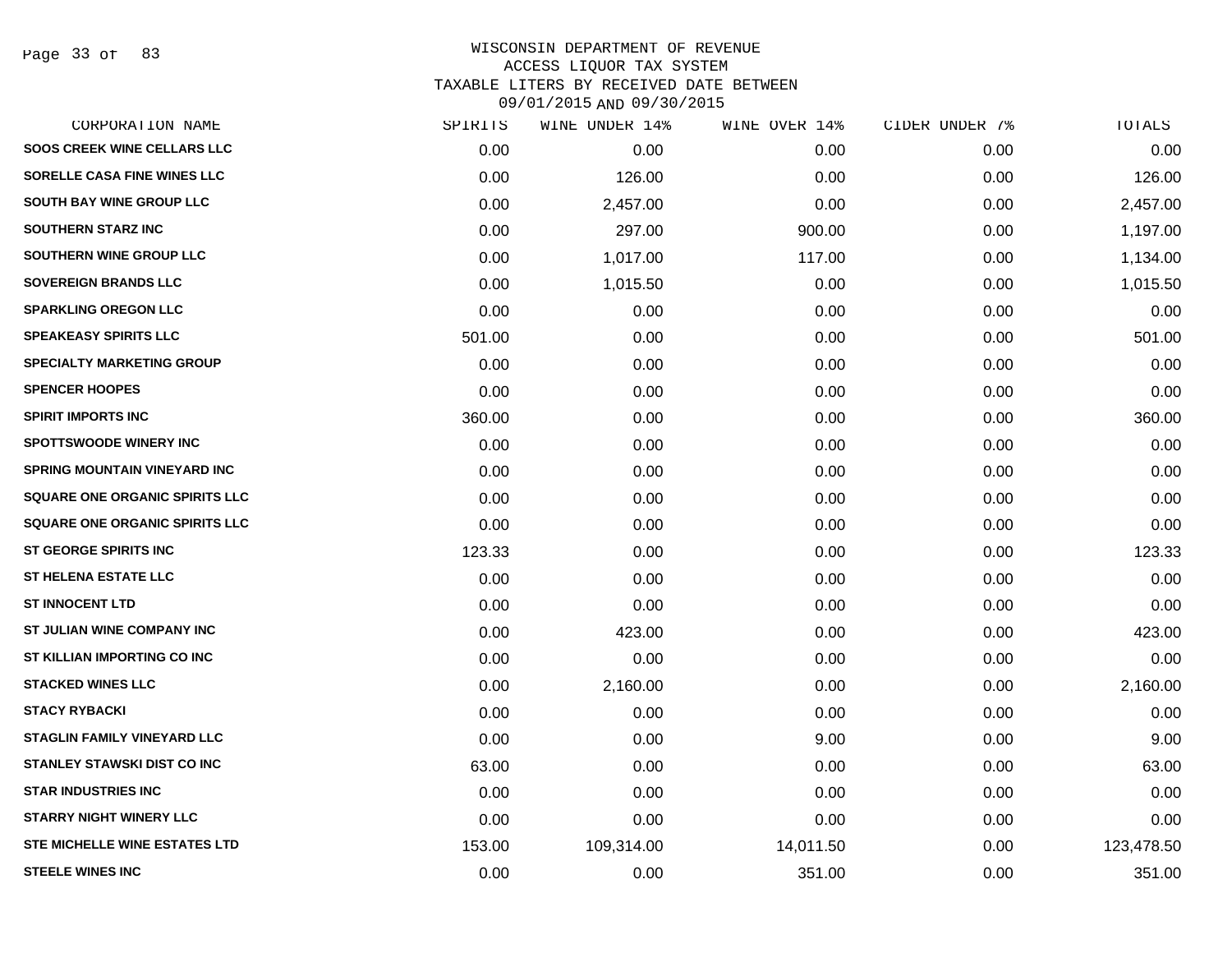WISCONSIN DEPARTMENT OF REVENUE
ACCESS LIQUOR TAX SYSTEM
TAXABLE LITERS BY RECEIVED DATE BETWEEN
09/01/2015 AND 09/30/2015

| CORPORATION NAME | SPIRITS | WINE UNDER 14% | WINE OVER 14% | CIDER UNDER 7% | TOTALS |
|---|---|---|---|---|---|
| SOOS CREEK WINE CELLARS LLC | 0.00 | 0.00 | 0.00 | 0.00 | 0.00 |
| SORELLE CASA FINE WINES LLC | 0.00 | 126.00 | 0.00 | 0.00 | 126.00 |
| SOUTH BAY WINE GROUP LLC | 0.00 | 2,457.00 | 0.00 | 0.00 | 2,457.00 |
| SOUTHERN STARZ INC | 0.00 | 297.00 | 900.00 | 0.00 | 1,197.00 |
| SOUTHERN WINE GROUP LLC | 0.00 | 1,017.00 | 117.00 | 0.00 | 1,134.00 |
| SOVEREIGN BRANDS LLC | 0.00 | 1,015.50 | 0.00 | 0.00 | 1,015.50 |
| SPARKLING OREGON LLC | 0.00 | 0.00 | 0.00 | 0.00 | 0.00 |
| SPEAKEASY SPIRITS LLC | 501.00 | 0.00 | 0.00 | 0.00 | 501.00 |
| SPECIALTY MARKETING GROUP | 0.00 | 0.00 | 0.00 | 0.00 | 0.00 |
| SPENCER HOOPES | 0.00 | 0.00 | 0.00 | 0.00 | 0.00 |
| SPIRIT IMPORTS INC | 360.00 | 0.00 | 0.00 | 0.00 | 360.00 |
| SPOTTSWOODE WINERY INC | 0.00 | 0.00 | 0.00 | 0.00 | 0.00 |
| SPRING MOUNTAIN VINEYARD INC | 0.00 | 0.00 | 0.00 | 0.00 | 0.00 |
| SQUARE ONE ORGANIC SPIRITS LLC | 0.00 | 0.00 | 0.00 | 0.00 | 0.00 |
| SQUARE ONE ORGANIC SPIRITS LLC | 0.00 | 0.00 | 0.00 | 0.00 | 0.00 |
| ST GEORGE SPIRITS INC | 123.33 | 0.00 | 0.00 | 0.00 | 123.33 |
| ST HELENA ESTATE LLC | 0.00 | 0.00 | 0.00 | 0.00 | 0.00 |
| ST INNOCENT LTD | 0.00 | 0.00 | 0.00 | 0.00 | 0.00 |
| ST JULIAN WINE COMPANY INC | 0.00 | 423.00 | 0.00 | 0.00 | 423.00 |
| ST KILLIAN IMPORTING CO INC | 0.00 | 0.00 | 0.00 | 0.00 | 0.00 |
| STACKED WINES LLC | 0.00 | 2,160.00 | 0.00 | 0.00 | 2,160.00 |
| STACY RYBACKI | 0.00 | 0.00 | 0.00 | 0.00 | 0.00 |
| STAGLIN FAMILY VINEYARD LLC | 0.00 | 0.00 | 9.00 | 0.00 | 9.00 |
| STANLEY STAWSKI DIST CO INC | 63.00 | 0.00 | 0.00 | 0.00 | 63.00 |
| STAR INDUSTRIES INC | 0.00 | 0.00 | 0.00 | 0.00 | 0.00 |
| STARRY NIGHT WINERY LLC | 0.00 | 0.00 | 0.00 | 0.00 | 0.00 |
| STE MICHELLE WINE ESTATES LTD | 153.00 | 109,314.00 | 14,011.50 | 0.00 | 123,478.50 |
| STEELE WINES INC | 0.00 | 0.00 | 351.00 | 0.00 | 351.00 |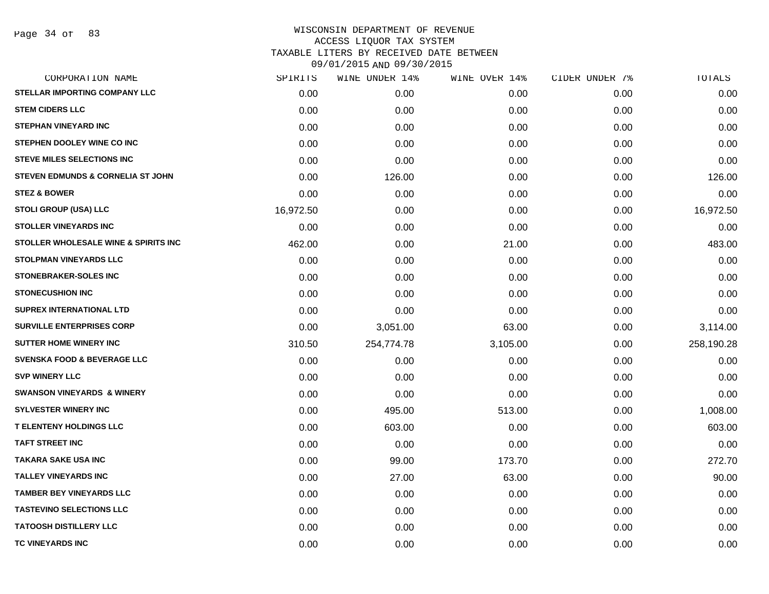# WISCONSIN DEPARTMENT OF REVENUE
## ACCESS LIQUOR TAX SYSTEM
### TAXABLE LITERS BY RECEIVED DATE BETWEEN 09/01/2015 AND 09/30/2015

| CORPORATION NAME | SPIRITS | WINE UNDER 14% | WINE OVER 14% | CIDER UNDER 7% | TOTALS |
|---|---|---|---|---|---|
| STELLAR IMPORTING COMPANY LLC | 0.00 | 0.00 | 0.00 | 0.00 | 0.00 |
| STEM CIDERS LLC | 0.00 | 0.00 | 0.00 | 0.00 | 0.00 |
| STEPHAN VINEYARD INC | 0.00 | 0.00 | 0.00 | 0.00 | 0.00 |
| STEPHEN DOOLEY WINE CO INC | 0.00 | 0.00 | 0.00 | 0.00 | 0.00 |
| STEVE MILES SELECTIONS INC | 0.00 | 0.00 | 0.00 | 0.00 | 0.00 |
| STEVEN EDMUNDS & CORNELIA ST JOHN | 0.00 | 126.00 | 0.00 | 0.00 | 126.00 |
| STEZ & BOWER | 0.00 | 0.00 | 0.00 | 0.00 | 0.00 |
| STOLI GROUP (USA) LLC | 16,972.50 | 0.00 | 0.00 | 0.00 | 16,972.50 |
| STOLLER VINEYARDS INC | 0.00 | 0.00 | 0.00 | 0.00 | 0.00 |
| STOLLER WHOLESALE WINE & SPIRITS INC | 462.00 | 0.00 | 21.00 | 0.00 | 483.00 |
| STOLPMAN VINEYARDS LLC | 0.00 | 0.00 | 0.00 | 0.00 | 0.00 |
| STONEBRAKER-SOLES INC | 0.00 | 0.00 | 0.00 | 0.00 | 0.00 |
| STONECUSHION INC | 0.00 | 0.00 | 0.00 | 0.00 | 0.00 |
| SUPREX INTERNATIONAL LTD | 0.00 | 0.00 | 0.00 | 0.00 | 0.00 |
| SURVILLE ENTERPRISES CORP | 0.00 | 3,051.00 | 63.00 | 0.00 | 3,114.00 |
| SUTTER HOME WINERY INC | 310.50 | 254,774.78 | 3,105.00 | 0.00 | 258,190.28 |
| SVENSKA FOOD & BEVERAGE LLC | 0.00 | 0.00 | 0.00 | 0.00 | 0.00 |
| SVP WINERY LLC | 0.00 | 0.00 | 0.00 | 0.00 | 0.00 |
| SWANSON VINEYARDS & WINERY | 0.00 | 0.00 | 0.00 | 0.00 | 0.00 |
| SYLVESTER WINERY INC | 0.00 | 495.00 | 513.00 | 0.00 | 1,008.00 |
| T ELENTENY HOLDINGS LLC | 0.00 | 603.00 | 0.00 | 0.00 | 603.00 |
| TAFT STREET INC | 0.00 | 0.00 | 0.00 | 0.00 | 0.00 |
| TAKARA SAKE USA INC | 0.00 | 99.00 | 173.70 | 0.00 | 272.70 |
| TALLEY VINEYARDS INC | 0.00 | 27.00 | 63.00 | 0.00 | 90.00 |
| TAMBER BEY VINEYARDS LLC | 0.00 | 0.00 | 0.00 | 0.00 | 0.00 |
| TASTEVINO SELECTIONS LLC | 0.00 | 0.00 | 0.00 | 0.00 | 0.00 |
| TATOOSH DISTILLERY LLC | 0.00 | 0.00 | 0.00 | 0.00 | 0.00 |
| TC VINEYARDS INC | 0.00 | 0.00 | 0.00 | 0.00 | 0.00 |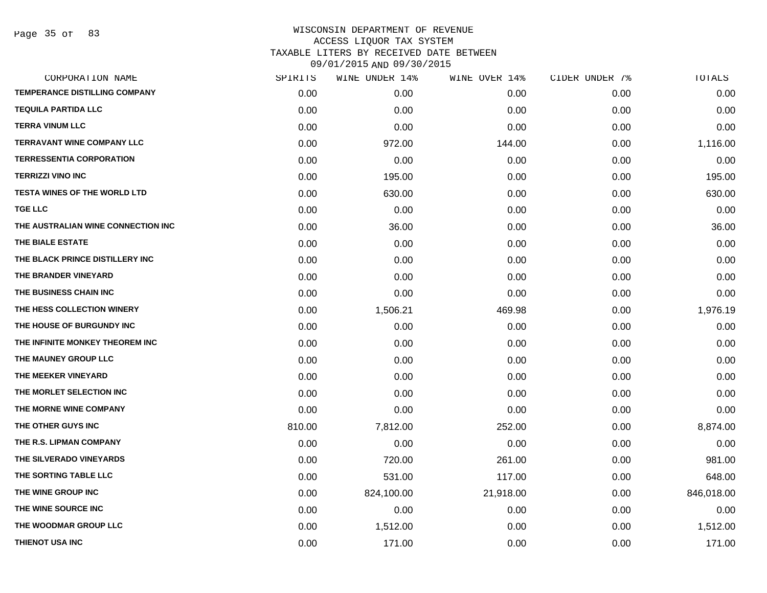# WISCONSIN DEPARTMENT OF REVENUE
## ACCESS LIQUOR TAX SYSTEM
### TAXABLE LITERS BY RECEIVED DATE BETWEEN 09/01/2015 AND 09/30/2015

| CORPORATION NAME | SPIRITS | WINE UNDER 14% | WINE OVER 14% | CIDER UNDER 7% | TOTALS |
|---|---|---|---|---|---|
| TEMPERANCE DISTILLING COMPANY | 0.00 | 0.00 | 0.00 | 0.00 | 0.00 |
| TEQUILA PARTIDA LLC | 0.00 | 0.00 | 0.00 | 0.00 | 0.00 |
| TERRA VINUM LLC | 0.00 | 0.00 | 0.00 | 0.00 | 0.00 |
| TERRAVANT WINE COMPANY LLC | 0.00 | 972.00 | 144.00 | 0.00 | 1,116.00 |
| TERRESSENTIA CORPORATION | 0.00 | 0.00 | 0.00 | 0.00 | 0.00 |
| TERRIZZI VINO INC | 0.00 | 195.00 | 0.00 | 0.00 | 195.00 |
| TESTA WINES OF THE WORLD LTD | 0.00 | 630.00 | 0.00 | 0.00 | 630.00 |
| TGE LLC | 0.00 | 0.00 | 0.00 | 0.00 | 0.00 |
| THE AUSTRALIAN WINE CONNECTION INC | 0.00 | 36.00 | 0.00 | 0.00 | 36.00 |
| THE BIALE ESTATE | 0.00 | 0.00 | 0.00 | 0.00 | 0.00 |
| THE BLACK PRINCE DISTILLERY INC | 0.00 | 0.00 | 0.00 | 0.00 | 0.00 |
| THE BRANDER VINEYARD | 0.00 | 0.00 | 0.00 | 0.00 | 0.00 |
| THE BUSINESS CHAIN INC | 0.00 | 0.00 | 0.00 | 0.00 | 0.00 |
| THE HESS COLLECTION WINERY | 0.00 | 1,506.21 | 469.98 | 0.00 | 1,976.19 |
| THE HOUSE OF BURGUNDY INC | 0.00 | 0.00 | 0.00 | 0.00 | 0.00 |
| THE INFINITE MONKEY THEOREM INC | 0.00 | 0.00 | 0.00 | 0.00 | 0.00 |
| THE MAUNEY GROUP LLC | 0.00 | 0.00 | 0.00 | 0.00 | 0.00 |
| THE MEEKER VINEYARD | 0.00 | 0.00 | 0.00 | 0.00 | 0.00 |
| THE MORLET SELECTION INC | 0.00 | 0.00 | 0.00 | 0.00 | 0.00 |
| THE MORNE WINE COMPANY | 0.00 | 0.00 | 0.00 | 0.00 | 0.00 |
| THE OTHER GUYS INC | 810.00 | 7,812.00 | 252.00 | 0.00 | 8,874.00 |
| THE R.S. LIPMAN COMPANY | 0.00 | 0.00 | 0.00 | 0.00 | 0.00 |
| THE SILVERADO VINEYARDS | 0.00 | 720.00 | 261.00 | 0.00 | 981.00 |
| THE SORTING TABLE LLC | 0.00 | 531.00 | 117.00 | 0.00 | 648.00 |
| THE WINE GROUP INC | 0.00 | 824,100.00 | 21,918.00 | 0.00 | 846,018.00 |
| THE WINE SOURCE INC | 0.00 | 0.00 | 0.00 | 0.00 | 0.00 |
| THE WOODMAR GROUP LLC | 0.00 | 1,512.00 | 0.00 | 0.00 | 1,512.00 |
| THIENOT USA INC | 0.00 | 171.00 | 0.00 | 0.00 | 171.00 |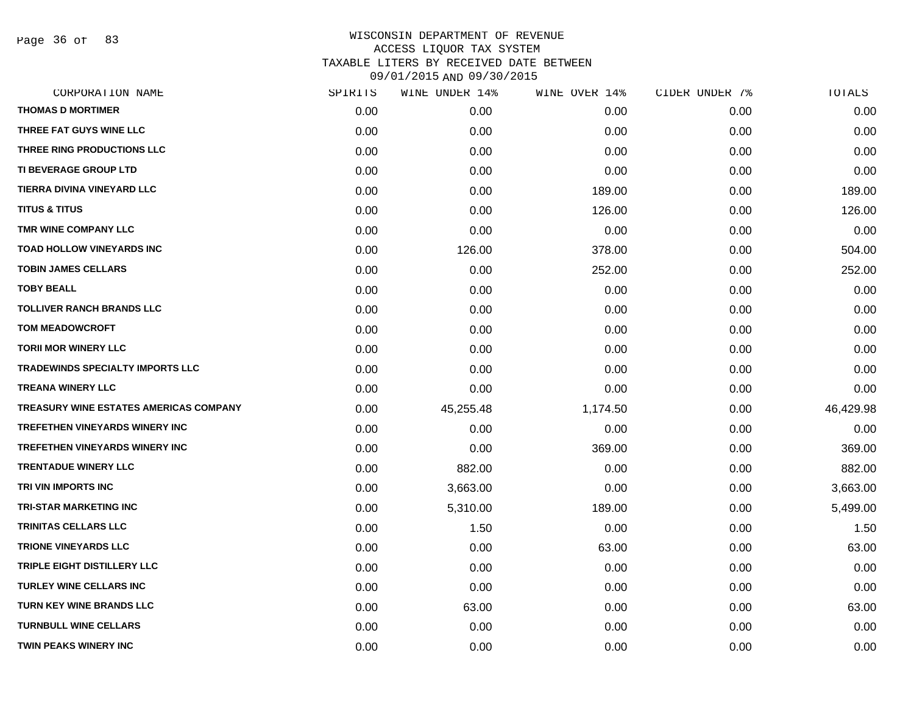# WISCONSIN DEPARTMENT OF REVENUE
## ACCESS LIQUOR TAX SYSTEM
## TAXABLE LITERS BY RECEIVED DATE BETWEEN 09/01/2015 AND 09/30/2015

| CORPORATION NAME | SPIRITS | WINE UNDER 14% | WINE OVER 14% | CIDER UNDER 7% | TOTALS |
|---|---|---|---|---|---|
| THOMAS D MORTIMER | 0.00 | 0.00 | 0.00 | 0.00 | 0.00 |
| THREE FAT GUYS WINE LLC | 0.00 | 0.00 | 0.00 | 0.00 | 0.00 |
| THREE RING PRODUCTIONS LLC | 0.00 | 0.00 | 0.00 | 0.00 | 0.00 |
| TI BEVERAGE GROUP LTD | 0.00 | 0.00 | 0.00 | 0.00 | 0.00 |
| TIERRA DIVINA VINEYARD LLC | 0.00 | 0.00 | 189.00 | 0.00 | 189.00 |
| TITUS & TITUS | 0.00 | 0.00 | 126.00 | 0.00 | 126.00 |
| TMR WINE COMPANY LLC | 0.00 | 0.00 | 0.00 | 0.00 | 0.00 |
| TOAD HOLLOW VINEYARDS INC | 0.00 | 126.00 | 378.00 | 0.00 | 504.00 |
| TOBIN JAMES CELLARS | 0.00 | 0.00 | 252.00 | 0.00 | 252.00 |
| TOBY BEALL | 0.00 | 0.00 | 0.00 | 0.00 | 0.00 |
| TOLLIVER RANCH BRANDS LLC | 0.00 | 0.00 | 0.00 | 0.00 | 0.00 |
| TOM MEADOWCROFT | 0.00 | 0.00 | 0.00 | 0.00 | 0.00 |
| TORII MOR WINERY LLC | 0.00 | 0.00 | 0.00 | 0.00 | 0.00 |
| TRADEWINDS SPECIALTY IMPORTS LLC | 0.00 | 0.00 | 0.00 | 0.00 | 0.00 |
| TREANA WINERY LLC | 0.00 | 0.00 | 0.00 | 0.00 | 0.00 |
| TREASURY WINE ESTATES AMERICAS COMPANY | 0.00 | 45,255.48 | 1,174.50 | 0.00 | 46,429.98 |
| TREFETHEN VINEYARDS WINERY INC | 0.00 | 0.00 | 0.00 | 0.00 | 0.00 |
| TREFETHEN VINEYARDS WINERY INC | 0.00 | 0.00 | 369.00 | 0.00 | 369.00 |
| TRENTADUE WINERY LLC | 0.00 | 882.00 | 0.00 | 0.00 | 882.00 |
| TRI VIN IMPORTS INC | 0.00 | 3,663.00 | 0.00 | 0.00 | 3,663.00 |
| TRI-STAR MARKETING INC | 0.00 | 5,310.00 | 189.00 | 0.00 | 5,499.00 |
| TRINITAS CELLARS LLC | 0.00 | 1.50 | 0.00 | 0.00 | 1.50 |
| TRIONE VINEYARDS LLC | 0.00 | 0.00 | 63.00 | 0.00 | 63.00 |
| TRIPLE EIGHT DISTILLERY LLC | 0.00 | 0.00 | 0.00 | 0.00 | 0.00 |
| TURLEY WINE CELLARS INC | 0.00 | 0.00 | 0.00 | 0.00 | 0.00 |
| TURN KEY WINE BRANDS LLC | 0.00 | 63.00 | 0.00 | 0.00 | 63.00 |
| TURNBULL WINE CELLARS | 0.00 | 0.00 | 0.00 | 0.00 | 0.00 |
| TWIN PEAKS WINERY INC | 0.00 | 0.00 | 0.00 | 0.00 | 0.00 |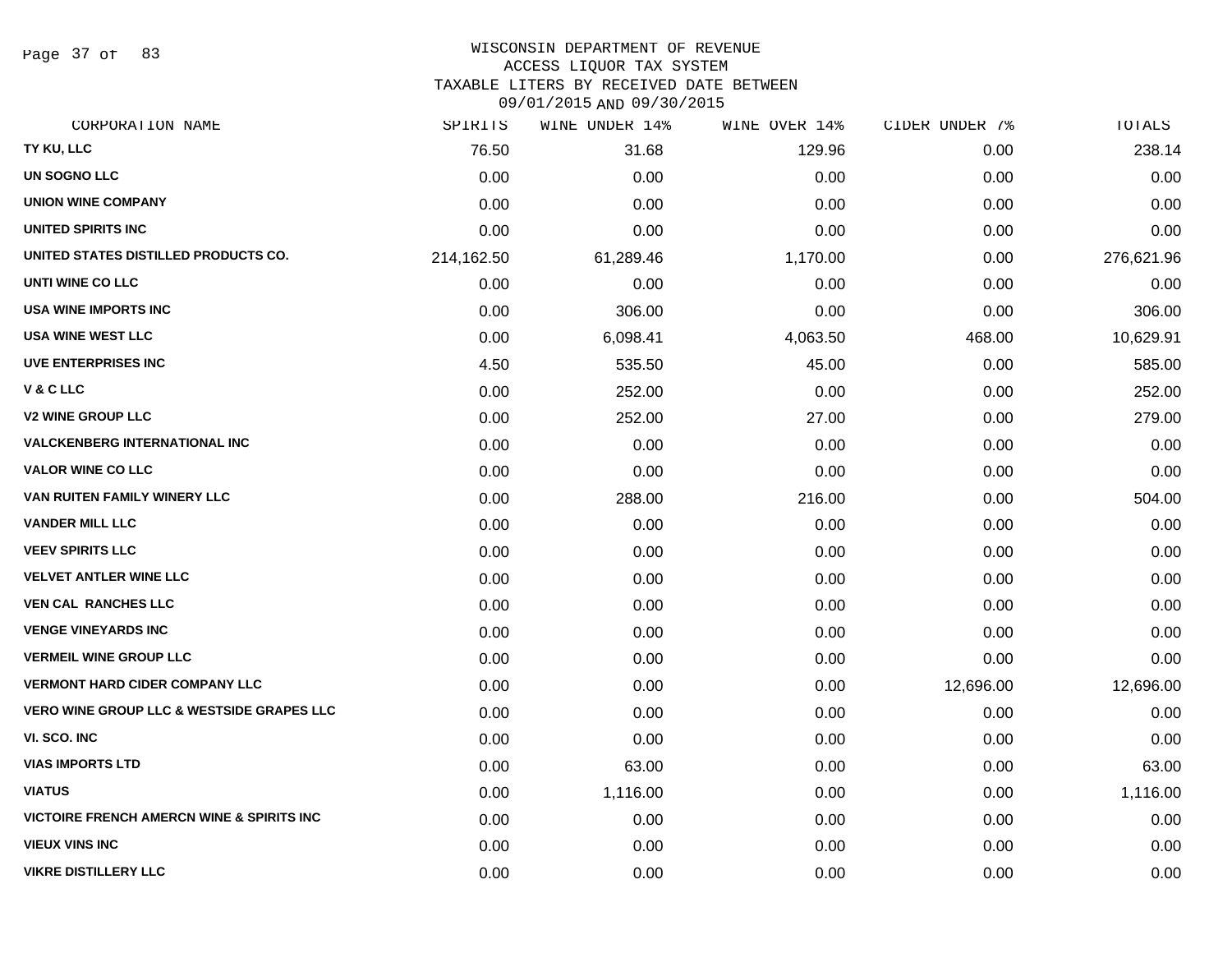WISCONSIN DEPARTMENT OF REVENUE
ACCESS LIQUOR TAX SYSTEM
TAXABLE LITERS BY RECEIVED DATE BETWEEN
09/01/2015 AND 09/30/2015

| CORPORATION NAME | SPIRITS | WINE UNDER 14% | WINE OVER 14% | CIDER UNDER 7% | TOTALS |
|---|---|---|---|---|---|
| TY KU, LLC | 76.50 | 31.68 | 129.96 | 0.00 | 238.14 |
| UN SOGNO LLC | 0.00 | 0.00 | 0.00 | 0.00 | 0.00 |
| UNION WINE COMPANY | 0.00 | 0.00 | 0.00 | 0.00 | 0.00 |
| UNITED SPIRITS INC | 0.00 | 0.00 | 0.00 | 0.00 | 0.00 |
| UNITED STATES DISTILLED PRODUCTS CO. | 214,162.50 | 61,289.46 | 1,170.00 | 0.00 | 276,621.96 |
| UNTI WINE CO LLC | 0.00 | 0.00 | 0.00 | 0.00 | 0.00 |
| USA WINE IMPORTS INC | 0.00 | 306.00 | 0.00 | 0.00 | 306.00 |
| USA WINE WEST LLC | 0.00 | 6,098.41 | 4,063.50 | 468.00 | 10,629.91 |
| UVE ENTERPRISES INC | 4.50 | 535.50 | 45.00 | 0.00 | 585.00 |
| V & C LLC | 0.00 | 252.00 | 0.00 | 0.00 | 252.00 |
| V2 WINE GROUP LLC | 0.00 | 252.00 | 27.00 | 0.00 | 279.00 |
| VALCKENBERG INTERNATIONAL INC | 0.00 | 0.00 | 0.00 | 0.00 | 0.00 |
| VALOR WINE CO LLC | 0.00 | 0.00 | 0.00 | 0.00 | 0.00 |
| VAN RUITEN FAMILY WINERY LLC | 0.00 | 288.00 | 216.00 | 0.00 | 504.00 |
| VANDER MILL LLC | 0.00 | 0.00 | 0.00 | 0.00 | 0.00 |
| VEEV SPIRITS LLC | 0.00 | 0.00 | 0.00 | 0.00 | 0.00 |
| VELVET ANTLER WINE LLC | 0.00 | 0.00 | 0.00 | 0.00 | 0.00 |
| VEN CAL RANCHES LLC | 0.00 | 0.00 | 0.00 | 0.00 | 0.00 |
| VENGE VINEYARDS INC | 0.00 | 0.00 | 0.00 | 0.00 | 0.00 |
| VERMEIL WINE GROUP LLC | 0.00 | 0.00 | 0.00 | 0.00 | 0.00 |
| VERMONT HARD CIDER COMPANY LLC | 0.00 | 0.00 | 0.00 | 12,696.00 | 12,696.00 |
| VERO WINE GROUP LLC & WESTSIDE GRAPES LLC | 0.00 | 0.00 | 0.00 | 0.00 | 0.00 |
| VI. SCO. INC | 0.00 | 0.00 | 0.00 | 0.00 | 0.00 |
| VIAS IMPORTS LTD | 0.00 | 63.00 | 0.00 | 0.00 | 63.00 |
| VIATUS | 0.00 | 1,116.00 | 0.00 | 0.00 | 1,116.00 |
| VICTOIRE FRENCH AMERCN WINE & SPIRITS INC | 0.00 | 0.00 | 0.00 | 0.00 | 0.00 |
| VIEUX VINS INC | 0.00 | 0.00 | 0.00 | 0.00 | 0.00 |
| VIKRE DISTILLERY LLC | 0.00 | 0.00 | 0.00 | 0.00 | 0.00 |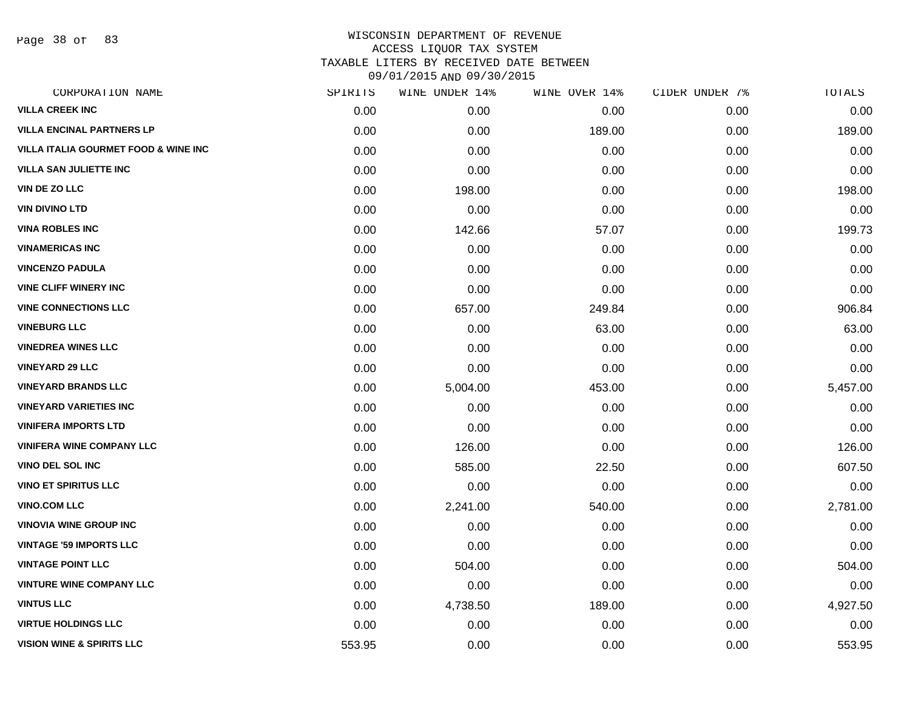WISCONSIN DEPARTMENT OF REVENUE
ACCESS LIQUOR TAX SYSTEM
TAXABLE LITERS BY RECEIVED DATE BETWEEN
09/01/2015 AND 09/30/2015

| CORPORATION NAME | SPIRITS | WINE UNDER 14% | WINE OVER 14% | CIDER UNDER 7% | TOTALS |
|---|---|---|---|---|---|
| VILLA CREEK INC | 0.00 | 0.00 | 0.00 | 0.00 | 0.00 |
| VILLA ENCINAL PARTNERS LP | 0.00 | 0.00 | 189.00 | 0.00 | 189.00 |
| VILLA ITALIA GOURMET FOOD & WINE INC | 0.00 | 0.00 | 0.00 | 0.00 | 0.00 |
| VILLA SAN JULIETTE INC | 0.00 | 0.00 | 0.00 | 0.00 | 0.00 |
| VIN DE ZO LLC | 0.00 | 198.00 | 0.00 | 0.00 | 198.00 |
| VIN DIVINO LTD | 0.00 | 0.00 | 0.00 | 0.00 | 0.00 |
| VINA ROBLES INC | 0.00 | 142.66 | 57.07 | 0.00 | 199.73 |
| VINAMERICAS INC | 0.00 | 0.00 | 0.00 | 0.00 | 0.00 |
| VINCENZO PADULA | 0.00 | 0.00 | 0.00 | 0.00 | 0.00 |
| VINE CLIFF WINERY INC | 0.00 | 0.00 | 0.00 | 0.00 | 0.00 |
| VINE CONNECTIONS LLC | 0.00 | 657.00 | 249.84 | 0.00 | 906.84 |
| VINEBURG LLC | 0.00 | 0.00 | 63.00 | 0.00 | 63.00 |
| VINEDREA WINES LLC | 0.00 | 0.00 | 0.00 | 0.00 | 0.00 |
| VINEYARD 29 LLC | 0.00 | 0.00 | 0.00 | 0.00 | 0.00 |
| VINEYARD BRANDS LLC | 0.00 | 5,004.00 | 453.00 | 0.00 | 5,457.00 |
| VINEYARD VARIETIES INC | 0.00 | 0.00 | 0.00 | 0.00 | 0.00 |
| VINIFERA IMPORTS LTD | 0.00 | 0.00 | 0.00 | 0.00 | 0.00 |
| VINIFERA WINE COMPANY LLC | 0.00 | 126.00 | 0.00 | 0.00 | 126.00 |
| VINO DEL SOL INC | 0.00 | 585.00 | 22.50 | 0.00 | 607.50 |
| VINO ET SPIRITUS LLC | 0.00 | 0.00 | 0.00 | 0.00 | 0.00 |
| VINO.COM LLC | 0.00 | 2,241.00 | 540.00 | 0.00 | 2,781.00 |
| VINOVIA WINE GROUP INC | 0.00 | 0.00 | 0.00 | 0.00 | 0.00 |
| VINTAGE '59 IMPORTS LLC | 0.00 | 0.00 | 0.00 | 0.00 | 0.00 |
| VINTAGE POINT LLC | 0.00 | 504.00 | 0.00 | 0.00 | 504.00 |
| VINTURE WINE COMPANY LLC | 0.00 | 0.00 | 0.00 | 0.00 | 0.00 |
| VINTUS LLC | 0.00 | 4,738.50 | 189.00 | 0.00 | 4,927.50 |
| VIRTUE HOLDINGS LLC | 0.00 | 0.00 | 0.00 | 0.00 | 0.00 |
| VISION WINE & SPIRITS LLC | 553.95 | 0.00 | 0.00 | 0.00 | 553.95 |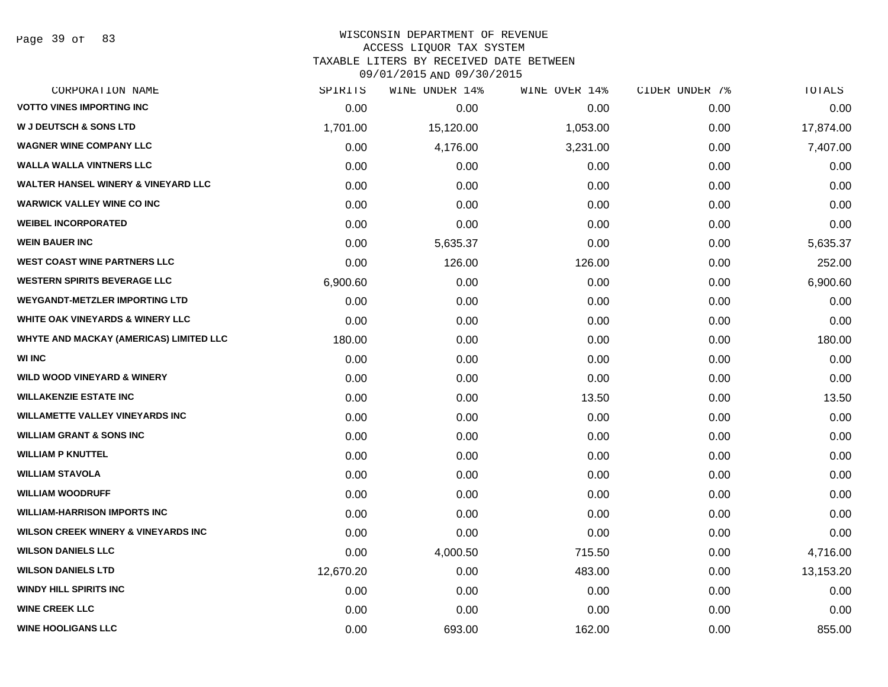WISCONSIN DEPARTMENT OF REVENUE
ACCESS LIQUOR TAX SYSTEM
TAXABLE LITERS BY RECEIVED DATE BETWEEN
09/01/2015 AND 09/30/2015

| CORPORATION NAME | SPIRITS | WINE UNDER 14% | WINE OVER 14% | CIDER UNDER 7% | TOTALS |
|---|---|---|---|---|---|
| VOTTO VINES IMPORTING INC | 0.00 | 0.00 | 0.00 | 0.00 | 0.00 |
| W J DEUTSCH & SONS LTD | 1,701.00 | 15,120.00 | 1,053.00 | 0.00 | 17,874.00 |
| WAGNER WINE COMPANY LLC | 0.00 | 4,176.00 | 3,231.00 | 0.00 | 7,407.00 |
| WALLA WALLA VINTNERS LLC | 0.00 | 0.00 | 0.00 | 0.00 | 0.00 |
| WALTER HANSEL WINERY & VINEYARD LLC | 0.00 | 0.00 | 0.00 | 0.00 | 0.00 |
| WARWICK VALLEY WINE CO INC | 0.00 | 0.00 | 0.00 | 0.00 | 0.00 |
| WEIBEL INCORPORATED | 0.00 | 0.00 | 0.00 | 0.00 | 0.00 |
| WEIN BAUER INC | 0.00 | 5,635.37 | 0.00 | 0.00 | 5,635.37 |
| WEST COAST WINE PARTNERS LLC | 0.00 | 126.00 | 126.00 | 0.00 | 252.00 |
| WESTERN SPIRITS BEVERAGE LLC | 6,900.60 | 0.00 | 0.00 | 0.00 | 6,900.60 |
| WEYGANDT-METZLER IMPORTING LTD | 0.00 | 0.00 | 0.00 | 0.00 | 0.00 |
| WHITE OAK VINEYARDS & WINERY LLC | 0.00 | 0.00 | 0.00 | 0.00 | 0.00 |
| WHYTE AND MACKAY (AMERICAS) LIMITED LLC | 180.00 | 0.00 | 0.00 | 0.00 | 180.00 |
| WI INC | 0.00 | 0.00 | 0.00 | 0.00 | 0.00 |
| WILD WOOD VINEYARD & WINERY | 0.00 | 0.00 | 0.00 | 0.00 | 0.00 |
| WILLAKENZIE ESTATE INC | 0.00 | 0.00 | 13.50 | 0.00 | 13.50 |
| WILLAMETTE VALLEY VINEYARDS INC | 0.00 | 0.00 | 0.00 | 0.00 | 0.00 |
| WILLIAM GRANT & SONS INC | 0.00 | 0.00 | 0.00 | 0.00 | 0.00 |
| WILLIAM P KNUTTEL | 0.00 | 0.00 | 0.00 | 0.00 | 0.00 |
| WILLIAM STAVOLA | 0.00 | 0.00 | 0.00 | 0.00 | 0.00 |
| WILLIAM WOODRUFF | 0.00 | 0.00 | 0.00 | 0.00 | 0.00 |
| WILLIAM-HARRISON IMPORTS INC | 0.00 | 0.00 | 0.00 | 0.00 | 0.00 |
| WILSON CREEK WINERY & VINEYARDS INC | 0.00 | 0.00 | 0.00 | 0.00 | 0.00 |
| WILSON DANIELS LLC | 0.00 | 4,000.50 | 715.50 | 0.00 | 4,716.00 |
| WILSON DANIELS LTD | 12,670.20 | 0.00 | 483.00 | 0.00 | 13,153.20 |
| WINDY HILL SPIRITS INC | 0.00 | 0.00 | 0.00 | 0.00 | 0.00 |
| WINE CREEK LLC | 0.00 | 0.00 | 0.00 | 0.00 | 0.00 |
| WINE HOOLIGANS LLC | 0.00 | 693.00 | 162.00 | 0.00 | 855.00 |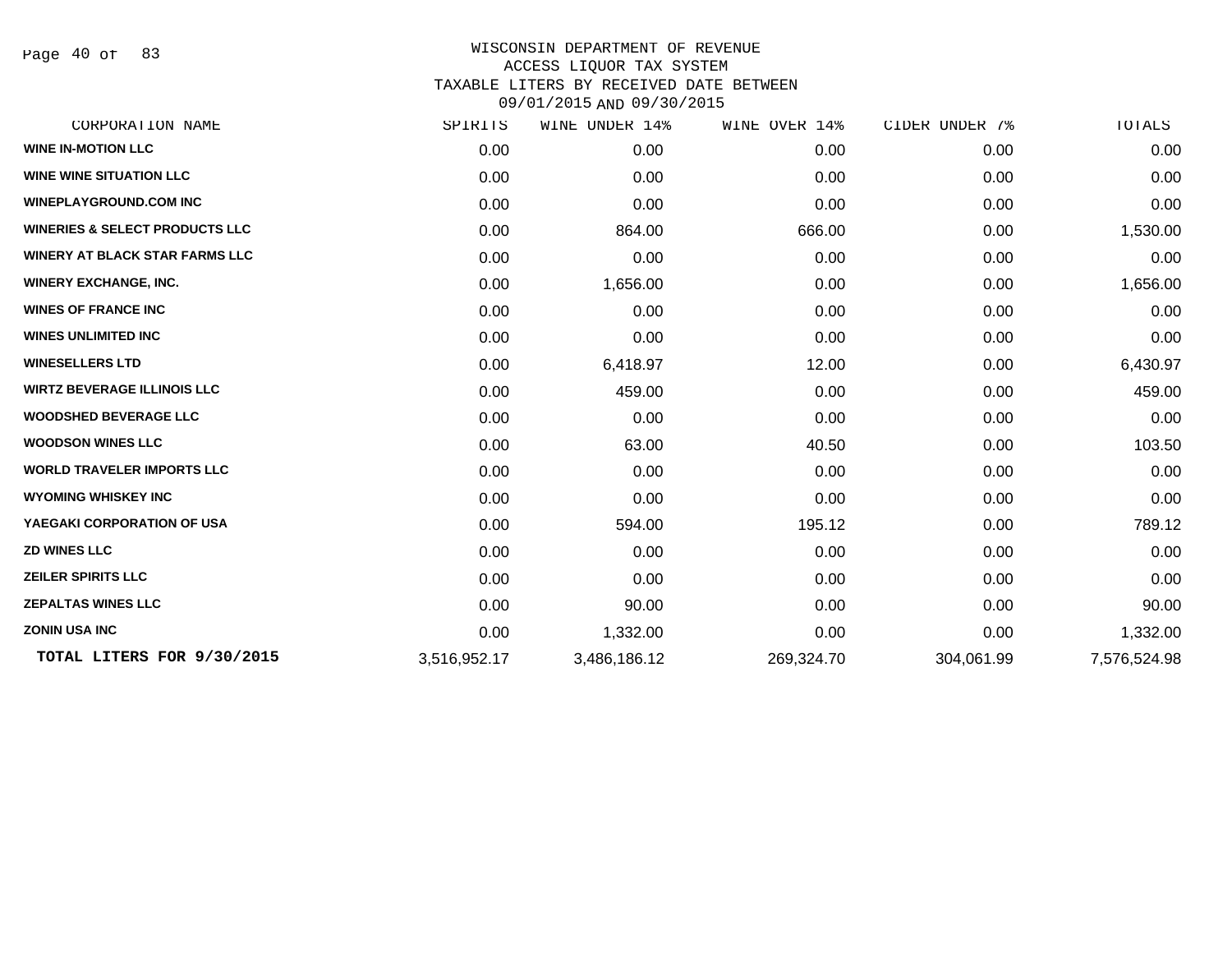WISCONSIN DEPARTMENT OF REVENUE
ACCESS LIQUOR TAX SYSTEM
TAXABLE LITERS BY RECEIVED DATE BETWEEN
09/01/2015 AND 09/30/2015

| CORPORATION NAME | SPIRITS | WINE UNDER 14% | WINE OVER 14% | CIDER UNDER 7% | TOTALS |
|---|---|---|---|---|---|
| **WINE IN-MOTION LLC** | 0.00 | 0.00 | 0.00 | 0.00 | 0.00 |
| **WINE WINE SITUATION LLC** | 0.00 | 0.00 | 0.00 | 0.00 | 0.00 |
| **WINEPLAYGROUND.COM INC** | 0.00 | 0.00 | 0.00 | 0.00 | 0.00 |
| **WINERIES & SELECT PRODUCTS LLC** | 0.00 | 864.00 | 666.00 | 0.00 | 1,530.00 |
| **WINERY AT BLACK STAR FARMS LLC** | 0.00 | 0.00 | 0.00 | 0.00 | 0.00 |
| **WINERY EXCHANGE, INC.** | 0.00 | 1,656.00 | 0.00 | 0.00 | 1,656.00 |
| **WINES OF FRANCE INC** | 0.00 | 0.00 | 0.00 | 0.00 | 0.00 |
| **WINES UNLIMITED INC** | 0.00 | 0.00 | 0.00 | 0.00 | 0.00 |
| **WINESELLERS LTD** | 0.00 | 6,418.97 | 12.00 | 0.00 | 6,430.97 |
| **WIRTZ BEVERAGE ILLINOIS LLC** | 0.00 | 459.00 | 0.00 | 0.00 | 459.00 |
| **WOODSHED BEVERAGE LLC** | 0.00 | 0.00 | 0.00 | 0.00 | 0.00 |
| **WOODSON WINES LLC** | 0.00 | 63.00 | 40.50 | 0.00 | 103.50 |
| **WORLD TRAVELER IMPORTS LLC** | 0.00 | 0.00 | 0.00 | 0.00 | 0.00 |
| **WYOMING WHISKEY INC** | 0.00 | 0.00 | 0.00 | 0.00 | 0.00 |
| **YAEGAKI CORPORATION OF USA** | 0.00 | 594.00 | 195.12 | 0.00 | 789.12 |
| **ZD WINES LLC** | 0.00 | 0.00 | 0.00 | 0.00 | 0.00 |
| **ZEILER SPIRITS LLC** | 0.00 | 0.00 | 0.00 | 0.00 | 0.00 |
| **ZEPALTAS WINES LLC** | 0.00 | 90.00 | 0.00 | 0.00 | 90.00 |
| **ZONIN USA INC** | 0.00 | 1,332.00 | 0.00 | 0.00 | 1,332.00 |
| **TOTAL LITERS FOR 9/30/2015** | 3,516,952.17 | 3,486,186.12 | 269,324.70 | 304,061.99 | 7,576,524.98 |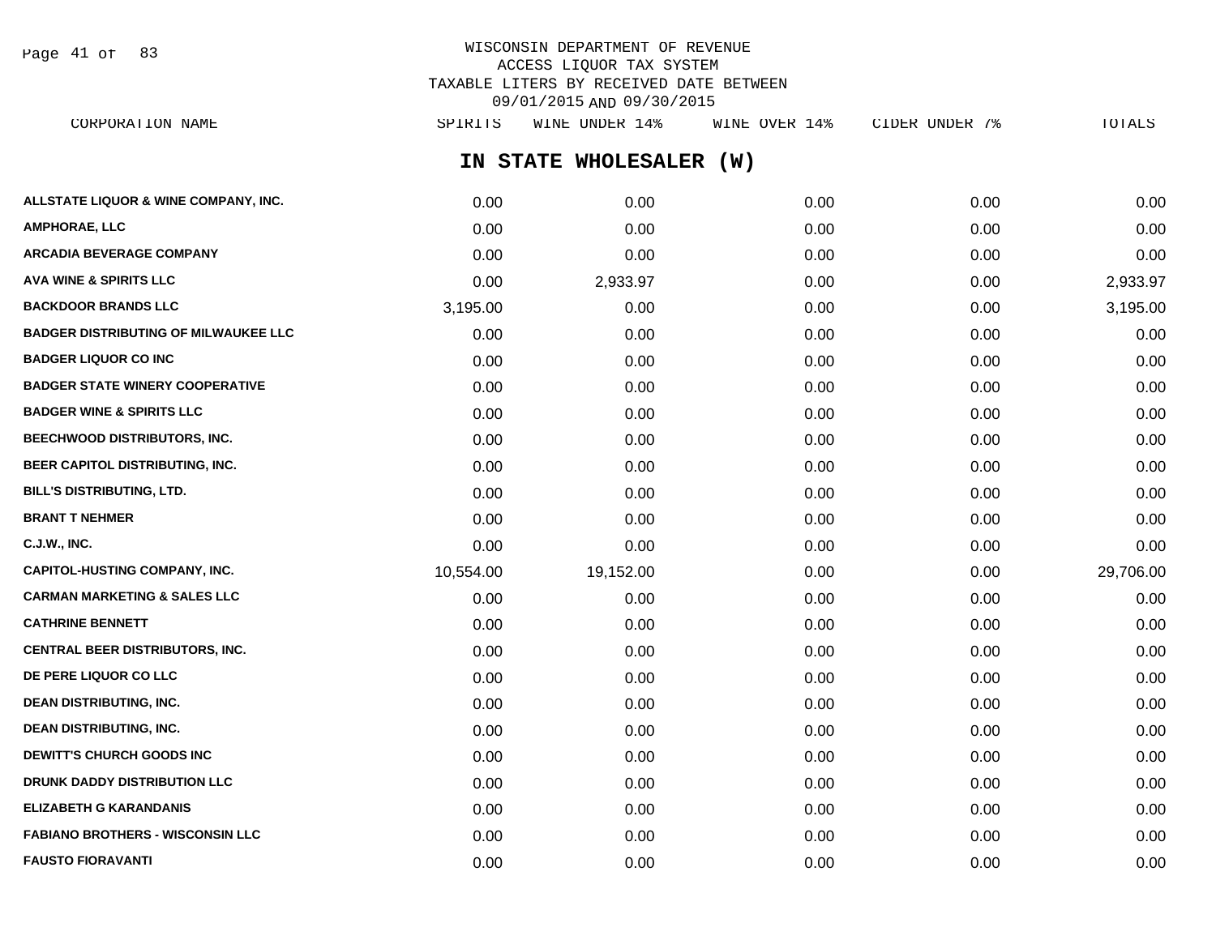WISCONSIN DEPARTMENT OF REVENUE
ACCESS LIQUOR TAX SYSTEM
TAXABLE LITERS BY RECEIVED DATE BETWEEN
09/01/2015 AND 09/30/2015

## IN STATE WHOLESALER (W)

| CORPORATION NAME | SPIRITS | WINE UNDER 14% | WINE OVER 14% | CIDER UNDER 7% | TOTALS |
|---|---|---|---|---|---|
| ALLSTATE LIQUOR & WINE COMPANY, INC. | 0.00 | 0.00 | 0.00 | 0.00 | 0.00 |
| AMPHORAE, LLC | 0.00 | 0.00 | 0.00 | 0.00 | 0.00 |
| ARCADIA BEVERAGE COMPANY | 0.00 | 0.00 | 0.00 | 0.00 | 0.00 |
| AVA WINE & SPIRITS LLC | 0.00 | 2,933.97 | 0.00 | 0.00 | 2,933.97 |
| BACKDOOR BRANDS LLC | 3,195.00 | 0.00 | 0.00 | 0.00 | 3,195.00 |
| BADGER DISTRIBUTING OF MILWAUKEE LLC | 0.00 | 0.00 | 0.00 | 0.00 | 0.00 |
| BADGER LIQUOR CO INC | 0.00 | 0.00 | 0.00 | 0.00 | 0.00 |
| BADGER STATE WINERY COOPERATIVE | 0.00 | 0.00 | 0.00 | 0.00 | 0.00 |
| BADGER WINE & SPIRITS LLC | 0.00 | 0.00 | 0.00 | 0.00 | 0.00 |
| BEECHWOOD DISTRIBUTORS, INC. | 0.00 | 0.00 | 0.00 | 0.00 | 0.00 |
| BEER CAPITOL DISTRIBUTING, INC. | 0.00 | 0.00 | 0.00 | 0.00 | 0.00 |
| BILL'S DISTRIBUTING, LTD. | 0.00 | 0.00 | 0.00 | 0.00 | 0.00 |
| BRANT T NEHMER | 0.00 | 0.00 | 0.00 | 0.00 | 0.00 |
| C.J.W., INC. | 0.00 | 0.00 | 0.00 | 0.00 | 0.00 |
| CAPITOL-HUSTING COMPANY, INC. | 10,554.00 | 19,152.00 | 0.00 | 0.00 | 29,706.00 |
| CARMAN MARKETING & SALES LLC | 0.00 | 0.00 | 0.00 | 0.00 | 0.00 |
| CATHRINE BENNETT | 0.00 | 0.00 | 0.00 | 0.00 | 0.00 |
| CENTRAL BEER DISTRIBUTORS, INC. | 0.00 | 0.00 | 0.00 | 0.00 | 0.00 |
| DE PERE LIQUOR CO LLC | 0.00 | 0.00 | 0.00 | 0.00 | 0.00 |
| DEAN DISTRIBUTING, INC. | 0.00 | 0.00 | 0.00 | 0.00 | 0.00 |
| DEAN DISTRIBUTING, INC. | 0.00 | 0.00 | 0.00 | 0.00 | 0.00 |
| DEWITT'S CHURCH GOODS INC | 0.00 | 0.00 | 0.00 | 0.00 | 0.00 |
| DRUNK DADDY DISTRIBUTION LLC | 0.00 | 0.00 | 0.00 | 0.00 | 0.00 |
| ELIZABETH G KARANDANIS | 0.00 | 0.00 | 0.00 | 0.00 | 0.00 |
| FABIANO BROTHERS - WISCONSIN LLC | 0.00 | 0.00 | 0.00 | 0.00 | 0.00 |
| FAUSTO FIORAVANTI | 0.00 | 0.00 | 0.00 | 0.00 | 0.00 |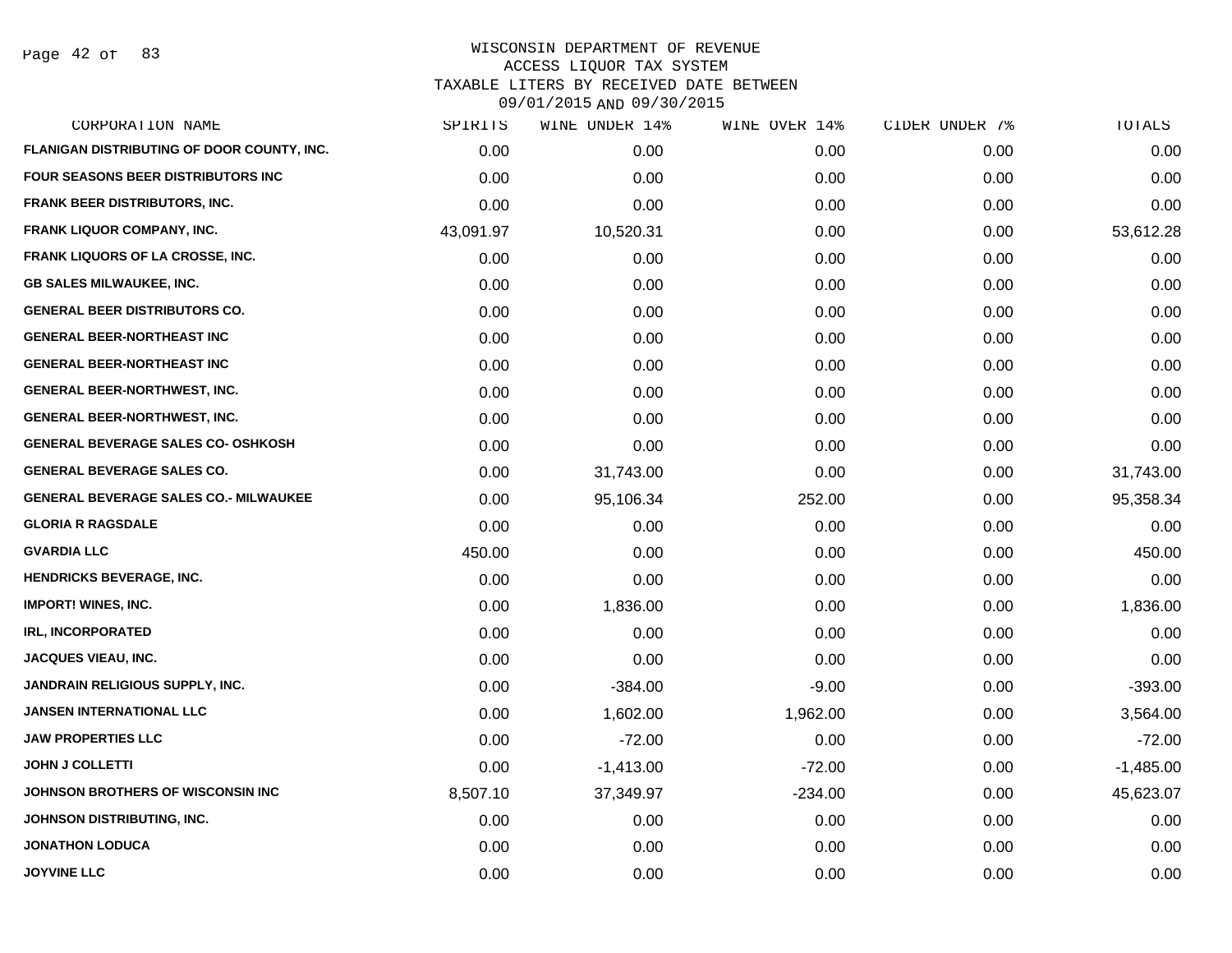WISCONSIN DEPARTMENT OF REVENUE
ACCESS LIQUOR TAX SYSTEM
TAXABLE LITERS BY RECEIVED DATE BETWEEN
09/01/2015 AND 09/30/2015

| CORPORATION NAME | SPIRITS | WINE UNDER 14% | WINE OVER 14% | CIDER UNDER 7% | TOTALS |
|---|---|---|---|---|---|
| FLANIGAN DISTRIBUTING OF DOOR COUNTY, INC. | 0.00 | 0.00 | 0.00 | 0.00 | 0.00 |
| FOUR SEASONS BEER DISTRIBUTORS INC | 0.00 | 0.00 | 0.00 | 0.00 | 0.00 |
| FRANK BEER DISTRIBUTORS, INC. | 0.00 | 0.00 | 0.00 | 0.00 | 0.00 |
| FRANK LIQUOR COMPANY, INC. | 43,091.97 | 10,520.31 | 0.00 | 0.00 | 53,612.28 |
| FRANK LIQUORS OF LA CROSSE, INC. | 0.00 | 0.00 | 0.00 | 0.00 | 0.00 |
| GB SALES MILWAUKEE, INC. | 0.00 | 0.00 | 0.00 | 0.00 | 0.00 |
| GENERAL BEER DISTRIBUTORS CO. | 0.00 | 0.00 | 0.00 | 0.00 | 0.00 |
| GENERAL BEER-NORTHEAST INC | 0.00 | 0.00 | 0.00 | 0.00 | 0.00 |
| GENERAL BEER-NORTHEAST INC | 0.00 | 0.00 | 0.00 | 0.00 | 0.00 |
| GENERAL BEER-NORTHWEST, INC. | 0.00 | 0.00 | 0.00 | 0.00 | 0.00 |
| GENERAL BEER-NORTHWEST, INC. | 0.00 | 0.00 | 0.00 | 0.00 | 0.00 |
| GENERAL BEVERAGE SALES CO- OSHKOSH | 0.00 | 0.00 | 0.00 | 0.00 | 0.00 |
| GENERAL BEVERAGE SALES CO. | 0.00 | 31,743.00 | 0.00 | 0.00 | 31,743.00 |
| GENERAL BEVERAGE SALES CO.- MILWAUKEE | 0.00 | 95,106.34 | 252.00 | 0.00 | 95,358.34 |
| GLORIA R RAGSDALE | 0.00 | 0.00 | 0.00 | 0.00 | 0.00 |
| GVARDIA LLC | 450.00 | 0.00 | 0.00 | 0.00 | 450.00 |
| HENDRICKS BEVERAGE, INC. | 0.00 | 0.00 | 0.00 | 0.00 | 0.00 |
| IMPORT! WINES, INC. | 0.00 | 1,836.00 | 0.00 | 0.00 | 1,836.00 |
| IRL, INCORPORATED | 0.00 | 0.00 | 0.00 | 0.00 | 0.00 |
| JACQUES VIEAU, INC. | 0.00 | 0.00 | 0.00 | 0.00 | 0.00 |
| JANDRAIN RELIGIOUS SUPPLY, INC. | 0.00 | -384.00 | -9.00 | 0.00 | -393.00 |
| JANSEN INTERNATIONAL LLC | 0.00 | 1,602.00 | 1,962.00 | 0.00 | 3,564.00 |
| JAW PROPERTIES LLC | 0.00 | -72.00 | 0.00 | 0.00 | -72.00 |
| JOHN J COLLETTI | 0.00 | -1,413.00 | -72.00 | 0.00 | -1,485.00 |
| JOHNSON BROTHERS OF WISCONSIN INC | 8,507.10 | 37,349.97 | -234.00 | 0.00 | 45,623.07 |
| JOHNSON DISTRIBUTING, INC. | 0.00 | 0.00 | 0.00 | 0.00 | 0.00 |
| JONATHON LODUCA | 0.00 | 0.00 | 0.00 | 0.00 | 0.00 |
| JOYVINE LLC | 0.00 | 0.00 | 0.00 | 0.00 | 0.00 |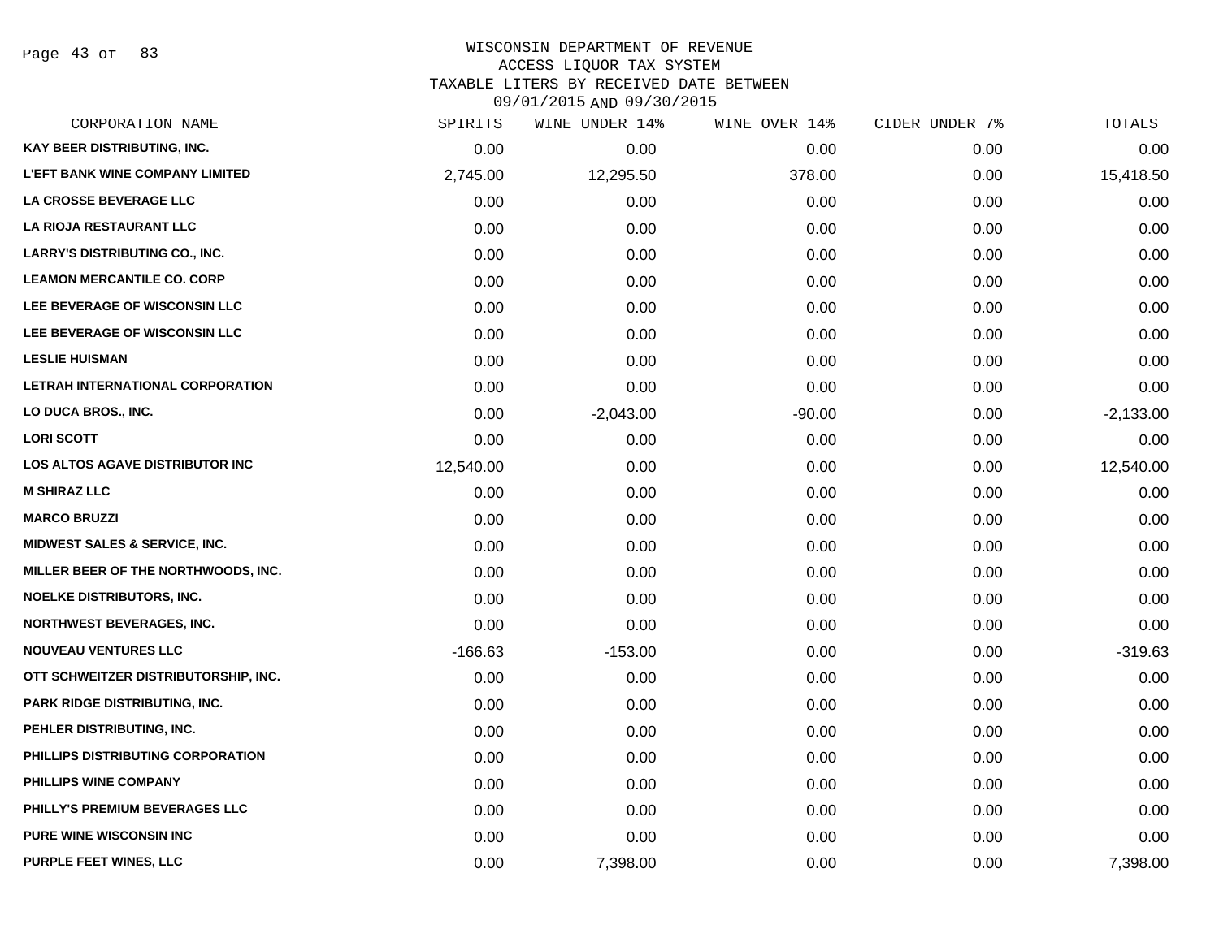# WISCONSIN DEPARTMENT OF REVENUE
## ACCESS LIQUOR TAX SYSTEM
## TAXABLE LITERS BY RECEIVED DATE BETWEEN 09/01/2015 AND 09/30/2015

| CORPORATION NAME | SPIRITS | WINE UNDER 14% | WINE OVER 14% | CIDER UNDER 7% | TOTALS |
|---|---|---|---|---|---|
| KAY BEER DISTRIBUTING, INC. | 0.00 | 0.00 | 0.00 | 0.00 | 0.00 |
| L'EFT BANK WINE COMPANY LIMITED | 2,745.00 | 12,295.50 | 378.00 | 0.00 | 15,418.50 |
| LA CROSSE BEVERAGE LLC | 0.00 | 0.00 | 0.00 | 0.00 | 0.00 |
| LA RIOJA RESTAURANT LLC | 0.00 | 0.00 | 0.00 | 0.00 | 0.00 |
| LARRY'S DISTRIBUTING CO., INC. | 0.00 | 0.00 | 0.00 | 0.00 | 0.00 |
| LEAMON MERCANTILE CO. CORP | 0.00 | 0.00 | 0.00 | 0.00 | 0.00 |
| LEE BEVERAGE OF WISCONSIN LLC | 0.00 | 0.00 | 0.00 | 0.00 | 0.00 |
| LEE BEVERAGE OF WISCONSIN LLC | 0.00 | 0.00 | 0.00 | 0.00 | 0.00 |
| LESLIE HUISMAN | 0.00 | 0.00 | 0.00 | 0.00 | 0.00 |
| LETRAH INTERNATIONAL CORPORATION | 0.00 | 0.00 | 0.00 | 0.00 | 0.00 |
| LO DUCA BROS., INC. | 0.00 | -2,043.00 | -90.00 | 0.00 | -2,133.00 |
| LORI SCOTT | 0.00 | 0.00 | 0.00 | 0.00 | 0.00 |
| LOS ALTOS AGAVE DISTRIBUTOR INC | 12,540.00 | 0.00 | 0.00 | 0.00 | 12,540.00 |
| M SHIRAZ LLC | 0.00 | 0.00 | 0.00 | 0.00 | 0.00 |
| MARCO BRUZZI | 0.00 | 0.00 | 0.00 | 0.00 | 0.00 |
| MIDWEST SALES & SERVICE, INC. | 0.00 | 0.00 | 0.00 | 0.00 | 0.00 |
| MILLER BEER OF THE NORTHWOODS, INC. | 0.00 | 0.00 | 0.00 | 0.00 | 0.00 |
| NOELKE DISTRIBUTORS, INC. | 0.00 | 0.00 | 0.00 | 0.00 | 0.00 |
| NORTHWEST BEVERAGES, INC. | 0.00 | 0.00 | 0.00 | 0.00 | 0.00 |
| NOUVEAU VENTURES LLC | -166.63 | -153.00 | 0.00 | 0.00 | -319.63 |
| OTT SCHWEITZER DISTRIBUTORSHIP, INC. | 0.00 | 0.00 | 0.00 | 0.00 | 0.00 |
| PARK RIDGE DISTRIBUTING, INC. | 0.00 | 0.00 | 0.00 | 0.00 | 0.00 |
| PEHLER DISTRIBUTING, INC. | 0.00 | 0.00 | 0.00 | 0.00 | 0.00 |
| PHILLIPS DISTRIBUTING CORPORATION | 0.00 | 0.00 | 0.00 | 0.00 | 0.00 |
| PHILLIPS WINE COMPANY | 0.00 | 0.00 | 0.00 | 0.00 | 0.00 |
| PHILLY'S PREMIUM BEVERAGES LLC | 0.00 | 0.00 | 0.00 | 0.00 | 0.00 |
| PURE WINE WISCONSIN INC | 0.00 | 0.00 | 0.00 | 0.00 | 0.00 |
| PURPLE FEET WINES, LLC | 0.00 | 7,398.00 | 0.00 | 0.00 | 7,398.00 |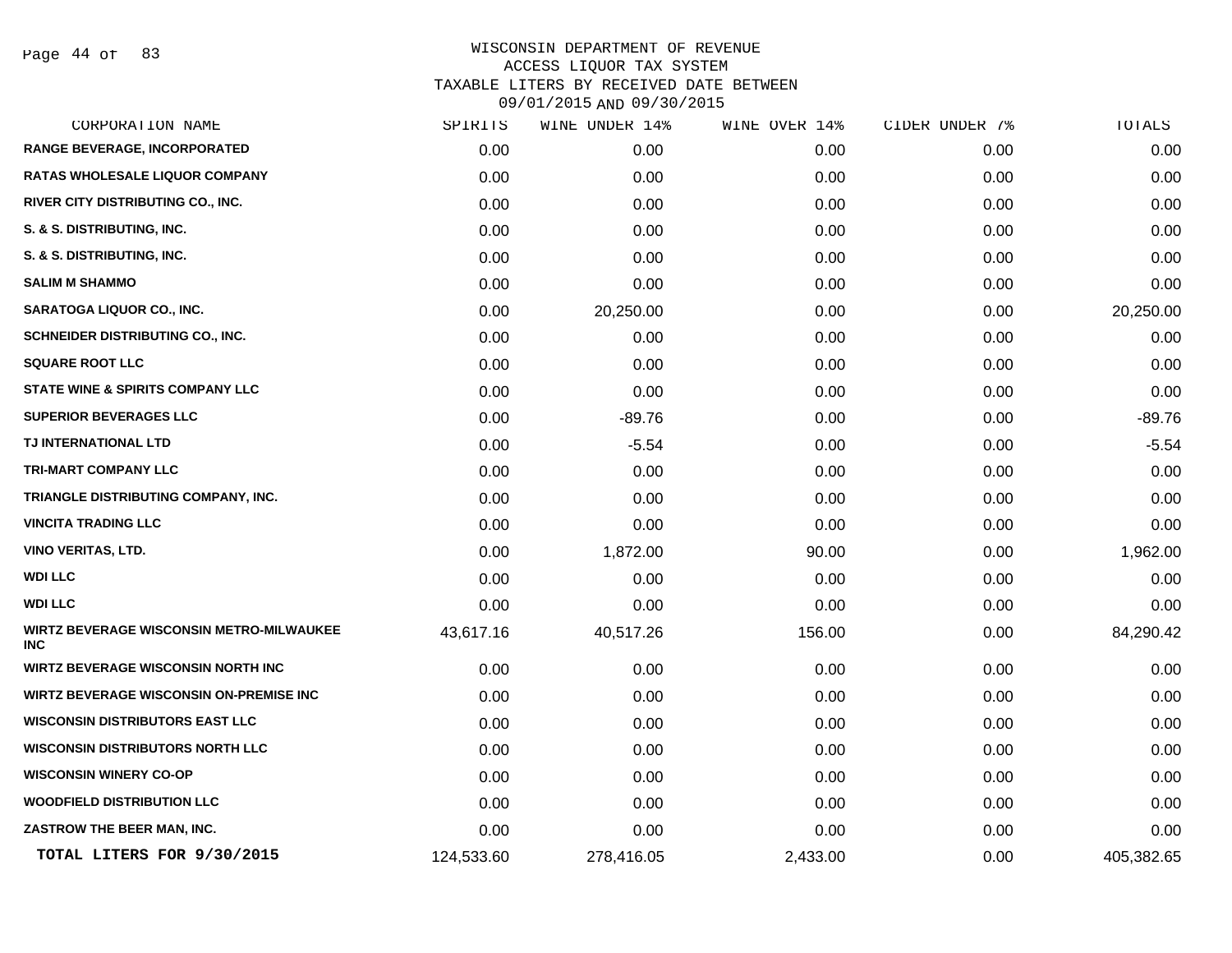# WISCONSIN DEPARTMENT OF REVENUE
## ACCESS LIQUOR TAX SYSTEM
### TAXABLE LITERS BY RECEIVED DATE BETWEEN 09/01/2015 AND 09/30/2015

| CORPORATION NAME | SPIRITS | WINE UNDER 14% | WINE OVER 14% | CIDER UNDER 7% | TOTALS |
|---|---|---|---|---|---|
| RANGE BEVERAGE, INCORPORATED | 0.00 | 0.00 | 0.00 | 0.00 | 0.00 |
| RATAS WHOLESALE LIQUOR COMPANY | 0.00 | 0.00 | 0.00 | 0.00 | 0.00 |
| RIVER CITY DISTRIBUTING CO., INC. | 0.00 | 0.00 | 0.00 | 0.00 | 0.00 |
| S. & S. DISTRIBUTING, INC. | 0.00 | 0.00 | 0.00 | 0.00 | 0.00 |
| S. & S. DISTRIBUTING, INC. | 0.00 | 0.00 | 0.00 | 0.00 | 0.00 |
| SALIM M SHAMMO | 0.00 | 0.00 | 0.00 | 0.00 | 0.00 |
| SARATOGA LIQUOR CO., INC. | 0.00 | 20,250.00 | 0.00 | 0.00 | 20,250.00 |
| SCHNEIDER DISTRIBUTING CO., INC. | 0.00 | 0.00 | 0.00 | 0.00 | 0.00 |
| SQUARE ROOT LLC | 0.00 | 0.00 | 0.00 | 0.00 | 0.00 |
| STATE WINE & SPIRITS COMPANY LLC | 0.00 | 0.00 | 0.00 | 0.00 | 0.00 |
| SUPERIOR BEVERAGES LLC | 0.00 | -89.76 | 0.00 | 0.00 | -89.76 |
| TJ INTERNATIONAL LTD | 0.00 | -5.54 | 0.00 | 0.00 | -5.54 |
| TRI-MART COMPANY LLC | 0.00 | 0.00 | 0.00 | 0.00 | 0.00 |
| TRIANGLE DISTRIBUTING COMPANY, INC. | 0.00 | 0.00 | 0.00 | 0.00 | 0.00 |
| VINCITA TRADING LLC | 0.00 | 0.00 | 0.00 | 0.00 | 0.00 |
| VINO VERITAS, LTD. | 0.00 | 1,872.00 | 90.00 | 0.00 | 1,962.00 |
| WDI LLC | 0.00 | 0.00 | 0.00 | 0.00 | 0.00 |
| WDI LLC | 0.00 | 0.00 | 0.00 | 0.00 | 0.00 |
| WIRTZ BEVERAGE WISCONSIN METRO-MILWAUKEE INC | 43,617.16 | 40,517.26 | 156.00 | 0.00 | 84,290.42 |
| WIRTZ BEVERAGE WISCONSIN NORTH INC | 0.00 | 0.00 | 0.00 | 0.00 | 0.00 |
| WIRTZ BEVERAGE WISCONSIN ON-PREMISE INC | 0.00 | 0.00 | 0.00 | 0.00 | 0.00 |
| WISCONSIN DISTRIBUTORS EAST LLC | 0.00 | 0.00 | 0.00 | 0.00 | 0.00 |
| WISCONSIN DISTRIBUTORS NORTH LLC | 0.00 | 0.00 | 0.00 | 0.00 | 0.00 |
| WISCONSIN WINERY CO-OP | 0.00 | 0.00 | 0.00 | 0.00 | 0.00 |
| WOODFIELD DISTRIBUTION LLC | 0.00 | 0.00 | 0.00 | 0.00 | 0.00 |
| ZASTROW THE BEER MAN, INC. | 0.00 | 0.00 | 0.00 | 0.00 | 0.00 |
| **TOTAL LITERS FOR 9/30/2015** | 124,533.60 | 278,416.05 | 2,433.00 | 0.00 | 405,382.65 |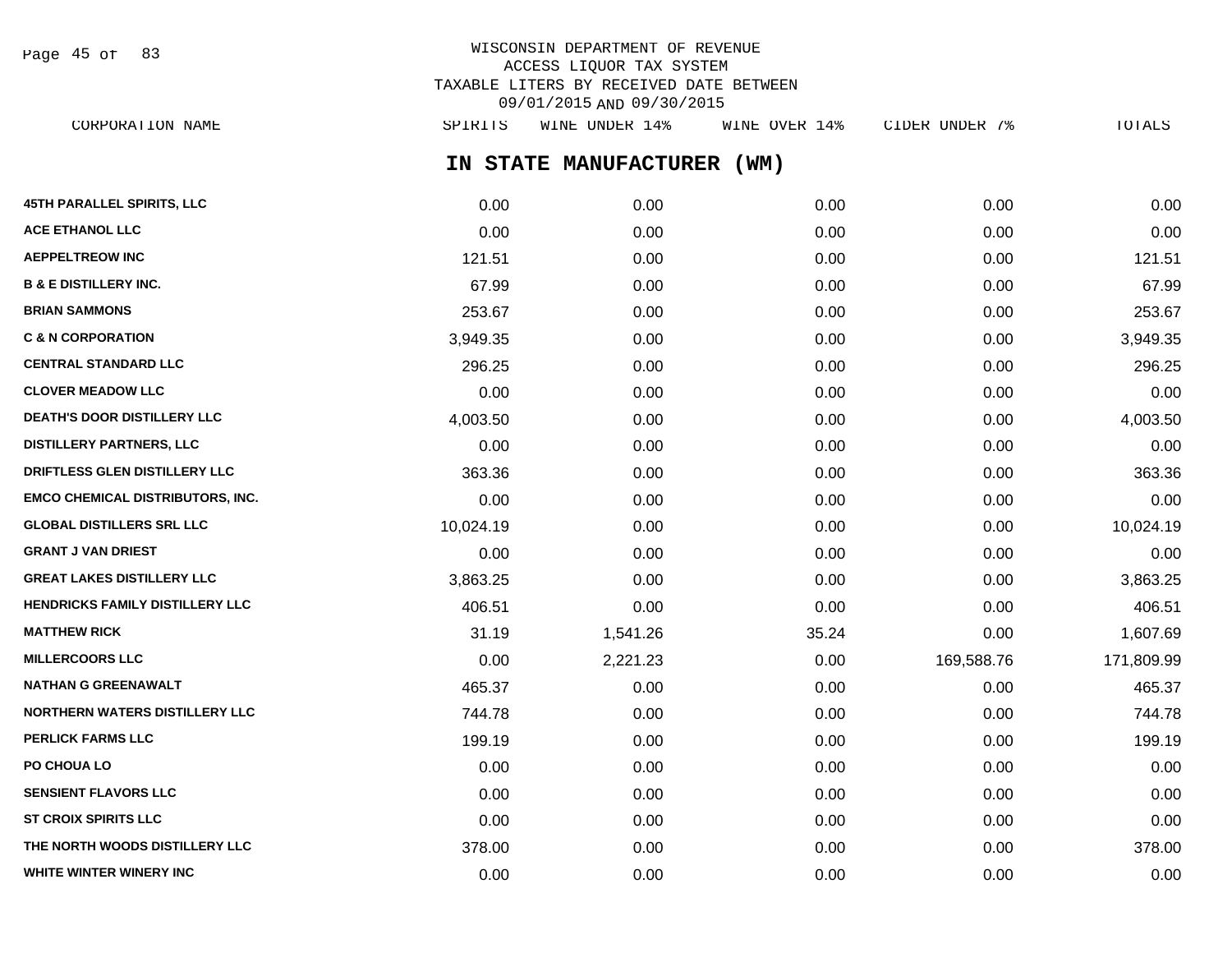WISCONSIN DEPARTMENT OF REVENUE
ACCESS LIQUOR TAX SYSTEM
TAXABLE LITERS BY RECEIVED DATE BETWEEN
09/01/2015 AND 09/30/2015

## IN STATE MANUFACTURER (WM)

| CORPORATION NAME | SPIRITS | WINE UNDER 14% | WINE OVER 14% | CIDER UNDER 7% | TOTALS |
|---|---|---|---|---|---|
| 45TH PARALLEL SPIRITS, LLC | 0.00 | 0.00 | 0.00 | 0.00 | 0.00 |
| ACE ETHANOL LLC | 0.00 | 0.00 | 0.00 | 0.00 | 0.00 |
| AEPPELTREOW INC | 121.51 | 0.00 | 0.00 | 0.00 | 121.51 |
| B & E DISTILLERY INC. | 67.99 | 0.00 | 0.00 | 0.00 | 67.99 |
| BRIAN SAMMONS | 253.67 | 0.00 | 0.00 | 0.00 | 253.67 |
| C & N CORPORATION | 3,949.35 | 0.00 | 0.00 | 0.00 | 3,949.35 |
| CENTRAL STANDARD LLC | 296.25 | 0.00 | 0.00 | 0.00 | 296.25 |
| CLOVER MEADOW LLC | 0.00 | 0.00 | 0.00 | 0.00 | 0.00 |
| DEATH'S DOOR DISTILLERY LLC | 4,003.50 | 0.00 | 0.00 | 0.00 | 4,003.50 |
| DISTILLERY PARTNERS, LLC | 0.00 | 0.00 | 0.00 | 0.00 | 0.00 |
| DRIFTLESS GLEN DISTILLERY LLC | 363.36 | 0.00 | 0.00 | 0.00 | 363.36 |
| EMCO CHEMICAL DISTRIBUTORS, INC. | 0.00 | 0.00 | 0.00 | 0.00 | 0.00 |
| GLOBAL DISTILLERS SRL LLC | 10,024.19 | 0.00 | 0.00 | 0.00 | 10,024.19 |
| GRANT J VAN DRIEST | 0.00 | 0.00 | 0.00 | 0.00 | 0.00 |
| GREAT LAKES DISTILLERY LLC | 3,863.25 | 0.00 | 0.00 | 0.00 | 3,863.25 |
| HENDRICKS FAMILY DISTILLERY LLC | 406.51 | 0.00 | 0.00 | 0.00 | 406.51 |
| MATTHEW RICK | 31.19 | 1,541.26 | 35.24 | 0.00 | 1,607.69 |
| MILLERCOORS LLC | 0.00 | 2,221.23 | 0.00 | 169,588.76 | 171,809.99 |
| NATHAN G GREENAWALT | 465.37 | 0.00 | 0.00 | 0.00 | 465.37 |
| NORTHERN WATERS DISTILLERY LLC | 744.78 | 0.00 | 0.00 | 0.00 | 744.78 |
| PERLICK FARMS LLC | 199.19 | 0.00 | 0.00 | 0.00 | 199.19 |
| PO CHOUA LO | 0.00 | 0.00 | 0.00 | 0.00 | 0.00 |
| SENSIENT FLAVORS LLC | 0.00 | 0.00 | 0.00 | 0.00 | 0.00 |
| ST CROIX SPIRITS LLC | 0.00 | 0.00 | 0.00 | 0.00 | 0.00 |
| THE NORTH WOODS DISTILLERY LLC | 378.00 | 0.00 | 0.00 | 0.00 | 378.00 |
| WHITE WINTER WINERY INC | 0.00 | 0.00 | 0.00 | 0.00 | 0.00 |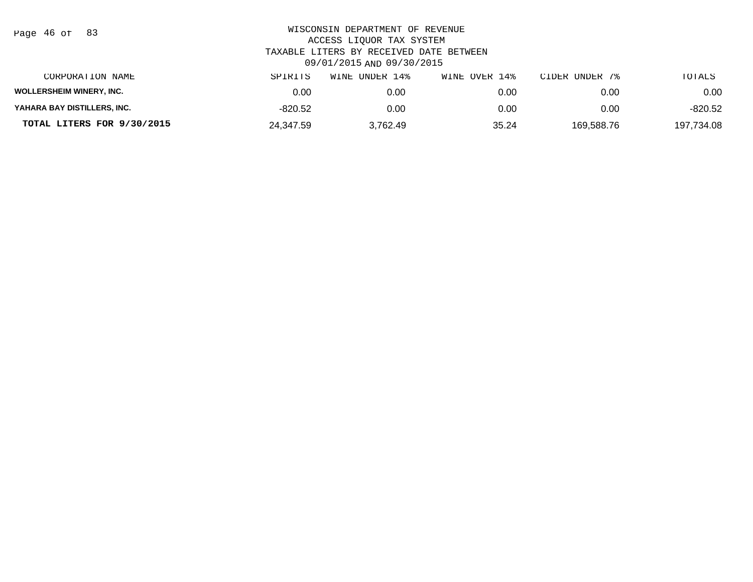WISCONSIN DEPARTMENT OF REVENUE
ACCESS LIQUOR TAX SYSTEM
TAXABLE LITERS BY RECEIVED DATE BETWEEN
09/01/2015 AND 09/30/2015

| CORPORATION NAME | SPIRITS | WINE UNDER 14% | WINE OVER 14% | CIDER UNDER 7% | TOTALS |
|---|---|---|---|---|---|
| **WOLLERSHEIM WINERY, INC.** | 0.00 | 0.00 | 0.00 | 0.00 | 0.00 |
| **YAHARA BAY DISTILLERS, INC.** | -820.52 | 0.00 | 0.00 | 0.00 | -820.52 |
| **TOTAL LITERS FOR 9/30/2015** | 24,347.59 | 3,762.49 | 35.24 | 169,588.76 | 197,734.08 |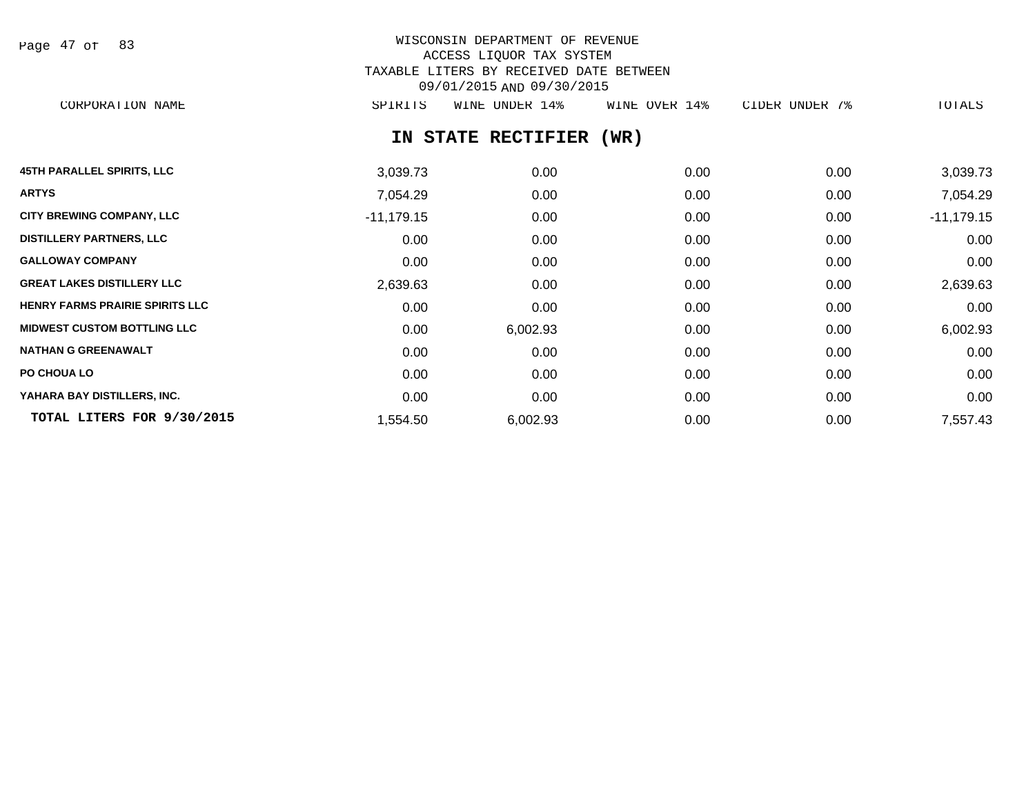WISCONSIN DEPARTMENT OF REVENUE
ACCESS LIQUOR TAX SYSTEM
TAXABLE LITERS BY RECEIVED DATE BETWEEN
09/01/2015 AND 09/30/2015

## IN STATE RECTIFIER (WR)

| CORPORATION NAME | SPIRITS | WINE UNDER 14% | WINE OVER 14% | CIDER UNDER 7% | TOTALS |
|---|---|---|---|---|---|
| 45TH PARALLEL SPIRITS, LLC | 3,039.73 | 0.00 | 0.00 | 0.00 | 3,039.73 |
| ARTYS | 7,054.29 | 0.00 | 0.00 | 0.00 | 7,054.29 |
| CITY BREWING COMPANY, LLC | -11,179.15 | 0.00 | 0.00 | 0.00 | -11,179.15 |
| DISTILLERY PARTNERS, LLC | 0.00 | 0.00 | 0.00 | 0.00 | 0.00 |
| GALLOWAY COMPANY | 0.00 | 0.00 | 0.00 | 0.00 | 0.00 |
| GREAT LAKES DISTILLERY LLC | 2,639.63 | 0.00 | 0.00 | 0.00 | 2,639.63 |
| HENRY FARMS PRAIRIE SPIRITS LLC | 0.00 | 0.00 | 0.00 | 0.00 | 0.00 |
| MIDWEST CUSTOM BOTTLING LLC | 0.00 | 6,002.93 | 0.00 | 0.00 | 6,002.93 |
| NATHAN G GREENAWALT | 0.00 | 0.00 | 0.00 | 0.00 | 0.00 |
| PO CHOUA LO | 0.00 | 0.00 | 0.00 | 0.00 | 0.00 |
| YAHARA BAY DISTILLERS, INC. | 0.00 | 0.00 | 0.00 | 0.00 | 0.00 |
| **TOTAL LITERS FOR 9/30/2015** | 1,554.50 | 6,002.93 | 0.00 | 0.00 | 7,557.43 |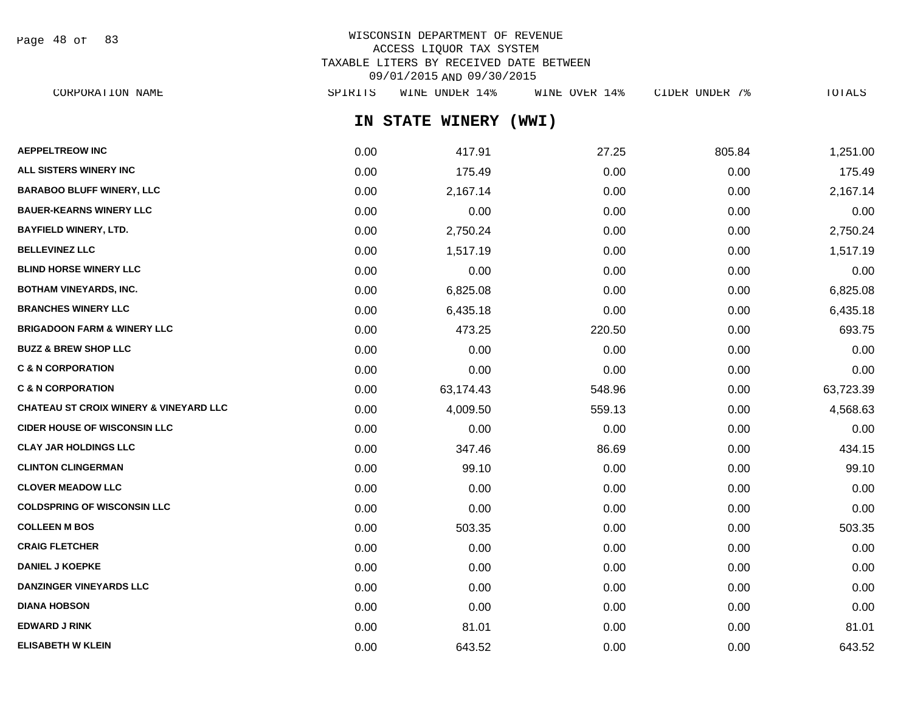WISCONSIN DEPARTMENT OF REVENUE
ACCESS LIQUOR TAX SYSTEM
TAXABLE LITERS BY RECEIVED DATE BETWEEN
09/01/2015 AND 09/30/2015

## IN STATE WINERY (WWI)

| CORPORATION NAME | SPIRITS | WINE UNDER 14% | WINE OVER 14% | CIDER UNDER 7% | TOTALS |
|---|---|---|---|---|---|
| AEPPELTREOW INC | 0.00 | 417.91 | 27.25 | 805.84 | 1,251.00 |
| ALL SISTERS WINERY INC | 0.00 | 175.49 | 0.00 | 0.00 | 175.49 |
| BARABOO BLUFF WINERY, LLC | 0.00 | 2,167.14 | 0.00 | 0.00 | 2,167.14 |
| BAUER-KEARNS WINERY LLC | 0.00 | 0.00 | 0.00 | 0.00 | 0.00 |
| BAYFIELD WINERY, LTD. | 0.00 | 2,750.24 | 0.00 | 0.00 | 2,750.24 |
| BELLEVINEZ LLC | 0.00 | 1,517.19 | 0.00 | 0.00 | 1,517.19 |
| BLIND HORSE WINERY LLC | 0.00 | 0.00 | 0.00 | 0.00 | 0.00 |
| BOTHAM VINEYARDS, INC. | 0.00 | 6,825.08 | 0.00 | 0.00 | 6,825.08 |
| BRANCHES WINERY LLC | 0.00 | 6,435.18 | 0.00 | 0.00 | 6,435.18 |
| BRIGADOON FARM & WINERY LLC | 0.00 | 473.25 | 220.50 | 0.00 | 693.75 |
| BUZZ & BREW SHOP LLC | 0.00 | 0.00 | 0.00 | 0.00 | 0.00 |
| C & N CORPORATION | 0.00 | 0.00 | 0.00 | 0.00 | 0.00 |
| C & N CORPORATION | 0.00 | 63,174.43 | 548.96 | 0.00 | 63,723.39 |
| CHATEAU ST CROIX WINERY & VINEYARD LLC | 0.00 | 4,009.50 | 559.13 | 0.00 | 4,568.63 |
| CIDER HOUSE OF WISCONSIN LLC | 0.00 | 0.00 | 0.00 | 0.00 | 0.00 |
| CLAY JAR HOLDINGS LLC | 0.00 | 347.46 | 86.69 | 0.00 | 434.15 |
| CLINTON CLINGERMAN | 0.00 | 99.10 | 0.00 | 0.00 | 99.10 |
| CLOVER MEADOW LLC | 0.00 | 0.00 | 0.00 | 0.00 | 0.00 |
| COLDSPRING OF WISCONSIN LLC | 0.00 | 0.00 | 0.00 | 0.00 | 0.00 |
| COLLEEN M BOS | 0.00 | 503.35 | 0.00 | 0.00 | 503.35 |
| CRAIG FLETCHER | 0.00 | 0.00 | 0.00 | 0.00 | 0.00 |
| DANIEL J KOEPKE | 0.00 | 0.00 | 0.00 | 0.00 | 0.00 |
| DANZINGER VINEYARDS LLC | 0.00 | 0.00 | 0.00 | 0.00 | 0.00 |
| DIANA HOBSON | 0.00 | 0.00 | 0.00 | 0.00 | 0.00 |
| EDWARD J RINK | 0.00 | 81.01 | 0.00 | 0.00 | 81.01 |
| ELISABETH W KLEIN | 0.00 | 643.52 | 0.00 | 0.00 | 643.52 |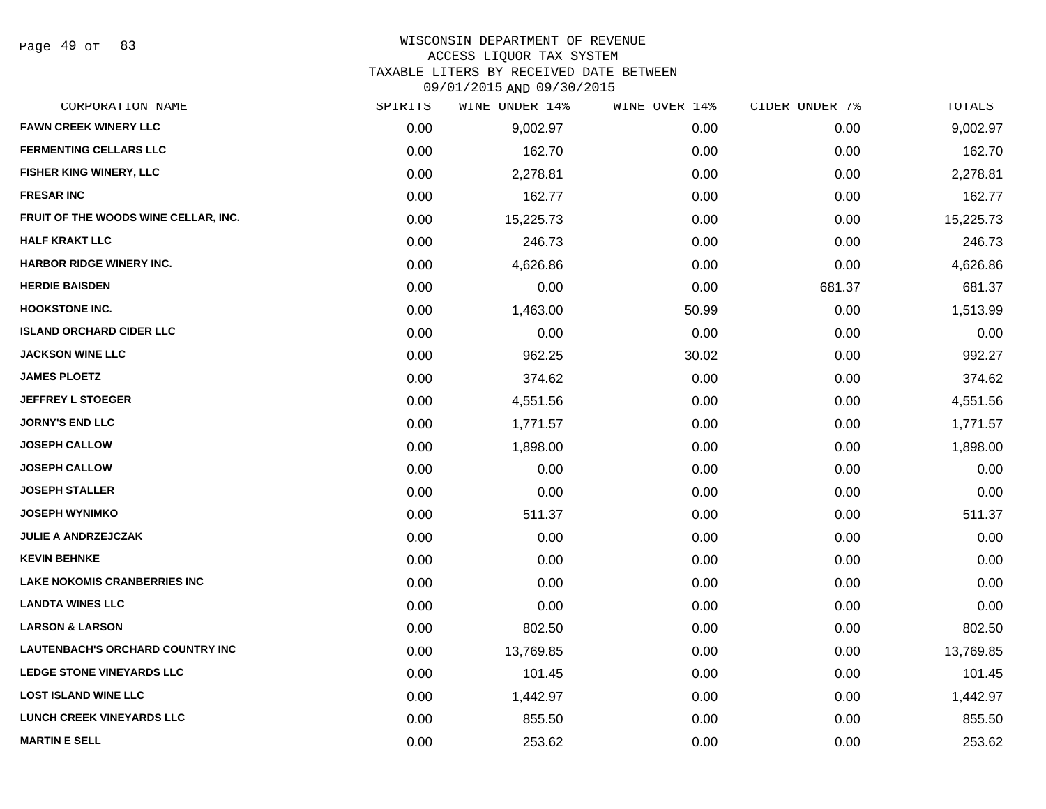WISCONSIN DEPARTMENT OF REVENUE
ACCESS LIQUOR TAX SYSTEM
TAXABLE LITERS BY RECEIVED DATE BETWEEN
09/01/2015 AND 09/30/2015

| CORPORATION NAME | SPIRITS | WINE UNDER 14% | WINE OVER 14% | CIDER UNDER 7% | TOTALS |
|---|---|---|---|---|---|
| FAWN CREEK WINERY LLC | 0.00 | 9,002.97 | 0.00 | 0.00 | 9,002.97 |
| FERMENTING CELLARS LLC | 0.00 | 162.70 | 0.00 | 0.00 | 162.70 |
| FISHER KING WINERY, LLC | 0.00 | 2,278.81 | 0.00 | 0.00 | 2,278.81 |
| FRESAR INC | 0.00 | 162.77 | 0.00 | 0.00 | 162.77 |
| FRUIT OF THE WOODS WINE CELLAR, INC. | 0.00 | 15,225.73 | 0.00 | 0.00 | 15,225.73 |
| HALF KRAKT LLC | 0.00 | 246.73 | 0.00 | 0.00 | 246.73 |
| HARBOR RIDGE WINERY INC. | 0.00 | 4,626.86 | 0.00 | 0.00 | 4,626.86 |
| HERDIE BAISDEN | 0.00 | 0.00 | 0.00 | 681.37 | 681.37 |
| HOOKSTONE INC. | 0.00 | 1,463.00 | 50.99 | 0.00 | 1,513.99 |
| ISLAND ORCHARD CIDER LLC | 0.00 | 0.00 | 0.00 | 0.00 | 0.00 |
| JACKSON WINE LLC | 0.00 | 962.25 | 30.02 | 0.00 | 992.27 |
| JAMES PLOETZ | 0.00 | 374.62 | 0.00 | 0.00 | 374.62 |
| JEFFREY L STOEGER | 0.00 | 4,551.56 | 0.00 | 0.00 | 4,551.56 |
| JORNY'S END LLC | 0.00 | 1,771.57 | 0.00 | 0.00 | 1,771.57 |
| JOSEPH CALLOW | 0.00 | 1,898.00 | 0.00 | 0.00 | 1,898.00 |
| JOSEPH CALLOW | 0.00 | 0.00 | 0.00 | 0.00 | 0.00 |
| JOSEPH STALLER | 0.00 | 0.00 | 0.00 | 0.00 | 0.00 |
| JOSEPH WYNIMKO | 0.00 | 511.37 | 0.00 | 0.00 | 511.37 |
| JULIE A ANDRZEJCZAK | 0.00 | 0.00 | 0.00 | 0.00 | 0.00 |
| KEVIN BEHNKE | 0.00 | 0.00 | 0.00 | 0.00 | 0.00 |
| LAKE NOKOMIS CRANBERRIES INC | 0.00 | 0.00 | 0.00 | 0.00 | 0.00 |
| LANDTA WINES LLC | 0.00 | 0.00 | 0.00 | 0.00 | 0.00 |
| LARSON & LARSON | 0.00 | 802.50 | 0.00 | 0.00 | 802.50 |
| LAUTENBACH'S ORCHARD COUNTRY INC | 0.00 | 13,769.85 | 0.00 | 0.00 | 13,769.85 |
| LEDGE STONE VINEYARDS LLC | 0.00 | 101.45 | 0.00 | 0.00 | 101.45 |
| LOST ISLAND WINE LLC | 0.00 | 1,442.97 | 0.00 | 0.00 | 1,442.97 |
| LUNCH CREEK VINEYARDS LLC | 0.00 | 855.50 | 0.00 | 0.00 | 855.50 |
| MARTIN E SELL | 0.00 | 253.62 | 0.00 | 0.00 | 253.62 |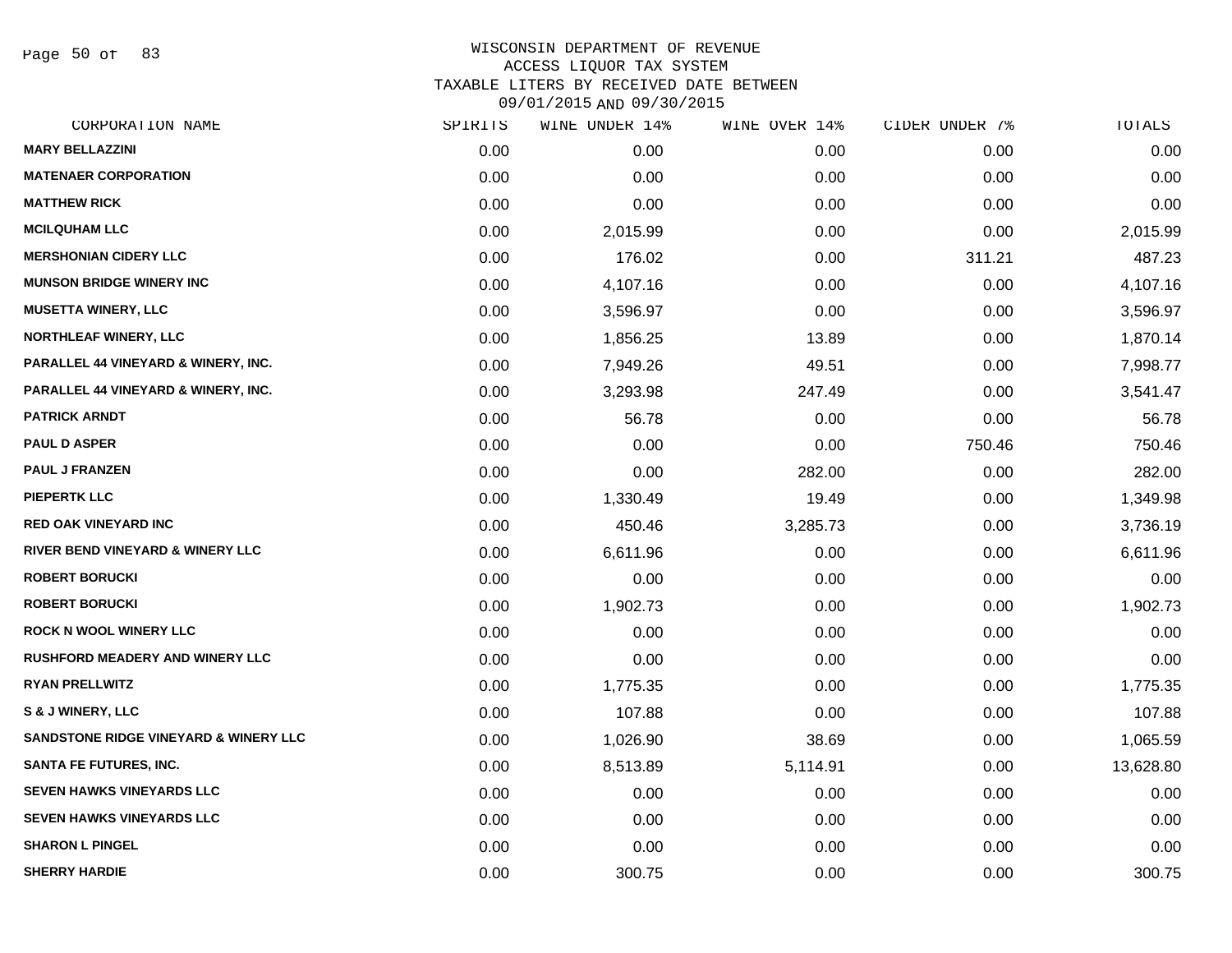# WISCONSIN DEPARTMENT OF REVENUE
## ACCESS LIQUOR TAX SYSTEM
### TAXABLE LITERS BY RECEIVED DATE BETWEEN 09/01/2015 AND 09/30/2015

| CORPORATION NAME | SPIRITS | WINE UNDER 14% | WINE OVER 14% | CIDER UNDER 7% | TOTALS |
|---|---|---|---|---|---|
| MARY BELLAZZINI | 0.00 | 0.00 | 0.00 | 0.00 | 0.00 |
| MATENAER CORPORATION | 0.00 | 0.00 | 0.00 | 0.00 | 0.00 |
| MATTHEW RICK | 0.00 | 0.00 | 0.00 | 0.00 | 0.00 |
| MCILQUHAM LLC | 0.00 | 2,015.99 | 0.00 | 0.00 | 2,015.99 |
| MERSHONIAN CIDERY LLC | 0.00 | 176.02 | 0.00 | 311.21 | 487.23 |
| MUNSON BRIDGE WINERY INC | 0.00 | 4,107.16 | 0.00 | 0.00 | 4,107.16 |
| MUSETTA WINERY, LLC | 0.00 | 3,596.97 | 0.00 | 0.00 | 3,596.97 |
| NORTHLEAF WINERY, LLC | 0.00 | 1,856.25 | 13.89 | 0.00 | 1,870.14 |
| PARALLEL 44 VINEYARD & WINERY, INC. | 0.00 | 7,949.26 | 49.51 | 0.00 | 7,998.77 |
| PARALLEL 44 VINEYARD & WINERY, INC. | 0.00 | 3,293.98 | 247.49 | 0.00 | 3,541.47 |
| PATRICK ARNDT | 0.00 | 56.78 | 0.00 | 0.00 | 56.78 |
| PAUL D ASPER | 0.00 | 0.00 | 0.00 | 750.46 | 750.46 |
| PAUL J FRANZEN | 0.00 | 0.00 | 282.00 | 0.00 | 282.00 |
| PIEPERTK LLC | 0.00 | 1,330.49 | 19.49 | 0.00 | 1,349.98 |
| RED OAK VINEYARD INC | 0.00 | 450.46 | 3,285.73 | 0.00 | 3,736.19 |
| RIVER BEND VINEYARD & WINERY LLC | 0.00 | 6,611.96 | 0.00 | 0.00 | 6,611.96 |
| ROBERT BORUCKI | 0.00 | 0.00 | 0.00 | 0.00 | 0.00 |
| ROBERT BORUCKI | 0.00 | 1,902.73 | 0.00 | 0.00 | 1,902.73 |
| ROCK N WOOL WINERY LLC | 0.00 | 0.00 | 0.00 | 0.00 | 0.00 |
| RUSHFORD MEADERY AND WINERY LLC | 0.00 | 0.00 | 0.00 | 0.00 | 0.00 |
| RYAN PRELLWITZ | 0.00 | 1,775.35 | 0.00 | 0.00 | 1,775.35 |
| S & J WINERY, LLC | 0.00 | 107.88 | 0.00 | 0.00 | 107.88 |
| SANDSTONE RIDGE VINEYARD & WINERY LLC | 0.00 | 1,026.90 | 38.69 | 0.00 | 1,065.59 |
| SANTA FE FUTURES, INC. | 0.00 | 8,513.89 | 5,114.91 | 0.00 | 13,628.80 |
| SEVEN HAWKS VINEYARDS LLC | 0.00 | 0.00 | 0.00 | 0.00 | 0.00 |
| SEVEN HAWKS VINEYARDS LLC | 0.00 | 0.00 | 0.00 | 0.00 | 0.00 |
| SHARON L PINGEL | 0.00 | 0.00 | 0.00 | 0.00 | 0.00 |
| SHERRY HARDIE | 0.00 | 300.75 | 0.00 | 0.00 | 300.75 |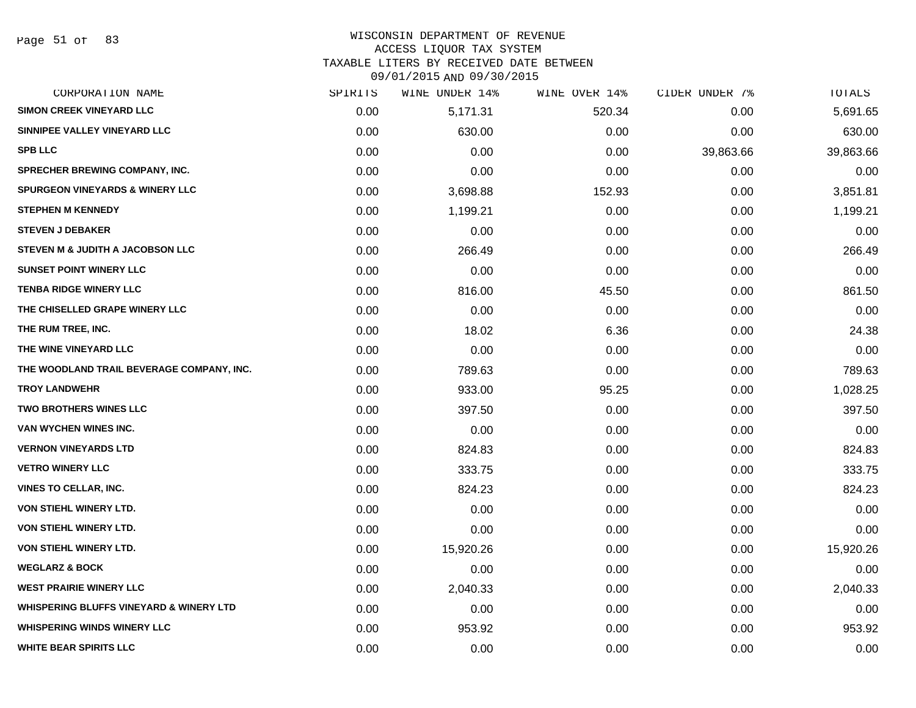WISCONSIN DEPARTMENT OF REVENUE
ACCESS LIQUOR TAX SYSTEM
TAXABLE LITERS BY RECEIVED DATE BETWEEN
09/01/2015 AND 09/30/2015

| CORPORATION NAME | SPIRITS | WINE UNDER 14% | WINE OVER 14% | CIDER UNDER 7% | TOTALS |
|---|---|---|---|---|---|
| SIMON CREEK VINEYARD LLC | 0.00 | 5,171.31 | 520.34 | 0.00 | 5,691.65 |
| SINNIPEE VALLEY VINEYARD LLC | 0.00 | 630.00 | 0.00 | 0.00 | 630.00 |
| SPB LLC | 0.00 | 0.00 | 0.00 | 39,863.66 | 39,863.66 |
| SPRECHER BREWING COMPANY, INC. | 0.00 | 0.00 | 0.00 | 0.00 | 0.00 |
| SPURGEON VINEYARDS & WINERY LLC | 0.00 | 3,698.88 | 152.93 | 0.00 | 3,851.81 |
| STEPHEN M KENNEDY | 0.00 | 1,199.21 | 0.00 | 0.00 | 1,199.21 |
| STEVEN J DEBAKER | 0.00 | 0.00 | 0.00 | 0.00 | 0.00 |
| STEVEN M & JUDITH A JACOBSON LLC | 0.00 | 266.49 | 0.00 | 0.00 | 266.49 |
| SUNSET POINT WINERY LLC | 0.00 | 0.00 | 0.00 | 0.00 | 0.00 |
| TENBA RIDGE WINERY LLC | 0.00 | 816.00 | 45.50 | 0.00 | 861.50 |
| THE CHISELLED GRAPE WINERY LLC | 0.00 | 0.00 | 0.00 | 0.00 | 0.00 |
| THE RUM TREE, INC. | 0.00 | 18.02 | 6.36 | 0.00 | 24.38 |
| THE WINE VINEYARD LLC | 0.00 | 0.00 | 0.00 | 0.00 | 0.00 |
| THE WOODLAND TRAIL BEVERAGE COMPANY, INC. | 0.00 | 789.63 | 0.00 | 0.00 | 789.63 |
| TROY LANDWEHR | 0.00 | 933.00 | 95.25 | 0.00 | 1,028.25 |
| TWO BROTHERS WINES LLC | 0.00 | 397.50 | 0.00 | 0.00 | 397.50 |
| VAN WYCHEN WINES INC. | 0.00 | 0.00 | 0.00 | 0.00 | 0.00 |
| VERNON VINEYARDS LTD | 0.00 | 824.83 | 0.00 | 0.00 | 824.83 |
| VETRO WINERY LLC | 0.00 | 333.75 | 0.00 | 0.00 | 333.75 |
| VINES TO CELLAR, INC. | 0.00 | 824.23 | 0.00 | 0.00 | 824.23 |
| VON STIEHL WINERY LTD. | 0.00 | 0.00 | 0.00 | 0.00 | 0.00 |
| VON STIEHL WINERY LTD. | 0.00 | 0.00 | 0.00 | 0.00 | 0.00 |
| VON STIEHL WINERY LTD. | 0.00 | 15,920.26 | 0.00 | 0.00 | 15,920.26 |
| WEGLARZ & BOCK | 0.00 | 0.00 | 0.00 | 0.00 | 0.00 |
| WEST PRAIRIE WINERY LLC | 0.00 | 2,040.33 | 0.00 | 0.00 | 2,040.33 |
| WHISPERING BLUFFS VINEYARD & WINERY LTD | 0.00 | 0.00 | 0.00 | 0.00 | 0.00 |
| WHISPERING WINDS WINERY LLC | 0.00 | 953.92 | 0.00 | 0.00 | 953.92 |
| WHITE BEAR SPIRITS LLC | 0.00 | 0.00 | 0.00 | 0.00 | 0.00 |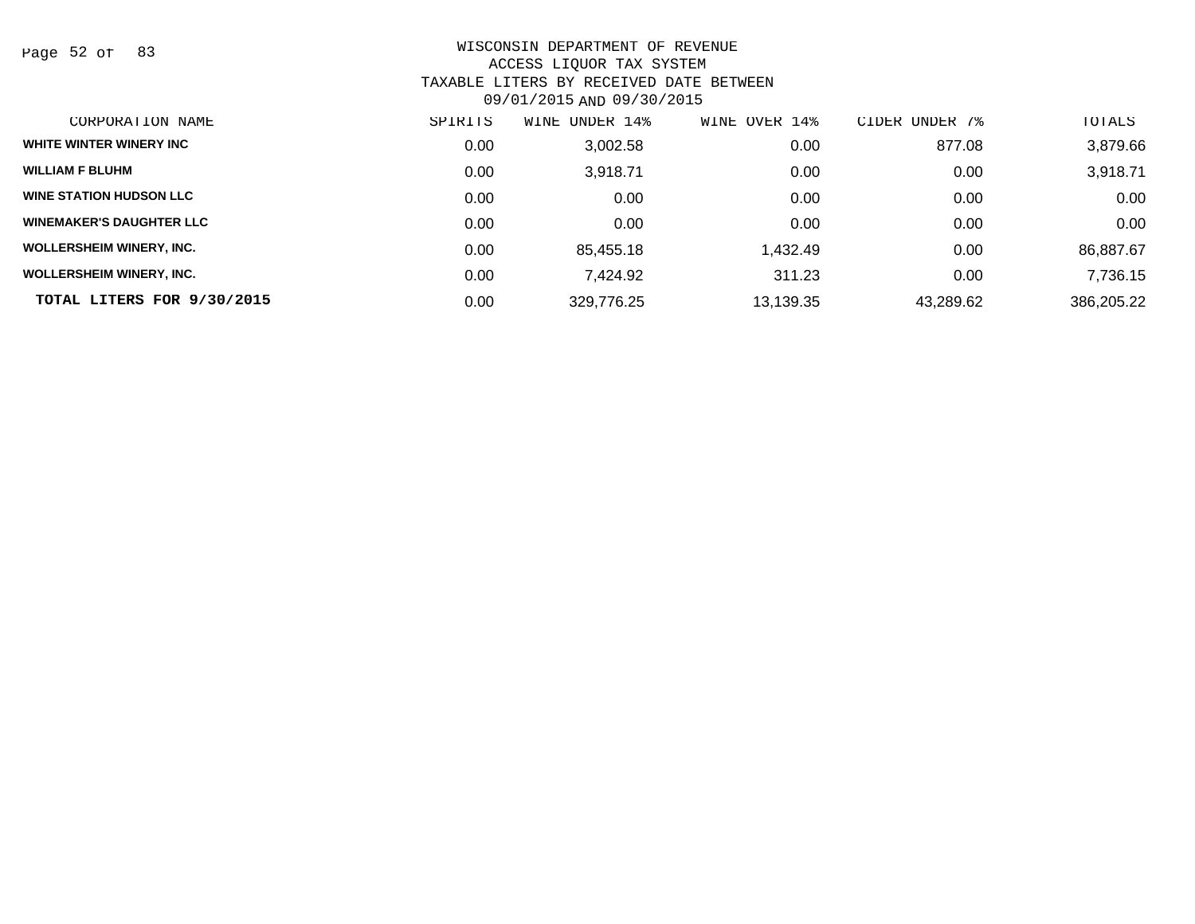# WISCONSIN DEPARTMENT OF REVENUE
## ACCESS LIQUOR TAX SYSTEM
### TAXABLE LITERS BY RECEIVED DATE BETWEEN 09/01/2015 AND 09/30/2015

| CORPORATION NAME | SPIRITS | WINE UNDER 14% | WINE OVER 14% | CIDER UNDER 7% | TOTALS |
|---|---|---|---|---|---|
| WHITE WINTER WINERY INC | 0.00 | 3,002.58 | 0.00 | 877.08 | 3,879.66 |
| WILLIAM F BLUHM | 0.00 | 3,918.71 | 0.00 | 0.00 | 3,918.71 |
| WINE STATION HUDSON LLC | 0.00 | 0.00 | 0.00 | 0.00 | 0.00 |
| WINEMAKER'S DAUGHTER LLC | 0.00 | 0.00 | 0.00 | 0.00 | 0.00 |
| WOLLERSHEIM WINERY, INC. | 0.00 | 85,455.18 | 1,432.49 | 0.00 | 86,887.67 |
| WOLLERSHEIM WINERY, INC. | 0.00 | 7,424.92 | 311.23 | 0.00 | 7,736.15 |
| **TOTAL LITERS FOR 9/30/2015** | 0.00 | 329,776.25 | 13,139.35 | 43,289.62 | 386,205.22 |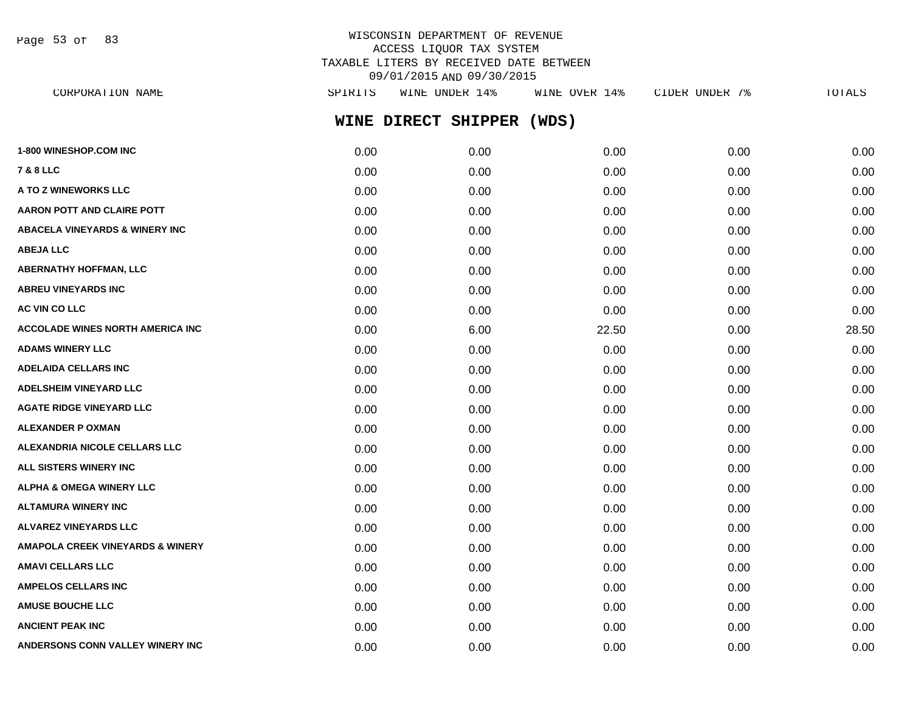WISCONSIN DEPARTMENT OF REVENUE
ACCESS LIQUOR TAX SYSTEM
TAXABLE LITERS BY RECEIVED DATE BETWEEN
09/01/2015 AND 09/30/2015

## WINE DIRECT SHIPPER (WDS)

| CORPORATION NAME | SPIRITS | WINE UNDER 14% | WINE OVER 14% | CIDER UNDER 7% | TOTALS |
|---|---|---|---|---|---|
| 1-800 WINESHOP.COM INC | 0.00 | 0.00 | 0.00 | 0.00 | 0.00 |
| 7 & 8 LLC | 0.00 | 0.00 | 0.00 | 0.00 | 0.00 |
| A TO Z WINEWORKS LLC | 0.00 | 0.00 | 0.00 | 0.00 | 0.00 |
| AARON POTT AND CLAIRE POTT | 0.00 | 0.00 | 0.00 | 0.00 | 0.00 |
| ABACELA VINEYARDS & WINERY INC | 0.00 | 0.00 | 0.00 | 0.00 | 0.00 |
| ABEJA LLC | 0.00 | 0.00 | 0.00 | 0.00 | 0.00 |
| ABERNATHY HOFFMAN, LLC | 0.00 | 0.00 | 0.00 | 0.00 | 0.00 |
| ABREU VINEYARDS INC | 0.00 | 0.00 | 0.00 | 0.00 | 0.00 |
| AC VIN CO LLC | 0.00 | 0.00 | 0.00 | 0.00 | 0.00 |
| ACCOLADE WINES NORTH AMERICA INC | 0.00 | 6.00 | 22.50 | 0.00 | 28.50 |
| ADAMS WINERY LLC | 0.00 | 0.00 | 0.00 | 0.00 | 0.00 |
| ADELAIDA CELLARS INC | 0.00 | 0.00 | 0.00 | 0.00 | 0.00 |
| ADELSHEIM VINEYARD LLC | 0.00 | 0.00 | 0.00 | 0.00 | 0.00 |
| AGATE RIDGE VINEYARD LLC | 0.00 | 0.00 | 0.00 | 0.00 | 0.00 |
| ALEXANDER P OXMAN | 0.00 | 0.00 | 0.00 | 0.00 | 0.00 |
| ALEXANDRIA NICOLE CELLARS LLC | 0.00 | 0.00 | 0.00 | 0.00 | 0.00 |
| ALL SISTERS WINERY INC | 0.00 | 0.00 | 0.00 | 0.00 | 0.00 |
| ALPHA & OMEGA WINERY LLC | 0.00 | 0.00 | 0.00 | 0.00 | 0.00 |
| ALTAMURA WINERY INC | 0.00 | 0.00 | 0.00 | 0.00 | 0.00 |
| ALVAREZ VINEYARDS LLC | 0.00 | 0.00 | 0.00 | 0.00 | 0.00 |
| AMAPOLA CREEK VINEYARDS & WINERY | 0.00 | 0.00 | 0.00 | 0.00 | 0.00 |
| AMAVI CELLARS LLC | 0.00 | 0.00 | 0.00 | 0.00 | 0.00 |
| AMPELOS CELLARS INC | 0.00 | 0.00 | 0.00 | 0.00 | 0.00 |
| AMUSE BOUCHE LLC | 0.00 | 0.00 | 0.00 | 0.00 | 0.00 |
| ANCIENT PEAK INC | 0.00 | 0.00 | 0.00 | 0.00 | 0.00 |
| ANDERSONS CONN VALLEY WINERY INC | 0.00 | 0.00 | 0.00 | 0.00 | 0.00 |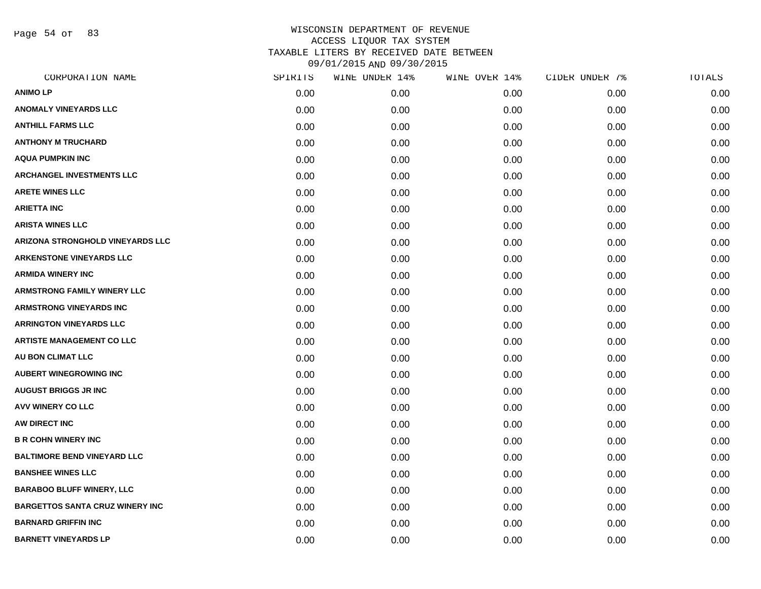# WISCONSIN DEPARTMENT OF REVENUE
## ACCESS LIQUOR TAX SYSTEM
## TAXABLE LITERS BY RECEIVED DATE BETWEEN 09/01/2015 AND 09/30/2015

| CORPORATION NAME | SPIRITS | WINE UNDER 14% | WINE OVER 14% | CIDER UNDER 7% | TOTALS |
|---|---|---|---|---|---|
| ANIMO LP | 0.00 | 0.00 | 0.00 | 0.00 | 0.00 |
| ANOMALY VINEYARDS LLC | 0.00 | 0.00 | 0.00 | 0.00 | 0.00 |
| ANTHILL FARMS LLC | 0.00 | 0.00 | 0.00 | 0.00 | 0.00 |
| ANTHONY M TRUCHARD | 0.00 | 0.00 | 0.00 | 0.00 | 0.00 |
| AQUA PUMPKIN INC | 0.00 | 0.00 | 0.00 | 0.00 | 0.00 |
| ARCHANGEL INVESTMENTS LLC | 0.00 | 0.00 | 0.00 | 0.00 | 0.00 |
| ARETE WINES LLC | 0.00 | 0.00 | 0.00 | 0.00 | 0.00 |
| ARIETTA INC | 0.00 | 0.00 | 0.00 | 0.00 | 0.00 |
| ARISTA WINES LLC | 0.00 | 0.00 | 0.00 | 0.00 | 0.00 |
| ARIZONA STRONGHOLD VINEYARDS LLC | 0.00 | 0.00 | 0.00 | 0.00 | 0.00 |
| ARKENSTONE VINEYARDS LLC | 0.00 | 0.00 | 0.00 | 0.00 | 0.00 |
| ARMIDA WINERY INC | 0.00 | 0.00 | 0.00 | 0.00 | 0.00 |
| ARMSTRONG FAMILY WINERY LLC | 0.00 | 0.00 | 0.00 | 0.00 | 0.00 |
| ARMSTRONG VINEYARDS INC | 0.00 | 0.00 | 0.00 | 0.00 | 0.00 |
| ARRINGTON VINEYARDS LLC | 0.00 | 0.00 | 0.00 | 0.00 | 0.00 |
| ARTISTE MANAGEMENT CO LLC | 0.00 | 0.00 | 0.00 | 0.00 | 0.00 |
| AU BON CLIMAT LLC | 0.00 | 0.00 | 0.00 | 0.00 | 0.00 |
| AUBERT WINEGROWING INC | 0.00 | 0.00 | 0.00 | 0.00 | 0.00 |
| AUGUST BRIGGS JR INC | 0.00 | 0.00 | 0.00 | 0.00 | 0.00 |
| AVV WINERY CO LLC | 0.00 | 0.00 | 0.00 | 0.00 | 0.00 |
| AW DIRECT INC | 0.00 | 0.00 | 0.00 | 0.00 | 0.00 |
| B R COHN WINERY INC | 0.00 | 0.00 | 0.00 | 0.00 | 0.00 |
| BALTIMORE BEND VINEYARD LLC | 0.00 | 0.00 | 0.00 | 0.00 | 0.00 |
| BANSHEE WINES LLC | 0.00 | 0.00 | 0.00 | 0.00 | 0.00 |
| BARABOO BLUFF WINERY, LLC | 0.00 | 0.00 | 0.00 | 0.00 | 0.00 |
| BARGETTOS SANTA CRUZ WINERY INC | 0.00 | 0.00 | 0.00 | 0.00 | 0.00 |
| BARNARD GRIFFIN INC | 0.00 | 0.00 | 0.00 | 0.00 | 0.00 |
| BARNETT VINEYARDS LP | 0.00 | 0.00 | 0.00 | 0.00 | 0.00 |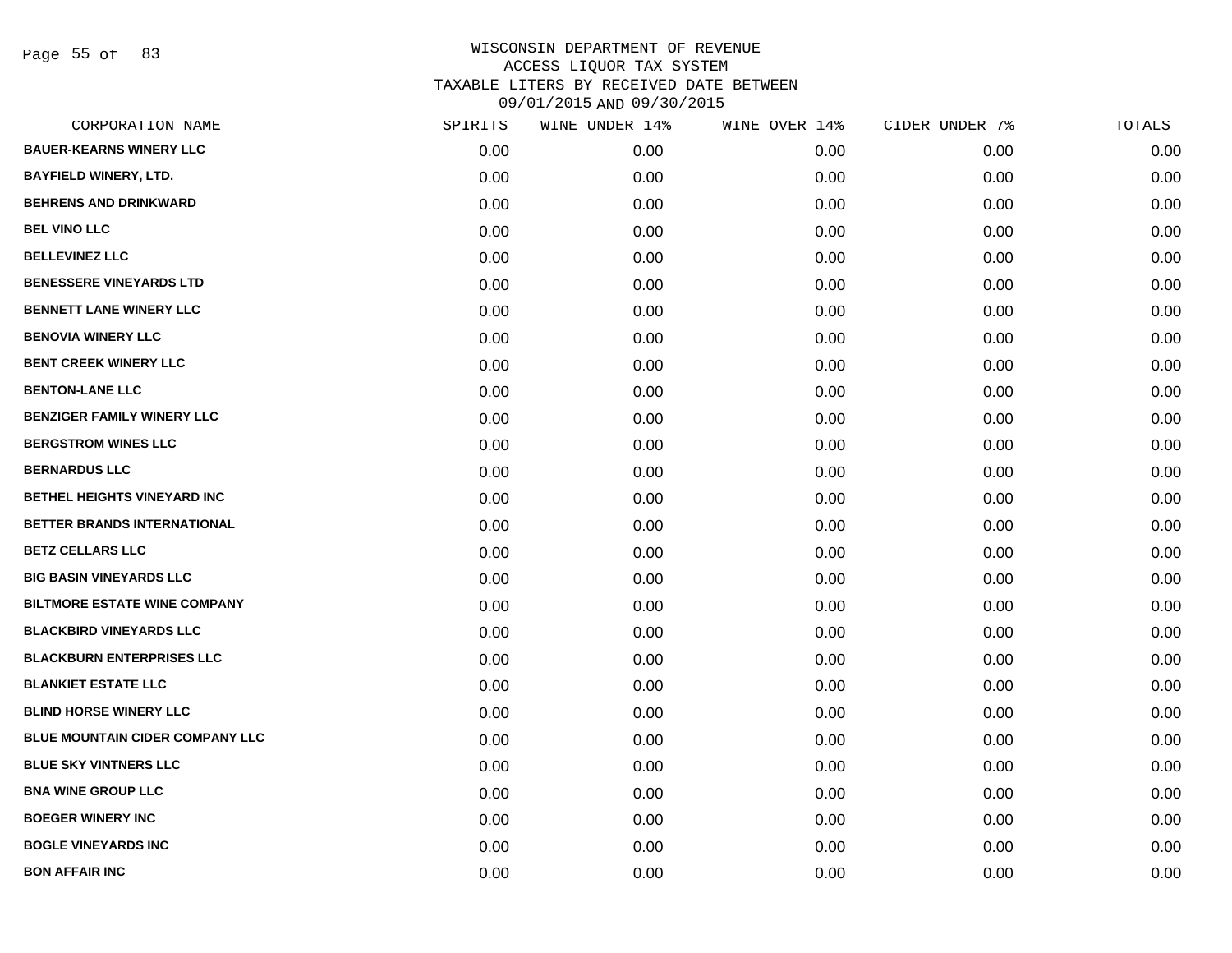# WISCONSIN DEPARTMENT OF REVENUE
## ACCESS LIQUOR TAX SYSTEM
## TAXABLE LITERS BY RECEIVED DATE BETWEEN 09/01/2015 AND 09/30/2015

| CORPORATION NAME | SPIRITS | WINE UNDER 14% | WINE OVER 14% | CIDER UNDER 7% | TOTALS |
|---|---|---|---|---|---|
| BAUER-KEARNS WINERY LLC | 0.00 | 0.00 | 0.00 | 0.00 | 0.00 |
| BAYFIELD WINERY, LTD. | 0.00 | 0.00 | 0.00 | 0.00 | 0.00 |
| BEHRENS AND DRINKWARD | 0.00 | 0.00 | 0.00 | 0.00 | 0.00 |
| BEL VINO LLC | 0.00 | 0.00 | 0.00 | 0.00 | 0.00 |
| BELLEVINEZ LLC | 0.00 | 0.00 | 0.00 | 0.00 | 0.00 |
| BENESSERE VINEYARDS LTD | 0.00 | 0.00 | 0.00 | 0.00 | 0.00 |
| BENNETT LANE WINERY LLC | 0.00 | 0.00 | 0.00 | 0.00 | 0.00 |
| BENOVIA WINERY LLC | 0.00 | 0.00 | 0.00 | 0.00 | 0.00 |
| BENT CREEK WINERY LLC | 0.00 | 0.00 | 0.00 | 0.00 | 0.00 |
| BENTON-LANE LLC | 0.00 | 0.00 | 0.00 | 0.00 | 0.00 |
| BENZIGER FAMILY WINERY LLC | 0.00 | 0.00 | 0.00 | 0.00 | 0.00 |
| BERGSTROM WINES LLC | 0.00 | 0.00 | 0.00 | 0.00 | 0.00 |
| BERNARDUS LLC | 0.00 | 0.00 | 0.00 | 0.00 | 0.00 |
| BETHEL HEIGHTS VINEYARD INC | 0.00 | 0.00 | 0.00 | 0.00 | 0.00 |
| BETTER BRANDS INTERNATIONAL | 0.00 | 0.00 | 0.00 | 0.00 | 0.00 |
| BETZ CELLARS LLC | 0.00 | 0.00 | 0.00 | 0.00 | 0.00 |
| BIG BASIN VINEYARDS LLC | 0.00 | 0.00 | 0.00 | 0.00 | 0.00 |
| BILTMORE ESTATE WINE COMPANY | 0.00 | 0.00 | 0.00 | 0.00 | 0.00 |
| BLACKBIRD VINEYARDS LLC | 0.00 | 0.00 | 0.00 | 0.00 | 0.00 |
| BLACKBURN ENTERPRISES LLC | 0.00 | 0.00 | 0.00 | 0.00 | 0.00 |
| BLANKIET ESTATE LLC | 0.00 | 0.00 | 0.00 | 0.00 | 0.00 |
| BLIND HORSE WINERY LLC | 0.00 | 0.00 | 0.00 | 0.00 | 0.00 |
| BLUE MOUNTAIN CIDER COMPANY LLC | 0.00 | 0.00 | 0.00 | 0.00 | 0.00 |
| BLUE SKY VINTNERS LLC | 0.00 | 0.00 | 0.00 | 0.00 | 0.00 |
| BNA WINE GROUP LLC | 0.00 | 0.00 | 0.00 | 0.00 | 0.00 |
| BOEGER WINERY INC | 0.00 | 0.00 | 0.00 | 0.00 | 0.00 |
| BOGLE VINEYARDS INC | 0.00 | 0.00 | 0.00 | 0.00 | 0.00 |
| BON AFFAIR INC | 0.00 | 0.00 | 0.00 | 0.00 | 0.00 |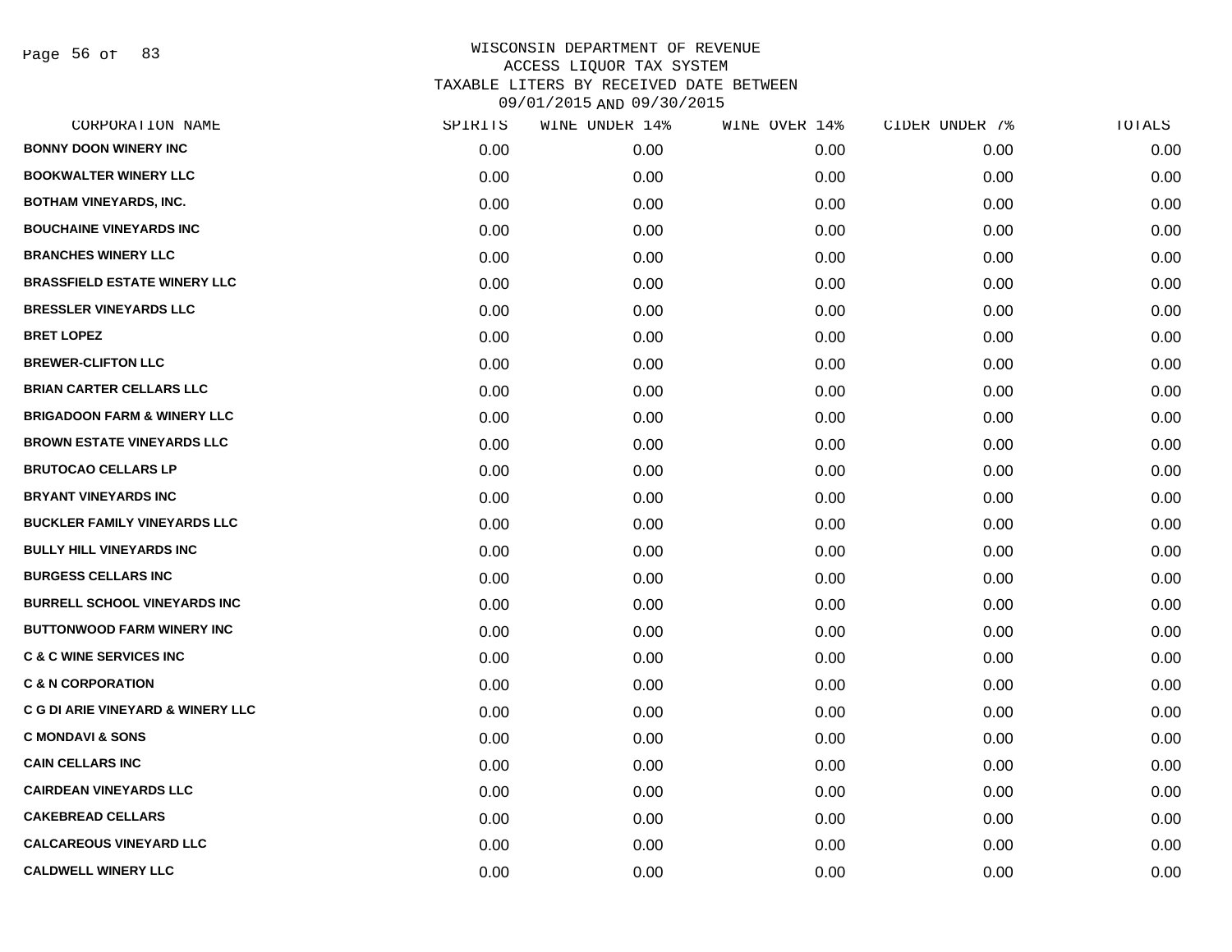# WISCONSIN DEPARTMENT OF REVENUE
## ACCESS LIQUOR TAX SYSTEM
### TAXABLE LITERS BY RECEIVED DATE BETWEEN 09/01/2015 AND 09/30/2015

| CORPORATION NAME | SPIRITS | WINE UNDER 14% | WINE OVER 14% | CIDER UNDER 7% | TOTALS |
|---|---|---|---|---|---|
| BONNY DOON WINERY INC | 0.00 | 0.00 | 0.00 | 0.00 | 0.00 |
| BOOKWALTER WINERY LLC | 0.00 | 0.00 | 0.00 | 0.00 | 0.00 |
| BOTHAM VINEYARDS, INC. | 0.00 | 0.00 | 0.00 | 0.00 | 0.00 |
| BOUCHAINE VINEYARDS INC | 0.00 | 0.00 | 0.00 | 0.00 | 0.00 |
| BRANCHES WINERY LLC | 0.00 | 0.00 | 0.00 | 0.00 | 0.00 |
| BRASSFIELD ESTATE WINERY LLC | 0.00 | 0.00 | 0.00 | 0.00 | 0.00 |
| BRESSLER VINEYARDS LLC | 0.00 | 0.00 | 0.00 | 0.00 | 0.00 |
| BRET LOPEZ | 0.00 | 0.00 | 0.00 | 0.00 | 0.00 |
| BREWER-CLIFTON LLC | 0.00 | 0.00 | 0.00 | 0.00 | 0.00 |
| BRIAN CARTER CELLARS LLC | 0.00 | 0.00 | 0.00 | 0.00 | 0.00 |
| BRIGADOON FARM & WINERY LLC | 0.00 | 0.00 | 0.00 | 0.00 | 0.00 |
| BROWN ESTATE VINEYARDS LLC | 0.00 | 0.00 | 0.00 | 0.00 | 0.00 |
| BRUTOCAO CELLARS LP | 0.00 | 0.00 | 0.00 | 0.00 | 0.00 |
| BRYANT VINEYARDS INC | 0.00 | 0.00 | 0.00 | 0.00 | 0.00 |
| BUCKLER FAMILY VINEYARDS LLC | 0.00 | 0.00 | 0.00 | 0.00 | 0.00 |
| BULLY HILL VINEYARDS INC | 0.00 | 0.00 | 0.00 | 0.00 | 0.00 |
| BURGESS CELLARS INC | 0.00 | 0.00 | 0.00 | 0.00 | 0.00 |
| BURRELL SCHOOL VINEYARDS INC | 0.00 | 0.00 | 0.00 | 0.00 | 0.00 |
| BUTTONWOOD FARM WINERY INC | 0.00 | 0.00 | 0.00 | 0.00 | 0.00 |
| C & C WINE SERVICES INC | 0.00 | 0.00 | 0.00 | 0.00 | 0.00 |
| C & N CORPORATION | 0.00 | 0.00 | 0.00 | 0.00 | 0.00 |
| C G DI ARIE VINEYARD & WINERY LLC | 0.00 | 0.00 | 0.00 | 0.00 | 0.00 |
| C MONDAVI & SONS | 0.00 | 0.00 | 0.00 | 0.00 | 0.00 |
| CAIN CELLARS INC | 0.00 | 0.00 | 0.00 | 0.00 | 0.00 |
| CAIRDEAN VINEYARDS LLC | 0.00 | 0.00 | 0.00 | 0.00 | 0.00 |
| CAKEBREAD CELLARS | 0.00 | 0.00 | 0.00 | 0.00 | 0.00 |
| CALCAREOUS VINEYARD LLC | 0.00 | 0.00 | 0.00 | 0.00 | 0.00 |
| CALDWELL WINERY LLC | 0.00 | 0.00 | 0.00 | 0.00 | 0.00 |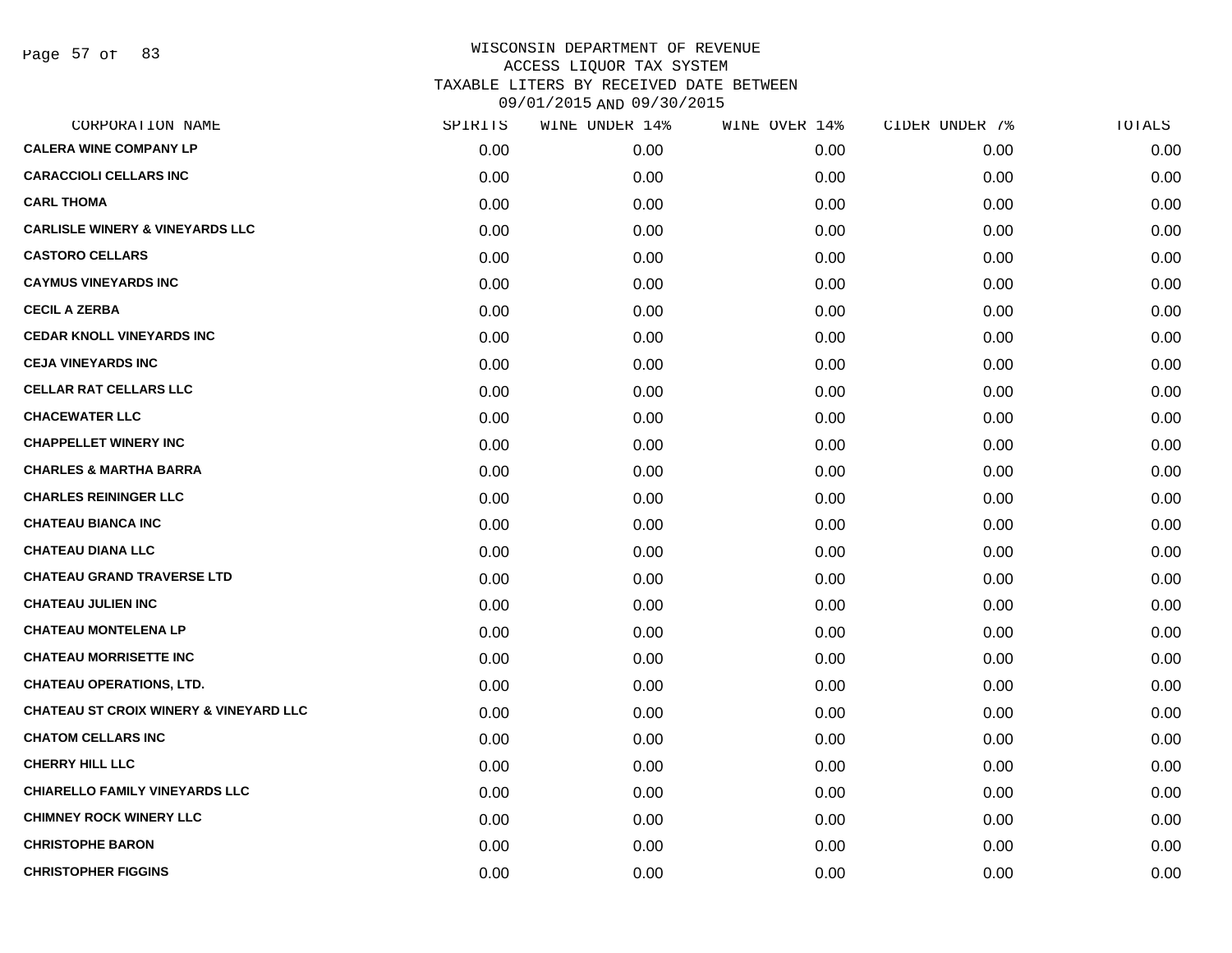WISCONSIN DEPARTMENT OF REVENUE
ACCESS LIQUOR TAX SYSTEM
TAXABLE LITERS BY RECEIVED DATE BETWEEN
09/01/2015 AND 09/30/2015

| CORPORATION NAME | SPIRITS | WINE UNDER 14% | WINE OVER 14% | CIDER UNDER 7% | TOTALS |
|---|---|---|---|---|---|
| CALERA WINE COMPANY LP | 0.00 | 0.00 | 0.00 | 0.00 | 0.00 |
| CARACCIOLI CELLARS INC | 0.00 | 0.00 | 0.00 | 0.00 | 0.00 |
| CARL THOMA | 0.00 | 0.00 | 0.00 | 0.00 | 0.00 |
| CARLISLE WINERY & VINEYARDS LLC | 0.00 | 0.00 | 0.00 | 0.00 | 0.00 |
| CASTORO CELLARS | 0.00 | 0.00 | 0.00 | 0.00 | 0.00 |
| CAYMUS VINEYARDS INC | 0.00 | 0.00 | 0.00 | 0.00 | 0.00 |
| CECIL A ZERBA | 0.00 | 0.00 | 0.00 | 0.00 | 0.00 |
| CEDAR KNOLL VINEYARDS INC | 0.00 | 0.00 | 0.00 | 0.00 | 0.00 |
| CEJA VINEYARDS INC | 0.00 | 0.00 | 0.00 | 0.00 | 0.00 |
| CELLAR RAT CELLARS LLC | 0.00 | 0.00 | 0.00 | 0.00 | 0.00 |
| CHACEWATER LLC | 0.00 | 0.00 | 0.00 | 0.00 | 0.00 |
| CHAPPELLET WINERY INC | 0.00 | 0.00 | 0.00 | 0.00 | 0.00 |
| CHARLES & MARTHA BARRA | 0.00 | 0.00 | 0.00 | 0.00 | 0.00 |
| CHARLES REININGER LLC | 0.00 | 0.00 | 0.00 | 0.00 | 0.00 |
| CHATEAU BIANCA INC | 0.00 | 0.00 | 0.00 | 0.00 | 0.00 |
| CHATEAU DIANA LLC | 0.00 | 0.00 | 0.00 | 0.00 | 0.00 |
| CHATEAU GRAND TRAVERSE LTD | 0.00 | 0.00 | 0.00 | 0.00 | 0.00 |
| CHATEAU JULIEN INC | 0.00 | 0.00 | 0.00 | 0.00 | 0.00 |
| CHATEAU MONTELENA LP | 0.00 | 0.00 | 0.00 | 0.00 | 0.00 |
| CHATEAU MORRISETTE INC | 0.00 | 0.00 | 0.00 | 0.00 | 0.00 |
| CHATEAU OPERATIONS, LTD. | 0.00 | 0.00 | 0.00 | 0.00 | 0.00 |
| CHATEAU ST CROIX WINERY & VINEYARD LLC | 0.00 | 0.00 | 0.00 | 0.00 | 0.00 |
| CHATOM CELLARS INC | 0.00 | 0.00 | 0.00 | 0.00 | 0.00 |
| CHERRY HILL LLC | 0.00 | 0.00 | 0.00 | 0.00 | 0.00 |
| CHIARELLO FAMILY VINEYARDS LLC | 0.00 | 0.00 | 0.00 | 0.00 | 0.00 |
| CHIMNEY ROCK WINERY LLC | 0.00 | 0.00 | 0.00 | 0.00 | 0.00 |
| CHRISTOPHE BARON | 0.00 | 0.00 | 0.00 | 0.00 | 0.00 |
| CHRISTOPHER FIGGINS | 0.00 | 0.00 | 0.00 | 0.00 | 0.00 |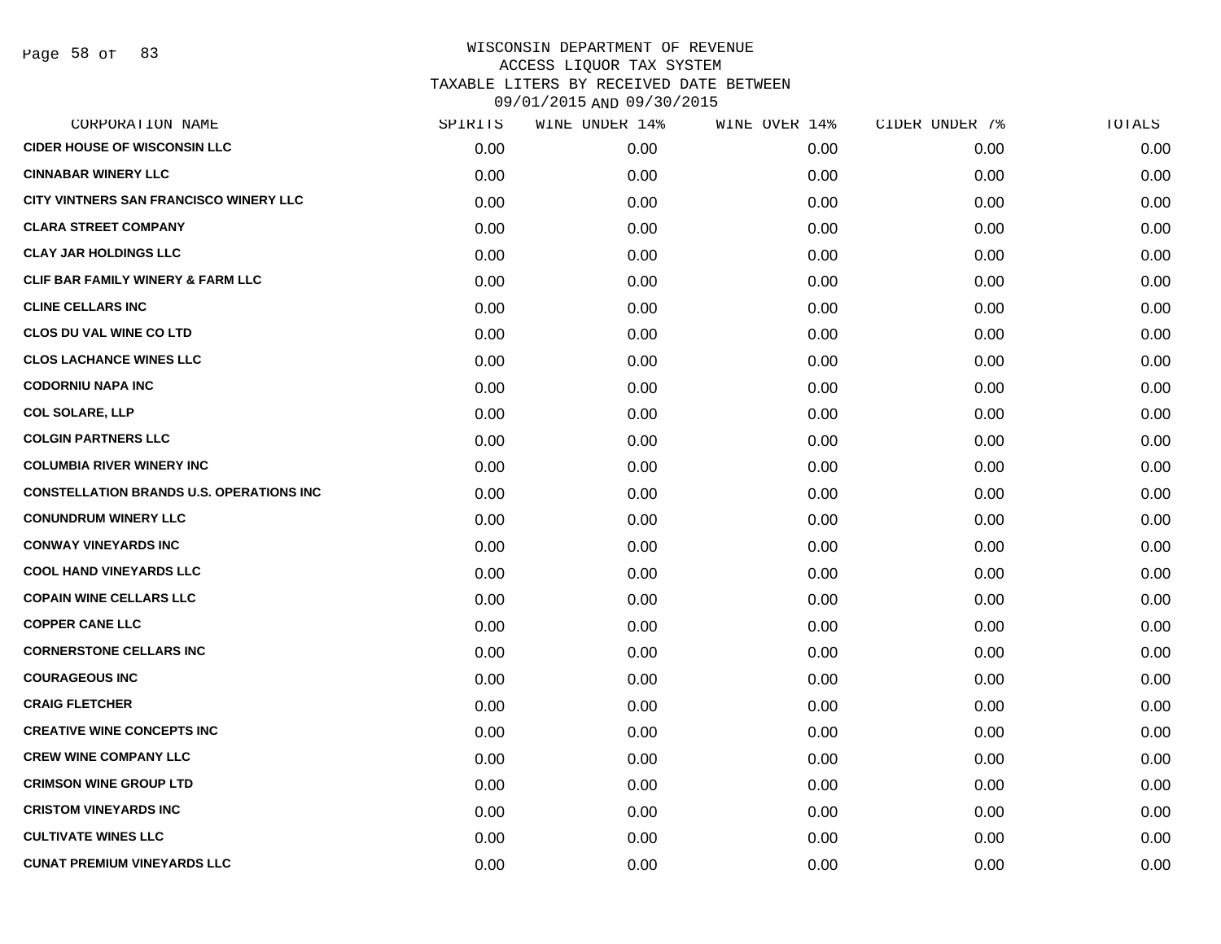WISCONSIN DEPARTMENT OF REVENUE
ACCESS LIQUOR TAX SYSTEM
TAXABLE LITERS BY RECEIVED DATE BETWEEN
09/01/2015 AND 09/30/2015

| CORPORATION NAME | SPIRITS | WINE UNDER 14% | WINE OVER 14% | CIDER UNDER 7% | TOTALS |
|---|---|---|---|---|---|
| CIDER HOUSE OF WISCONSIN LLC | 0.00 | 0.00 | 0.00 | 0.00 | 0.00 |
| CINNABAR WINERY LLC | 0.00 | 0.00 | 0.00 | 0.00 | 0.00 |
| CITY VINTNERS SAN FRANCISCO WINERY LLC | 0.00 | 0.00 | 0.00 | 0.00 | 0.00 |
| CLARA STREET COMPANY | 0.00 | 0.00 | 0.00 | 0.00 | 0.00 |
| CLAY JAR HOLDINGS LLC | 0.00 | 0.00 | 0.00 | 0.00 | 0.00 |
| CLIF BAR FAMILY WINERY & FARM LLC | 0.00 | 0.00 | 0.00 | 0.00 | 0.00 |
| CLINE CELLARS INC | 0.00 | 0.00 | 0.00 | 0.00 | 0.00 |
| CLOS DU VAL WINE CO LTD | 0.00 | 0.00 | 0.00 | 0.00 | 0.00 |
| CLOS LACHANCE WINES LLC | 0.00 | 0.00 | 0.00 | 0.00 | 0.00 |
| CODORNIU NAPA INC | 0.00 | 0.00 | 0.00 | 0.00 | 0.00 |
| COL SOLARE, LLP | 0.00 | 0.00 | 0.00 | 0.00 | 0.00 |
| COLGIN PARTNERS LLC | 0.00 | 0.00 | 0.00 | 0.00 | 0.00 |
| COLUMBIA RIVER WINERY INC | 0.00 | 0.00 | 0.00 | 0.00 | 0.00 |
| CONSTELLATION BRANDS U.S. OPERATIONS INC | 0.00 | 0.00 | 0.00 | 0.00 | 0.00 |
| CONUNDRUM WINERY LLC | 0.00 | 0.00 | 0.00 | 0.00 | 0.00 |
| CONWAY VINEYARDS INC | 0.00 | 0.00 | 0.00 | 0.00 | 0.00 |
| COOL HAND VINEYARDS LLC | 0.00 | 0.00 | 0.00 | 0.00 | 0.00 |
| COPAIN WINE CELLARS LLC | 0.00 | 0.00 | 0.00 | 0.00 | 0.00 |
| COPPER CANE LLC | 0.00 | 0.00 | 0.00 | 0.00 | 0.00 |
| CORNERSTONE CELLARS INC | 0.00 | 0.00 | 0.00 | 0.00 | 0.00 |
| COURAGEOUS INC | 0.00 | 0.00 | 0.00 | 0.00 | 0.00 |
| CRAIG FLETCHER | 0.00 | 0.00 | 0.00 | 0.00 | 0.00 |
| CREATIVE WINE CONCEPTS INC | 0.00 | 0.00 | 0.00 | 0.00 | 0.00 |
| CREW WINE COMPANY LLC | 0.00 | 0.00 | 0.00 | 0.00 | 0.00 |
| CRIMSON WINE GROUP LTD | 0.00 | 0.00 | 0.00 | 0.00 | 0.00 |
| CRISTOM VINEYARDS INC | 0.00 | 0.00 | 0.00 | 0.00 | 0.00 |
| CULTIVATE WINES LLC | 0.00 | 0.00 | 0.00 | 0.00 | 0.00 |
| CUNAT PREMIUM VINEYARDS LLC | 0.00 | 0.00 | 0.00 | 0.00 | 0.00 |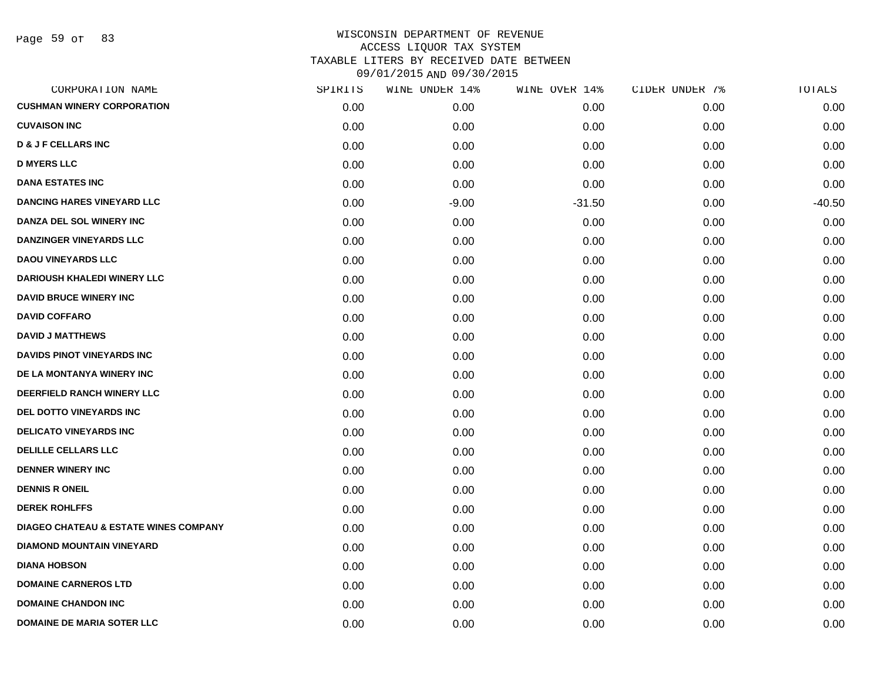WISCONSIN DEPARTMENT OF REVENUE
ACCESS LIQUOR TAX SYSTEM
TAXABLE LITERS BY RECEIVED DATE BETWEEN
09/01/2015 AND 09/30/2015

| CORPORATION NAME | SPIRITS | WINE UNDER 14% | WINE OVER 14% | CIDER UNDER 7% | TOTALS |
|---|---|---|---|---|---|
| CUSHMAN WINERY CORPORATION | 0.00 | 0.00 | 0.00 | 0.00 | 0.00 |
| CUVAISON INC | 0.00 | 0.00 | 0.00 | 0.00 | 0.00 |
| D & J F CELLARS INC | 0.00 | 0.00 | 0.00 | 0.00 | 0.00 |
| D MYERS LLC | 0.00 | 0.00 | 0.00 | 0.00 | 0.00 |
| DANA ESTATES INC | 0.00 | 0.00 | 0.00 | 0.00 | 0.00 |
| DANCING HARES VINEYARD LLC | 0.00 | -9.00 | -31.50 | 0.00 | -40.50 |
| DANZA DEL SOL WINERY INC | 0.00 | 0.00 | 0.00 | 0.00 | 0.00 |
| DANZINGER VINEYARDS LLC | 0.00 | 0.00 | 0.00 | 0.00 | 0.00 |
| DAOU VINEYARDS LLC | 0.00 | 0.00 | 0.00 | 0.00 | 0.00 |
| DARIOUSH KHALEDI WINERY LLC | 0.00 | 0.00 | 0.00 | 0.00 | 0.00 |
| DAVID BRUCE WINERY INC | 0.00 | 0.00 | 0.00 | 0.00 | 0.00 |
| DAVID COFFARO | 0.00 | 0.00 | 0.00 | 0.00 | 0.00 |
| DAVID J MATTHEWS | 0.00 | 0.00 | 0.00 | 0.00 | 0.00 |
| DAVIDS PINOT VINEYARDS INC | 0.00 | 0.00 | 0.00 | 0.00 | 0.00 |
| DE LA MONTANYA WINERY INC | 0.00 | 0.00 | 0.00 | 0.00 | 0.00 |
| DEERFIELD RANCH WINERY LLC | 0.00 | 0.00 | 0.00 | 0.00 | 0.00 |
| DEL DOTTO VINEYARDS INC | 0.00 | 0.00 | 0.00 | 0.00 | 0.00 |
| DELICATO VINEYARDS INC | 0.00 | 0.00 | 0.00 | 0.00 | 0.00 |
| DELILLE CELLARS LLC | 0.00 | 0.00 | 0.00 | 0.00 | 0.00 |
| DENNER WINERY INC | 0.00 | 0.00 | 0.00 | 0.00 | 0.00 |
| DENNIS R ONEIL | 0.00 | 0.00 | 0.00 | 0.00 | 0.00 |
| DEREK ROHLFFS | 0.00 | 0.00 | 0.00 | 0.00 | 0.00 |
| DIAGEO CHATEAU & ESTATE WINES COMPANY | 0.00 | 0.00 | 0.00 | 0.00 | 0.00 |
| DIAMOND MOUNTAIN VINEYARD | 0.00 | 0.00 | 0.00 | 0.00 | 0.00 |
| DIANA HOBSON | 0.00 | 0.00 | 0.00 | 0.00 | 0.00 |
| DOMAINE CARNEROS LTD | 0.00 | 0.00 | 0.00 | 0.00 | 0.00 |
| DOMAINE CHANDON INC | 0.00 | 0.00 | 0.00 | 0.00 | 0.00 |
| DOMAINE DE MARIA SOTER LLC | 0.00 | 0.00 | 0.00 | 0.00 | 0.00 |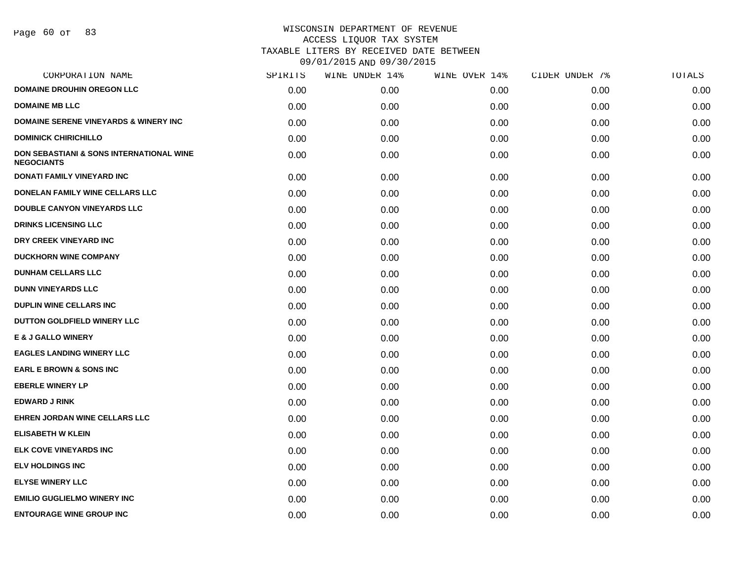# WISCONSIN DEPARTMENT OF REVENUE
## ACCESS LIQUOR TAX SYSTEM
## TAXABLE LITERS BY RECEIVED DATE BETWEEN 09/01/2015 AND 09/30/2015

| CORPORATION NAME | SPIRITS | WINE UNDER 14% | WINE OVER 14% | CIDER UNDER 7% | TOTALS |
|---|---|---|---|---|---|
| DOMAINE DROUHIN OREGON LLC | 0.00 | 0.00 | 0.00 | 0.00 | 0.00 |
| DOMAINE MB LLC | 0.00 | 0.00 | 0.00 | 0.00 | 0.00 |
| DOMAINE SERENE VINEYARDS & WINERY INC | 0.00 | 0.00 | 0.00 | 0.00 | 0.00 |
| DOMINICK CHIRICHILLO | 0.00 | 0.00 | 0.00 | 0.00 | 0.00 |
| DON SEBASTIANI & SONS INTERNATIONAL WINE NEGOCIANTS | 0.00 | 0.00 | 0.00 | 0.00 | 0.00 |
| DONATI FAMILY VINEYARD INC | 0.00 | 0.00 | 0.00 | 0.00 | 0.00 |
| DONELAN FAMILY WINE CELLARS LLC | 0.00 | 0.00 | 0.00 | 0.00 | 0.00 |
| DOUBLE CANYON VINEYARDS LLC | 0.00 | 0.00 | 0.00 | 0.00 | 0.00 |
| DRINKS LICENSING LLC | 0.00 | 0.00 | 0.00 | 0.00 | 0.00 |
| DRY CREEK VINEYARD INC | 0.00 | 0.00 | 0.00 | 0.00 | 0.00 |
| DUCKHORN WINE COMPANY | 0.00 | 0.00 | 0.00 | 0.00 | 0.00 |
| DUNHAM CELLARS LLC | 0.00 | 0.00 | 0.00 | 0.00 | 0.00 |
| DUNN VINEYARDS LLC | 0.00 | 0.00 | 0.00 | 0.00 | 0.00 |
| DUPLIN WINE CELLARS INC | 0.00 | 0.00 | 0.00 | 0.00 | 0.00 |
| DUTTON GOLDFIELD WINERY LLC | 0.00 | 0.00 | 0.00 | 0.00 | 0.00 |
| E & J GALLO WINERY | 0.00 | 0.00 | 0.00 | 0.00 | 0.00 |
| EAGLES LANDING WINERY LLC | 0.00 | 0.00 | 0.00 | 0.00 | 0.00 |
| EARL E BROWN & SONS INC | 0.00 | 0.00 | 0.00 | 0.00 | 0.00 |
| EBERLE WINERY LP | 0.00 | 0.00 | 0.00 | 0.00 | 0.00 |
| EDWARD J RINK | 0.00 | 0.00 | 0.00 | 0.00 | 0.00 |
| EHREN JORDAN WINE CELLARS LLC | 0.00 | 0.00 | 0.00 | 0.00 | 0.00 |
| ELISABETH W KLEIN | 0.00 | 0.00 | 0.00 | 0.00 | 0.00 |
| ELK COVE VINEYARDS INC | 0.00 | 0.00 | 0.00 | 0.00 | 0.00 |
| ELV HOLDINGS INC | 0.00 | 0.00 | 0.00 | 0.00 | 0.00 |
| ELYSE WINERY LLC | 0.00 | 0.00 | 0.00 | 0.00 | 0.00 |
| EMILIO GUGLIELMO WINERY INC | 0.00 | 0.00 | 0.00 | 0.00 | 0.00 |
| ENTOURAGE WINE GROUP INC | 0.00 | 0.00 | 0.00 | 0.00 | 0.00 |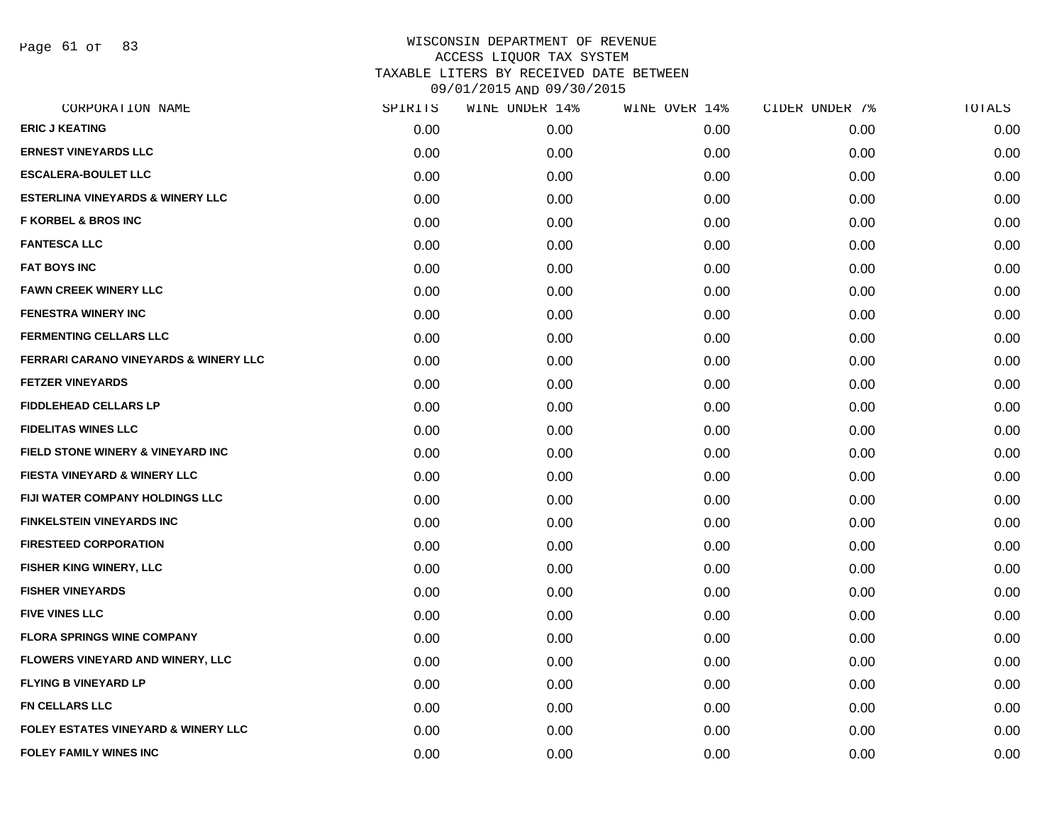# WISCONSIN DEPARTMENT OF REVENUE
ACCESS LIQUOR TAX SYSTEM
TAXABLE LITERS BY RECEIVED DATE BETWEEN
09/01/2015 AND 09/30/2015

| CORPORATION NAME | SPIRITS | WINE UNDER 14% | WINE OVER 14% | CIDER UNDER 7% | TOTALS |
|---|---|---|---|---|---|
| ERIC J KEATING | 0.00 | 0.00 | 0.00 | 0.00 | 0.00 |
| ERNEST VINEYARDS LLC | 0.00 | 0.00 | 0.00 | 0.00 | 0.00 |
| ESCALERA-BOULET LLC | 0.00 | 0.00 | 0.00 | 0.00 | 0.00 |
| ESTERLINA VINEYARDS & WINERY LLC | 0.00 | 0.00 | 0.00 | 0.00 | 0.00 |
| F KORBEL & BROS INC | 0.00 | 0.00 | 0.00 | 0.00 | 0.00 |
| FANTESCA LLC | 0.00 | 0.00 | 0.00 | 0.00 | 0.00 |
| FAT BOYS INC | 0.00 | 0.00 | 0.00 | 0.00 | 0.00 |
| FAWN CREEK WINERY LLC | 0.00 | 0.00 | 0.00 | 0.00 | 0.00 |
| FENESTRA WINERY INC | 0.00 | 0.00 | 0.00 | 0.00 | 0.00 |
| FERMENTING CELLARS LLC | 0.00 | 0.00 | 0.00 | 0.00 | 0.00 |
| FERRARI CARANO VINEYARDS & WINERY LLC | 0.00 | 0.00 | 0.00 | 0.00 | 0.00 |
| FETZER VINEYARDS | 0.00 | 0.00 | 0.00 | 0.00 | 0.00 |
| FIDDLEHEAD CELLARS LP | 0.00 | 0.00 | 0.00 | 0.00 | 0.00 |
| FIDELITAS WINES LLC | 0.00 | 0.00 | 0.00 | 0.00 | 0.00 |
| FIELD STONE WINERY & VINEYARD INC | 0.00 | 0.00 | 0.00 | 0.00 | 0.00 |
| FIESTA VINEYARD & WINERY LLC | 0.00 | 0.00 | 0.00 | 0.00 | 0.00 |
| FIJI WATER COMPANY HOLDINGS LLC | 0.00 | 0.00 | 0.00 | 0.00 | 0.00 |
| FINKELSTEIN VINEYARDS INC | 0.00 | 0.00 | 0.00 | 0.00 | 0.00 |
| FIRESTEED CORPORATION | 0.00 | 0.00 | 0.00 | 0.00 | 0.00 |
| FISHER KING WINERY, LLC | 0.00 | 0.00 | 0.00 | 0.00 | 0.00 |
| FISHER VINEYARDS | 0.00 | 0.00 | 0.00 | 0.00 | 0.00 |
| FIVE VINES LLC | 0.00 | 0.00 | 0.00 | 0.00 | 0.00 |
| FLORA SPRINGS WINE COMPANY | 0.00 | 0.00 | 0.00 | 0.00 | 0.00 |
| FLOWERS VINEYARD AND WINERY, LLC | 0.00 | 0.00 | 0.00 | 0.00 | 0.00 |
| FLYING B VINEYARD LP | 0.00 | 0.00 | 0.00 | 0.00 | 0.00 |
| FN CELLARS LLC | 0.00 | 0.00 | 0.00 | 0.00 | 0.00 |
| FOLEY ESTATES VINEYARD & WINERY LLC | 0.00 | 0.00 | 0.00 | 0.00 | 0.00 |
| FOLEY FAMILY WINES INC | 0.00 | 0.00 | 0.00 | 0.00 | 0.00 |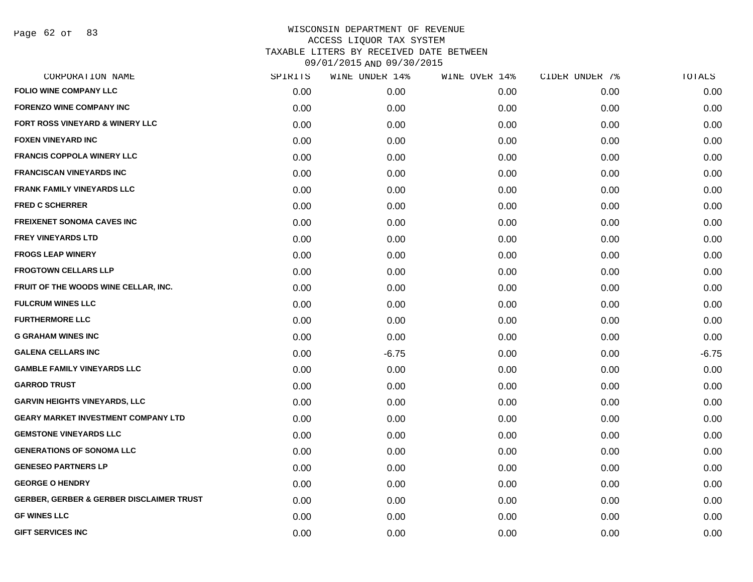# WISCONSIN DEPARTMENT OF REVENUE
## ACCESS LIQUOR TAX SYSTEM
## TAXABLE LITERS BY RECEIVED DATE BETWEEN 09/01/2015 AND 09/30/2015

| CORPORATION NAME | SPIRITS | WINE UNDER 14% | WINE OVER 14% | CIDER UNDER 7% | TOTALS |
|---|---|---|---|---|---|
| FOLIO WINE COMPANY LLC | 0.00 | 0.00 | 0.00 | 0.00 | 0.00 |
| FORENZO WINE COMPANY INC | 0.00 | 0.00 | 0.00 | 0.00 | 0.00 |
| FORT ROSS VINEYARD & WINERY LLC | 0.00 | 0.00 | 0.00 | 0.00 | 0.00 |
| FOXEN VINEYARD INC | 0.00 | 0.00 | 0.00 | 0.00 | 0.00 |
| FRANCIS COPPOLA WINERY LLC | 0.00 | 0.00 | 0.00 | 0.00 | 0.00 |
| FRANCISCAN VINEYARDS INC | 0.00 | 0.00 | 0.00 | 0.00 | 0.00 |
| FRANK FAMILY VINEYARDS LLC | 0.00 | 0.00 | 0.00 | 0.00 | 0.00 |
| FRED C SCHERRER | 0.00 | 0.00 | 0.00 | 0.00 | 0.00 |
| FREIXENET SONOMA CAVES INC | 0.00 | 0.00 | 0.00 | 0.00 | 0.00 |
| FREY VINEYARDS LTD | 0.00 | 0.00 | 0.00 | 0.00 | 0.00 |
| FROGS LEAP WINERY | 0.00 | 0.00 | 0.00 | 0.00 | 0.00 |
| FROGTOWN CELLARS LLP | 0.00 | 0.00 | 0.00 | 0.00 | 0.00 |
| FRUIT OF THE WOODS WINE CELLAR, INC. | 0.00 | 0.00 | 0.00 | 0.00 | 0.00 |
| FULCRUM WINES LLC | 0.00 | 0.00 | 0.00 | 0.00 | 0.00 |
| FURTHERMORE LLC | 0.00 | 0.00 | 0.00 | 0.00 | 0.00 |
| G GRAHAM WINES INC | 0.00 | 0.00 | 0.00 | 0.00 | 0.00 |
| GALENA CELLARS INC | 0.00 | -6.75 | 0.00 | 0.00 | -6.75 |
| GAMBLE FAMILY VINEYARDS LLC | 0.00 | 0.00 | 0.00 | 0.00 | 0.00 |
| GARROD TRUST | 0.00 | 0.00 | 0.00 | 0.00 | 0.00 |
| GARVIN HEIGHTS VINEYARDS, LLC | 0.00 | 0.00 | 0.00 | 0.00 | 0.00 |
| GEARY MARKET INVESTMENT COMPANY LTD | 0.00 | 0.00 | 0.00 | 0.00 | 0.00 |
| GEMSTONE VINEYARDS LLC | 0.00 | 0.00 | 0.00 | 0.00 | 0.00 |
| GENERATIONS OF SONOMA LLC | 0.00 | 0.00 | 0.00 | 0.00 | 0.00 |
| GENESEO PARTNERS LP | 0.00 | 0.00 | 0.00 | 0.00 | 0.00 |
| GEORGE O HENDRY | 0.00 | 0.00 | 0.00 | 0.00 | 0.00 |
| GERBER, GERBER & GERBER DISCLAIMER TRUST | 0.00 | 0.00 | 0.00 | 0.00 | 0.00 |
| GF WINES LLC | 0.00 | 0.00 | 0.00 | 0.00 | 0.00 |
| GIFT SERVICES INC | 0.00 | 0.00 | 0.00 | 0.00 | 0.00 |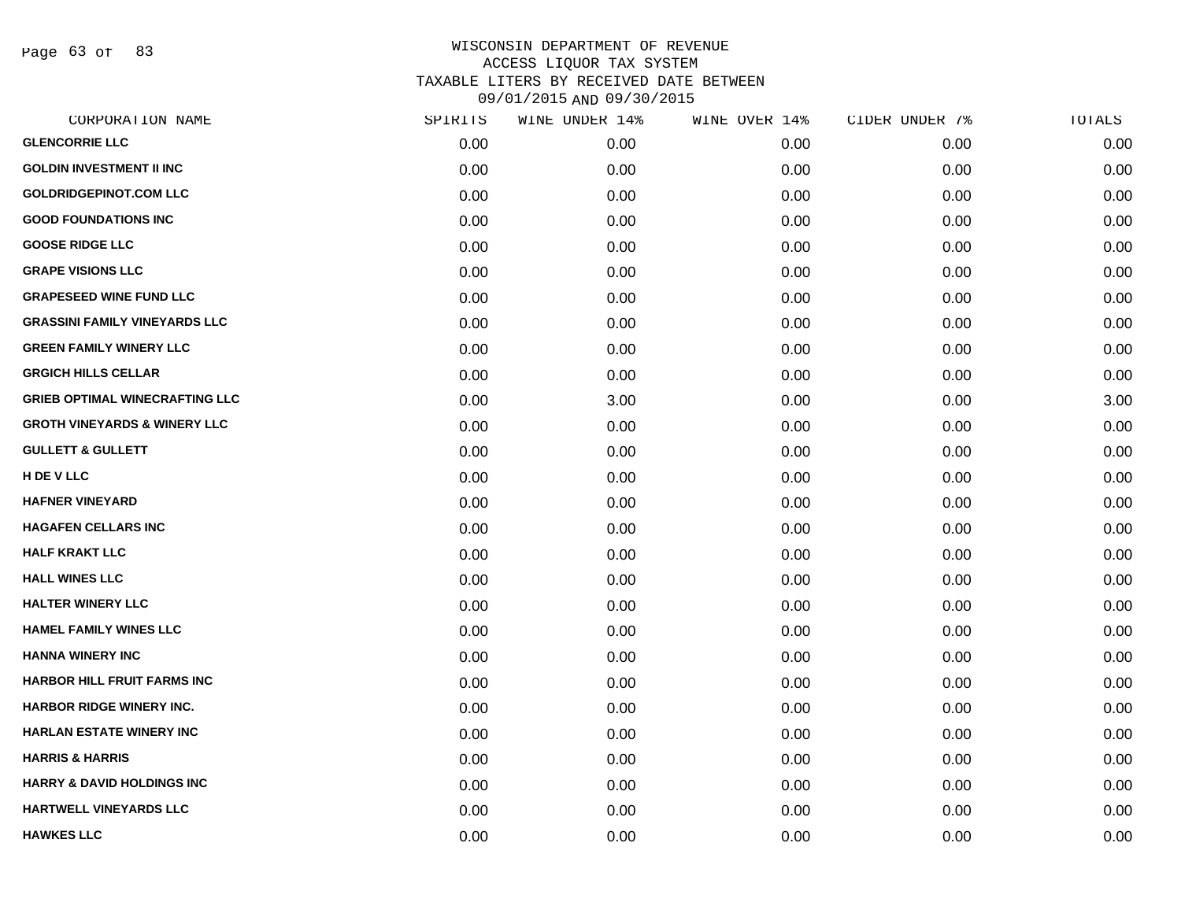WISCONSIN DEPARTMENT OF REVENUE
ACCESS LIQUOR TAX SYSTEM
TAXABLE LITERS BY RECEIVED DATE BETWEEN
09/01/2015 AND 09/30/2015

| CORPORATION NAME | SPIRITS | WINE UNDER 14% | WINE OVER 14% | CIDER UNDER 7% | TOTALS |
|---|---|---|---|---|---|
| GLENCORRIE LLC | 0.00 | 0.00 | 0.00 | 0.00 | 0.00 |
| GOLDIN INVESTMENT II INC | 0.00 | 0.00 | 0.00 | 0.00 | 0.00 |
| GOLDRIDGEPINOT.COM LLC | 0.00 | 0.00 | 0.00 | 0.00 | 0.00 |
| GOOD FOUNDATIONS INC | 0.00 | 0.00 | 0.00 | 0.00 | 0.00 |
| GOOSE RIDGE LLC | 0.00 | 0.00 | 0.00 | 0.00 | 0.00 |
| GRAPE VISIONS LLC | 0.00 | 0.00 | 0.00 | 0.00 | 0.00 |
| GRAPESEED WINE FUND LLC | 0.00 | 0.00 | 0.00 | 0.00 | 0.00 |
| GRASSINI FAMILY VINEYARDS LLC | 0.00 | 0.00 | 0.00 | 0.00 | 0.00 |
| GREEN FAMILY WINERY LLC | 0.00 | 0.00 | 0.00 | 0.00 | 0.00 |
| GRGICH HILLS CELLAR | 0.00 | 0.00 | 0.00 | 0.00 | 0.00 |
| GRIEB OPTIMAL WINECRAFTING LLC | 0.00 | 3.00 | 0.00 | 0.00 | 3.00 |
| GROTH VINEYARDS & WINERY LLC | 0.00 | 0.00 | 0.00 | 0.00 | 0.00 |
| GULLETT & GULLETT | 0.00 | 0.00 | 0.00 | 0.00 | 0.00 |
| H DE V LLC | 0.00 | 0.00 | 0.00 | 0.00 | 0.00 |
| HAFNER VINEYARD | 0.00 | 0.00 | 0.00 | 0.00 | 0.00 |
| HAGAFEN CELLARS INC | 0.00 | 0.00 | 0.00 | 0.00 | 0.00 |
| HALF KRAKT LLC | 0.00 | 0.00 | 0.00 | 0.00 | 0.00 |
| HALL WINES LLC | 0.00 | 0.00 | 0.00 | 0.00 | 0.00 |
| HALTER WINERY LLC | 0.00 | 0.00 | 0.00 | 0.00 | 0.00 |
| HAMEL FAMILY WINES LLC | 0.00 | 0.00 | 0.00 | 0.00 | 0.00 |
| HANNA WINERY INC | 0.00 | 0.00 | 0.00 | 0.00 | 0.00 |
| HARBOR HILL FRUIT FARMS INC | 0.00 | 0.00 | 0.00 | 0.00 | 0.00 |
| HARBOR RIDGE WINERY INC. | 0.00 | 0.00 | 0.00 | 0.00 | 0.00 |
| HARLAN ESTATE WINERY INC | 0.00 | 0.00 | 0.00 | 0.00 | 0.00 |
| HARRIS & HARRIS | 0.00 | 0.00 | 0.00 | 0.00 | 0.00 |
| HARRY & DAVID HOLDINGS INC | 0.00 | 0.00 | 0.00 | 0.00 | 0.00 |
| HARTWELL VINEYARDS LLC | 0.00 | 0.00 | 0.00 | 0.00 | 0.00 |
| HAWKES LLC | 0.00 | 0.00 | 0.00 | 0.00 | 0.00 |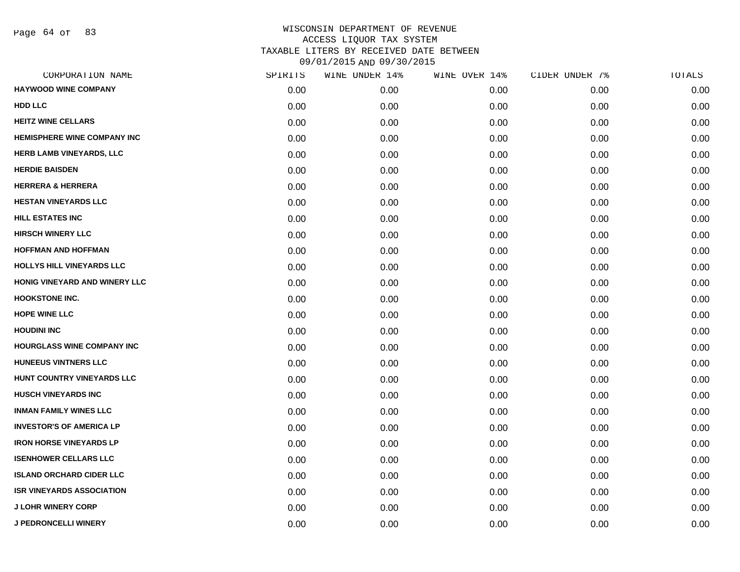WISCONSIN DEPARTMENT OF REVENUE
ACCESS LIQUOR TAX SYSTEM
TAXABLE LITERS BY RECEIVED DATE BETWEEN
09/01/2015 AND 09/30/2015

| CORPORATION NAME | SPIRITS | WINE UNDER 14% | WINE OVER 14% | CIDER UNDER 7% | TOTALS |
|---|---|---|---|---|---|
| HAYWOOD WINE COMPANY | 0.00 | 0.00 | 0.00 | 0.00 | 0.00 |
| HDD LLC | 0.00 | 0.00 | 0.00 | 0.00 | 0.00 |
| HEITZ WINE CELLARS | 0.00 | 0.00 | 0.00 | 0.00 | 0.00 |
| HEMISPHERE WINE COMPANY INC | 0.00 | 0.00 | 0.00 | 0.00 | 0.00 |
| HERB LAMB VINEYARDS, LLC | 0.00 | 0.00 | 0.00 | 0.00 | 0.00 |
| HERDIE BAISDEN | 0.00 | 0.00 | 0.00 | 0.00 | 0.00 |
| HERRERA & HERRERA | 0.00 | 0.00 | 0.00 | 0.00 | 0.00 |
| HESTAN VINEYARDS LLC | 0.00 | 0.00 | 0.00 | 0.00 | 0.00 |
| HILL ESTATES INC | 0.00 | 0.00 | 0.00 | 0.00 | 0.00 |
| HIRSCH WINERY LLC | 0.00 | 0.00 | 0.00 | 0.00 | 0.00 |
| HOFFMAN AND HOFFMAN | 0.00 | 0.00 | 0.00 | 0.00 | 0.00 |
| HOLLYS HILL VINEYARDS LLC | 0.00 | 0.00 | 0.00 | 0.00 | 0.00 |
| HONIG VINEYARD AND WINERY LLC | 0.00 | 0.00 | 0.00 | 0.00 | 0.00 |
| HOOKSTONE INC. | 0.00 | 0.00 | 0.00 | 0.00 | 0.00 |
| HOPE WINE LLC | 0.00 | 0.00 | 0.00 | 0.00 | 0.00 |
| HOUDINI INC | 0.00 | 0.00 | 0.00 | 0.00 | 0.00 |
| HOURGLASS WINE COMPANY INC | 0.00 | 0.00 | 0.00 | 0.00 | 0.00 |
| HUNEEUS VINTNERS LLC | 0.00 | 0.00 | 0.00 | 0.00 | 0.00 |
| HUNT COUNTRY VINEYARDS LLC | 0.00 | 0.00 | 0.00 | 0.00 | 0.00 |
| HUSCH VINEYARDS INC | 0.00 | 0.00 | 0.00 | 0.00 | 0.00 |
| INMAN FAMILY WINES LLC | 0.00 | 0.00 | 0.00 | 0.00 | 0.00 |
| INVESTOR'S OF AMERICA LP | 0.00 | 0.00 | 0.00 | 0.00 | 0.00 |
| IRON HORSE VINEYARDS LP | 0.00 | 0.00 | 0.00 | 0.00 | 0.00 |
| ISENHOWER CELLARS LLC | 0.00 | 0.00 | 0.00 | 0.00 | 0.00 |
| ISLAND ORCHARD CIDER LLC | 0.00 | 0.00 | 0.00 | 0.00 | 0.00 |
| ISR VINEYARDS ASSOCIATION | 0.00 | 0.00 | 0.00 | 0.00 | 0.00 |
| J LOHR WINERY CORP | 0.00 | 0.00 | 0.00 | 0.00 | 0.00 |
| J PEDRONCELLI WINERY | 0.00 | 0.00 | 0.00 | 0.00 | 0.00 |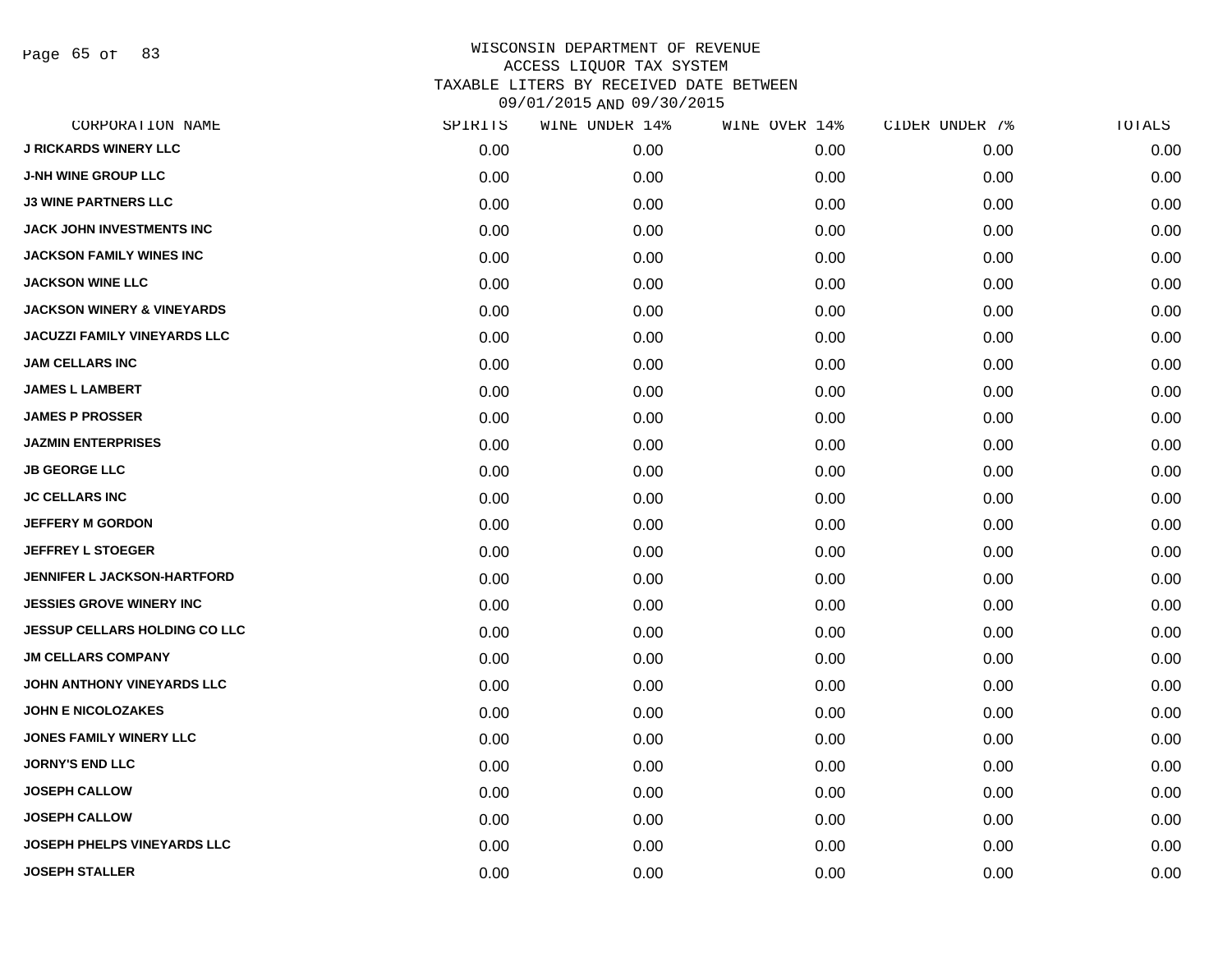# WISCONSIN DEPARTMENT OF REVENUE
## ACCESS LIQUOR TAX SYSTEM
## TAXABLE LITERS BY RECEIVED DATE BETWEEN 09/01/2015 AND 09/30/2015

| CORPORATION NAME | SPIRITS | WINE UNDER 14% | WINE OVER 14% | CIDER UNDER 7% | TOTALS |
|---|---|---|---|---|---|
| J RICKARDS WINERY LLC | 0.00 | 0.00 | 0.00 | 0.00 | 0.00 |
| J-NH WINE GROUP LLC | 0.00 | 0.00 | 0.00 | 0.00 | 0.00 |
| J3 WINE PARTNERS LLC | 0.00 | 0.00 | 0.00 | 0.00 | 0.00 |
| JACK JOHN INVESTMENTS INC | 0.00 | 0.00 | 0.00 | 0.00 | 0.00 |
| JACKSON FAMILY WINES INC | 0.00 | 0.00 | 0.00 | 0.00 | 0.00 |
| JACKSON WINE LLC | 0.00 | 0.00 | 0.00 | 0.00 | 0.00 |
| JACKSON WINERY & VINEYARDS | 0.00 | 0.00 | 0.00 | 0.00 | 0.00 |
| JACUZZI FAMILY VINEYARDS LLC | 0.00 | 0.00 | 0.00 | 0.00 | 0.00 |
| JAM CELLARS INC | 0.00 | 0.00 | 0.00 | 0.00 | 0.00 |
| JAMES L LAMBERT | 0.00 | 0.00 | 0.00 | 0.00 | 0.00 |
| JAMES P PROSSER | 0.00 | 0.00 | 0.00 | 0.00 | 0.00 |
| JAZMIN ENTERPRISES | 0.00 | 0.00 | 0.00 | 0.00 | 0.00 |
| JB GEORGE LLC | 0.00 | 0.00 | 0.00 | 0.00 | 0.00 |
| JC CELLARS INC | 0.00 | 0.00 | 0.00 | 0.00 | 0.00 |
| JEFFERY M GORDON | 0.00 | 0.00 | 0.00 | 0.00 | 0.00 |
| JEFFREY L STOEGER | 0.00 | 0.00 | 0.00 | 0.00 | 0.00 |
| JENNIFER L JACKSON-HARTFORD | 0.00 | 0.00 | 0.00 | 0.00 | 0.00 |
| JESSIES GROVE WINERY INC | 0.00 | 0.00 | 0.00 | 0.00 | 0.00 |
| JESSUP CELLARS HOLDING CO LLC | 0.00 | 0.00 | 0.00 | 0.00 | 0.00 |
| JM CELLARS COMPANY | 0.00 | 0.00 | 0.00 | 0.00 | 0.00 |
| JOHN ANTHONY VINEYARDS LLC | 0.00 | 0.00 | 0.00 | 0.00 | 0.00 |
| JOHN E NICOLOZAKES | 0.00 | 0.00 | 0.00 | 0.00 | 0.00 |
| JONES FAMILY WINERY LLC | 0.00 | 0.00 | 0.00 | 0.00 | 0.00 |
| JORNY'S END LLC | 0.00 | 0.00 | 0.00 | 0.00 | 0.00 |
| JOSEPH CALLOW | 0.00 | 0.00 | 0.00 | 0.00 | 0.00 |
| JOSEPH CALLOW | 0.00 | 0.00 | 0.00 | 0.00 | 0.00 |
| JOSEPH PHELPS VINEYARDS LLC | 0.00 | 0.00 | 0.00 | 0.00 | 0.00 |
| JOSEPH STALLER | 0.00 | 0.00 | 0.00 | 0.00 | 0.00 |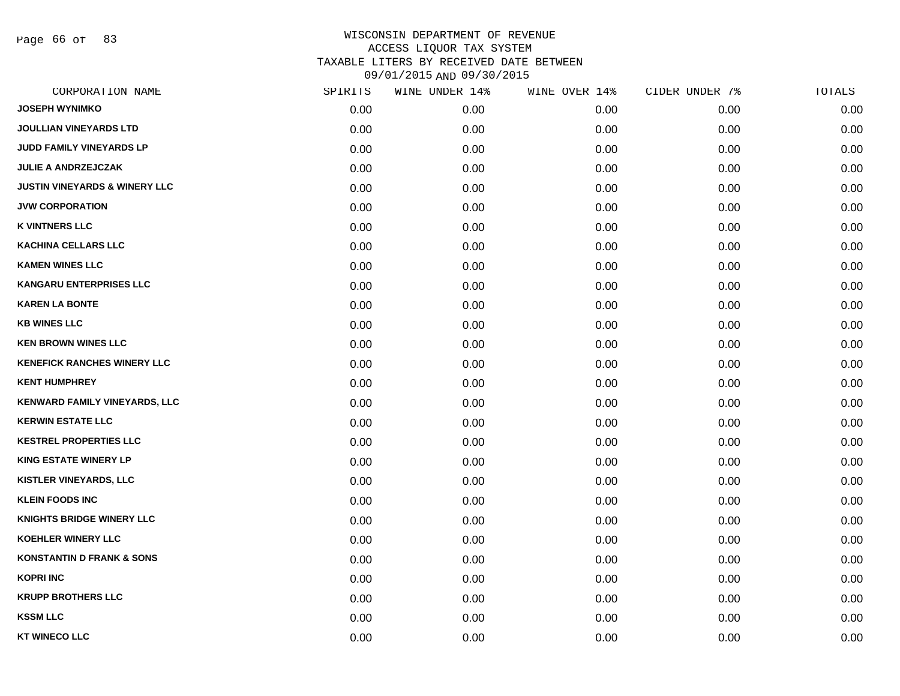# WISCONSIN DEPARTMENT OF REVENUE
## ACCESS LIQUOR TAX SYSTEM
## TAXABLE LITERS BY RECEIVED DATE BETWEEN 09/01/2015 AND 09/30/2015

| CORPORATION NAME | SPIRITS | WINE UNDER 14% | WINE OVER 14% | CIDER UNDER 7% | TOTALS |
|---|---|---|---|---|---|
| JOSEPH WYNIMKO | 0.00 | 0.00 | 0.00 | 0.00 | 0.00 |
| JOULLIAN VINEYARDS LTD | 0.00 | 0.00 | 0.00 | 0.00 | 0.00 |
| JUDD FAMILY VINEYARDS LP | 0.00 | 0.00 | 0.00 | 0.00 | 0.00 |
| JULIE A ANDRZEJCZAK | 0.00 | 0.00 | 0.00 | 0.00 | 0.00 |
| JUSTIN VINEYARDS & WINERY LLC | 0.00 | 0.00 | 0.00 | 0.00 | 0.00 |
| JVW CORPORATION | 0.00 | 0.00 | 0.00 | 0.00 | 0.00 |
| K VINTNERS LLC | 0.00 | 0.00 | 0.00 | 0.00 | 0.00 |
| KACHINA CELLARS LLC | 0.00 | 0.00 | 0.00 | 0.00 | 0.00 |
| KAMEN WINES LLC | 0.00 | 0.00 | 0.00 | 0.00 | 0.00 |
| KANGARU ENTERPRISES LLC | 0.00 | 0.00 | 0.00 | 0.00 | 0.00 |
| KAREN LA BONTE | 0.00 | 0.00 | 0.00 | 0.00 | 0.00 |
| KB WINES LLC | 0.00 | 0.00 | 0.00 | 0.00 | 0.00 |
| KEN BROWN WINES LLC | 0.00 | 0.00 | 0.00 | 0.00 | 0.00 |
| KENEFICK RANCHES WINERY LLC | 0.00 | 0.00 | 0.00 | 0.00 | 0.00 |
| KENT HUMPHREY | 0.00 | 0.00 | 0.00 | 0.00 | 0.00 |
| KENWARD FAMILY VINEYARDS, LLC | 0.00 | 0.00 | 0.00 | 0.00 | 0.00 |
| KERWIN ESTATE LLC | 0.00 | 0.00 | 0.00 | 0.00 | 0.00 |
| KESTREL PROPERTIES LLC | 0.00 | 0.00 | 0.00 | 0.00 | 0.00 |
| KING ESTATE WINERY LP | 0.00 | 0.00 | 0.00 | 0.00 | 0.00 |
| KISTLER VINEYARDS, LLC | 0.00 | 0.00 | 0.00 | 0.00 | 0.00 |
| KLEIN FOODS INC | 0.00 | 0.00 | 0.00 | 0.00 | 0.00 |
| KNIGHTS BRIDGE WINERY LLC | 0.00 | 0.00 | 0.00 | 0.00 | 0.00 |
| KOEHLER WINERY LLC | 0.00 | 0.00 | 0.00 | 0.00 | 0.00 |
| KONSTANTIN D FRANK & SONS | 0.00 | 0.00 | 0.00 | 0.00 | 0.00 |
| KOPRI INC | 0.00 | 0.00 | 0.00 | 0.00 | 0.00 |
| KRUPP BROTHERS LLC | 0.00 | 0.00 | 0.00 | 0.00 | 0.00 |
| KSSM LLC | 0.00 | 0.00 | 0.00 | 0.00 | 0.00 |
| KT WINECO LLC | 0.00 | 0.00 | 0.00 | 0.00 | 0.00 |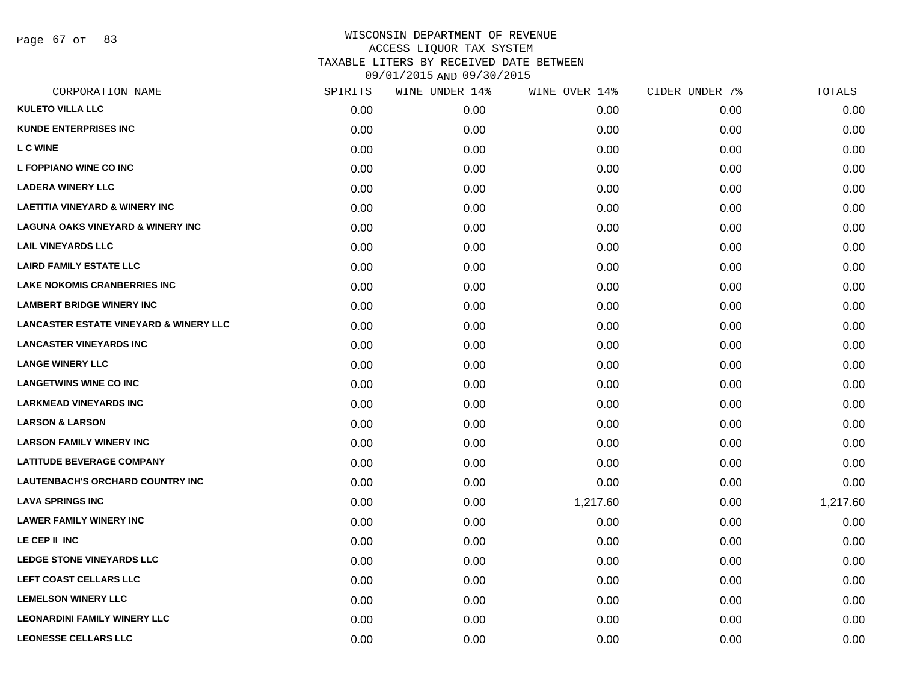WISCONSIN DEPARTMENT OF REVENUE
ACCESS LIQUOR TAX SYSTEM
TAXABLE LITERS BY RECEIVED DATE BETWEEN
09/01/2015 AND 09/30/2015

| CORPORATION NAME | SPIRITS | WINE UNDER 14% | WINE OVER 14% | CIDER UNDER 7% | TOTALS |
|---|---|---|---|---|---|
| KULETO VILLA LLC | 0.00 | 0.00 | 0.00 | 0.00 | 0.00 |
| KUNDE ENTERPRISES INC | 0.00 | 0.00 | 0.00 | 0.00 | 0.00 |
| L C WINE | 0.00 | 0.00 | 0.00 | 0.00 | 0.00 |
| L FOPPIANO WINE CO INC | 0.00 | 0.00 | 0.00 | 0.00 | 0.00 |
| LADERA WINERY LLC | 0.00 | 0.00 | 0.00 | 0.00 | 0.00 |
| LAETITIA VINEYARD & WINERY INC | 0.00 | 0.00 | 0.00 | 0.00 | 0.00 |
| LAGUNA OAKS VINEYARD & WINERY INC | 0.00 | 0.00 | 0.00 | 0.00 | 0.00 |
| LAIL VINEYARDS LLC | 0.00 | 0.00 | 0.00 | 0.00 | 0.00 |
| LAIRD FAMILY ESTATE LLC | 0.00 | 0.00 | 0.00 | 0.00 | 0.00 |
| LAKE NOKOMIS CRANBERRIES INC | 0.00 | 0.00 | 0.00 | 0.00 | 0.00 |
| LAMBERT BRIDGE WINERY INC | 0.00 | 0.00 | 0.00 | 0.00 | 0.00 |
| LANCASTER ESTATE VINEYARD & WINERY LLC | 0.00 | 0.00 | 0.00 | 0.00 | 0.00 |
| LANCASTER VINEYARDS INC | 0.00 | 0.00 | 0.00 | 0.00 | 0.00 |
| LANGE WINERY LLC | 0.00 | 0.00 | 0.00 | 0.00 | 0.00 |
| LANGETWINS WINE CO INC | 0.00 | 0.00 | 0.00 | 0.00 | 0.00 |
| LARKMEAD VINEYARDS INC | 0.00 | 0.00 | 0.00 | 0.00 | 0.00 |
| LARSON & LARSON | 0.00 | 0.00 | 0.00 | 0.00 | 0.00 |
| LARSON FAMILY WINERY INC | 0.00 | 0.00 | 0.00 | 0.00 | 0.00 |
| LATITUDE BEVERAGE COMPANY | 0.00 | 0.00 | 0.00 | 0.00 | 0.00 |
| LAUTENBACH'S ORCHARD COUNTRY INC | 0.00 | 0.00 | 0.00 | 0.00 | 0.00 |
| LAVA SPRINGS INC | 0.00 | 0.00 | 1,217.60 | 0.00 | 1,217.60 |
| LAWER FAMILY WINERY INC | 0.00 | 0.00 | 0.00 | 0.00 | 0.00 |
| LE CEP II INC | 0.00 | 0.00 | 0.00 | 0.00 | 0.00 |
| LEDGE STONE VINEYARDS LLC | 0.00 | 0.00 | 0.00 | 0.00 | 0.00 |
| LEFT COAST CELLARS LLC | 0.00 | 0.00 | 0.00 | 0.00 | 0.00 |
| LEMELSON WINERY LLC | 0.00 | 0.00 | 0.00 | 0.00 | 0.00 |
| LEONARDINI FAMILY WINERY LLC | 0.00 | 0.00 | 0.00 | 0.00 | 0.00 |
| LEONESSE CELLARS LLC | 0.00 | 0.00 | 0.00 | 0.00 | 0.00 |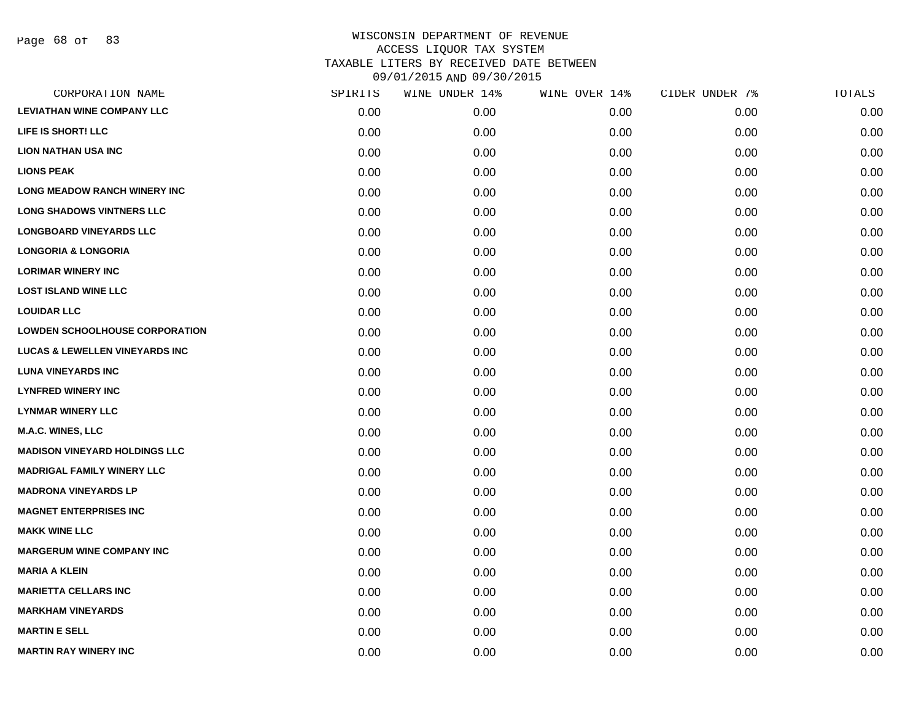# WISCONSIN DEPARTMENT OF REVENUE
## ACCESS LIQUOR TAX SYSTEM
### TAXABLE LITERS BY RECEIVED DATE BETWEEN 09/01/2015 AND 09/30/2015

| CORPORATION NAME | SPIRITS | WINE UNDER 14% | WINE OVER 14% | CIDER UNDER 7% | TOTALS |
|---|---|---|---|---|---|
| LEVIATHAN WINE COMPANY LLC | 0.00 | 0.00 | 0.00 | 0.00 | 0.00 |
| LIFE IS SHORT! LLC | 0.00 | 0.00 | 0.00 | 0.00 | 0.00 |
| LION NATHAN USA INC | 0.00 | 0.00 | 0.00 | 0.00 | 0.00 |
| LIONS PEAK | 0.00 | 0.00 | 0.00 | 0.00 | 0.00 |
| LONG MEADOW RANCH WINERY INC | 0.00 | 0.00 | 0.00 | 0.00 | 0.00 |
| LONG SHADOWS VINTNERS LLC | 0.00 | 0.00 | 0.00 | 0.00 | 0.00 |
| LONGBOARD VINEYARDS LLC | 0.00 | 0.00 | 0.00 | 0.00 | 0.00 |
| LONGORIA & LONGORIA | 0.00 | 0.00 | 0.00 | 0.00 | 0.00 |
| LORIMAR WINERY INC | 0.00 | 0.00 | 0.00 | 0.00 | 0.00 |
| LOST ISLAND WINE LLC | 0.00 | 0.00 | 0.00 | 0.00 | 0.00 |
| LOUIDAR LLC | 0.00 | 0.00 | 0.00 | 0.00 | 0.00 |
| LOWDEN SCHOOLHOUSE CORPORATION | 0.00 | 0.00 | 0.00 | 0.00 | 0.00 |
| LUCAS & LEWELLEN VINEYARDS INC | 0.00 | 0.00 | 0.00 | 0.00 | 0.00 |
| LUNA VINEYARDS INC | 0.00 | 0.00 | 0.00 | 0.00 | 0.00 |
| LYNFRED WINERY INC | 0.00 | 0.00 | 0.00 | 0.00 | 0.00 |
| LYNMAR WINERY LLC | 0.00 | 0.00 | 0.00 | 0.00 | 0.00 |
| M.A.C. WINES, LLC | 0.00 | 0.00 | 0.00 | 0.00 | 0.00 |
| MADISON VINEYARD HOLDINGS LLC | 0.00 | 0.00 | 0.00 | 0.00 | 0.00 |
| MADRIGAL FAMILY WINERY LLC | 0.00 | 0.00 | 0.00 | 0.00 | 0.00 |
| MADRONA VINEYARDS LP | 0.00 | 0.00 | 0.00 | 0.00 | 0.00 |
| MAGNET ENTERPRISES INC | 0.00 | 0.00 | 0.00 | 0.00 | 0.00 |
| MAKK WINE LLC | 0.00 | 0.00 | 0.00 | 0.00 | 0.00 |
| MARGERUM WINE COMPANY INC | 0.00 | 0.00 | 0.00 | 0.00 | 0.00 |
| MARIA A KLEIN | 0.00 | 0.00 | 0.00 | 0.00 | 0.00 |
| MARIETTA CELLARS INC | 0.00 | 0.00 | 0.00 | 0.00 | 0.00 |
| MARKHAM VINEYARDS | 0.00 | 0.00 | 0.00 | 0.00 | 0.00 |
| MARTIN E SELL | 0.00 | 0.00 | 0.00 | 0.00 | 0.00 |
| MARTIN RAY WINERY INC | 0.00 | 0.00 | 0.00 | 0.00 | 0.00 |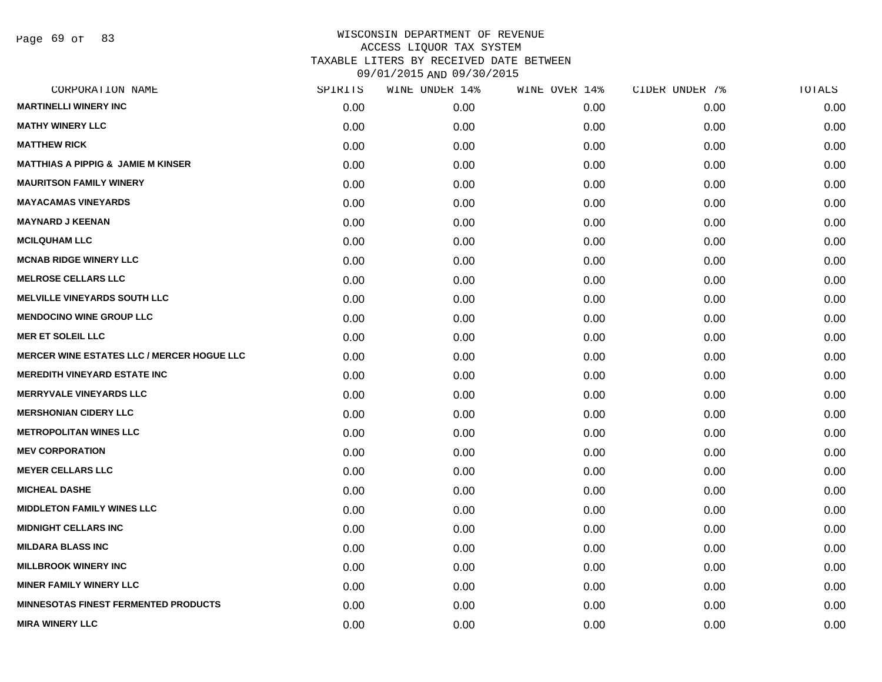WISCONSIN DEPARTMENT OF REVENUE
ACCESS LIQUOR TAX SYSTEM
TAXABLE LITERS BY RECEIVED DATE BETWEEN
09/01/2015 AND 09/30/2015

| CORPORATION NAME | SPIRITS | WINE UNDER 14% | WINE OVER 14% | CIDER UNDER 7% | TOTALS |
|---|---|---|---|---|---|
| **MARTINELLI WINERY INC** | 0.00 | 0.00 | 0.00 | 0.00 | 0.00 |
| **MATHY WINERY LLC** | 0.00 | 0.00 | 0.00 | 0.00 | 0.00 |
| **MATTHEW RICK** | 0.00 | 0.00 | 0.00 | 0.00 | 0.00 |
| **MATTHIAS A PIPPIG & JAMIE M KINSER** | 0.00 | 0.00 | 0.00 | 0.00 | 0.00 |
| **MAURITSON FAMILY WINERY** | 0.00 | 0.00 | 0.00 | 0.00 | 0.00 |
| **MAYACAMAS VINEYARDS** | 0.00 | 0.00 | 0.00 | 0.00 | 0.00 |
| **MAYNARD J KEENAN** | 0.00 | 0.00 | 0.00 | 0.00 | 0.00 |
| **MCILQUHAM LLC** | 0.00 | 0.00 | 0.00 | 0.00 | 0.00 |
| **MCNAB RIDGE WINERY LLC** | 0.00 | 0.00 | 0.00 | 0.00 | 0.00 |
| **MELROSE CELLARS LLC** | 0.00 | 0.00 | 0.00 | 0.00 | 0.00 |
| **MELVILLE VINEYARDS SOUTH LLC** | 0.00 | 0.00 | 0.00 | 0.00 | 0.00 |
| **MENDOCINO WINE GROUP LLC** | 0.00 | 0.00 | 0.00 | 0.00 | 0.00 |
| **MER ET SOLEIL LLC** | 0.00 | 0.00 | 0.00 | 0.00 | 0.00 |
| **MERCER WINE ESTATES LLC / MERCER HOGUE LLC** | 0.00 | 0.00 | 0.00 | 0.00 | 0.00 |
| **MEREDITH VINEYARD ESTATE INC** | 0.00 | 0.00 | 0.00 | 0.00 | 0.00 |
| **MERRYVALE VINEYARDS LLC** | 0.00 | 0.00 | 0.00 | 0.00 | 0.00 |
| **MERSHONIAN CIDERY LLC** | 0.00 | 0.00 | 0.00 | 0.00 | 0.00 |
| **METROPOLITAN WINES LLC** | 0.00 | 0.00 | 0.00 | 0.00 | 0.00 |
| **MEV CORPORATION** | 0.00 | 0.00 | 0.00 | 0.00 | 0.00 |
| **MEYER CELLARS LLC** | 0.00 | 0.00 | 0.00 | 0.00 | 0.00 |
| **MICHEAL DASHE** | 0.00 | 0.00 | 0.00 | 0.00 | 0.00 |
| **MIDDLETON FAMILY WINES LLC** | 0.00 | 0.00 | 0.00 | 0.00 | 0.00 |
| **MIDNIGHT CELLARS INC** | 0.00 | 0.00 | 0.00 | 0.00 | 0.00 |
| **MILDARA BLASS INC** | 0.00 | 0.00 | 0.00 | 0.00 | 0.00 |
| **MILLBROOK WINERY INC** | 0.00 | 0.00 | 0.00 | 0.00 | 0.00 |
| **MINER FAMILY WINERY LLC** | 0.00 | 0.00 | 0.00 | 0.00 | 0.00 |
| **MINNESOTAS FINEST FERMENTED PRODUCTS** | 0.00 | 0.00 | 0.00 | 0.00 | 0.00 |
| **MIRA WINERY LLC** | 0.00 | 0.00 | 0.00 | 0.00 | 0.00 |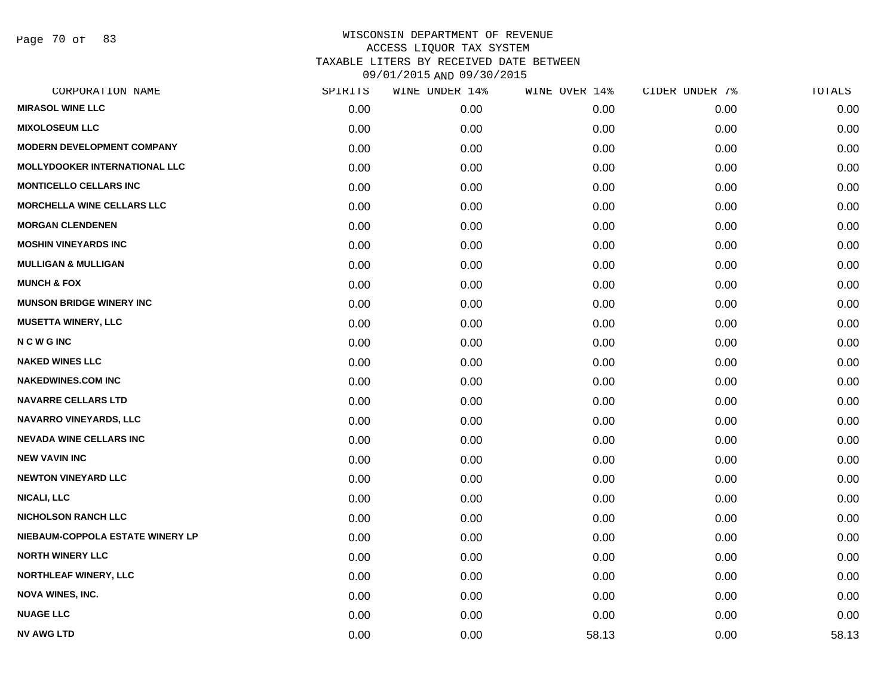# WISCONSIN DEPARTMENT OF REVENUE
## ACCESS LIQUOR TAX SYSTEM
### TAXABLE LITERS BY RECEIVED DATE BETWEEN 09/01/2015 AND 09/30/2015

| CORPORATION NAME | SPIRITS | WINE UNDER 14% | WINE OVER 14% | CIDER UNDER 7% | TOTALS |
|---|---|---|---|---|---|
| MIRASOL WINE LLC | 0.00 | 0.00 | 0.00 | 0.00 | 0.00 |
| MIXOLOSEUM LLC | 0.00 | 0.00 | 0.00 | 0.00 | 0.00 |
| MODERN DEVELOPMENT COMPANY | 0.00 | 0.00 | 0.00 | 0.00 | 0.00 |
| MOLLYDOOKER INTERNATIONAL LLC | 0.00 | 0.00 | 0.00 | 0.00 | 0.00 |
| MONTICELLO CELLARS INC | 0.00 | 0.00 | 0.00 | 0.00 | 0.00 |
| MORCHELLA WINE CELLARS LLC | 0.00 | 0.00 | 0.00 | 0.00 | 0.00 |
| MORGAN CLENDENEN | 0.00 | 0.00 | 0.00 | 0.00 | 0.00 |
| MOSHIN VINEYARDS INC | 0.00 | 0.00 | 0.00 | 0.00 | 0.00 |
| MULLIGAN & MULLIGAN | 0.00 | 0.00 | 0.00 | 0.00 | 0.00 |
| MUNCH & FOX | 0.00 | 0.00 | 0.00 | 0.00 | 0.00 |
| MUNSON BRIDGE WINERY INC | 0.00 | 0.00 | 0.00 | 0.00 | 0.00 |
| MUSETTA WINERY, LLC | 0.00 | 0.00 | 0.00 | 0.00 | 0.00 |
| N C W G INC | 0.00 | 0.00 | 0.00 | 0.00 | 0.00 |
| NAKED WINES LLC | 0.00 | 0.00 | 0.00 | 0.00 | 0.00 |
| NAKEDWINES.COM INC | 0.00 | 0.00 | 0.00 | 0.00 | 0.00 |
| NAVARRE CELLARS LTD | 0.00 | 0.00 | 0.00 | 0.00 | 0.00 |
| NAVARRO VINEYARDS, LLC | 0.00 | 0.00 | 0.00 | 0.00 | 0.00 |
| NEVADA WINE CELLARS INC | 0.00 | 0.00 | 0.00 | 0.00 | 0.00 |
| NEW VAVIN INC | 0.00 | 0.00 | 0.00 | 0.00 | 0.00 |
| NEWTON VINEYARD LLC | 0.00 | 0.00 | 0.00 | 0.00 | 0.00 |
| NICALI, LLC | 0.00 | 0.00 | 0.00 | 0.00 | 0.00 |
| NICHOLSON RANCH LLC | 0.00 | 0.00 | 0.00 | 0.00 | 0.00 |
| NIEBAUM-COPPOLA ESTATE WINERY LP | 0.00 | 0.00 | 0.00 | 0.00 | 0.00 |
| NORTH WINERY LLC | 0.00 | 0.00 | 0.00 | 0.00 | 0.00 |
| NORTHLEAF WINERY, LLC | 0.00 | 0.00 | 0.00 | 0.00 | 0.00 |
| NOVA WINES, INC. | 0.00 | 0.00 | 0.00 | 0.00 | 0.00 |
| NUAGE LLC | 0.00 | 0.00 | 0.00 | 0.00 | 0.00 |
| NV AWG LTD | 0.00 | 0.00 | 58.13 | 0.00 | 58.13 |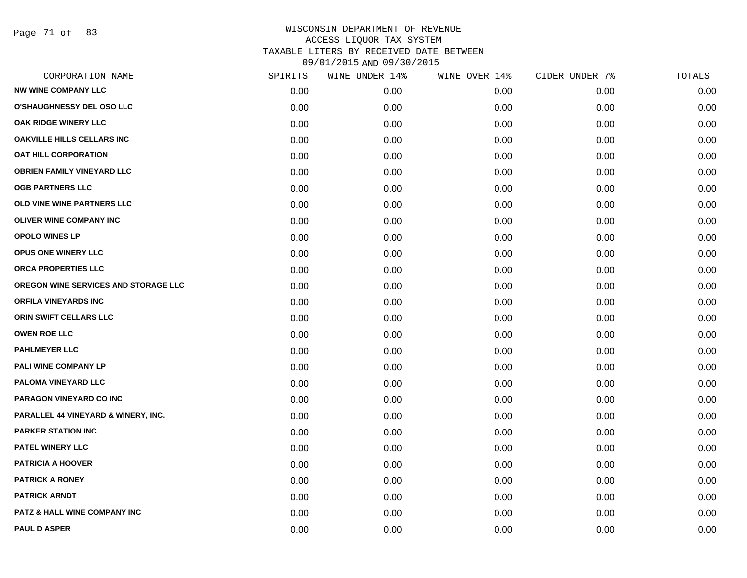# WISCONSIN DEPARTMENT OF REVENUE
## ACCESS LIQUOR TAX SYSTEM
## TAXABLE LITERS BY RECEIVED DATE BETWEEN 09/01/2015 AND 09/30/2015

| CORPORATION NAME | SPIRITS | WINE UNDER 14% | WINE OVER 14% | CIDER UNDER 7% | TOTALS |
|---|---|---|---|---|---|
| NW WINE COMPANY LLC | 0.00 | 0.00 | 0.00 | 0.00 | 0.00 |
| O'SHAUGHNESSY DEL OSO LLC | 0.00 | 0.00 | 0.00 | 0.00 | 0.00 |
| OAK RIDGE WINERY LLC | 0.00 | 0.00 | 0.00 | 0.00 | 0.00 |
| OAKVILLE HILLS CELLARS INC | 0.00 | 0.00 | 0.00 | 0.00 | 0.00 |
| OAT HILL CORPORATION | 0.00 | 0.00 | 0.00 | 0.00 | 0.00 |
| OBRIEN FAMILY VINEYARD LLC | 0.00 | 0.00 | 0.00 | 0.00 | 0.00 |
| OGB PARTNERS LLC | 0.00 | 0.00 | 0.00 | 0.00 | 0.00 |
| OLD VINE WINE PARTNERS LLC | 0.00 | 0.00 | 0.00 | 0.00 | 0.00 |
| OLIVER WINE COMPANY INC | 0.00 | 0.00 | 0.00 | 0.00 | 0.00 |
| OPOLO WINES LP | 0.00 | 0.00 | 0.00 | 0.00 | 0.00 |
| OPUS ONE WINERY LLC | 0.00 | 0.00 | 0.00 | 0.00 | 0.00 |
| ORCA PROPERTIES LLC | 0.00 | 0.00 | 0.00 | 0.00 | 0.00 |
| OREGON WINE SERVICES AND STORAGE LLC | 0.00 | 0.00 | 0.00 | 0.00 | 0.00 |
| ORFILA VINEYARDS INC | 0.00 | 0.00 | 0.00 | 0.00 | 0.00 |
| ORIN SWIFT CELLARS LLC | 0.00 | 0.00 | 0.00 | 0.00 | 0.00 |
| OWEN ROE LLC | 0.00 | 0.00 | 0.00 | 0.00 | 0.00 |
| PAHLMEYER LLC | 0.00 | 0.00 | 0.00 | 0.00 | 0.00 |
| PALI WINE COMPANY LP | 0.00 | 0.00 | 0.00 | 0.00 | 0.00 |
| PALOMA VINEYARD LLC | 0.00 | 0.00 | 0.00 | 0.00 | 0.00 |
| PARAGON VINEYARD CO INC | 0.00 | 0.00 | 0.00 | 0.00 | 0.00 |
| PARALLEL 44 VINEYARD & WINERY, INC. | 0.00 | 0.00 | 0.00 | 0.00 | 0.00 |
| PARKER STATION INC | 0.00 | 0.00 | 0.00 | 0.00 | 0.00 |
| PATEL WINERY LLC | 0.00 | 0.00 | 0.00 | 0.00 | 0.00 |
| PATRICIA A HOOVER | 0.00 | 0.00 | 0.00 | 0.00 | 0.00 |
| PATRICK A RONEY | 0.00 | 0.00 | 0.00 | 0.00 | 0.00 |
| PATRICK ARNDT | 0.00 | 0.00 | 0.00 | 0.00 | 0.00 |
| PATZ & HALL WINE COMPANY INC | 0.00 | 0.00 | 0.00 | 0.00 | 0.00 |
| PAUL D ASPER | 0.00 | 0.00 | 0.00 | 0.00 | 0.00 |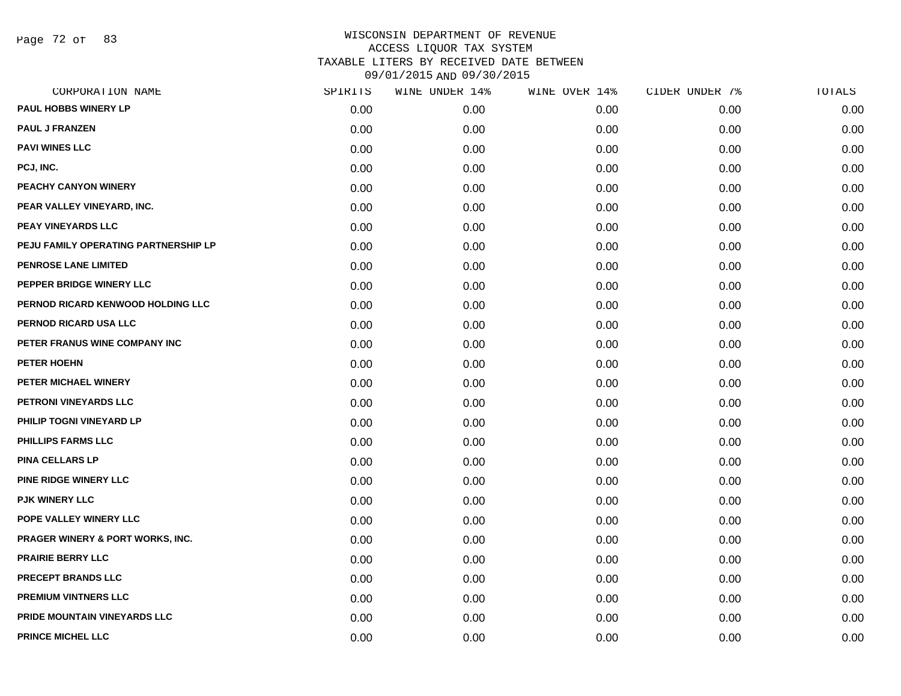# WISCONSIN DEPARTMENT OF REVENUE
## ACCESS LIQUOR TAX SYSTEM
## TAXABLE LITERS BY RECEIVED DATE BETWEEN 09/01/2015 AND 09/30/2015

| CORPORATION NAME | SPIRITS | WINE UNDER 14% | WINE OVER 14% | CIDER UNDER 7% | TOTALS |
|---|---|---|---|---|---|
| PAUL HOBBS WINERY LP | 0.00 | 0.00 | 0.00 | 0.00 | 0.00 |
| PAUL J FRANZEN | 0.00 | 0.00 | 0.00 | 0.00 | 0.00 |
| PAVI WINES LLC | 0.00 | 0.00 | 0.00 | 0.00 | 0.00 |
| PCJ, INC. | 0.00 | 0.00 | 0.00 | 0.00 | 0.00 |
| PEACHY CANYON WINERY | 0.00 | 0.00 | 0.00 | 0.00 | 0.00 |
| PEAR VALLEY VINEYARD, INC. | 0.00 | 0.00 | 0.00 | 0.00 | 0.00 |
| PEAY VINEYARDS LLC | 0.00 | 0.00 | 0.00 | 0.00 | 0.00 |
| PEJU FAMILY OPERATING PARTNERSHIP LP | 0.00 | 0.00 | 0.00 | 0.00 | 0.00 |
| PENROSE LANE LIMITED | 0.00 | 0.00 | 0.00 | 0.00 | 0.00 |
| PEPPER BRIDGE WINERY LLC | 0.00 | 0.00 | 0.00 | 0.00 | 0.00 |
| PERNOD RICARD KENWOOD HOLDING LLC | 0.00 | 0.00 | 0.00 | 0.00 | 0.00 |
| PERNOD RICARD USA LLC | 0.00 | 0.00 | 0.00 | 0.00 | 0.00 |
| PETER FRANUS WINE COMPANY INC | 0.00 | 0.00 | 0.00 | 0.00 | 0.00 |
| PETER HOEHN | 0.00 | 0.00 | 0.00 | 0.00 | 0.00 |
| PETER MICHAEL WINERY | 0.00 | 0.00 | 0.00 | 0.00 | 0.00 |
| PETRONI VINEYARDS LLC | 0.00 | 0.00 | 0.00 | 0.00 | 0.00 |
| PHILIP TOGNI VINEYARD LP | 0.00 | 0.00 | 0.00 | 0.00 | 0.00 |
| PHILLIPS FARMS LLC | 0.00 | 0.00 | 0.00 | 0.00 | 0.00 |
| PINA CELLARS LP | 0.00 | 0.00 | 0.00 | 0.00 | 0.00 |
| PINE RIDGE WINERY LLC | 0.00 | 0.00 | 0.00 | 0.00 | 0.00 |
| PJK WINERY LLC | 0.00 | 0.00 | 0.00 | 0.00 | 0.00 |
| POPE VALLEY WINERY LLC | 0.00 | 0.00 | 0.00 | 0.00 | 0.00 |
| PRAGER WINERY & PORT WORKS, INC. | 0.00 | 0.00 | 0.00 | 0.00 | 0.00 |
| PRAIRIE BERRY LLC | 0.00 | 0.00 | 0.00 | 0.00 | 0.00 |
| PRECEPT BRANDS LLC | 0.00 | 0.00 | 0.00 | 0.00 | 0.00 |
| PREMIUM VINTNERS LLC | 0.00 | 0.00 | 0.00 | 0.00 | 0.00 |
| PRIDE MOUNTAIN VINEYARDS LLC | 0.00 | 0.00 | 0.00 | 0.00 | 0.00 |
| PRINCE MICHEL LLC | 0.00 | 0.00 | 0.00 | 0.00 | 0.00 |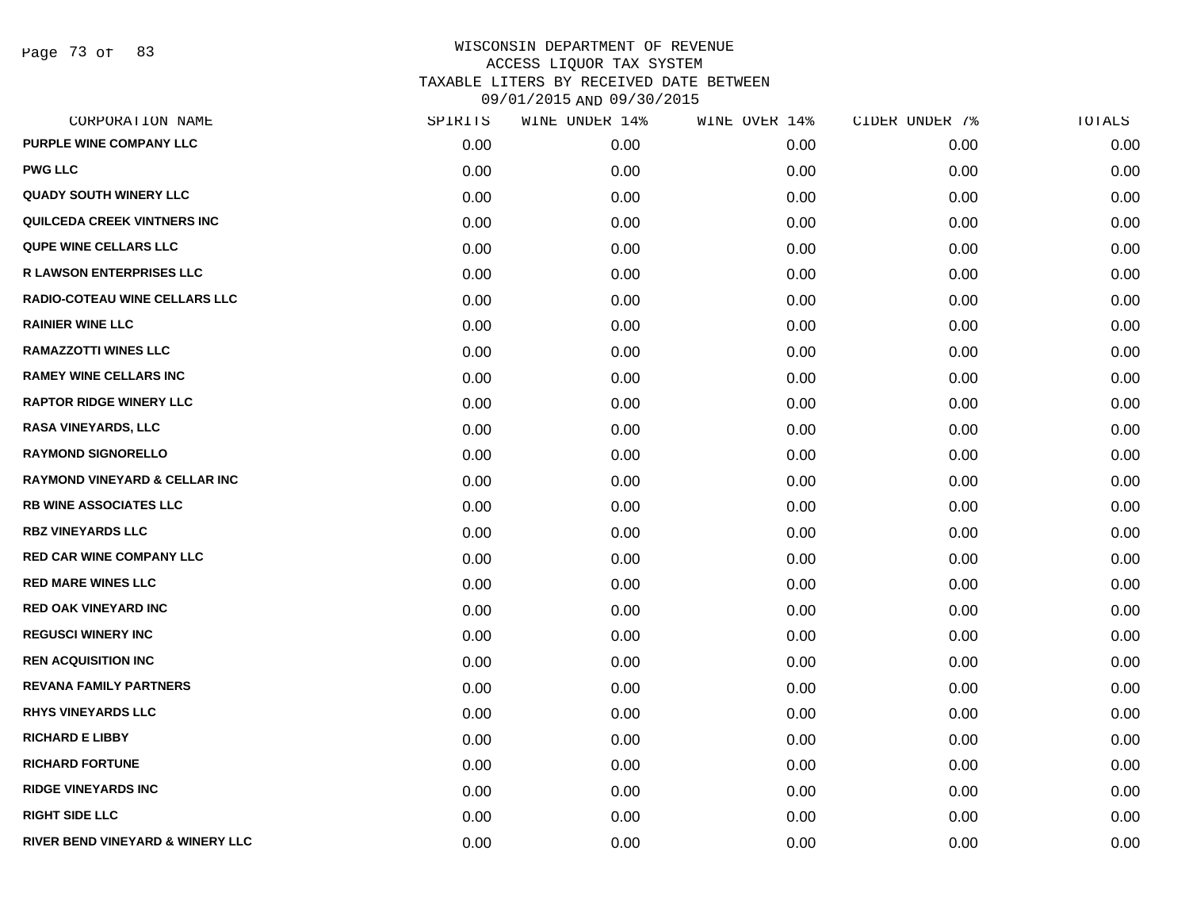WISCONSIN DEPARTMENT OF REVENUE
ACCESS LIQUOR TAX SYSTEM
TAXABLE LITERS BY RECEIVED DATE BETWEEN
09/01/2015 AND 09/30/2015

| CORPORATION NAME | SPIRITS | WINE UNDER 14% | WINE OVER 14% | CIDER UNDER 7% | TOTALS |
|---|---|---|---|---|---|
| PURPLE WINE COMPANY LLC | 0.00 | 0.00 | 0.00 | 0.00 | 0.00 |
| PWG LLC | 0.00 | 0.00 | 0.00 | 0.00 | 0.00 |
| QUADY SOUTH WINERY LLC | 0.00 | 0.00 | 0.00 | 0.00 | 0.00 |
| QUILCEDA CREEK VINTNERS INC | 0.00 | 0.00 | 0.00 | 0.00 | 0.00 |
| QUPE WINE CELLARS LLC | 0.00 | 0.00 | 0.00 | 0.00 | 0.00 |
| R LAWSON ENTERPRISES LLC | 0.00 | 0.00 | 0.00 | 0.00 | 0.00 |
| RADIO-COTEAU WINE CELLARS LLC | 0.00 | 0.00 | 0.00 | 0.00 | 0.00 |
| RAINIER WINE LLC | 0.00 | 0.00 | 0.00 | 0.00 | 0.00 |
| RAMAZZOTTI WINES LLC | 0.00 | 0.00 | 0.00 | 0.00 | 0.00 |
| RAMEY WINE CELLARS INC | 0.00 | 0.00 | 0.00 | 0.00 | 0.00 |
| RAPTOR RIDGE WINERY LLC | 0.00 | 0.00 | 0.00 | 0.00 | 0.00 |
| RASA VINEYARDS, LLC | 0.00 | 0.00 | 0.00 | 0.00 | 0.00 |
| RAYMOND SIGNORELLO | 0.00 | 0.00 | 0.00 | 0.00 | 0.00 |
| RAYMOND VINEYARD & CELLAR INC | 0.00 | 0.00 | 0.00 | 0.00 | 0.00 |
| RB WINE ASSOCIATES LLC | 0.00 | 0.00 | 0.00 | 0.00 | 0.00 |
| RBZ VINEYARDS LLC | 0.00 | 0.00 | 0.00 | 0.00 | 0.00 |
| RED CAR WINE COMPANY LLC | 0.00 | 0.00 | 0.00 | 0.00 | 0.00 |
| RED MARE WINES LLC | 0.00 | 0.00 | 0.00 | 0.00 | 0.00 |
| RED OAK VINEYARD INC | 0.00 | 0.00 | 0.00 | 0.00 | 0.00 |
| REGUSCI WINERY INC | 0.00 | 0.00 | 0.00 | 0.00 | 0.00 |
| REN ACQUISITION INC | 0.00 | 0.00 | 0.00 | 0.00 | 0.00 |
| REVANA FAMILY PARTNERS | 0.00 | 0.00 | 0.00 | 0.00 | 0.00 |
| RHYS VINEYARDS LLC | 0.00 | 0.00 | 0.00 | 0.00 | 0.00 |
| RICHARD E LIBBY | 0.00 | 0.00 | 0.00 | 0.00 | 0.00 |
| RICHARD FORTUNE | 0.00 | 0.00 | 0.00 | 0.00 | 0.00 |
| RIDGE VINEYARDS INC | 0.00 | 0.00 | 0.00 | 0.00 | 0.00 |
| RIGHT SIDE LLC | 0.00 | 0.00 | 0.00 | 0.00 | 0.00 |
| RIVER BEND VINEYARD & WINERY LLC | 0.00 | 0.00 | 0.00 | 0.00 | 0.00 |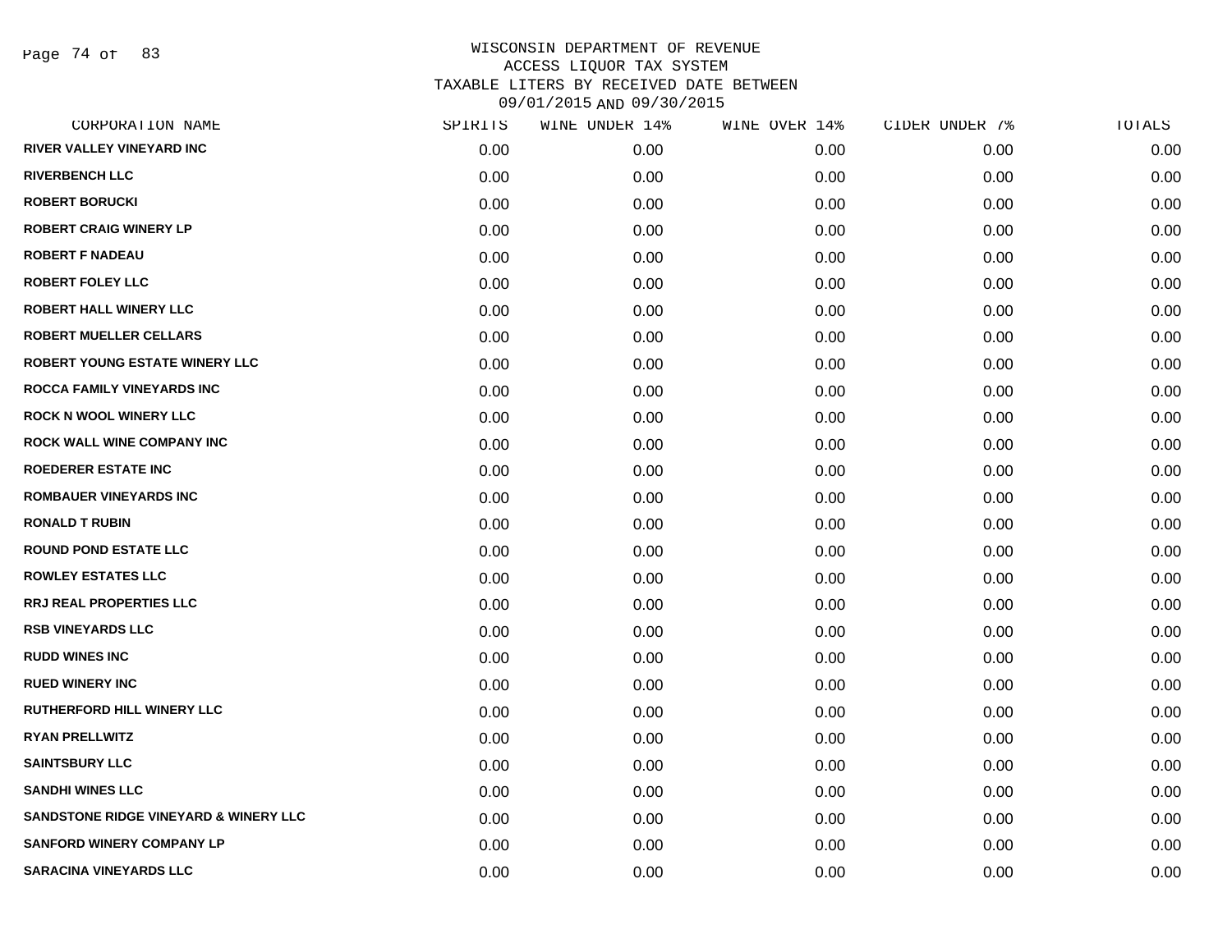WISCONSIN DEPARTMENT OF REVENUE
ACCESS LIQUOR TAX SYSTEM
TAXABLE LITERS BY RECEIVED DATE BETWEEN
09/01/2015 AND 09/30/2015

| CORPORATION NAME | SPIRITS | WINE UNDER 14% | WINE OVER 14% | CIDER UNDER 7% | TOTALS |
|---|---|---|---|---|---|
| RIVER VALLEY VINEYARD INC | 0.00 | 0.00 | 0.00 | 0.00 | 0.00 |
| RIVERBENCH LLC | 0.00 | 0.00 | 0.00 | 0.00 | 0.00 |
| ROBERT BORUCKI | 0.00 | 0.00 | 0.00 | 0.00 | 0.00 |
| ROBERT CRAIG WINERY LP | 0.00 | 0.00 | 0.00 | 0.00 | 0.00 |
| ROBERT F NADEAU | 0.00 | 0.00 | 0.00 | 0.00 | 0.00 |
| ROBERT FOLEY LLC | 0.00 | 0.00 | 0.00 | 0.00 | 0.00 |
| ROBERT HALL WINERY LLC | 0.00 | 0.00 | 0.00 | 0.00 | 0.00 |
| ROBERT MUELLER CELLARS | 0.00 | 0.00 | 0.00 | 0.00 | 0.00 |
| ROBERT YOUNG ESTATE WINERY LLC | 0.00 | 0.00 | 0.00 | 0.00 | 0.00 |
| ROCCA FAMILY VINEYARDS INC | 0.00 | 0.00 | 0.00 | 0.00 | 0.00 |
| ROCK N WOOL WINERY LLC | 0.00 | 0.00 | 0.00 | 0.00 | 0.00 |
| ROCK WALL WINE COMPANY INC | 0.00 | 0.00 | 0.00 | 0.00 | 0.00 |
| ROEDERER ESTATE INC | 0.00 | 0.00 | 0.00 | 0.00 | 0.00 |
| ROMBAUER VINEYARDS INC | 0.00 | 0.00 | 0.00 | 0.00 | 0.00 |
| RONALD T RUBIN | 0.00 | 0.00 | 0.00 | 0.00 | 0.00 |
| ROUND POND ESTATE LLC | 0.00 | 0.00 | 0.00 | 0.00 | 0.00 |
| ROWLEY ESTATES LLC | 0.00 | 0.00 | 0.00 | 0.00 | 0.00 |
| RRJ REAL PROPERTIES LLC | 0.00 | 0.00 | 0.00 | 0.00 | 0.00 |
| RSB VINEYARDS LLC | 0.00 | 0.00 | 0.00 | 0.00 | 0.00 |
| RUDD WINES INC | 0.00 | 0.00 | 0.00 | 0.00 | 0.00 |
| RUED WINERY INC | 0.00 | 0.00 | 0.00 | 0.00 | 0.00 |
| RUTHERFORD HILL WINERY LLC | 0.00 | 0.00 | 0.00 | 0.00 | 0.00 |
| RYAN PRELLWITZ | 0.00 | 0.00 | 0.00 | 0.00 | 0.00 |
| SAINTSBURY LLC | 0.00 | 0.00 | 0.00 | 0.00 | 0.00 |
| SANDHI WINES LLC | 0.00 | 0.00 | 0.00 | 0.00 | 0.00 |
| SANDSTONE RIDGE VINEYARD & WINERY LLC | 0.00 | 0.00 | 0.00 | 0.00 | 0.00 |
| SANFORD WINERY COMPANY LP | 0.00 | 0.00 | 0.00 | 0.00 | 0.00 |
| SARACINA VINEYARDS LLC | 0.00 | 0.00 | 0.00 | 0.00 | 0.00 |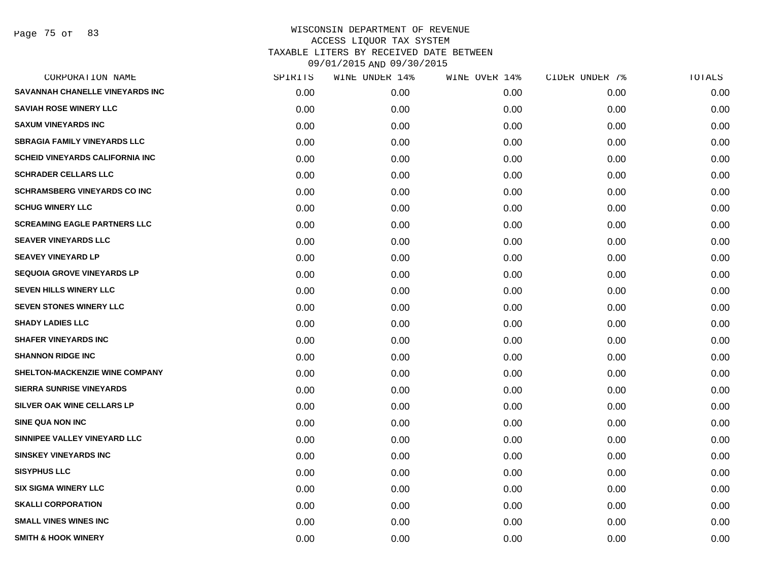# WISCONSIN DEPARTMENT OF REVENUE
## ACCESS LIQUOR TAX SYSTEM
## TAXABLE LITERS BY RECEIVED DATE BETWEEN 09/01/2015 AND 09/30/2015

| CORPORATION NAME | SPIRITS | WINE UNDER 14% | WINE OVER 14% | CIDER UNDER 7% | TOTALS |
|---|---|---|---|---|---|
| SAVANNAH CHANELLE VINEYARDS INC | 0.00 | 0.00 | 0.00 | 0.00 | 0.00 |
| SAVIAH ROSE WINERY LLC | 0.00 | 0.00 | 0.00 | 0.00 | 0.00 |
| SAXUM VINEYARDS INC | 0.00 | 0.00 | 0.00 | 0.00 | 0.00 |
| SBRAGIA FAMILY VINEYARDS LLC | 0.00 | 0.00 | 0.00 | 0.00 | 0.00 |
| SCHEID VINEYARDS CALIFORNIA INC | 0.00 | 0.00 | 0.00 | 0.00 | 0.00 |
| SCHRADER CELLARS LLC | 0.00 | 0.00 | 0.00 | 0.00 | 0.00 |
| SCHRAMSBERG VINEYARDS CO INC | 0.00 | 0.00 | 0.00 | 0.00 | 0.00 |
| SCHUG WINERY LLC | 0.00 | 0.00 | 0.00 | 0.00 | 0.00 |
| SCREAMING EAGLE PARTNERS LLC | 0.00 | 0.00 | 0.00 | 0.00 | 0.00 |
| SEAVER VINEYARDS LLC | 0.00 | 0.00 | 0.00 | 0.00 | 0.00 |
| SEAVEY VINEYARD LP | 0.00 | 0.00 | 0.00 | 0.00 | 0.00 |
| SEQUOIA GROVE VINEYARDS LP | 0.00 | 0.00 | 0.00 | 0.00 | 0.00 |
| SEVEN HILLS WINERY LLC | 0.00 | 0.00 | 0.00 | 0.00 | 0.00 |
| SEVEN STONES WINERY LLC | 0.00 | 0.00 | 0.00 | 0.00 | 0.00 |
| SHADY LADIES LLC | 0.00 | 0.00 | 0.00 | 0.00 | 0.00 |
| SHAFER VINEYARDS INC | 0.00 | 0.00 | 0.00 | 0.00 | 0.00 |
| SHANNON RIDGE INC | 0.00 | 0.00 | 0.00 | 0.00 | 0.00 |
| SHELTON-MACKENZIE WINE COMPANY | 0.00 | 0.00 | 0.00 | 0.00 | 0.00 |
| SIERRA SUNRISE VINEYARDS | 0.00 | 0.00 | 0.00 | 0.00 | 0.00 |
| SILVER OAK WINE CELLARS LP | 0.00 | 0.00 | 0.00 | 0.00 | 0.00 |
| SINE QUA NON INC | 0.00 | 0.00 | 0.00 | 0.00 | 0.00 |
| SINNIPEE VALLEY VINEYARD LLC | 0.00 | 0.00 | 0.00 | 0.00 | 0.00 |
| SINSKEY VINEYARDS INC | 0.00 | 0.00 | 0.00 | 0.00 | 0.00 |
| SISYPHUS LLC | 0.00 | 0.00 | 0.00 | 0.00 | 0.00 |
| SIX SIGMA WINERY LLC | 0.00 | 0.00 | 0.00 | 0.00 | 0.00 |
| SKALLI CORPORATION | 0.00 | 0.00 | 0.00 | 0.00 | 0.00 |
| SMALL VINES WINES INC | 0.00 | 0.00 | 0.00 | 0.00 | 0.00 |
| SMITH & HOOK WINERY | 0.00 | 0.00 | 0.00 | 0.00 | 0.00 |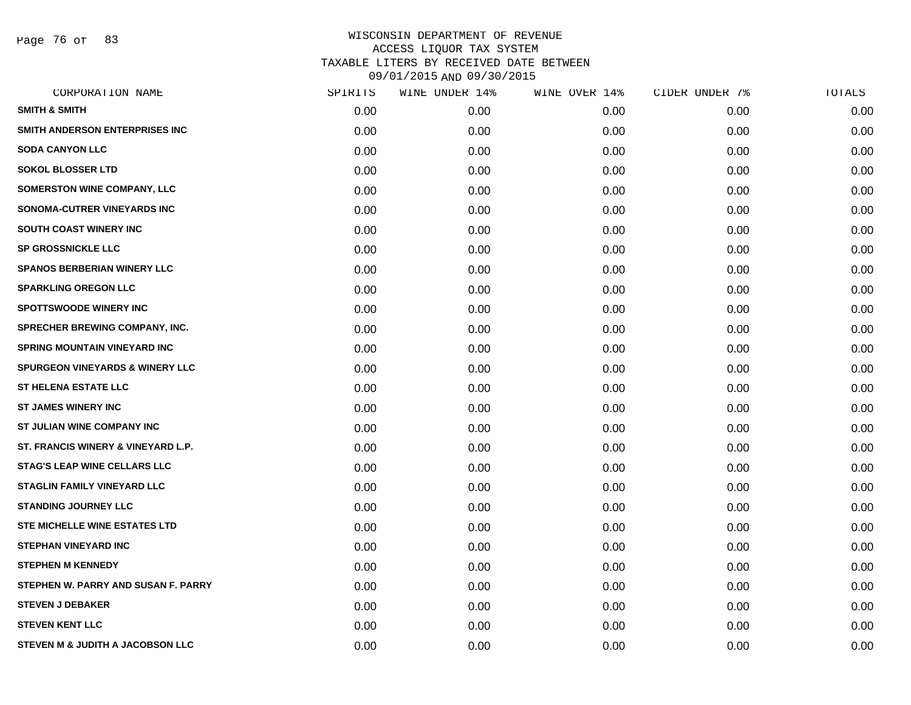# WISCONSIN DEPARTMENT OF REVENUE
## ACCESS LIQUOR TAX SYSTEM
## TAXABLE LITERS BY RECEIVED DATE BETWEEN 09/01/2015 AND 09/30/2015

| CORPORATION NAME | SPIRITS | WINE UNDER 14% | WINE OVER 14% | CIDER UNDER 7% | TOTALS |
|---|---|---|---|---|---|
| SMITH & SMITH | 0.00 | 0.00 | 0.00 | 0.00 | 0.00 |
| SMITH ANDERSON ENTERPRISES INC | 0.00 | 0.00 | 0.00 | 0.00 | 0.00 |
| SODA CANYON LLC | 0.00 | 0.00 | 0.00 | 0.00 | 0.00 |
| SOKOL BLOSSER LTD | 0.00 | 0.00 | 0.00 | 0.00 | 0.00 |
| SOMERSTON WINE COMPANY, LLC | 0.00 | 0.00 | 0.00 | 0.00 | 0.00 |
| SONOMA-CUTRER VINEYARDS INC | 0.00 | 0.00 | 0.00 | 0.00 | 0.00 |
| SOUTH COAST WINERY INC | 0.00 | 0.00 | 0.00 | 0.00 | 0.00 |
| SP GROSSNICKLE LLC | 0.00 | 0.00 | 0.00 | 0.00 | 0.00 |
| SPANOS BERBERIAN WINERY LLC | 0.00 | 0.00 | 0.00 | 0.00 | 0.00 |
| SPARKLING OREGON LLC | 0.00 | 0.00 | 0.00 | 0.00 | 0.00 |
| SPOTTSWOODE WINERY INC | 0.00 | 0.00 | 0.00 | 0.00 | 0.00 |
| SPRECHER BREWING COMPANY, INC. | 0.00 | 0.00 | 0.00 | 0.00 | 0.00 |
| SPRING MOUNTAIN VINEYARD INC | 0.00 | 0.00 | 0.00 | 0.00 | 0.00 |
| SPURGEON VINEYARDS & WINERY LLC | 0.00 | 0.00 | 0.00 | 0.00 | 0.00 |
| ST HELENA ESTATE LLC | 0.00 | 0.00 | 0.00 | 0.00 | 0.00 |
| ST JAMES WINERY INC | 0.00 | 0.00 | 0.00 | 0.00 | 0.00 |
| ST JULIAN WINE COMPANY INC | 0.00 | 0.00 | 0.00 | 0.00 | 0.00 |
| ST. FRANCIS WINERY & VINEYARD L.P. | 0.00 | 0.00 | 0.00 | 0.00 | 0.00 |
| STAG'S LEAP WINE CELLARS LLC | 0.00 | 0.00 | 0.00 | 0.00 | 0.00 |
| STAGLIN FAMILY VINEYARD LLC | 0.00 | 0.00 | 0.00 | 0.00 | 0.00 |
| STANDING JOURNEY LLC | 0.00 | 0.00 | 0.00 | 0.00 | 0.00 |
| STE MICHELLE WINE ESTATES LTD | 0.00 | 0.00 | 0.00 | 0.00 | 0.00 |
| STEPHAN VINEYARD INC | 0.00 | 0.00 | 0.00 | 0.00 | 0.00 |
| STEPHEN M KENNEDY | 0.00 | 0.00 | 0.00 | 0.00 | 0.00 |
| STEPHEN W. PARRY AND SUSAN F. PARRY | 0.00 | 0.00 | 0.00 | 0.00 | 0.00 |
| STEVEN J DEBAKER | 0.00 | 0.00 | 0.00 | 0.00 | 0.00 |
| STEVEN KENT LLC | 0.00 | 0.00 | 0.00 | 0.00 | 0.00 |
| STEVEN M & JUDITH A JACOBSON LLC | 0.00 | 0.00 | 0.00 | 0.00 | 0.00 |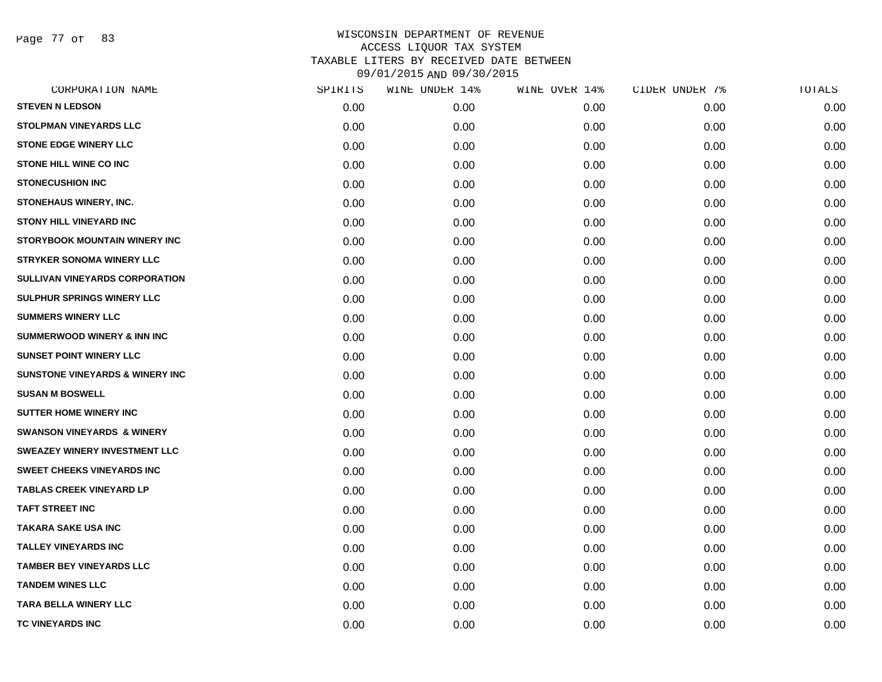# WISCONSIN DEPARTMENT OF REVENUE
## ACCESS LIQUOR TAX SYSTEM
## TAXABLE LITERS BY RECEIVED DATE BETWEEN 09/01/2015 AND 09/30/2015

| CORPORATION NAME | SPIRITS | WINE UNDER 14% | WINE OVER 14% | CIDER UNDER 7% | TOTALS |
|---|---|---|---|---|---|
| STEVEN N LEDSON | 0.00 | 0.00 | 0.00 | 0.00 | 0.00 |
| STOLPMAN VINEYARDS LLC | 0.00 | 0.00 | 0.00 | 0.00 | 0.00 |
| STONE EDGE WINERY LLC | 0.00 | 0.00 | 0.00 | 0.00 | 0.00 |
| STONE HILL WINE CO INC | 0.00 | 0.00 | 0.00 | 0.00 | 0.00 |
| STONECUSHION INC | 0.00 | 0.00 | 0.00 | 0.00 | 0.00 |
| STONEHAUS WINERY, INC. | 0.00 | 0.00 | 0.00 | 0.00 | 0.00 |
| STONY HILL VINEYARD INC | 0.00 | 0.00 | 0.00 | 0.00 | 0.00 |
| STORYBOOK MOUNTAIN WINERY INC | 0.00 | 0.00 | 0.00 | 0.00 | 0.00 |
| STRYKER SONOMA WINERY LLC | 0.00 | 0.00 | 0.00 | 0.00 | 0.00 |
| SULLIVAN VINEYARDS CORPORATION | 0.00 | 0.00 | 0.00 | 0.00 | 0.00 |
| SULPHUR SPRINGS WINERY LLC | 0.00 | 0.00 | 0.00 | 0.00 | 0.00 |
| SUMMERS WINERY LLC | 0.00 | 0.00 | 0.00 | 0.00 | 0.00 |
| SUMMERWOOD WINERY & INN INC | 0.00 | 0.00 | 0.00 | 0.00 | 0.00 |
| SUNSET POINT WINERY LLC | 0.00 | 0.00 | 0.00 | 0.00 | 0.00 |
| SUNSTONE VINEYARDS & WINERY INC | 0.00 | 0.00 | 0.00 | 0.00 | 0.00 |
| SUSAN M BOSWELL | 0.00 | 0.00 | 0.00 | 0.00 | 0.00 |
| SUTTER HOME WINERY INC | 0.00 | 0.00 | 0.00 | 0.00 | 0.00 |
| SWANSON VINEYARDS & WINERY | 0.00 | 0.00 | 0.00 | 0.00 | 0.00 |
| SWEAZEY WINERY INVESTMENT LLC | 0.00 | 0.00 | 0.00 | 0.00 | 0.00 |
| SWEET CHEEKS VINEYARDS INC | 0.00 | 0.00 | 0.00 | 0.00 | 0.00 |
| TABLAS CREEK VINEYARD LP | 0.00 | 0.00 | 0.00 | 0.00 | 0.00 |
| TAFT STREET INC | 0.00 | 0.00 | 0.00 | 0.00 | 0.00 |
| TAKARA SAKE USA INC | 0.00 | 0.00 | 0.00 | 0.00 | 0.00 |
| TALLEY VINEYARDS INC | 0.00 | 0.00 | 0.00 | 0.00 | 0.00 |
| TAMBER BEY VINEYARDS LLC | 0.00 | 0.00 | 0.00 | 0.00 | 0.00 |
| TANDEM WINES LLC | 0.00 | 0.00 | 0.00 | 0.00 | 0.00 |
| TARA BELLA WINERY LLC | 0.00 | 0.00 | 0.00 | 0.00 | 0.00 |
| TC VINEYARDS INC | 0.00 | 0.00 | 0.00 | 0.00 | 0.00 |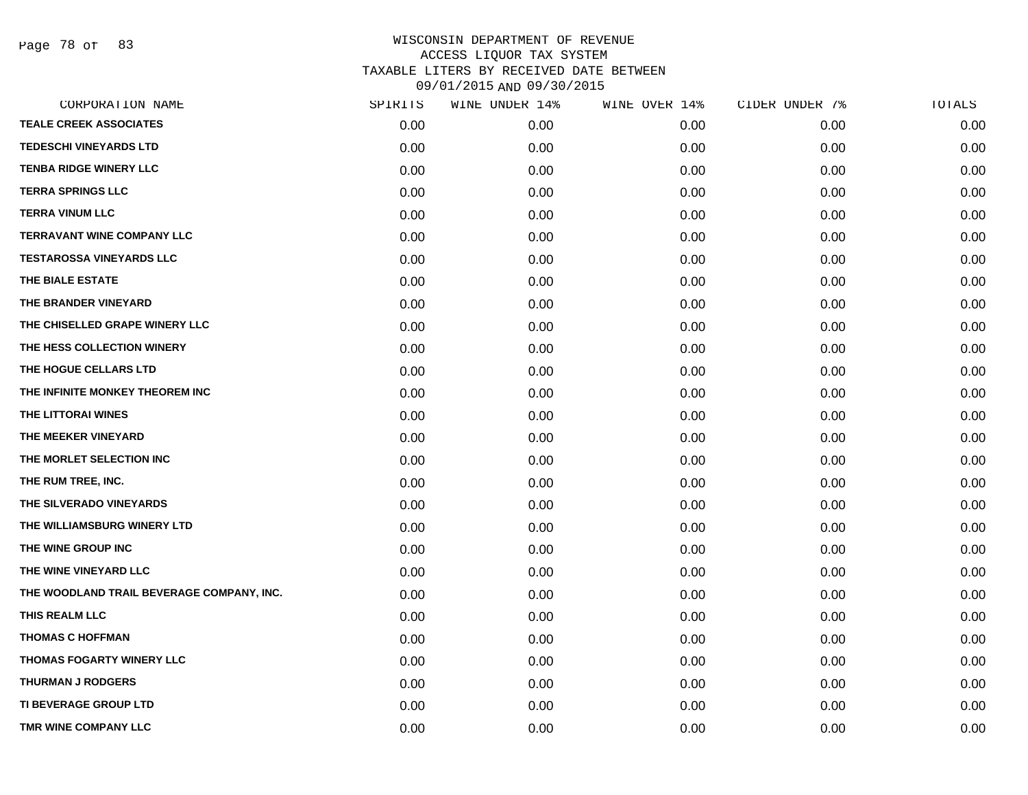# WISCONSIN DEPARTMENT OF REVENUE
## ACCESS LIQUOR TAX SYSTEM
## TAXABLE LITERS BY RECEIVED DATE BETWEEN 09/01/2015 AND 09/30/2015

| CORPORATION NAME | SPIRITS | WINE UNDER 14% | WINE OVER 14% | CIDER UNDER 7% | TOTALS |
|---|---|---|---|---|---|
| TEALE CREEK ASSOCIATES | 0.00 | 0.00 | 0.00 | 0.00 | 0.00 |
| TEDESCHI VINEYARDS LTD | 0.00 | 0.00 | 0.00 | 0.00 | 0.00 |
| TENBA RIDGE WINERY LLC | 0.00 | 0.00 | 0.00 | 0.00 | 0.00 |
| TERRA SPRINGS LLC | 0.00 | 0.00 | 0.00 | 0.00 | 0.00 |
| TERRA VINUM LLC | 0.00 | 0.00 | 0.00 | 0.00 | 0.00 |
| TERRAVANT WINE COMPANY LLC | 0.00 | 0.00 | 0.00 | 0.00 | 0.00 |
| TESTAROSSA VINEYARDS LLC | 0.00 | 0.00 | 0.00 | 0.00 | 0.00 |
| THE BIALE ESTATE | 0.00 | 0.00 | 0.00 | 0.00 | 0.00 |
| THE BRANDER VINEYARD | 0.00 | 0.00 | 0.00 | 0.00 | 0.00 |
| THE CHISELLED GRAPE WINERY LLC | 0.00 | 0.00 | 0.00 | 0.00 | 0.00 |
| THE HESS COLLECTION WINERY | 0.00 | 0.00 | 0.00 | 0.00 | 0.00 |
| THE HOGUE CELLARS LTD | 0.00 | 0.00 | 0.00 | 0.00 | 0.00 |
| THE INFINITE MONKEY THEOREM INC | 0.00 | 0.00 | 0.00 | 0.00 | 0.00 |
| THE LITTORAI WINES | 0.00 | 0.00 | 0.00 | 0.00 | 0.00 |
| THE MEEKER VINEYARD | 0.00 | 0.00 | 0.00 | 0.00 | 0.00 |
| THE MORLET SELECTION INC | 0.00 | 0.00 | 0.00 | 0.00 | 0.00 |
| THE RUM TREE, INC. | 0.00 | 0.00 | 0.00 | 0.00 | 0.00 |
| THE SILVERADO VINEYARDS | 0.00 | 0.00 | 0.00 | 0.00 | 0.00 |
| THE WILLIAMSBURG WINERY LTD | 0.00 | 0.00 | 0.00 | 0.00 | 0.00 |
| THE WINE GROUP INC | 0.00 | 0.00 | 0.00 | 0.00 | 0.00 |
| THE WINE VINEYARD LLC | 0.00 | 0.00 | 0.00 | 0.00 | 0.00 |
| THE WOODLAND TRAIL BEVERAGE COMPANY, INC. | 0.00 | 0.00 | 0.00 | 0.00 | 0.00 |
| THIS REALM LLC | 0.00 | 0.00 | 0.00 | 0.00 | 0.00 |
| THOMAS C HOFFMAN | 0.00 | 0.00 | 0.00 | 0.00 | 0.00 |
| THOMAS FOGARTY WINERY LLC | 0.00 | 0.00 | 0.00 | 0.00 | 0.00 |
| THURMAN J RODGERS | 0.00 | 0.00 | 0.00 | 0.00 | 0.00 |
| TI BEVERAGE GROUP LTD | 0.00 | 0.00 | 0.00 | 0.00 | 0.00 |
| TMR WINE COMPANY LLC | 0.00 | 0.00 | 0.00 | 0.00 | 0.00 |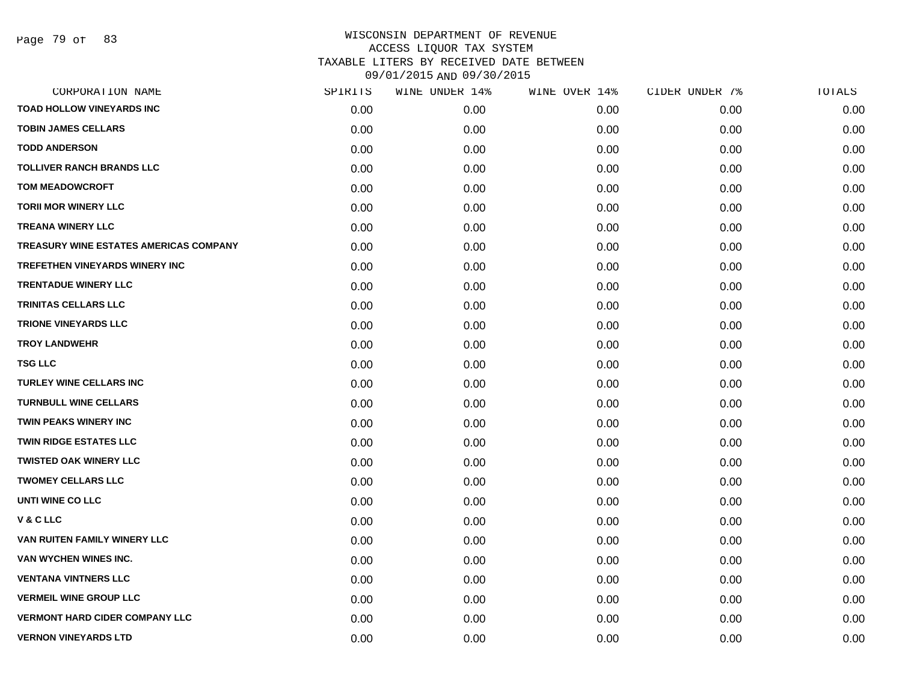# WISCONSIN DEPARTMENT OF REVENUE
## ACCESS LIQUOR TAX SYSTEM
## TAXABLE LITERS BY RECEIVED DATE BETWEEN 09/01/2015 AND 09/30/2015

| CORPORATION NAME | SPIRITS | WINE UNDER 14% | WINE OVER 14% | CIDER UNDER 7% | TOTALS |
|---|---|---|---|---|---|
| TOAD HOLLOW VINEYARDS INC | 0.00 | 0.00 | 0.00 | 0.00 | 0.00 |
| TOBIN JAMES CELLARS | 0.00 | 0.00 | 0.00 | 0.00 | 0.00 |
| TODD ANDERSON | 0.00 | 0.00 | 0.00 | 0.00 | 0.00 |
| TOLLIVER RANCH BRANDS LLC | 0.00 | 0.00 | 0.00 | 0.00 | 0.00 |
| TOM MEADOWCROFT | 0.00 | 0.00 | 0.00 | 0.00 | 0.00 |
| TORII MOR WINERY LLC | 0.00 | 0.00 | 0.00 | 0.00 | 0.00 |
| TREANA WINERY LLC | 0.00 | 0.00 | 0.00 | 0.00 | 0.00 |
| TREASURY WINE ESTATES AMERICAS COMPANY | 0.00 | 0.00 | 0.00 | 0.00 | 0.00 |
| TREFETHEN VINEYARDS WINERY INC | 0.00 | 0.00 | 0.00 | 0.00 | 0.00 |
| TRENTADUE WINERY LLC | 0.00 | 0.00 | 0.00 | 0.00 | 0.00 |
| TRINITAS CELLARS LLC | 0.00 | 0.00 | 0.00 | 0.00 | 0.00 |
| TRIONE VINEYARDS LLC | 0.00 | 0.00 | 0.00 | 0.00 | 0.00 |
| TROY LANDWEHR | 0.00 | 0.00 | 0.00 | 0.00 | 0.00 |
| TSG LLC | 0.00 | 0.00 | 0.00 | 0.00 | 0.00 |
| TURLEY WINE CELLARS INC | 0.00 | 0.00 | 0.00 | 0.00 | 0.00 |
| TURNBULL WINE CELLARS | 0.00 | 0.00 | 0.00 | 0.00 | 0.00 |
| TWIN PEAKS WINERY INC | 0.00 | 0.00 | 0.00 | 0.00 | 0.00 |
| TWIN RIDGE ESTATES LLC | 0.00 | 0.00 | 0.00 | 0.00 | 0.00 |
| TWISTED OAK WINERY LLC | 0.00 | 0.00 | 0.00 | 0.00 | 0.00 |
| TWOMEY CELLARS LLC | 0.00 | 0.00 | 0.00 | 0.00 | 0.00 |
| UNTI WINE CO LLC | 0.00 | 0.00 | 0.00 | 0.00 | 0.00 |
| V & C LLC | 0.00 | 0.00 | 0.00 | 0.00 | 0.00 |
| VAN RUITEN FAMILY WINERY LLC | 0.00 | 0.00 | 0.00 | 0.00 | 0.00 |
| VAN WYCHEN WINES INC. | 0.00 | 0.00 | 0.00 | 0.00 | 0.00 |
| VENTANA VINTNERS LLC | 0.00 | 0.00 | 0.00 | 0.00 | 0.00 |
| VERMEIL WINE GROUP LLC | 0.00 | 0.00 | 0.00 | 0.00 | 0.00 |
| VERMONT HARD CIDER COMPANY LLC | 0.00 | 0.00 | 0.00 | 0.00 | 0.00 |
| VERNON VINEYARDS LTD | 0.00 | 0.00 | 0.00 | 0.00 | 0.00 |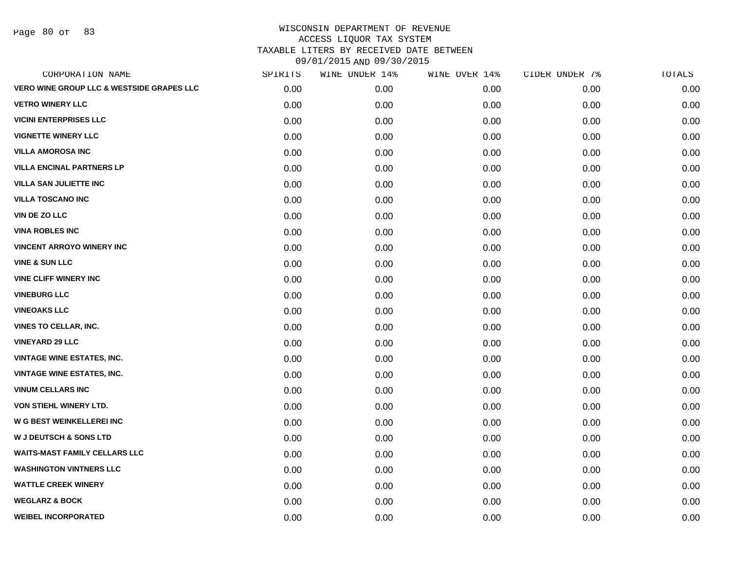# WISCONSIN DEPARTMENT OF REVENUE
## ACCESS LIQUOR TAX SYSTEM
## TAXABLE LITERS BY RECEIVED DATE BETWEEN 09/01/2015 AND 09/30/2015

| CORPORATION NAME | SPIRITS | WINE UNDER 14% | WINE OVER 14% | CIDER UNDER 7% | TOTALS |
|---|---|---|---|---|---|
| VERO WINE GROUP LLC & WESTSIDE GRAPES LLC | 0.00 | 0.00 | 0.00 | 0.00 | 0.00 |
| VETRO WINERY LLC | 0.00 | 0.00 | 0.00 | 0.00 | 0.00 |
| VICINI ENTERPRISES LLC | 0.00 | 0.00 | 0.00 | 0.00 | 0.00 |
| VIGNETTE WINERY LLC | 0.00 | 0.00 | 0.00 | 0.00 | 0.00 |
| VILLA AMOROSA INC | 0.00 | 0.00 | 0.00 | 0.00 | 0.00 |
| VILLA ENCINAL PARTNERS LP | 0.00 | 0.00 | 0.00 | 0.00 | 0.00 |
| VILLA SAN JULIETTE INC | 0.00 | 0.00 | 0.00 | 0.00 | 0.00 |
| VILLA TOSCANO INC | 0.00 | 0.00 | 0.00 | 0.00 | 0.00 |
| VIN DE ZO LLC | 0.00 | 0.00 | 0.00 | 0.00 | 0.00 |
| VINA ROBLES INC | 0.00 | 0.00 | 0.00 | 0.00 | 0.00 |
| VINCENT ARROYO WINERY INC | 0.00 | 0.00 | 0.00 | 0.00 | 0.00 |
| VINE & SUN LLC | 0.00 | 0.00 | 0.00 | 0.00 | 0.00 |
| VINE CLIFF WINERY INC | 0.00 | 0.00 | 0.00 | 0.00 | 0.00 |
| VINEBURG LLC | 0.00 | 0.00 | 0.00 | 0.00 | 0.00 |
| VINEOAKS LLC | 0.00 | 0.00 | 0.00 | 0.00 | 0.00 |
| VINES TO CELLAR, INC. | 0.00 | 0.00 | 0.00 | 0.00 | 0.00 |
| VINEYARD 29 LLC | 0.00 | 0.00 | 0.00 | 0.00 | 0.00 |
| VINTAGE WINE ESTATES, INC. | 0.00 | 0.00 | 0.00 | 0.00 | 0.00 |
| VINTAGE WINE ESTATES, INC. | 0.00 | 0.00 | 0.00 | 0.00 | 0.00 |
| VINUM CELLARS INC | 0.00 | 0.00 | 0.00 | 0.00 | 0.00 |
| VON STIEHL WINERY LTD. | 0.00 | 0.00 | 0.00 | 0.00 | 0.00 |
| W G BEST WEINKELLEREI INC | 0.00 | 0.00 | 0.00 | 0.00 | 0.00 |
| W J DEUTSCH & SONS LTD | 0.00 | 0.00 | 0.00 | 0.00 | 0.00 |
| WAITS-MAST FAMILY CELLARS LLC | 0.00 | 0.00 | 0.00 | 0.00 | 0.00 |
| WASHINGTON VINTNERS LLC | 0.00 | 0.00 | 0.00 | 0.00 | 0.00 |
| WATTLE CREEK WINERY | 0.00 | 0.00 | 0.00 | 0.00 | 0.00 |
| WEGLARZ & BOCK | 0.00 | 0.00 | 0.00 | 0.00 | 0.00 |
| WEIBEL INCORPORATED | 0.00 | 0.00 | 0.00 | 0.00 | 0.00 |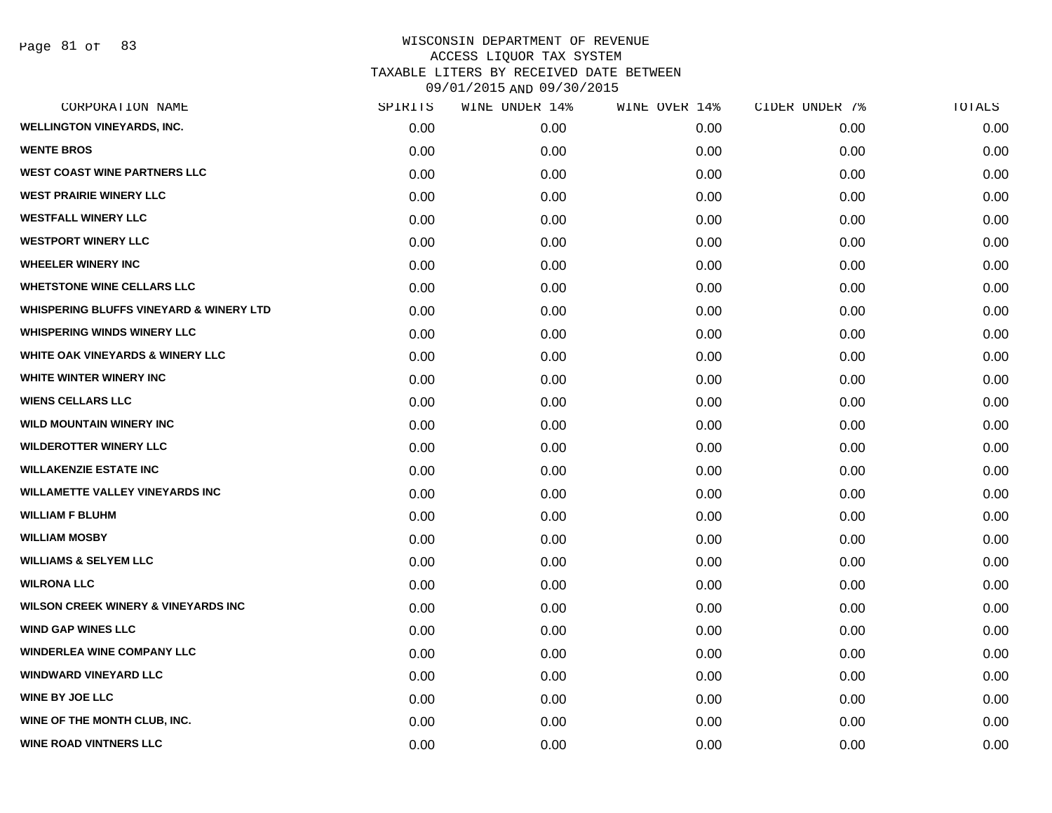WISCONSIN DEPARTMENT OF REVENUE
ACCESS LIQUOR TAX SYSTEM
TAXABLE LITERS BY RECEIVED DATE BETWEEN
09/01/2015 AND 09/30/2015

| CORPORATION NAME | SPIRITS | WINE UNDER 14% | WINE OVER 14% | CIDER UNDER 7% | TOTALS |
|---|---|---|---|---|---|
| WELLINGTON VINEYARDS, INC. | 0.00 | 0.00 | 0.00 | 0.00 | 0.00 |
| WENTE BROS | 0.00 | 0.00 | 0.00 | 0.00 | 0.00 |
| WEST COAST WINE PARTNERS LLC | 0.00 | 0.00 | 0.00 | 0.00 | 0.00 |
| WEST PRAIRIE WINERY LLC | 0.00 | 0.00 | 0.00 | 0.00 | 0.00 |
| WESTFALL WINERY LLC | 0.00 | 0.00 | 0.00 | 0.00 | 0.00 |
| WESTPORT WINERY LLC | 0.00 | 0.00 | 0.00 | 0.00 | 0.00 |
| WHEELER WINERY INC | 0.00 | 0.00 | 0.00 | 0.00 | 0.00 |
| WHETSTONE WINE CELLARS LLC | 0.00 | 0.00 | 0.00 | 0.00 | 0.00 |
| WHISPERING BLUFFS VINEYARD & WINERY LTD | 0.00 | 0.00 | 0.00 | 0.00 | 0.00 |
| WHISPERING WINDS WINERY LLC | 0.00 | 0.00 | 0.00 | 0.00 | 0.00 |
| WHITE OAK VINEYARDS & WINERY LLC | 0.00 | 0.00 | 0.00 | 0.00 | 0.00 |
| WHITE WINTER WINERY INC | 0.00 | 0.00 | 0.00 | 0.00 | 0.00 |
| WIENS CELLARS LLC | 0.00 | 0.00 | 0.00 | 0.00 | 0.00 |
| WILD MOUNTAIN WINERY INC | 0.00 | 0.00 | 0.00 | 0.00 | 0.00 |
| WILDEROTTER WINERY LLC | 0.00 | 0.00 | 0.00 | 0.00 | 0.00 |
| WILLAKENZIE ESTATE INC | 0.00 | 0.00 | 0.00 | 0.00 | 0.00 |
| WILLAMETTE VALLEY VINEYARDS INC | 0.00 | 0.00 | 0.00 | 0.00 | 0.00 |
| WILLIAM F BLUHM | 0.00 | 0.00 | 0.00 | 0.00 | 0.00 |
| WILLIAM MOSBY | 0.00 | 0.00 | 0.00 | 0.00 | 0.00 |
| WILLIAMS & SELYEM LLC | 0.00 | 0.00 | 0.00 | 0.00 | 0.00 |
| WILRONA LLC | 0.00 | 0.00 | 0.00 | 0.00 | 0.00 |
| WILSON CREEK WINERY & VINEYARDS INC | 0.00 | 0.00 | 0.00 | 0.00 | 0.00 |
| WIND GAP WINES LLC | 0.00 | 0.00 | 0.00 | 0.00 | 0.00 |
| WINDERLEA WINE COMPANY LLC | 0.00 | 0.00 | 0.00 | 0.00 | 0.00 |
| WINDWARD VINEYARD LLC | 0.00 | 0.00 | 0.00 | 0.00 | 0.00 |
| WINE BY JOE LLC | 0.00 | 0.00 | 0.00 | 0.00 | 0.00 |
| WINE OF THE MONTH CLUB, INC. | 0.00 | 0.00 | 0.00 | 0.00 | 0.00 |
| WINE ROAD VINTNERS LLC | 0.00 | 0.00 | 0.00 | 0.00 | 0.00 |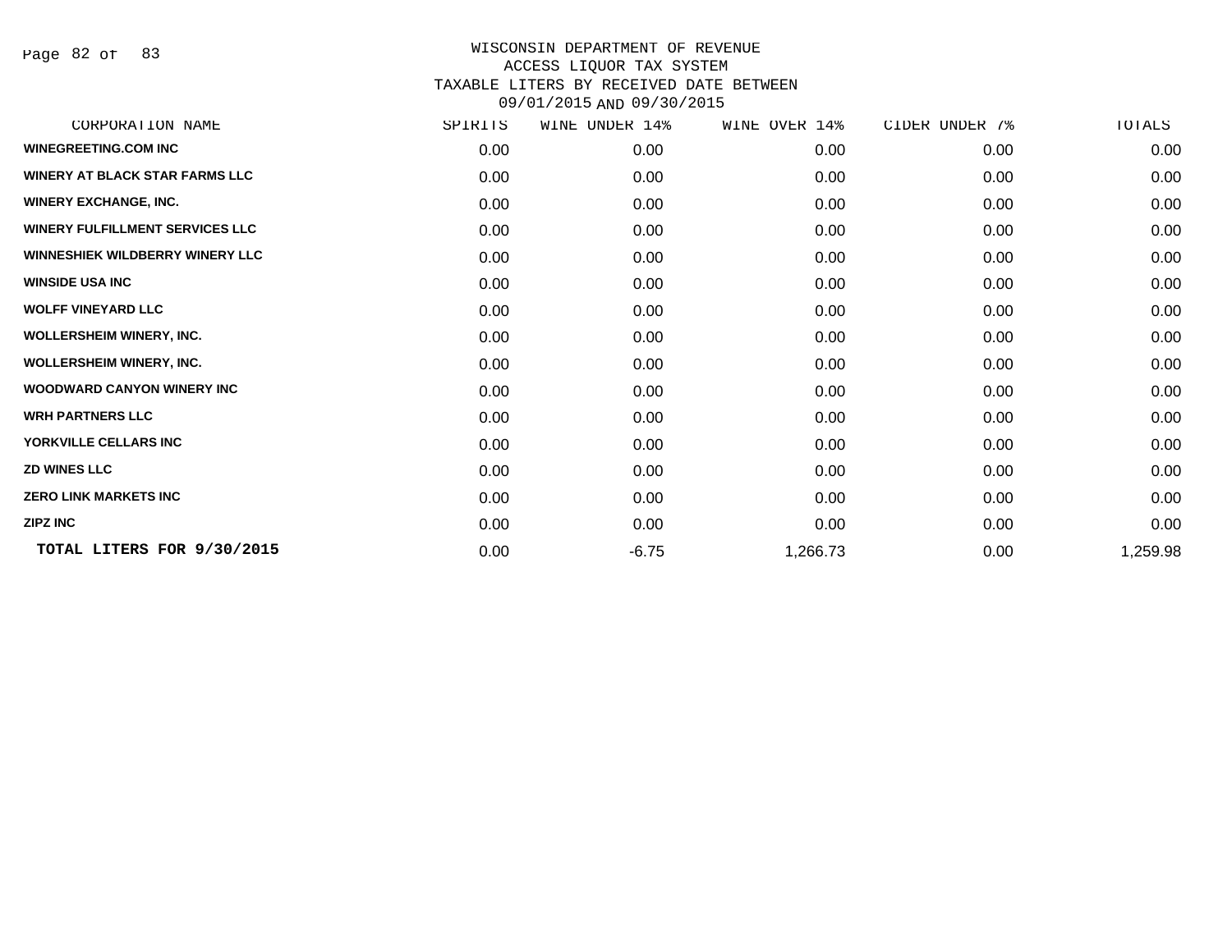WISCONSIN DEPARTMENT OF REVENUE
ACCESS LIQUOR TAX SYSTEM
TAXABLE LITERS BY RECEIVED DATE BETWEEN
09/01/2015 AND 09/30/2015

| CORPORATION NAME | SPIRITS | WINE UNDER 14% | WINE OVER 14% | CIDER UNDER 7% | TOTALS |
|---|---|---|---|---|---|
| WINEGREETING.COM INC | 0.00 | 0.00 | 0.00 | 0.00 | 0.00 |
| WINERY AT BLACK STAR FARMS LLC | 0.00 | 0.00 | 0.00 | 0.00 | 0.00 |
| WINERY EXCHANGE, INC. | 0.00 | 0.00 | 0.00 | 0.00 | 0.00 |
| WINERY FULFILLMENT SERVICES LLC | 0.00 | 0.00 | 0.00 | 0.00 | 0.00 |
| WINNESHIEK WILDBERRY WINERY LLC | 0.00 | 0.00 | 0.00 | 0.00 | 0.00 |
| WINSIDE USA INC | 0.00 | 0.00 | 0.00 | 0.00 | 0.00 |
| WOLFF VINEYARD LLC | 0.00 | 0.00 | 0.00 | 0.00 | 0.00 |
| WOLLERSHEIM WINERY, INC. | 0.00 | 0.00 | 0.00 | 0.00 | 0.00 |
| WOLLERSHEIM WINERY, INC. | 0.00 | 0.00 | 0.00 | 0.00 | 0.00 |
| WOODWARD CANYON WINERY INC | 0.00 | 0.00 | 0.00 | 0.00 | 0.00 |
| WRH PARTNERS LLC | 0.00 | 0.00 | 0.00 | 0.00 | 0.00 |
| YORKVILLE CELLARS INC | 0.00 | 0.00 | 0.00 | 0.00 | 0.00 |
| ZD WINES LLC | 0.00 | 0.00 | 0.00 | 0.00 | 0.00 |
| ZERO LINK MARKETS INC | 0.00 | 0.00 | 0.00 | 0.00 | 0.00 |
| ZIPZ INC | 0.00 | 0.00 | 0.00 | 0.00 | 0.00 |
| **TOTAL LITERS FOR 9/30/2015** | 0.00 | -6.75 | 1,266.73 | 0.00 | 1,259.98 |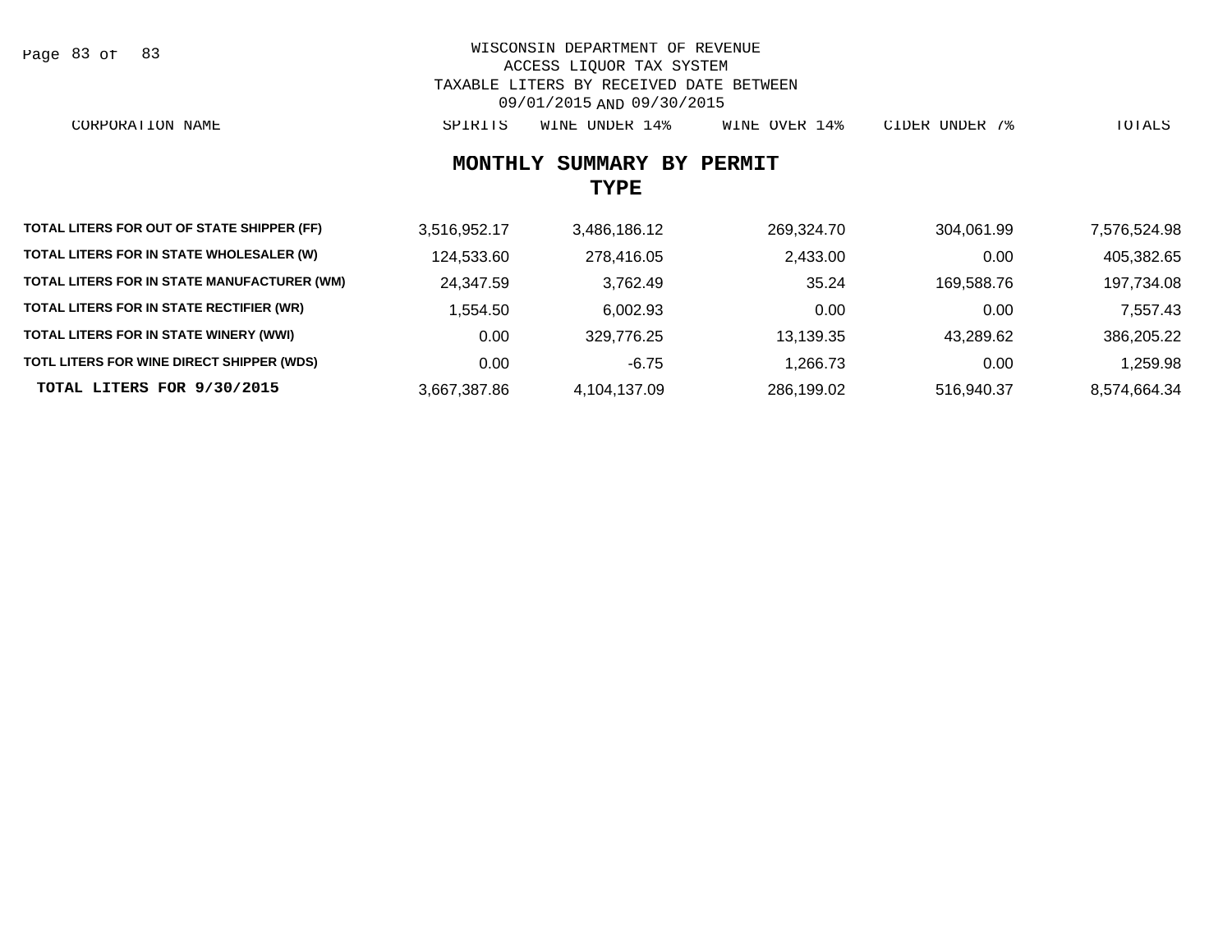WISCONSIN DEPARTMENT OF REVENUE
ACCESS LIQUOR TAX SYSTEM
TAXABLE LITERS BY RECEIVED DATE BETWEEN
09/01/2015 AND 09/30/2015

## MONTHLY SUMMARY BY PERMIT TYPE

| CORPORATION NAME | SPIRITS | WINE UNDER 14% | WINE OVER 14% | CIDER UNDER 7% | TOTALS |
|---|---|---|---|---|---|
| TOTAL LITERS FOR OUT OF STATE SHIPPER (FF) | 3,516,952.17 | 3,486,186.12 | 269,324.70 | 304,061.99 | 7,576,524.98 |
| TOTAL LITERS FOR IN STATE WHOLESALER (W) | 124,533.60 | 278,416.05 | 2,433.00 | 0.00 | 405,382.65 |
| TOTAL LITERS FOR IN STATE MANUFACTURER (WM) | 24,347.59 | 3,762.49 | 35.24 | 169,588.76 | 197,734.08 |
| TOTAL LITERS FOR IN STATE RECTIFIER (WR) | 1,554.50 | 6,002.93 | 0.00 | 0.00 | 7,557.43 |
| TOTAL LITERS FOR IN STATE WINERY (WWI) | 0.00 | 329,776.25 | 13,139.35 | 43,289.62 | 386,205.22 |
| TOTL LITERS FOR WINE DIRECT SHIPPER (WDS) | 0.00 | -6.75 | 1,266.73 | 0.00 | 1,259.98 |
| **TOTAL LITERS FOR 9/30/2015** | 3,667,387.86 | 4,104,137.09 | 286,199.02 | 516,940.37 | 8,574,664.34 |